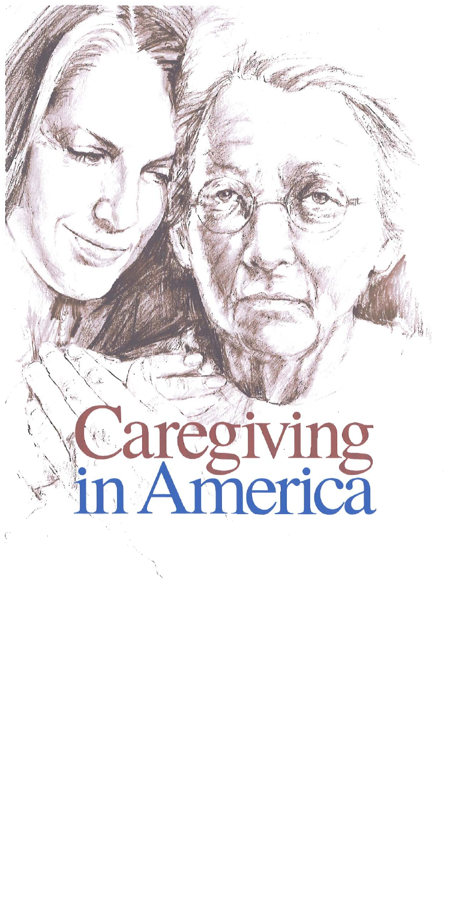# Caregiving in America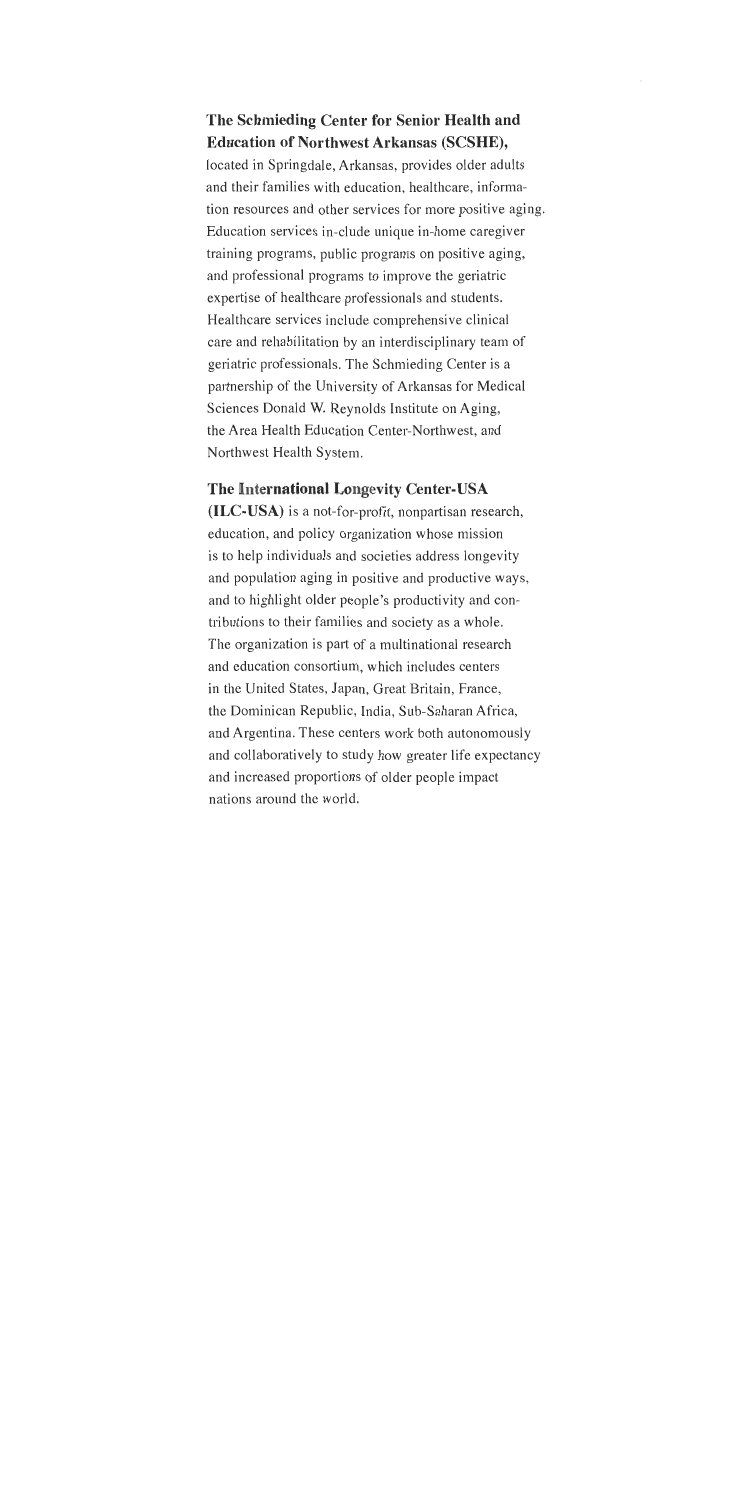**The Schmieding Center for Senior Health and Education of Northwest Arkansas (SCSHE),** located in Springdale, Arkansas, provides older adults and their families with education, healthcare, information resources and other services for more positive aging. Education services in-clude unique in-home caregiver training programs, public programs on positive aging, and professional programs to improve the geriatric expertise of healthcare professionals and students. Healthcare services include comprehensive clinical care and rehabilitation by an interdisciplinary team of geriatric professionals. The Schmieding Center is a partnership of the University of Arkansas for Medical Sciences Donald W. Reynolds Institute on Aging, the Area Health Education Center-Northwest, and Northwest Health System.

**The International Longevity Center-USA (ILC-USA)** is a not-for-profit, nonpartisan research, education, and policy organization whose mission is to help individuals and societies address longevity and population aging in positive and productive ways, and to highlight older people's productivity and contributions to their families and society as a whole. The organization is part of a multinational research and education consortium, which includes centers in the United States, Japan, Great Britain, France, the Dominican Republic, India, Sub-Saharan Africa, and Argentina. These centers work both autonomously and collaboratively to study how greater life expectancy and increased proportions of older people impact nations around the world.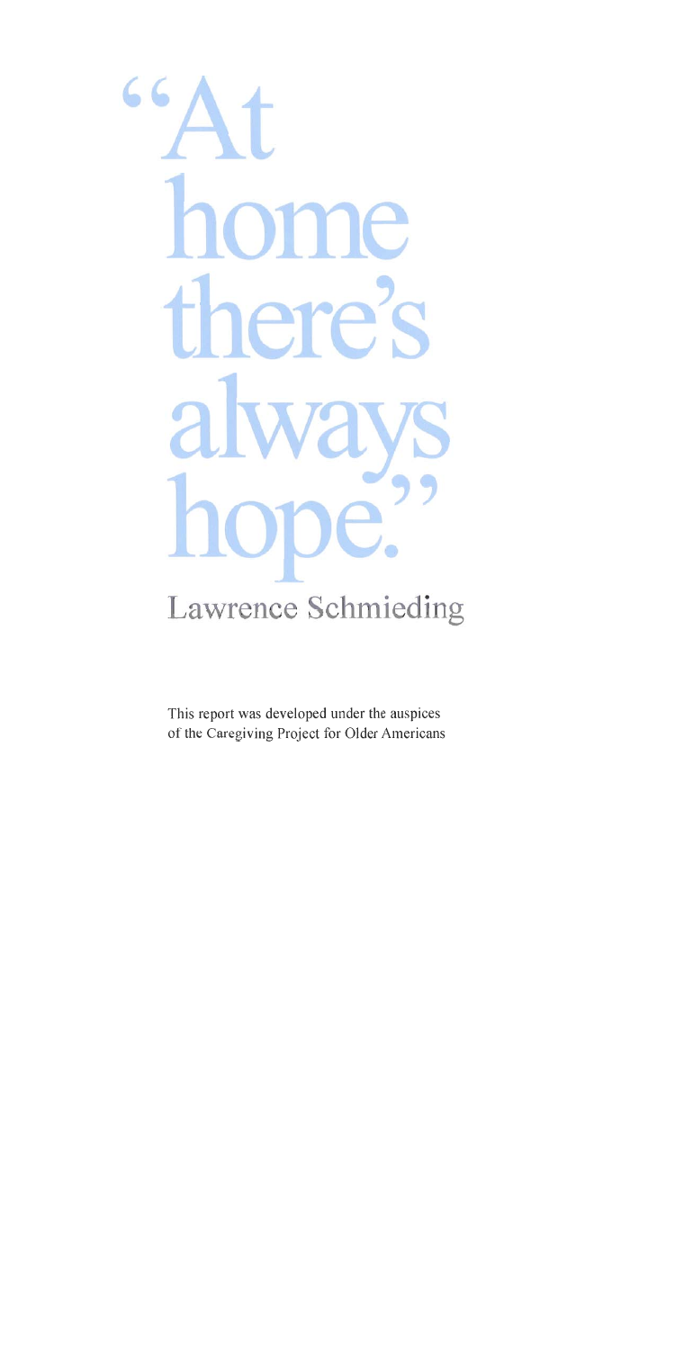# "At home there's always hope."

Lawrence Schmieding

This report was developed under the auspices of the Caregiving Project for Older Americans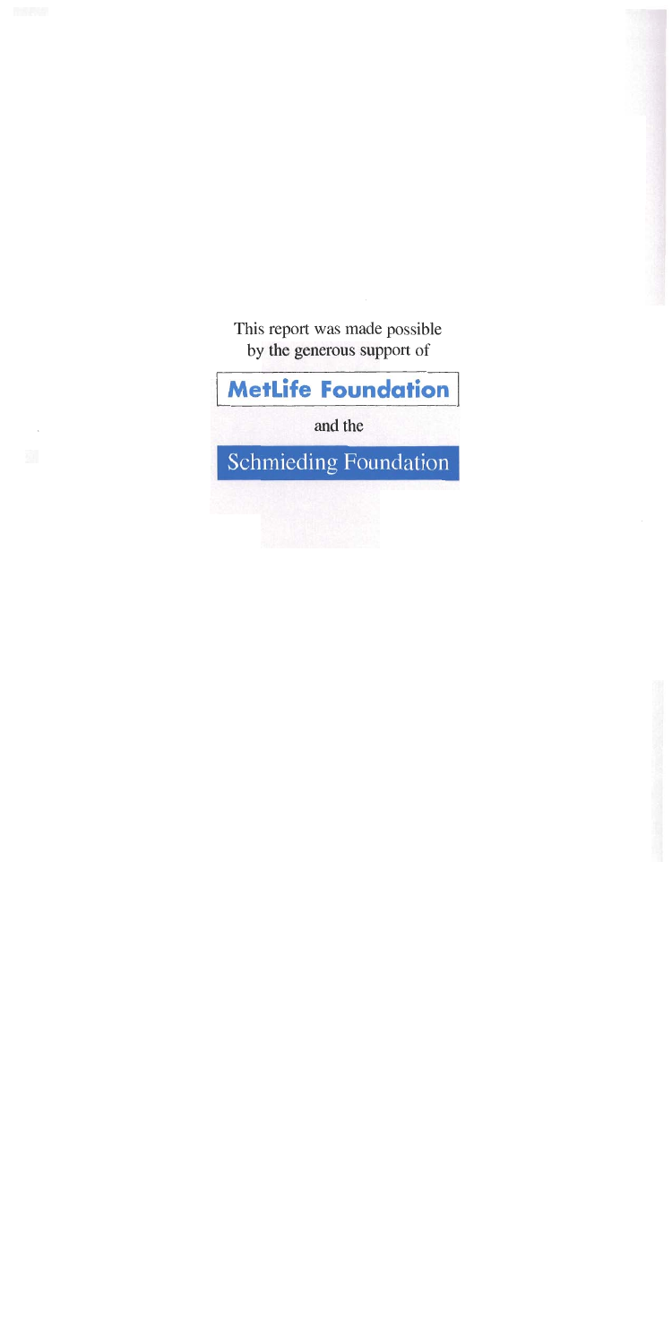This report was made possible
by the generous support of

**MetLife Foundation**

and the

Schmieding Foundation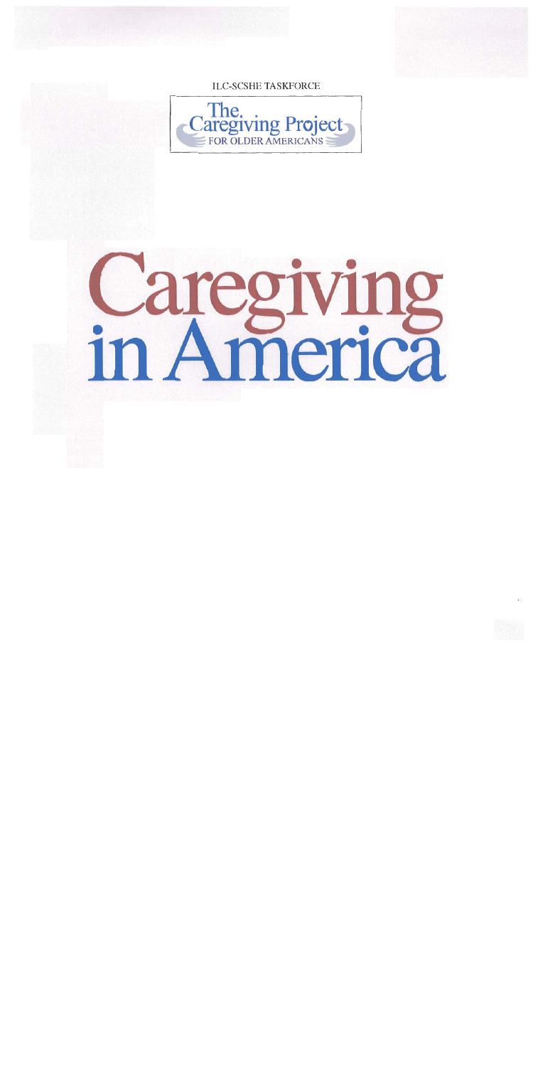ILC-SCSHE TASKFORCE

The Caregiving Project FOR OLDER AMERICANS

# Caregiving in America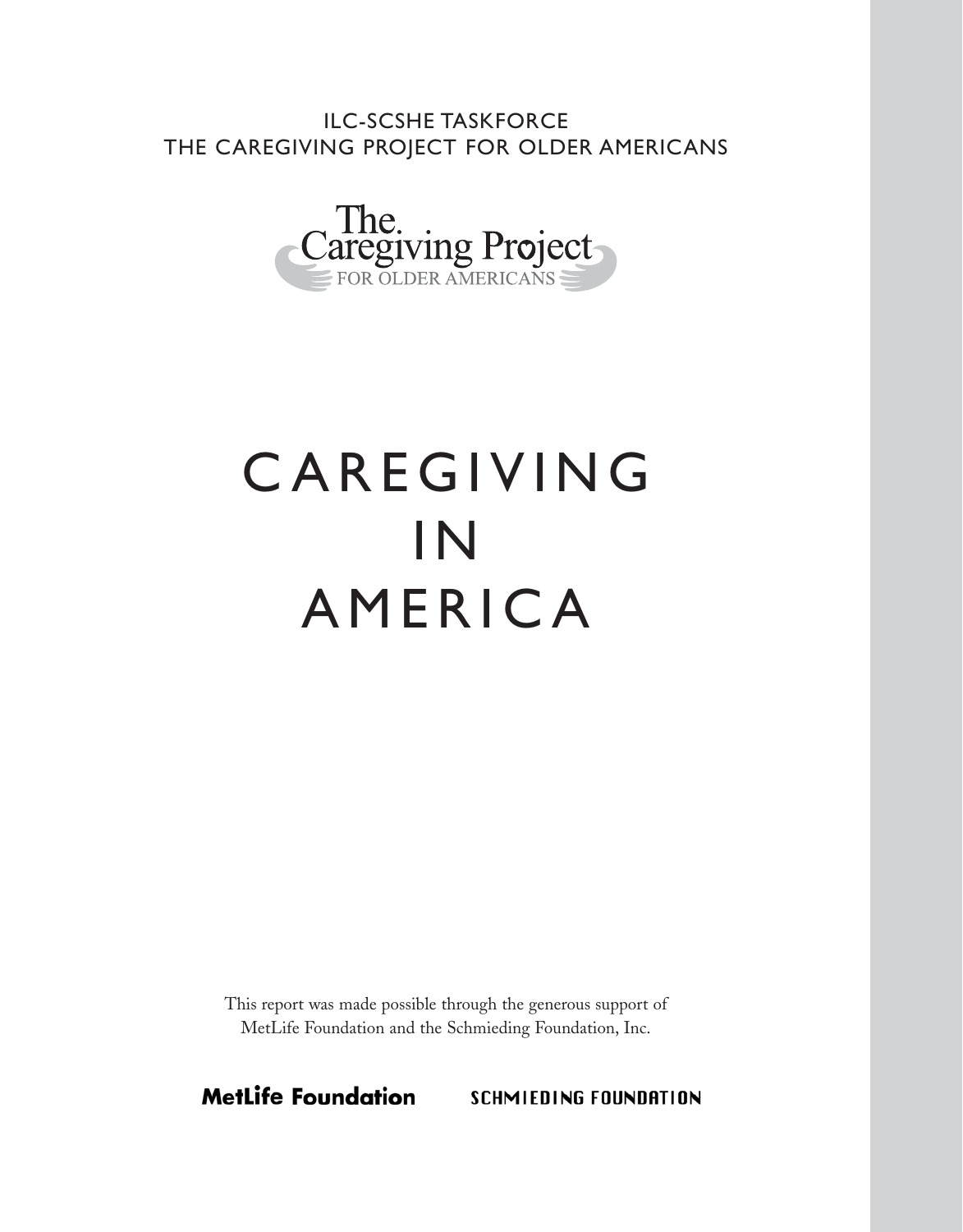ILC-SCSHE TASKFORCE
THE CAREGIVING PROJECT FOR OLDER AMERICANS

The Caregiving Project FOR OLDER AMERICANS

# CAREGIVING IN AMERICA

This report was made possible through the generous support of MetLife Foundation and the Schmieding Foundation, Inc.

**MetLife Foundation** SCHMIEDING FOUNDATION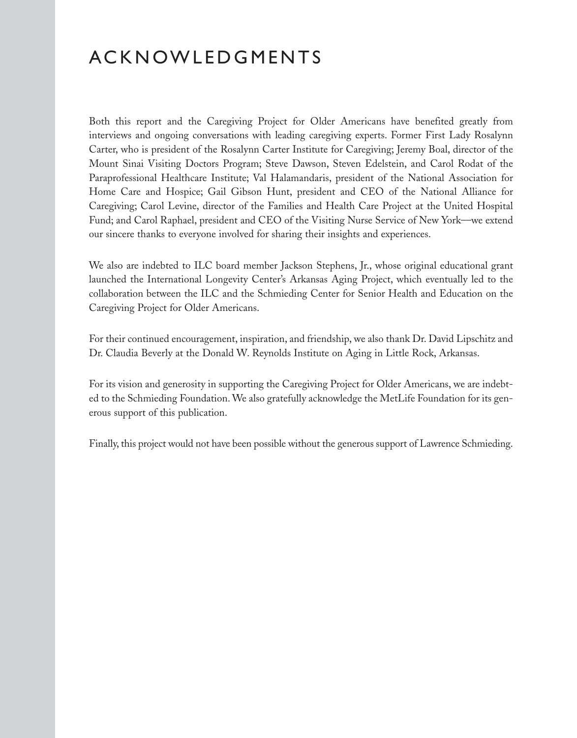# ACKNOWLEDGMENTS

Both this report and the Caregiving Project for Older Americans have benefited greatly from interviews and ongoing conversations with leading caregiving experts. Former First Lady Rosalynn Carter, who is president of the Rosalynn Carter Institute for Caregiving; Jeremy Boal, director of the Mount Sinai Visiting Doctors Program; Steve Dawson, Steven Edelstein, and Carol Rodat of the Paraprofessional Healthcare Institute; Val Halamandaris, president of the National Association for Home Care and Hospice; Gail Gibson Hunt, president and CEO of the National Alliance for Caregiving; Carol Levine, director of the Families and Health Care Project at the United Hospital Fund; and Carol Raphael, president and CEO of the Visiting Nurse Service of New York—we extend our sincere thanks to everyone involved for sharing their insights and experiences.

We also are indebted to ILC board member Jackson Stephens, Jr., whose original educational grant launched the International Longevity Center's Arkansas Aging Project, which eventually led to the collaboration between the ILC and the Schmieding Center for Senior Health and Education on the Caregiving Project for Older Americans.

For their continued encouragement, inspiration, and friendship, we also thank Dr. David Lipschitz and Dr. Claudia Beverly at the Donald W. Reynolds Institute on Aging in Little Rock, Arkansas.

For its vision and generosity in supporting the Caregiving Project for Older Americans, we are indebted to the Schmieding Foundation. We also gratefully acknowledge the MetLife Foundation for its generous support of this publication.

Finally, this project would not have been possible without the generous support of Lawrence Schmieding.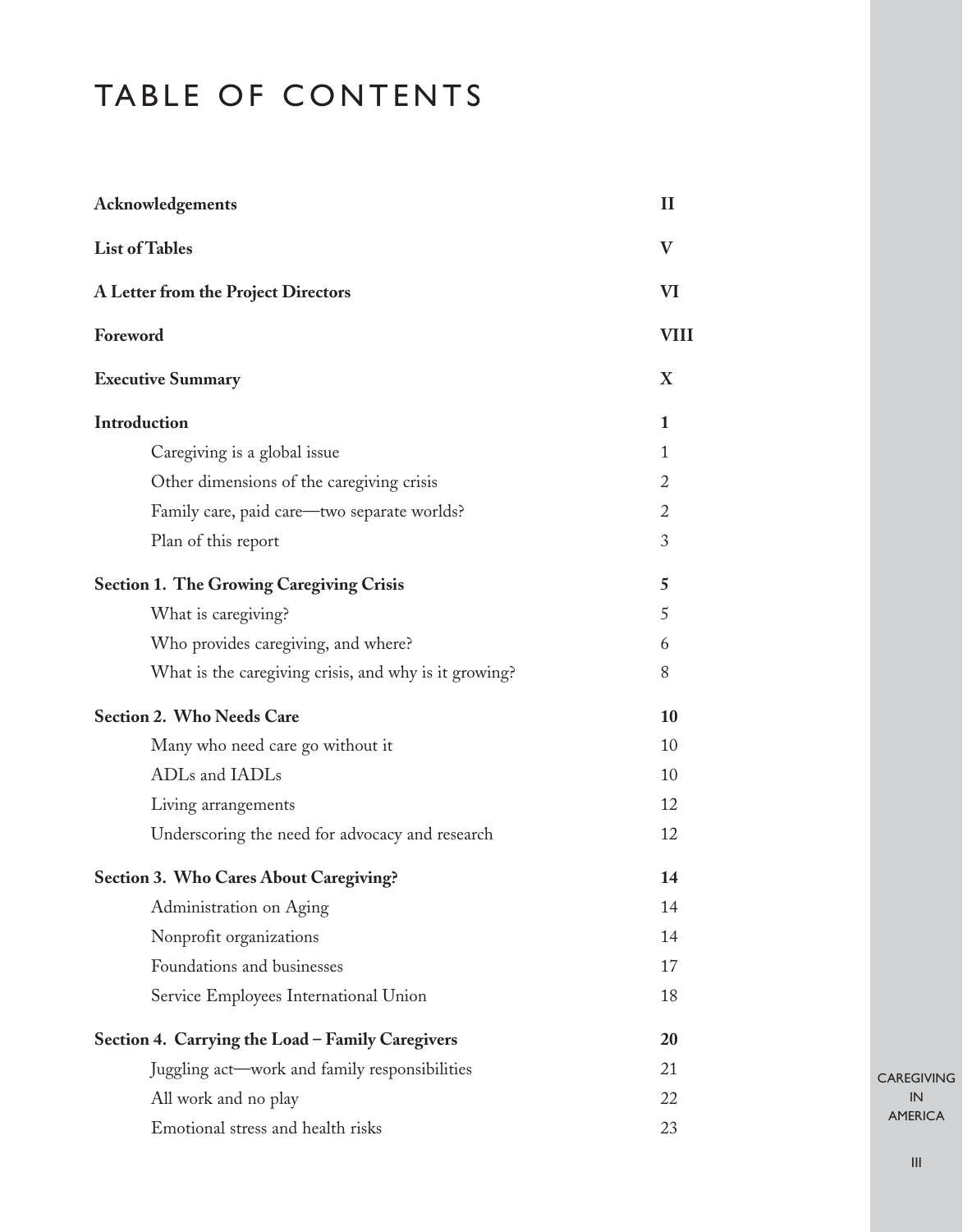# TABLE OF CONTENTS

| | |
|---|---|
| **Acknowledgements** | **II** |
| **List of Tables** | **V** |
| **A Letter from the Project Directors** | **VI** |
| **Foreword** | **VIII** |
| **Executive Summary** | **X** |
| **Introduction** | **1** |
| Caregiving is a global issue | 1 |
| Other dimensions of the caregiving crisis | 2 |
| Family care, paid care—two separate worlds? | 2 |
| Plan of this report | 3 |
| **Section 1. The Growing Caregiving Crisis** | **5** |
| What is caregiving? | 5 |
| Who provides caregiving, and where? | 6 |
| What is the caregiving crisis, and why is it growing? | 8 |
| **Section 2. Who Needs Care** | **10** |
| Many who need care go without it | 10 |
| ADLs and IADLs | 10 |
| Living arrangements | 12 |
| Underscoring the need for advocacy and research | 12 |
| **Section 3. Who Cares About Caregiving?** | **14** |
| Administration on Aging | 14 |
| Nonprofit organizations | 14 |
| Foundations and businesses | 17 |
| Service Employees International Union | 18 |
| **Section 4. Carrying the Load – Family Caregivers** | **20** |
| Juggling act—work and family responsibilities | 21 |
| All work and no play | 22 |
| Emotional stress and health risks | 23 |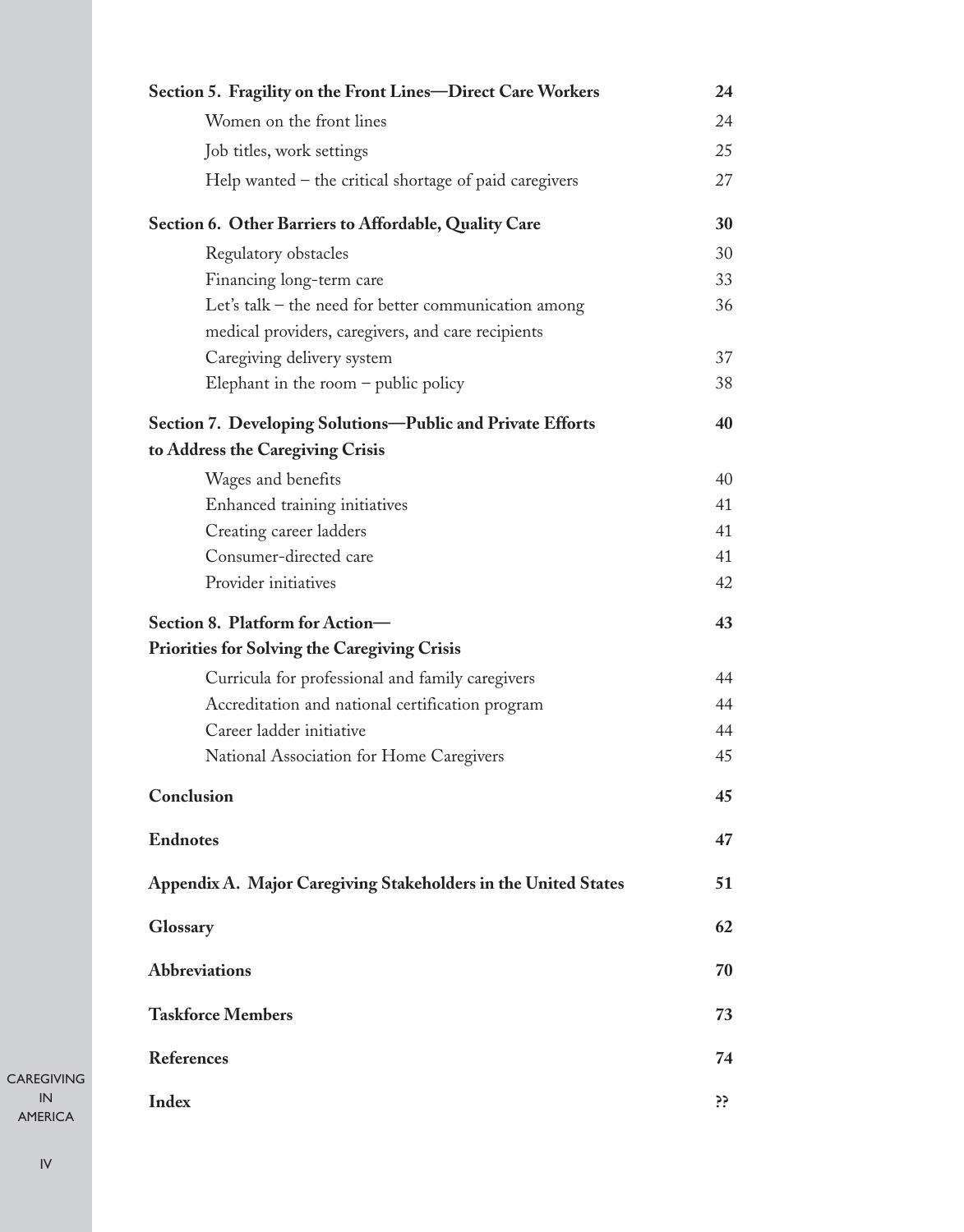| | |
|---|---|
| **Section 5. Fragility on the Front Lines—Direct Care Workers** | **24** |
| Women on the front lines | 24 |
| Job titles, work settings | 25 |
| Help wanted – the critical shortage of paid caregivers | 27 |
| **Section 6. Other Barriers to Affordable, Quality Care** | **30** |
| Regulatory obstacles | 30 |
| Financing long-term care | 33 |
| Let's talk – the need for better communication among medical providers, caregivers, and care recipients | 36 |
| Caregiving delivery system | 37 |
| Elephant in the room – public policy | 38 |
| **Section 7. Developing Solutions—Public and Private Efforts to Address the Caregiving Crisis** | **40** |
| Wages and benefits | 40 |
| Enhanced training initiatives | 41 |
| Creating career ladders | 41 |
| Consumer-directed care | 41 |
| Provider initiatives | 42 |
| **Section 8. Platform for Action— Priorities for Solving the Caregiving Crisis** | **43** |
| Curricula for professional and family caregivers | 44 |
| Accreditation and national certification program | 44 |
| Career ladder initiative | 44 |
| National Association for Home Caregivers | 45 |
| **Conclusion** | **45** |
| **Endnotes** | **47** |
| **Appendix A. Major Caregiving Stakeholders in the United States** | **51** |
| **Glossary** | **62** |
| **Abbreviations** | **70** |
| **Taskforce Members** | **73** |
| **References** | **74** |
| **Index** | **??** |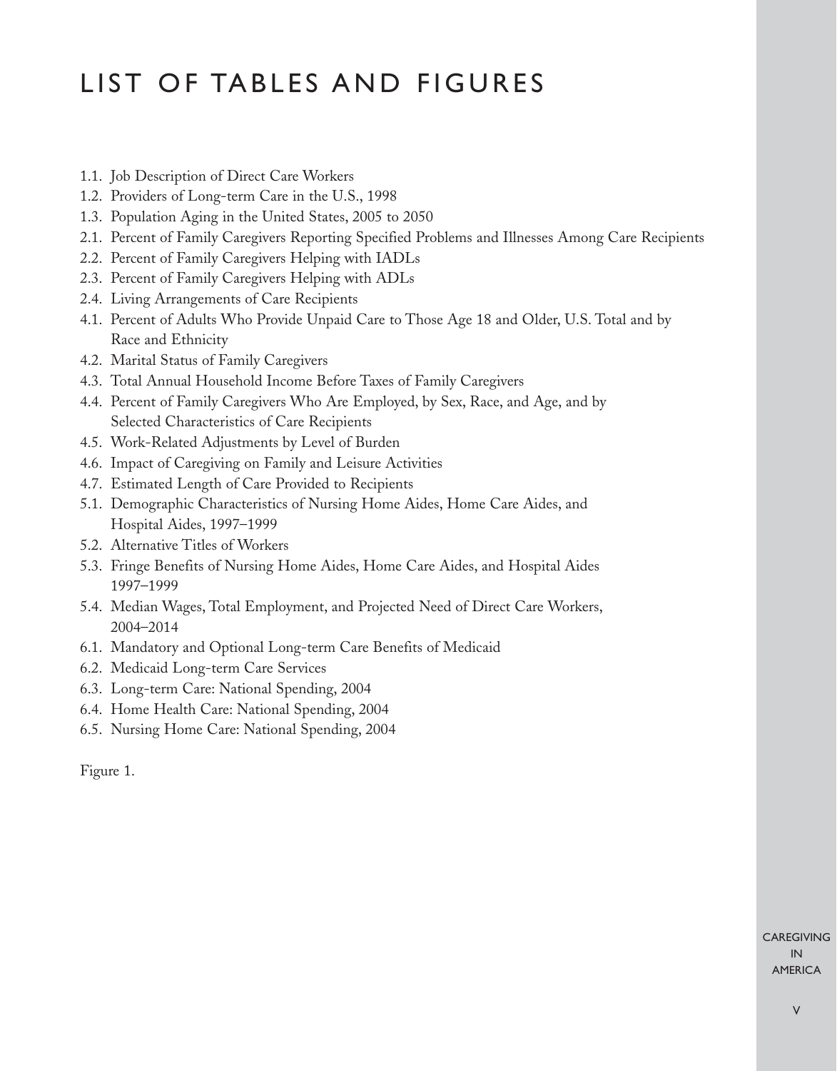# LIST OF TABLES AND FIGURES

1.1. Job Description of Direct Care Workers
1.2. Providers of Long-term Care in the U.S., 1998
1.3. Population Aging in the United States, 2005 to 2050
2.1. Percent of Family Caregivers Reporting Specified Problems and Illnesses Among Care Recipients
2.2. Percent of Family Caregivers Helping with IADLs
2.3. Percent of Family Caregivers Helping with ADLs
2.4. Living Arrangements of Care Recipients
4.1. Percent of Adults Who Provide Unpaid Care to Those Age 18 and Older, U.S. Total and by Race and Ethnicity
4.2. Marital Status of Family Caregivers
4.3. Total Annual Household Income Before Taxes of Family Caregivers
4.4. Percent of Family Caregivers Who Are Employed, by Sex, Race, and Age, and by Selected Characteristics of Care Recipients
4.5. Work-Related Adjustments by Level of Burden
4.6. Impact of Caregiving on Family and Leisure Activities
4.7. Estimated Length of Care Provided to Recipients
5.1. Demographic Characteristics of Nursing Home Aides, Home Care Aides, and Hospital Aides, 1997–1999
5.2. Alternative Titles of Workers
5.3. Fringe Benefits of Nursing Home Aides, Home Care Aides, and Hospital Aides 1997–1999
5.4. Median Wages, Total Employment, and Projected Need of Direct Care Workers, 2004–2014
6.1. Mandatory and Optional Long-term Care Benefits of Medicaid
6.2. Medicaid Long-term Care Services
6.3. Long-term Care: National Spending, 2004
6.4. Home Health Care: National Spending, 2004
6.5. Nursing Home Care: National Spending, 2004

Figure 1.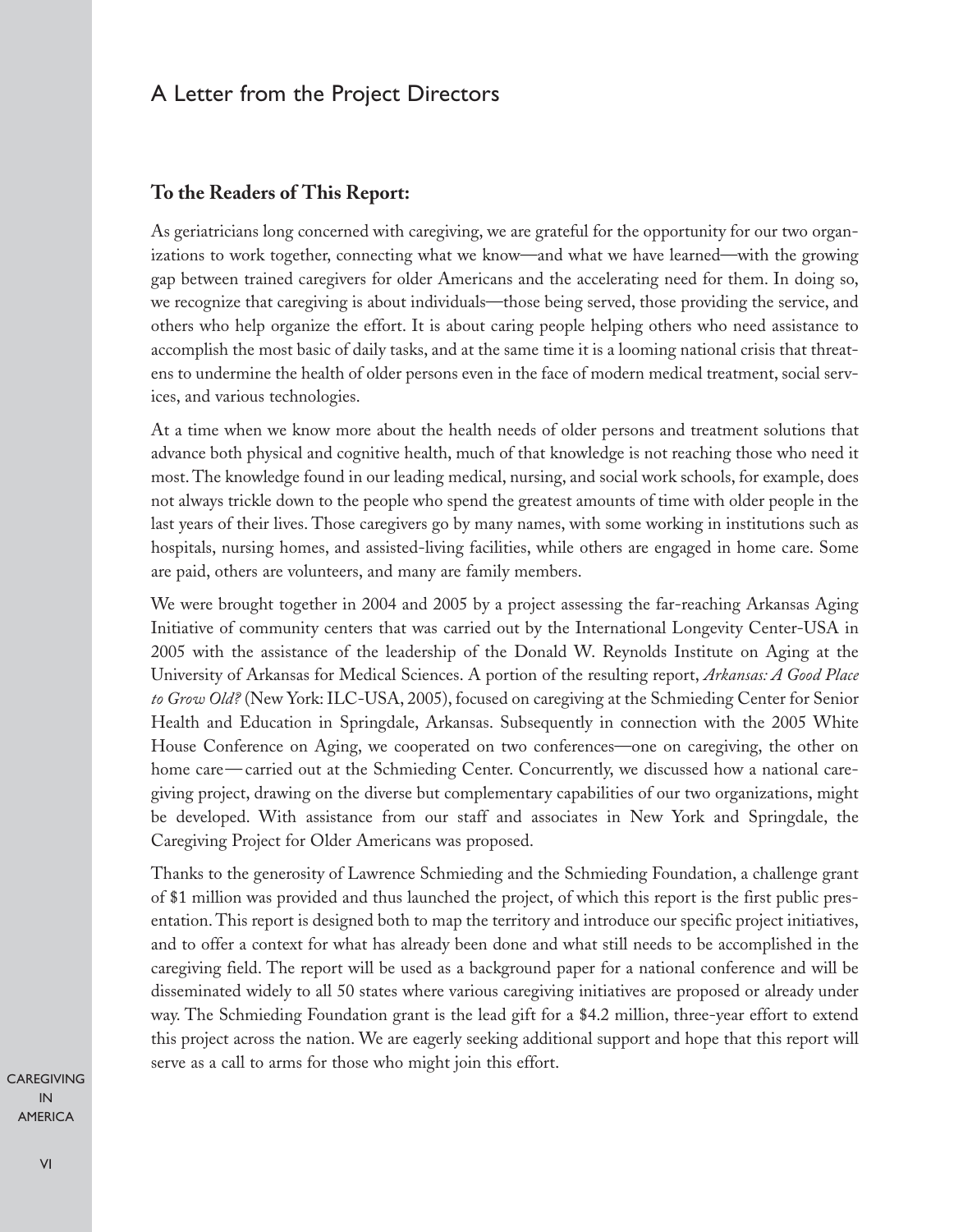# A Letter from the Project Directors

**To the Readers of This Report:**

As geriatricians long concerned with caregiving, we are grateful for the opportunity for our two organizations to work together, connecting what we know—and what we have learned—with the growing gap between trained caregivers for older Americans and the accelerating need for them. In doing so, we recognize that caregiving is about individuals—those being served, those providing the service, and others who help organize the effort. It is about caring people helping others who need assistance to accomplish the most basic of daily tasks, and at the same time it is a looming national crisis that threatens to undermine the health of older persons even in the face of modern medical treatment, social services, and various technologies.

At a time when we know more about the health needs of older persons and treatment solutions that advance both physical and cognitive health, much of that knowledge is not reaching those who need it most. The knowledge found in our leading medical, nursing, and social work schools, for example, does not always trickle down to the people who spend the greatest amounts of time with older people in the last years of their lives. Those caregivers go by many names, with some working in institutions such as hospitals, nursing homes, and assisted-living facilities, while others are engaged in home care. Some are paid, others are volunteers, and many are family members.

We were brought together in 2004 and 2005 by a project assessing the far-reaching Arkansas Aging Initiative of community centers that was carried out by the International Longevity Center-USA in 2005 with the assistance of the leadership of the Donald W. Reynolds Institute on Aging at the University of Arkansas for Medical Sciences. A portion of the resulting report, *Arkansas: A Good Place to Grow Old?* (New York: ILC-USA, 2005), focused on caregiving at the Schmieding Center for Senior Health and Education in Springdale, Arkansas. Subsequently in connection with the 2005 White House Conference on Aging, we cooperated on two conferences—one on caregiving, the other on home care—carried out at the Schmieding Center. Concurrently, we discussed how a national caregiving project, drawing on the diverse but complementary capabilities of our two organizations, might be developed. With assistance from our staff and associates in New York and Springdale, the Caregiving Project for Older Americans was proposed.

Thanks to the generosity of Lawrence Schmieding and the Schmieding Foundation, a challenge grant of $1 million was provided and thus launched the project, of which this report is the first public presentation. This report is designed both to map the territory and introduce our specific project initiatives, and to offer a context for what has already been done and what still needs to be accomplished in the caregiving field. The report will be used as a background paper for a national conference and will be disseminated widely to all 50 states where various caregiving initiatives are proposed or already under way. The Schmieding Foundation grant is the lead gift for a $4.2 million, three-year effort to extend this project across the nation. We are eagerly seeking additional support and hope that this report will serve as a call to arms for those who might join this effort.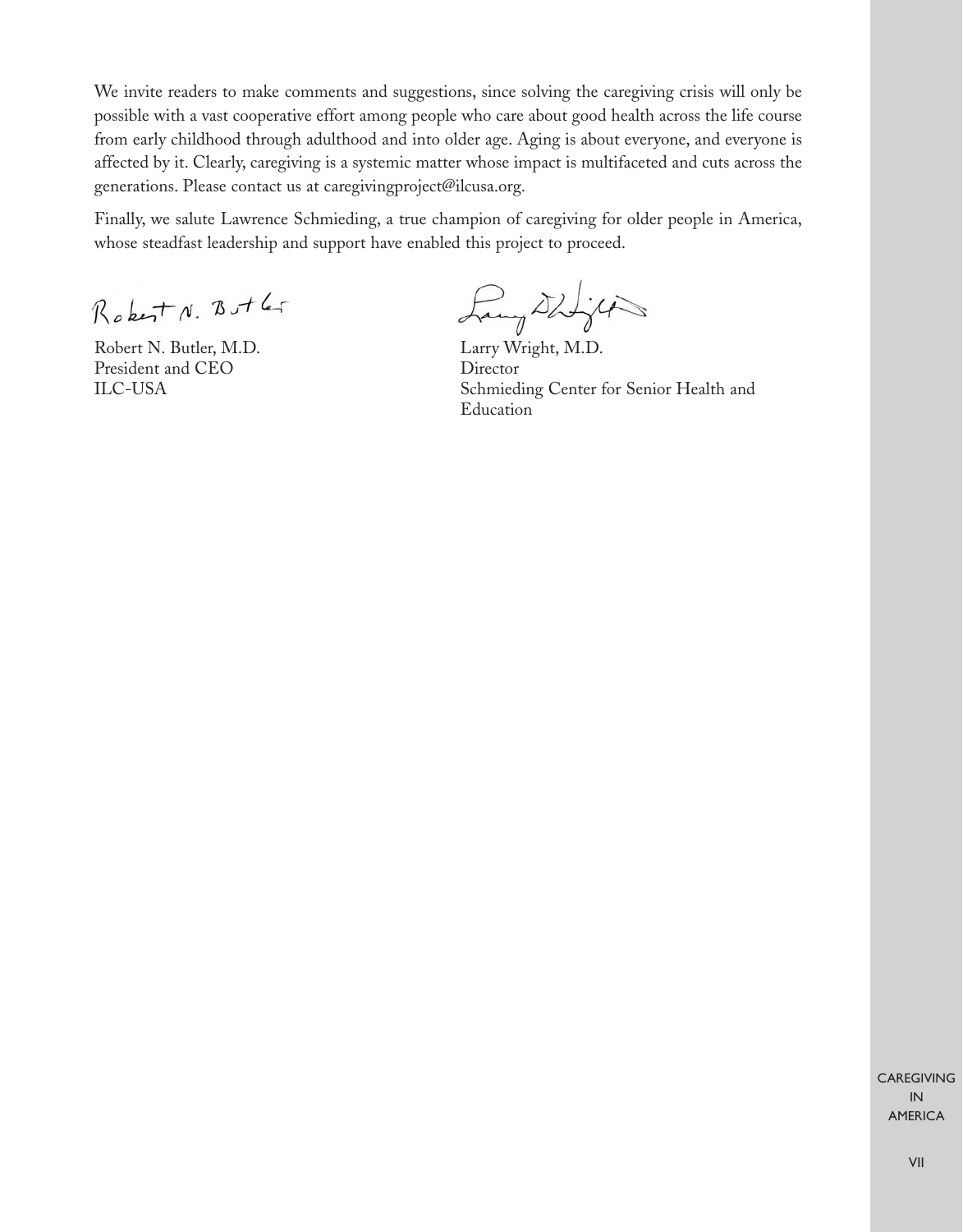We invite readers to make comments and suggestions, since solving the caregiving crisis will only be possible with a vast cooperative effort among people who care about good health across the life course from early childhood through adulthood and into older age. Aging is about everyone, and everyone is affected by it. Clearly, caregiving is a systemic matter whose impact is multifaceted and cuts across the generations. Please contact us at caregivingproject@ilcusa.org.

Finally, we salute Lawrence Schmieding, a true champion of caregiving for older people in America, whose steadfast leadership and support have enabled this project to proceed.

Robert N. Butler, M.D.
President and CEO
ILC-USA

Larry Wright, M.D.
Director
Schmieding Center for Senior Health and Education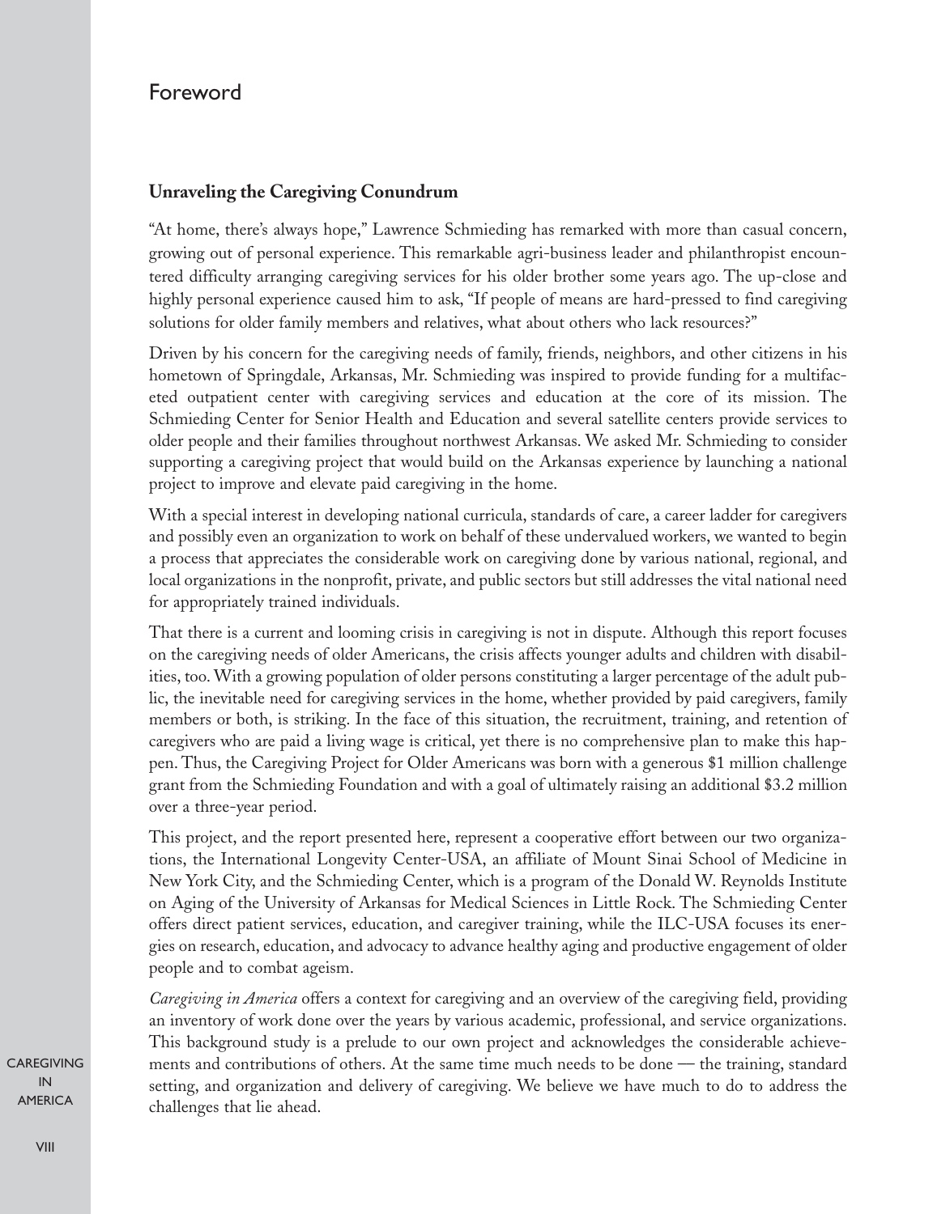# Foreword

## Unraveling the Caregiving Conundrum

"At home, there's always hope," Lawrence Schmieding has remarked with more than casual concern, growing out of personal experience. This remarkable agri-business leader and philanthropist encountered difficulty arranging caregiving services for his older brother some years ago. The up-close and highly personal experience caused him to ask, "If people of means are hard-pressed to find caregiving solutions for older family members and relatives, what about others who lack resources?"

Driven by his concern for the caregiving needs of family, friends, neighbors, and other citizens in his hometown of Springdale, Arkansas, Mr. Schmieding was inspired to provide funding for a multifaceted outpatient center with caregiving services and education at the core of its mission. The Schmieding Center for Senior Health and Education and several satellite centers provide services to older people and their families throughout northwest Arkansas. We asked Mr. Schmieding to consider supporting a caregiving project that would build on the Arkansas experience by launching a national project to improve and elevate paid caregiving in the home.

With a special interest in developing national curricula, standards of care, a career ladder for caregivers and possibly even an organization to work on behalf of these undervalued workers, we wanted to begin a process that appreciates the considerable work on caregiving done by various national, regional, and local organizations in the nonprofit, private, and public sectors but still addresses the vital national need for appropriately trained individuals.

That there is a current and looming crisis in caregiving is not in dispute. Although this report focuses on the caregiving needs of older Americans, the crisis affects younger adults and children with disabilities, too. With a growing population of older persons constituting a larger percentage of the adult public, the inevitable need for caregiving services in the home, whether provided by paid caregivers, family members or both, is striking. In the face of this situation, the recruitment, training, and retention of caregivers who are paid a living wage is critical, yet there is no comprehensive plan to make this happen. Thus, the Caregiving Project for Older Americans was born with a generous $1 million challenge grant from the Schmieding Foundation and with a goal of ultimately raising an additional $3.2 million over a three-year period.

This project, and the report presented here, represent a cooperative effort between our two organizations, the International Longevity Center-USA, an affiliate of Mount Sinai School of Medicine in New York City, and the Schmieding Center, which is a program of the Donald W. Reynolds Institute on Aging of the University of Arkansas for Medical Sciences in Little Rock. The Schmieding Center offers direct patient services, education, and caregiver training, while the ILC-USA focuses its energies on research, education, and advocacy to advance healthy aging and productive engagement of older people and to combat ageism.

*Caregiving in America* offers a context for caregiving and an overview of the caregiving field, providing an inventory of work done over the years by various academic, professional, and service organizations. This background study is a prelude to our own project and acknowledges the considerable achievements and contributions of others. At the same time much needs to be done — the training, standard setting, and organization and delivery of caregiving. We believe we have much to do to address the challenges that lie ahead.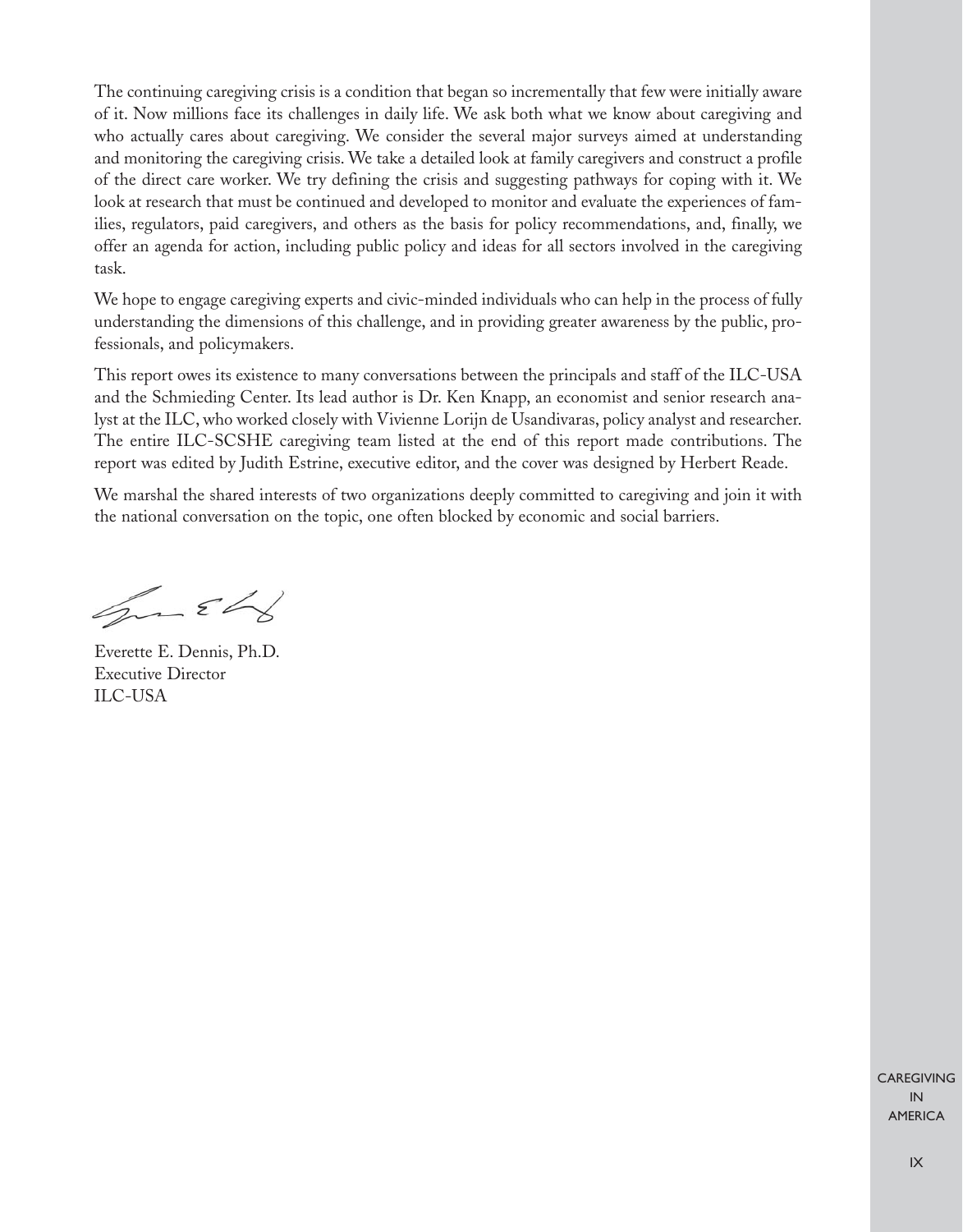The continuing caregiving crisis is a condition that began so incrementally that few were initially aware of it. Now millions face its challenges in daily life. We ask both what we know about caregiving and who actually cares about caregiving. We consider the several major surveys aimed at understanding and monitoring the caregiving crisis. We take a detailed look at family caregivers and construct a profile of the direct care worker. We try defining the crisis and suggesting pathways for coping with it. We look at research that must be continued and developed to monitor and evaluate the experiences of families, regulators, paid caregivers, and others as the basis for policy recommendations, and, finally, we offer an agenda for action, including public policy and ideas for all sectors involved in the caregiving task.

We hope to engage caregiving experts and civic-minded individuals who can help in the process of fully understanding the dimensions of this challenge, and in providing greater awareness by the public, professionals, and policymakers.

This report owes its existence to many conversations between the principals and staff of the ILC-USA and the Schmieding Center. Its lead author is Dr. Ken Knapp, an economist and senior research analyst at the ILC, who worked closely with Vivienne Lorijn de Usandivaras, policy analyst and researcher. The entire ILC-SCSHE caregiving team listed at the end of this report made contributions. The report was edited by Judith Estrine, executive editor, and the cover was designed by Herbert Reade.

We marshal the shared interests of two organizations deeply committed to caregiving and join it with the national conversation on the topic, one often blocked by economic and social barriers.

Everette E. Dennis, Ph.D.
Executive Director
ILC-USA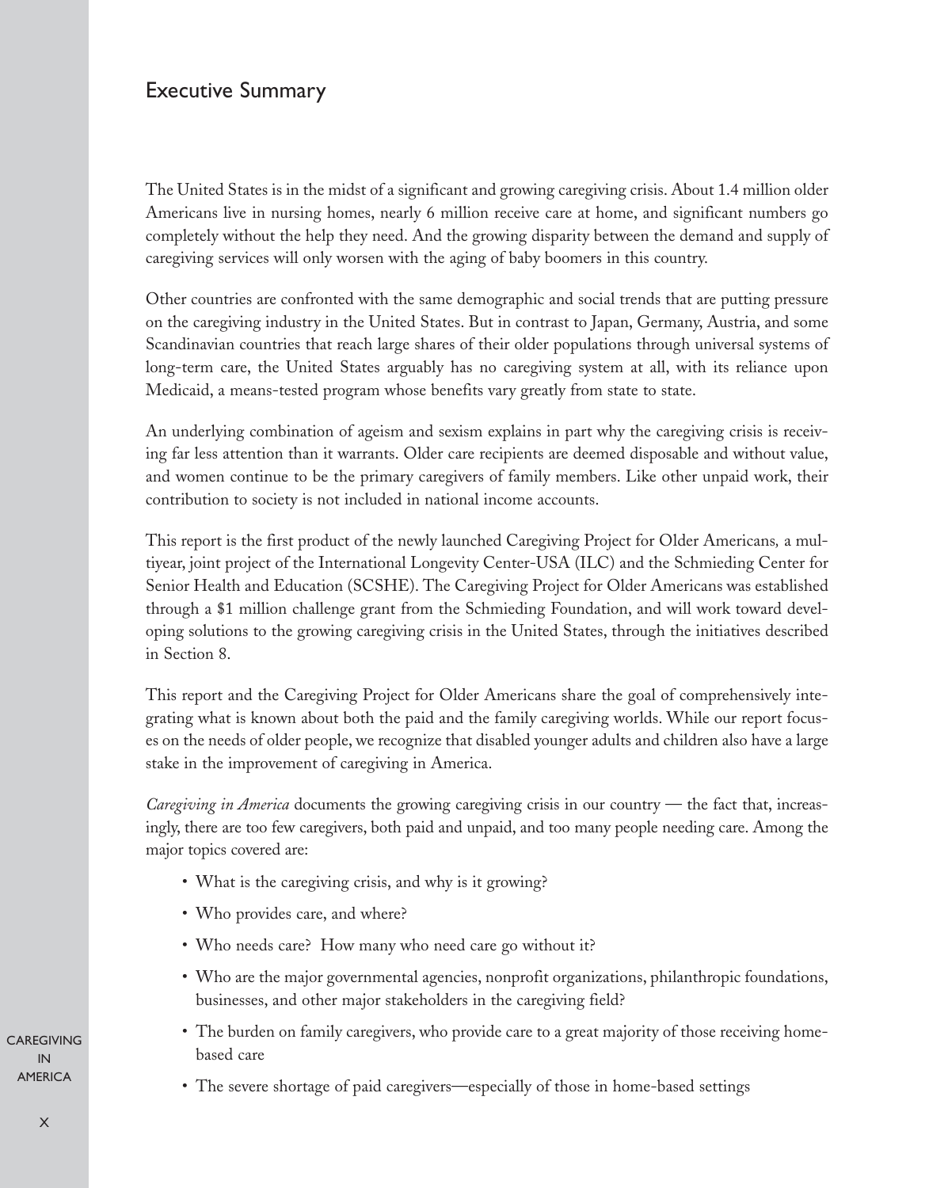## Executive Summary

The United States is in the midst of a significant and growing caregiving crisis. About 1.4 million older Americans live in nursing homes, nearly 6 million receive care at home, and significant numbers go completely without the help they need. And the growing disparity between the demand and supply of caregiving services will only worsen with the aging of baby boomers in this country.

Other countries are confronted with the same demographic and social trends that are putting pressure on the caregiving industry in the United States. But in contrast to Japan, Germany, Austria, and some Scandinavian countries that reach large shares of their older populations through universal systems of long-term care, the United States arguably has no caregiving system at all, with its reliance upon Medicaid, a means-tested program whose benefits vary greatly from state to state.

An underlying combination of ageism and sexism explains in part why the caregiving crisis is receiving far less attention than it warrants. Older care recipients are deemed disposable and without value, and women continue to be the primary caregivers of family members. Like other unpaid work, their contribution to society is not included in national income accounts.

This report is the first product of the newly launched Caregiving Project for Older Americans*,* a multiyear, joint project of the International Longevity Center-USA (ILC) and the Schmieding Center for Senior Health and Education (SCSHE). The Caregiving Project for Older Americans was established through a $1 million challenge grant from the Schmieding Foundation, and will work toward developing solutions to the growing caregiving crisis in the United States, through the initiatives described in Section 8.

This report and the Caregiving Project for Older Americans share the goal of comprehensively integrating what is known about both the paid and the family caregiving worlds. While our report focuses on the needs of older people, we recognize that disabled younger adults and children also have a large stake in the improvement of caregiving in America.

*Caregiving in America* documents the growing caregiving crisis in our country — the fact that, increasingly, there are too few caregivers, both paid and unpaid, and too many people needing care. Among the major topics covered are:

- What is the caregiving crisis, and why is it growing?
- Who provides care, and where?
- Who needs care? How many who need care go without it?
- Who are the major governmental agencies, nonprofit organizations, philanthropic foundations, businesses, and other major stakeholders in the caregiving field?
- The burden on family caregivers, who provide care to a great majority of those receiving home-based care
- The severe shortage of paid caregivers—especially of those in home-based settings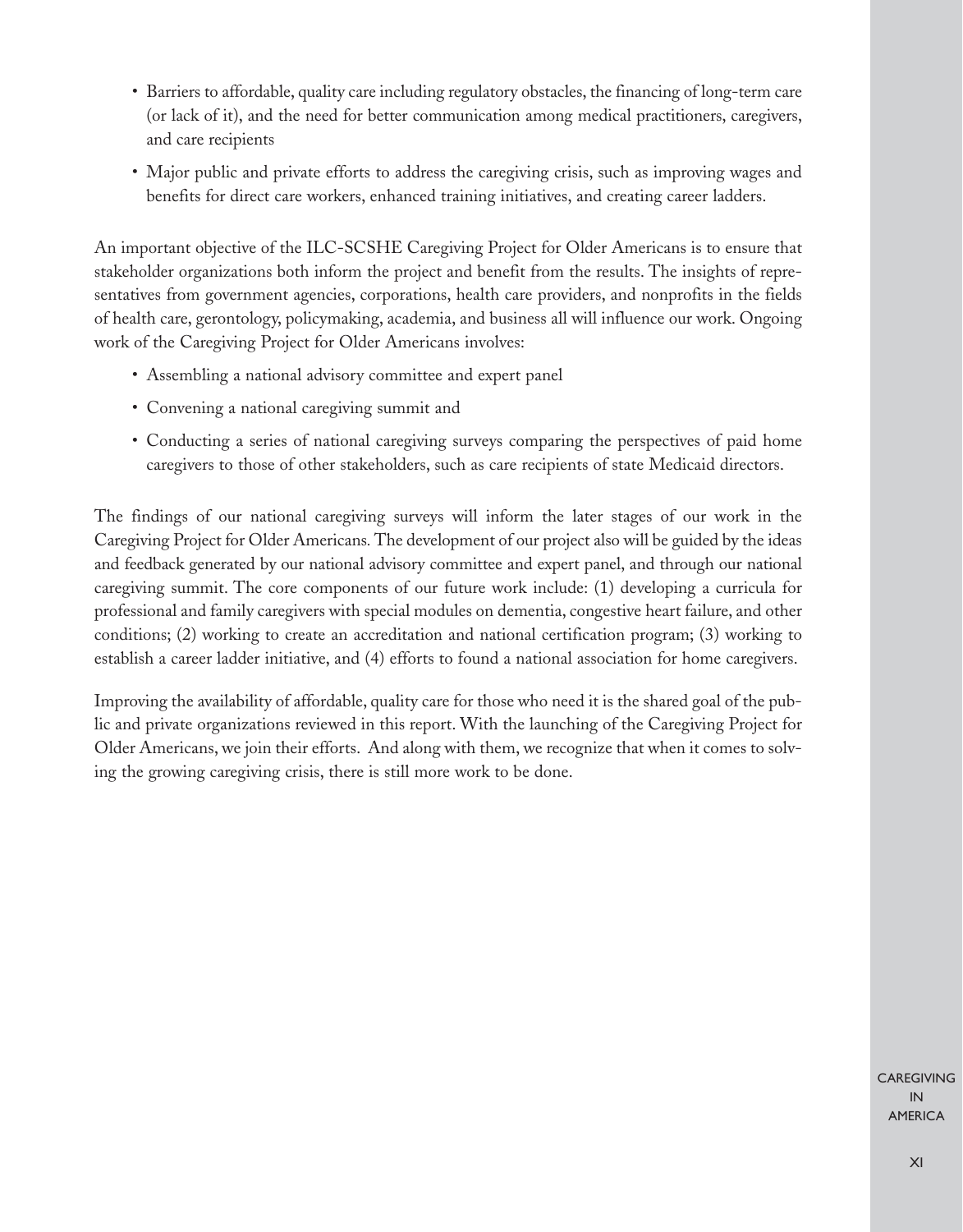- Barriers to affordable, quality care including regulatory obstacles, the financing of long-term care (or lack of it), and the need for better communication among medical practitioners, caregivers, and care recipients
- Major public and private efforts to address the caregiving crisis, such as improving wages and benefits for direct care workers, enhanced training initiatives, and creating career ladders.

An important objective of the ILC-SCSHE Caregiving Project for Older Americans is to ensure that stakeholder organizations both inform the project and benefit from the results. The insights of representatives from government agencies, corporations, health care providers, and nonprofits in the fields of health care, gerontology, policymaking, academia, and business all will influence our work. Ongoing work of the Caregiving Project for Older Americans involves:

- Assembling a national advisory committee and expert panel
- Convening a national caregiving summit and
- Conducting a series of national caregiving surveys comparing the perspectives of paid home caregivers to those of other stakeholders, such as care recipients of state Medicaid directors.

The findings of our national caregiving surveys will inform the later stages of our work in the Caregiving Project for Older Americans. The development of our project also will be guided by the ideas and feedback generated by our national advisory committee and expert panel, and through our national caregiving summit. The core components of our future work include: (1) developing a curricula for professional and family caregivers with special modules on dementia, congestive heart failure, and other conditions; (2) working to create an accreditation and national certification program; (3) working to establish a career ladder initiative, and (4) efforts to found a national association for home caregivers.

Improving the availability of affordable, quality care for those who need it is the shared goal of the public and private organizations reviewed in this report. With the launching of the Caregiving Project for Older Americans, we join their efforts. And along with them, we recognize that when it comes to solving the growing caregiving crisis, there is still more work to be done.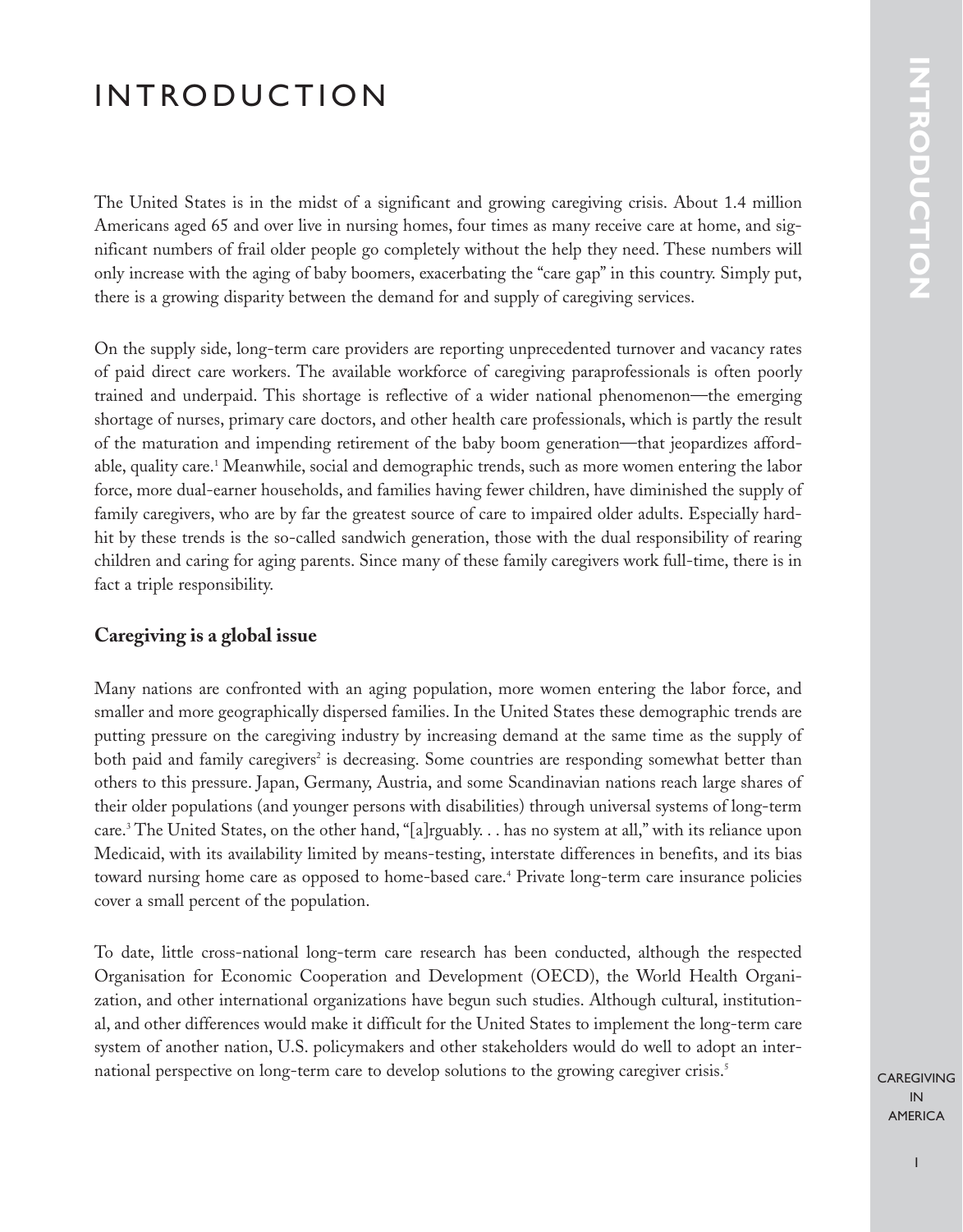# INTRODUCTION

The United States is in the midst of a significant and growing caregiving crisis. About 1.4 million Americans aged 65 and over live in nursing homes, four times as many receive care at home, and significant numbers of frail older people go completely without the help they need. These numbers will only increase with the aging of baby boomers, exacerbating the "care gap" in this country. Simply put, there is a growing disparity between the demand for and supply of caregiving services.

On the supply side, long-term care providers are reporting unprecedented turnover and vacancy rates of paid direct care workers. The available workforce of caregiving paraprofessionals is often poorly trained and underpaid. This shortage is reflective of a wider national phenomenon—the emerging shortage of nurses, primary care doctors, and other health care professionals, which is partly the result of the maturation and impending retirement of the baby boom generation—that jeopardizes affordable, quality care.[1] Meanwhile, social and demographic trends, such as more women entering the labor force, more dual-earner households, and families having fewer children, have diminished the supply of family caregivers, who are by far the greatest source of care to impaired older adults. Especially hard-hit by these trends is the so-called sandwich generation, those with the dual responsibility of rearing children and caring for aging parents. Since many of these family caregivers work full-time, there is in fact a triple responsibility.

## Caregiving is a global issue

Many nations are confronted with an aging population, more women entering the labor force, and smaller and more geographically dispersed families. In the United States these demographic trends are putting pressure on the caregiving industry by increasing demand at the same time as the supply of both paid and family caregivers[2] is decreasing. Some countries are responding somewhat better than others to this pressure. Japan, Germany, Austria, and some Scandinavian nations reach large shares of their older populations (and younger persons with disabilities) through universal systems of long-term care.[3] The United States, on the other hand, "[a]rguably. . . has no system at all," with its reliance upon Medicaid, with its availability limited by means-testing, interstate differences in benefits, and its bias toward nursing home care as opposed to home-based care.[4] Private long-term care insurance policies cover a small percent of the population.

To date, little cross-national long-term care research has been conducted, although the respected Organisation for Economic Cooperation and Development (OECD), the World Health Organization, and other international organizations have begun such studies. Although cultural, institutional, and other differences would make it difficult for the United States to implement the long-term care system of another nation, U.S. policymakers and other stakeholders would do well to adopt an international perspective on long-term care to develop solutions to the growing caregiver crisis.[5]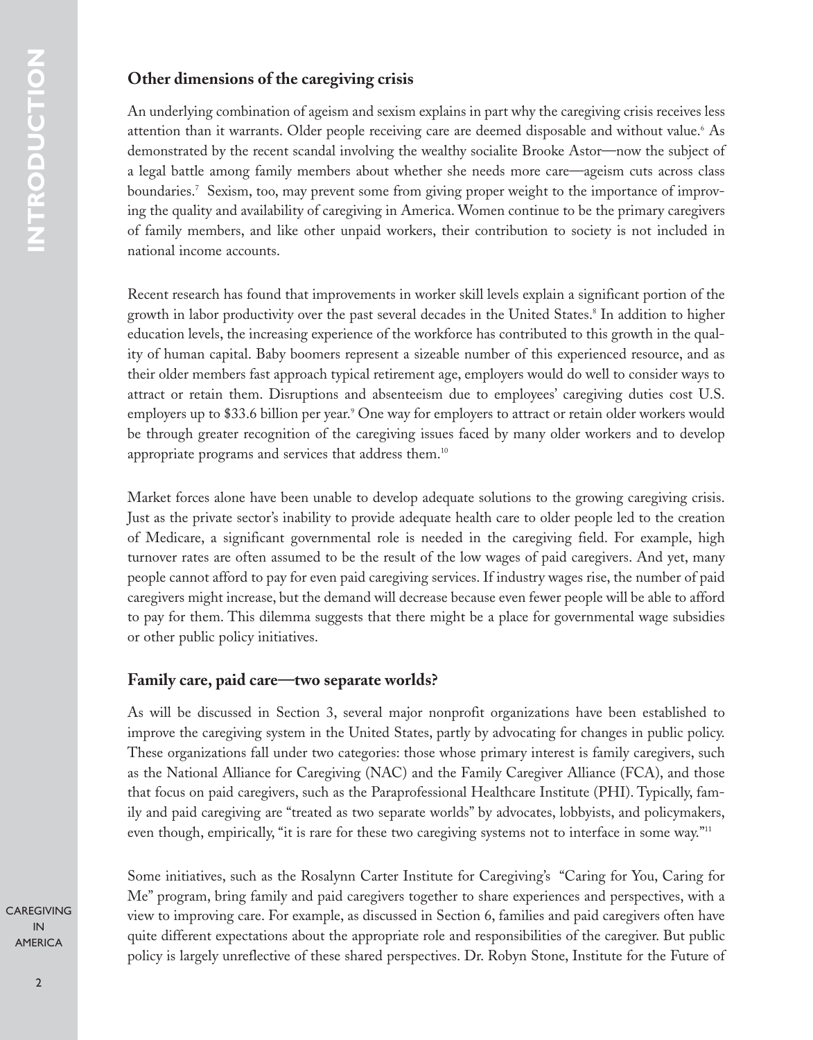## Other dimensions of the caregiving crisis

An underlying combination of ageism and sexism explains in part why the caregiving crisis receives less attention than it warrants. Older people receiving care are deemed disposable and without value.[6] As demonstrated by the recent scandal involving the wealthy socialite Brooke Astor—now the subject of a legal battle among family members about whether she needs more care—ageism cuts across class boundaries.[7] Sexism, too, may prevent some from giving proper weight to the importance of improving the quality and availability of caregiving in America. Women continue to be the primary caregivers of family members, and like other unpaid workers, their contribution to society is not included in national income accounts.

Recent research has found that improvements in worker skill levels explain a significant portion of the growth in labor productivity over the past several decades in the United States.[8] In addition to higher education levels, the increasing experience of the workforce has contributed to this growth in the quality of human capital. Baby boomers represent a sizeable number of this experienced resource, and as their older members fast approach typical retirement age, employers would do well to consider ways to attract or retain them. Disruptions and absenteeism due to employees' caregiving duties cost U.S. employers up to $33.6 billion per year.[9] One way for employers to attract or retain older workers would be through greater recognition of the caregiving issues faced by many older workers and to develop appropriate programs and services that address them.[10]

Market forces alone have been unable to develop adequate solutions to the growing caregiving crisis. Just as the private sector's inability to provide adequate health care to older people led to the creation of Medicare, a significant governmental role is needed in the caregiving field. For example, high turnover rates are often assumed to be the result of the low wages of paid caregivers. And yet, many people cannot afford to pay for even paid caregiving services. If industry wages rise, the number of paid caregivers might increase, but the demand will decrease because even fewer people will be able to afford to pay for them. This dilemma suggests that there might be a place for governmental wage subsidies or other public policy initiatives.

## Family care, paid care—two separate worlds?

As will be discussed in Section 3, several major nonprofit organizations have been established to improve the caregiving system in the United States, partly by advocating for changes in public policy. These organizations fall under two categories: those whose primary interest is family caregivers, such as the National Alliance for Caregiving (NAC) and the Family Caregiver Alliance (FCA), and those that focus on paid caregivers, such as the Paraprofessional Healthcare Institute (PHI). Typically, family and paid caregiving are "treated as two separate worlds" by advocates, lobbyists, and policymakers, even though, empirically, "it is rare for these two caregiving systems not to interface in some way."[11]

Some initiatives, such as the Rosalynn Carter Institute for Caregiving's "Caring for You, Caring for Me" program, bring family and paid caregivers together to share experiences and perspectives, with a view to improving care. For example, as discussed in Section 6, families and paid caregivers often have quite different expectations about the appropriate role and responsibilities of the caregiver. But public policy is largely unreflective of these shared perspectives. Dr. Robyn Stone, Institute for the Future of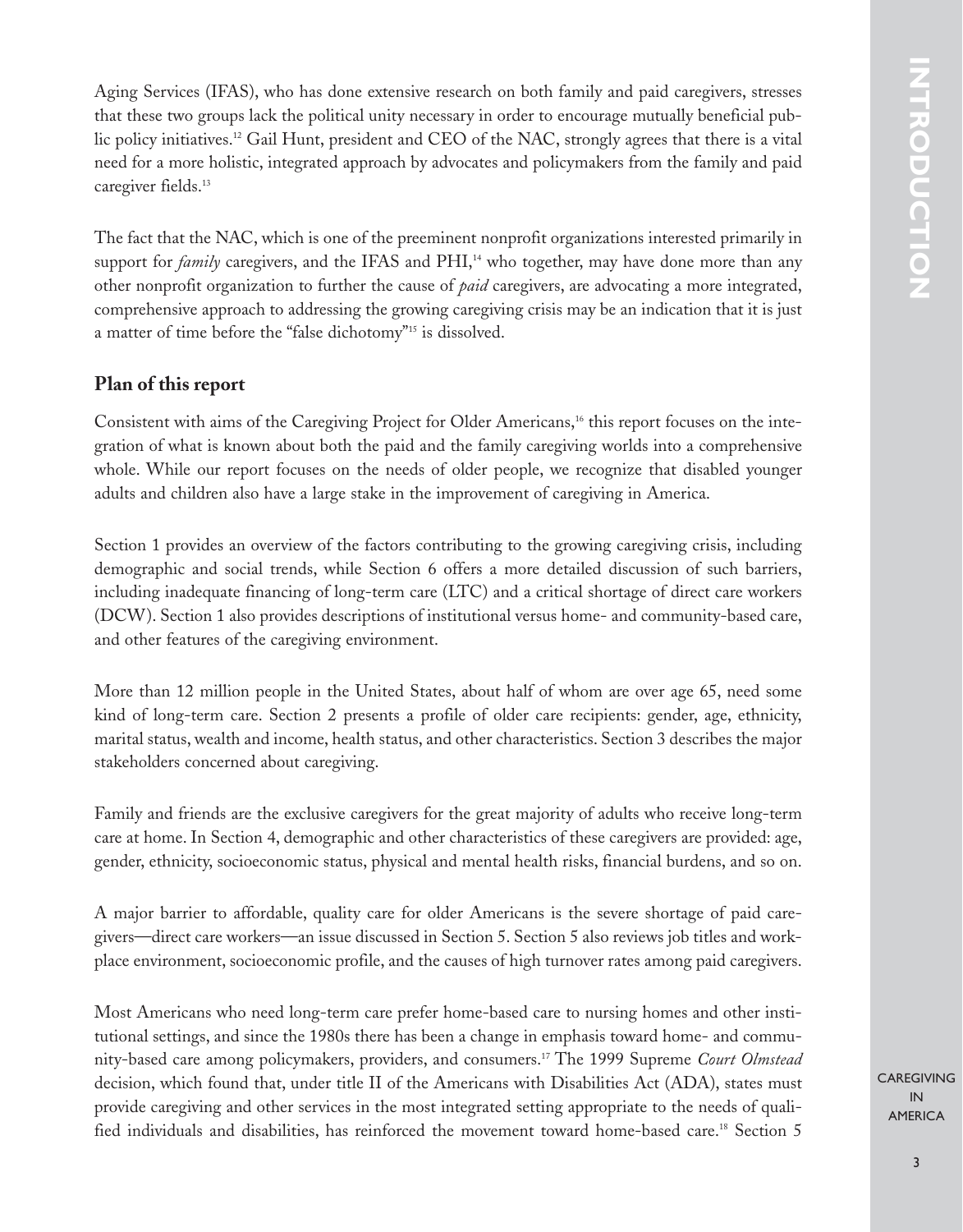Aging Services (IFAS), who has done extensive research on both family and paid caregivers, stresses that these two groups lack the political unity necessary in order to encourage mutually beneficial public policy initiatives.[12] Gail Hunt, president and CEO of the NAC, strongly agrees that there is a vital need for a more holistic, integrated approach by advocates and policymakers from the family and paid caregiver fields.[13]

The fact that the NAC, which is one of the preeminent nonprofit organizations interested primarily in support for *family* caregivers, and the IFAS and PHI,[14] who together, may have done more than any other nonprofit organization to further the cause of *paid* caregivers, are advocating a more integrated, comprehensive approach to addressing the growing caregiving crisis may be an indication that it is just a matter of time before the "false dichotomy"[15] is dissolved.

## Plan of this report

Consistent with aims of the Caregiving Project for Older Americans,[16] this report focuses on the integration of what is known about both the paid and the family caregiving worlds into a comprehensive whole. While our report focuses on the needs of older people, we recognize that disabled younger adults and children also have a large stake in the improvement of caregiving in America.

Section 1 provides an overview of the factors contributing to the growing caregiving crisis, including demographic and social trends, while Section 6 offers a more detailed discussion of such barriers, including inadequate financing of long-term care (LTC) and a critical shortage of direct care workers (DCW). Section 1 also provides descriptions of institutional versus home- and community-based care, and other features of the caregiving environment.

More than 12 million people in the United States, about half of whom are over age 65, need some kind of long-term care. Section 2 presents a profile of older care recipients: gender, age, ethnicity, marital status, wealth and income, health status, and other characteristics. Section 3 describes the major stakeholders concerned about caregiving.

Family and friends are the exclusive caregivers for the great majority of adults who receive long-term care at home. In Section 4, demographic and other characteristics of these caregivers are provided: age, gender, ethnicity, socioeconomic status, physical and mental health risks, financial burdens, and so on.

A major barrier to affordable, quality care for older Americans is the severe shortage of paid caregivers—direct care workers—an issue discussed in Section 5. Section 5 also reviews job titles and workplace environment, socioeconomic profile, and the causes of high turnover rates among paid caregivers.

Most Americans who need long-term care prefer home-based care to nursing homes and other institutional settings, and since the 1980s there has been a change in emphasis toward home- and community-based care among policymakers, providers, and consumers.[17] The 1999 Supreme *Court Olmstead* decision, which found that, under title II of the Americans with Disabilities Act (ADA), states must provide caregiving and other services in the most integrated setting appropriate to the needs of qualified individuals and disabilities, has reinforced the movement toward home-based care.[18] Section 5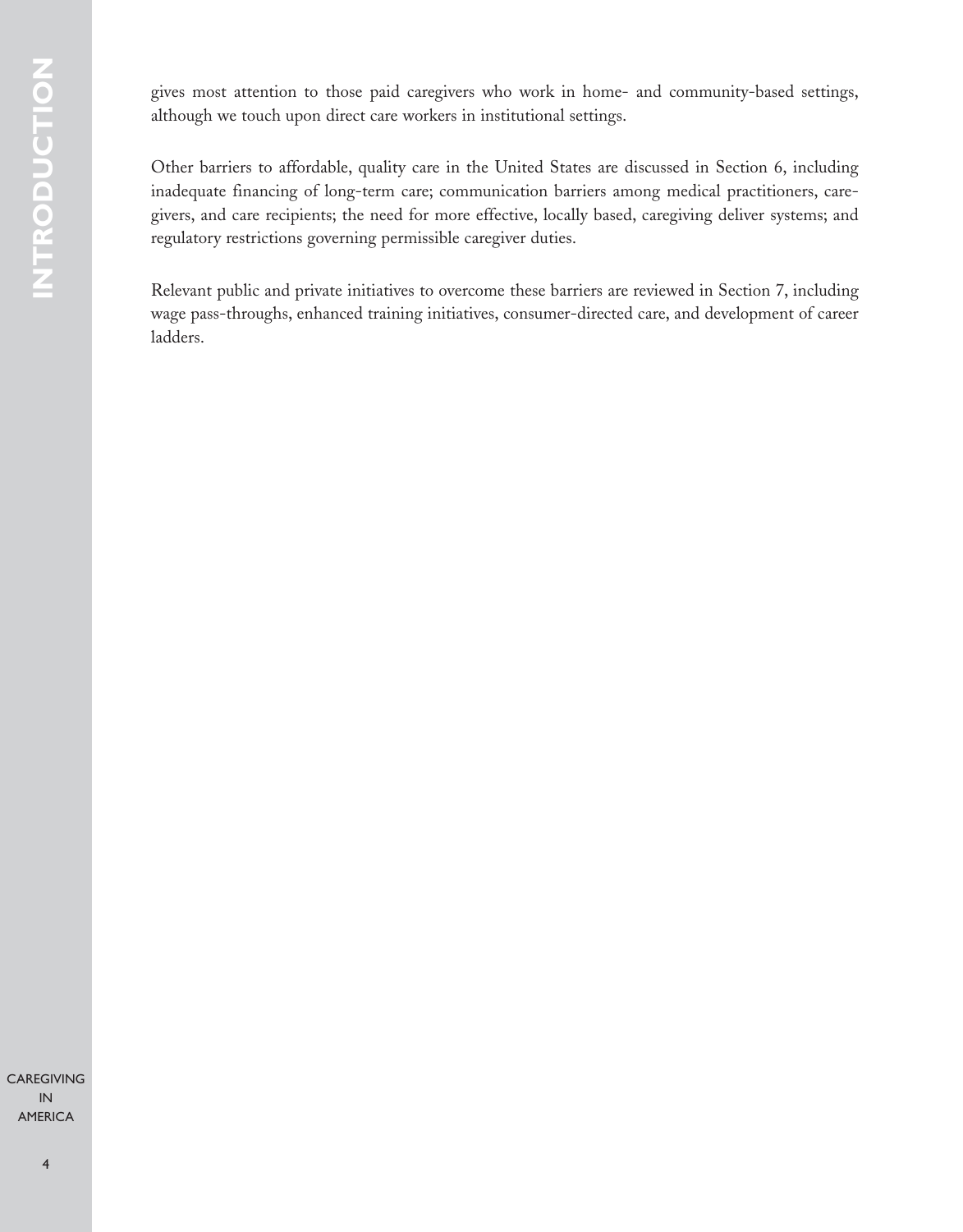gives most attention to those paid caregivers who work in home- and community-based settings, although we touch upon direct care workers in institutional settings.

Other barriers to affordable, quality care in the United States are discussed in Section 6, including inadequate financing of long-term care; communication barriers among medical practitioners, caregivers, and care recipients; the need for more effective, locally based, caregiving deliver systems; and regulatory restrictions governing permissible caregiver duties.

Relevant public and private initiatives to overcome these barriers are reviewed in Section 7, including wage pass-throughs, enhanced training initiatives, consumer-directed care, and development of career ladders.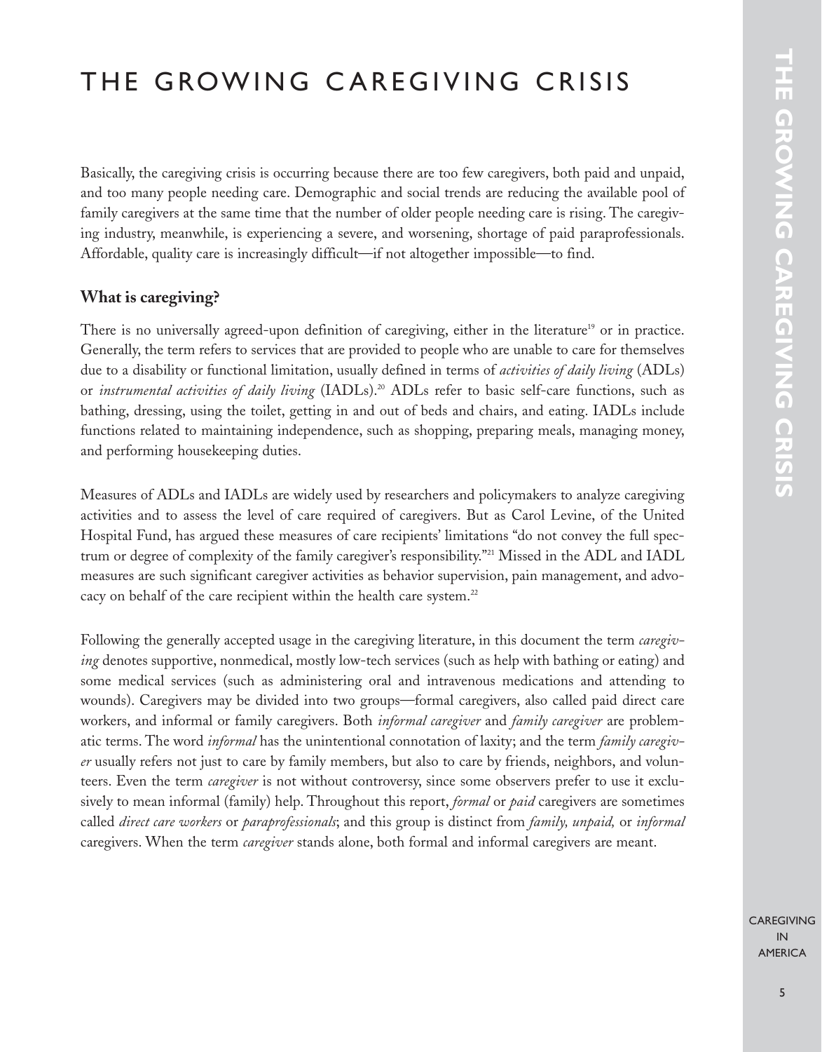# THE GROWING CAREGIVING CRISIS

Basically, the caregiving crisis is occurring because there are too few caregivers, both paid and unpaid, and too many people needing care. Demographic and social trends are reducing the available pool of family caregivers at the same time that the number of older people needing care is rising. The caregiving industry, meanwhile, is experiencing a severe, and worsening, shortage of paid paraprofessionals. Affordable, quality care is increasingly difficult—if not altogether impossible—to find.

## What is caregiving?

There is no universally agreed-upon definition of caregiving, either in the literature[19] or in practice. Generally, the term refers to services that are provided to people who are unable to care for themselves due to a disability or functional limitation, usually defined in terms of *activities of daily living* (ADLs) or *instrumental activities of daily living* (IADLs).[20] ADLs refer to basic self-care functions, such as bathing, dressing, using the toilet, getting in and out of beds and chairs, and eating. IADLs include functions related to maintaining independence, such as shopping, preparing meals, managing money, and performing housekeeping duties.

Measures of ADLs and IADLs are widely used by researchers and policymakers to analyze caregiving activities and to assess the level of care required of caregivers. But as Carol Levine, of the United Hospital Fund, has argued these measures of care recipients' limitations "do not convey the full spectrum or degree of complexity of the family caregiver's responsibility."[21] Missed in the ADL and IADL measures are such significant caregiver activities as behavior supervision, pain management, and advocacy on behalf of the care recipient within the health care system.[22]

Following the generally accepted usage in the caregiving literature, in this document the term *caregiving* denotes supportive, nonmedical, mostly low-tech services (such as help with bathing or eating) and some medical services (such as administering oral and intravenous medications and attending to wounds). Caregivers may be divided into two groups—formal caregivers, also called paid direct care workers, and informal or family caregivers. Both *informal caregiver* and *family caregiver* are problematic terms. The word *informal* has the unintentional connotation of laxity; and the term *family caregiver* usually refers not just to care by family members, but also to care by friends, neighbors, and volunteers. Even the term *caregiver* is not without controversy, since some observers prefer to use it exclusively to mean informal (family) help. Throughout this report, *formal* or *paid* caregivers are sometimes called *direct care workers* or *paraprofessionals*; and this group is distinct from *family, unpaid,* or *informal* caregivers. When the term *caregiver* stands alone, both formal and informal caregivers are meant.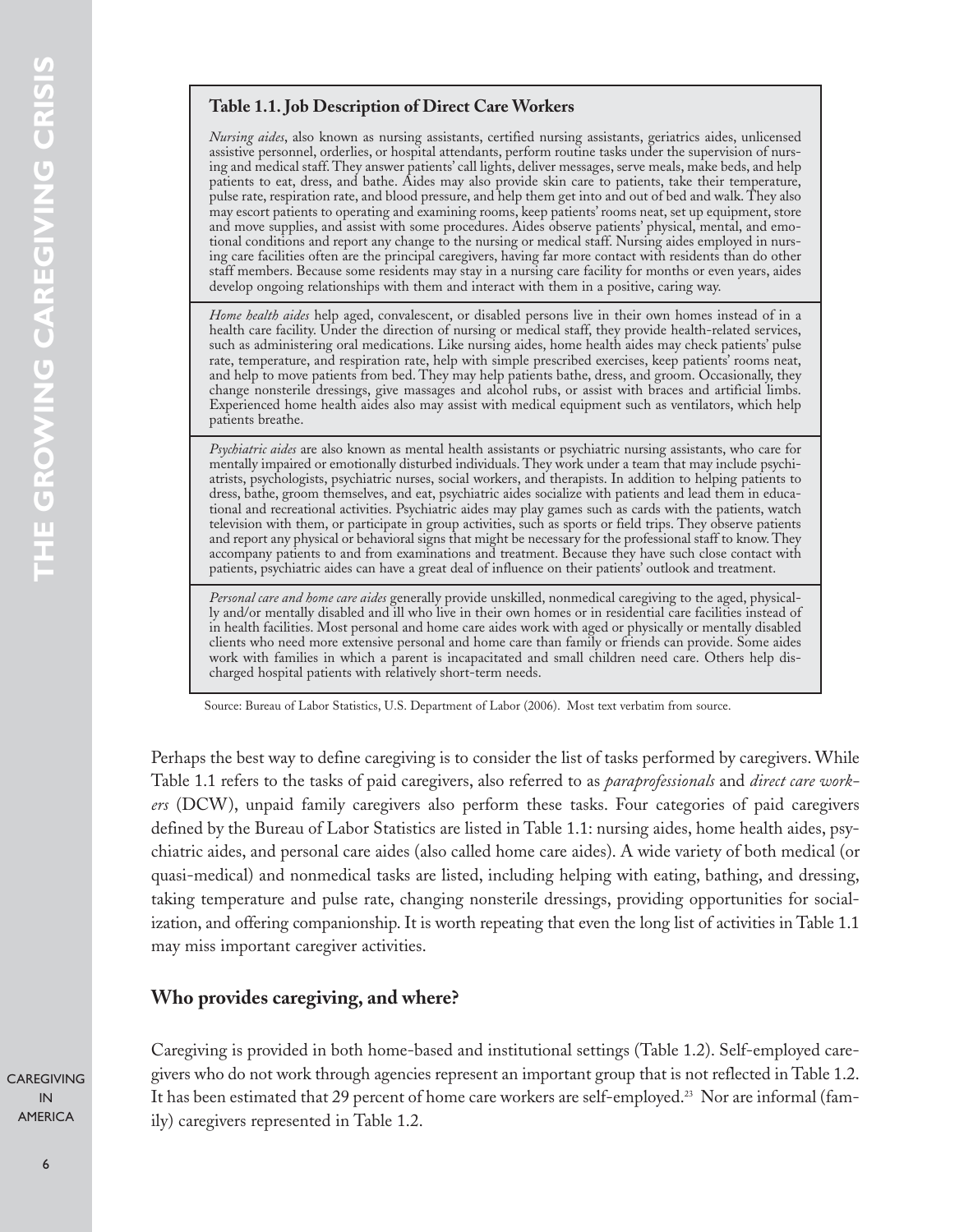**Table 1.1. Job Description of Direct Care Workers**

*Nursing aides*, also known as nursing assistants, certified nursing assistants, geriatrics aides, unlicensed assistive personnel, orderlies, or hospital attendants, perform routine tasks under the supervision of nursing and medical staff. They answer patients' call lights, deliver messages, serve meals, make beds, and help patients to eat, dress, and bathe. Aides may also provide skin care to patients, take their temperature, pulse rate, respiration rate, and blood pressure, and help them get into and out of bed and walk. They also may escort patients to operating and examining rooms, keep patients' rooms neat, set up equipment, store and move supplies, and assist with some procedures. Aides observe patients' physical, mental, and emotional conditions and report any change to the nursing or medical staff. Nursing aides employed in nursing care facilities often are the principal caregivers, having far more contact with residents than do other staff members. Because some residents may stay in a nursing care facility for months or even years, aides develop ongoing relationships with them and interact with them in a positive, caring way.

*Home health aides* help aged, convalescent, or disabled persons live in their own homes instead of in a health care facility. Under the direction of nursing or medical staff, they provide health-related services, such as administering oral medications. Like nursing aides, home health aides may check patients' pulse rate, temperature, and respiration rate, help with simple prescribed exercises, keep patients' rooms neat, and help to move patients from bed. They may help patients bathe, dress, and groom. Occasionally, they change nonsterile dressings, give massages and alcohol rubs, or assist with braces and artificial limbs. Experienced home health aides also may assist with medical equipment such as ventilators, which help patients breathe.

*Psychiatric aides* are also known as mental health assistants or psychiatric nursing assistants, who care for mentally impaired or emotionally disturbed individuals. They work under a team that may include psychiatrists, psychologists, psychiatric nurses, social workers, and therapists. In addition to helping patients to dress, bathe, groom themselves, and eat, psychiatric aides socialize with patients and lead them in educational and recreational activities. Psychiatric aides may play games such as cards with the patients, watch television with them, or participate in group activities, such as sports or field trips. They observe patients and report any physical or behavioral signs that might be necessary for the professional staff to know. They accompany patients to and from examinations and treatment. Because they have such close contact with patients, psychiatric aides can have a great deal of influence on their patients' outlook and treatment.

*Personal care and home care aides* generally provide unskilled, nonmedical caregiving to the aged, physically and/or mentally disabled and ill who live in their own homes or in residential care facilities instead of in health facilities. Most personal and home care aides work with aged or physically or mentally disabled clients who need more extensive personal and home care than family or friends can provide. Some aides work with families in which a parent is incapacitated and small children need care. Others help discharged hospital patients with relatively short-term needs.

Source: Bureau of Labor Statistics, U.S. Department of Labor (2006). Most text verbatim from source.

Perhaps the best way to define caregiving is to consider the list of tasks performed by caregivers. While Table 1.1 refers to the tasks of paid caregivers, also referred to as *paraprofessionals* and *direct care workers* (DCW), unpaid family caregivers also perform these tasks. Four categories of paid caregivers defined by the Bureau of Labor Statistics are listed in Table 1.1: nursing aides, home health aides, psychiatric aides, and personal care aides (also called home care aides). A wide variety of both medical (or quasi-medical) and nonmedical tasks are listed, including helping with eating, bathing, and dressing, taking temperature and pulse rate, changing nonsterile dressings, providing opportunities for socialization, and offering companionship. It is worth repeating that even the long list of activities in Table 1.1 may miss important caregiver activities.

## Who provides caregiving, and where?

Caregiving is provided in both home-based and institutional settings (Table 1.2). Self-employed caregivers who do not work through agencies represent an important group that is not reflected in Table 1.2. It has been estimated that 29 percent of home care workers are self-employed.[23] Nor are informal (family) caregivers represented in Table 1.2.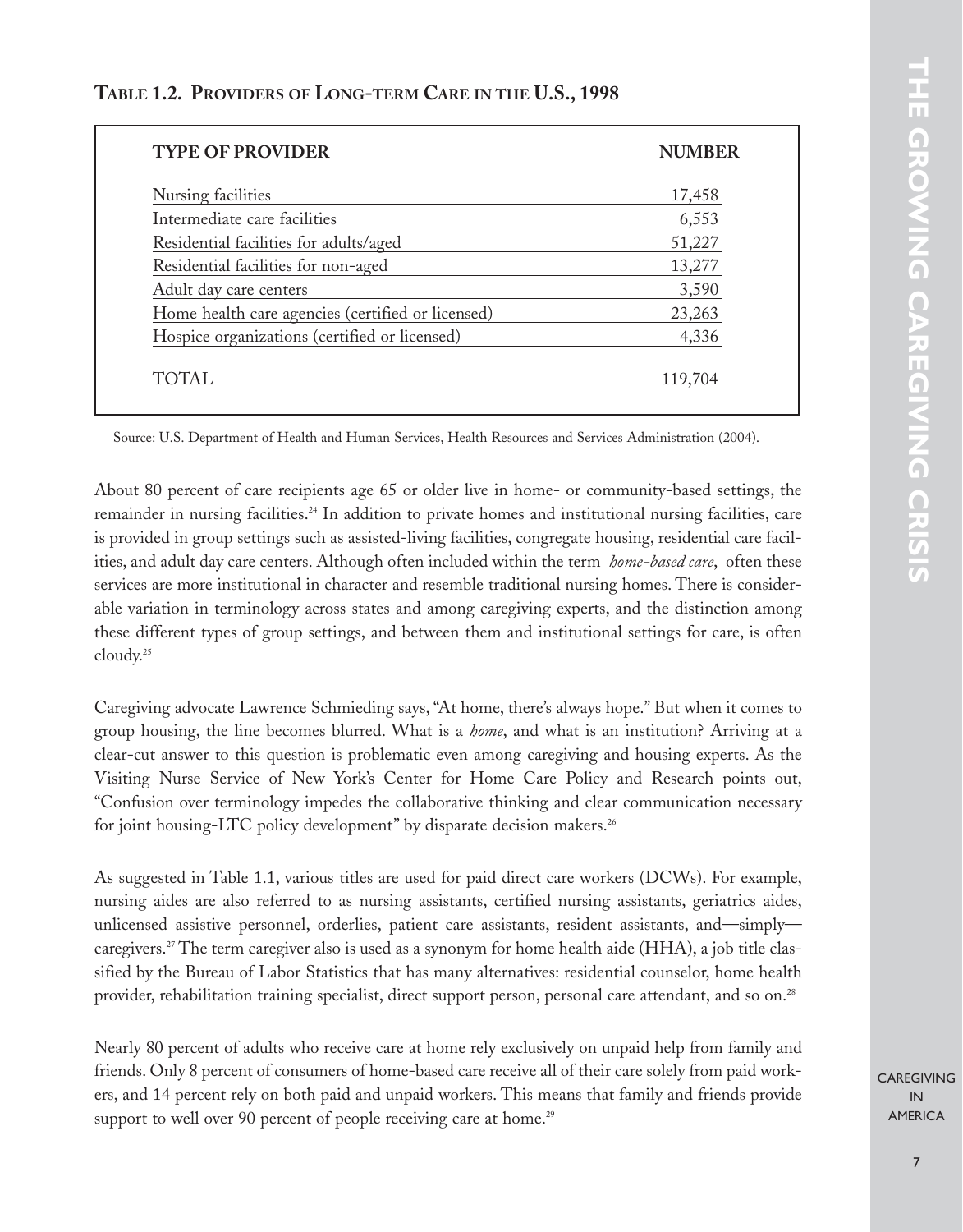### Table 1.2. Providers of Long-term Care in the U.S., 1998

| TYPE OF PROVIDER | NUMBER |
|---|---|
| Nursing facilities | 17,458 |
| Intermediate care facilities | 6,553 |
| Residential facilities for adults/aged | 51,227 |
| Residential facilities for non-aged | 13,277 |
| Adult day care centers | 3,590 |
| Home health care agencies (certified or licensed) | 23,263 |
| Hospice organizations (certified or licensed) | 4,336 |
| TOTAL | 119,704 |

Source: U.S. Department of Health and Human Services, Health Resources and Services Administration (2004).

About 80 percent of care recipients age 65 or older live in home- or community-based settings, the remainder in nursing facilities.[24] In addition to private homes and institutional nursing facilities, care is provided in group settings such as assisted-living facilities, congregate housing, residential care facilities, and adult day care centers. Although often included within the term *home-based care*, often these services are more institutional in character and resemble traditional nursing homes. There is considerable variation in terminology across states and among caregiving experts, and the distinction among these different types of group settings, and between them and institutional settings for care, is often cloudy.[25]

Caregiving advocate Lawrence Schmieding says, "At home, there's always hope." But when it comes to group housing, the line becomes blurred. What is a *home*, and what is an institution? Arriving at a clear-cut answer to this question is problematic even among caregiving and housing experts. As the Visiting Nurse Service of New York's Center for Home Care Policy and Research points out, "Confusion over terminology impedes the collaborative thinking and clear communication necessary for joint housing-LTC policy development" by disparate decision makers.[26]

As suggested in Table 1.1, various titles are used for paid direct care workers (DCWs). For example, nursing aides are also referred to as nursing assistants, certified nursing assistants, geriatrics aides, unlicensed assistive personnel, orderlies, patient care assistants, resident assistants, and—simply—caregivers.[27] The term caregiver also is used as a synonym for home health aide (HHA), a job title classified by the Bureau of Labor Statistics that has many alternatives: residential counselor, home health provider, rehabilitation training specialist, direct support person, personal care attendant, and so on.[28]

Nearly 80 percent of adults who receive care at home rely exclusively on unpaid help from family and friends. Only 8 percent of consumers of home-based care receive all of their care solely from paid workers, and 14 percent rely on both paid and unpaid workers. This means that family and friends provide support to well over 90 percent of people receiving care at home.[29]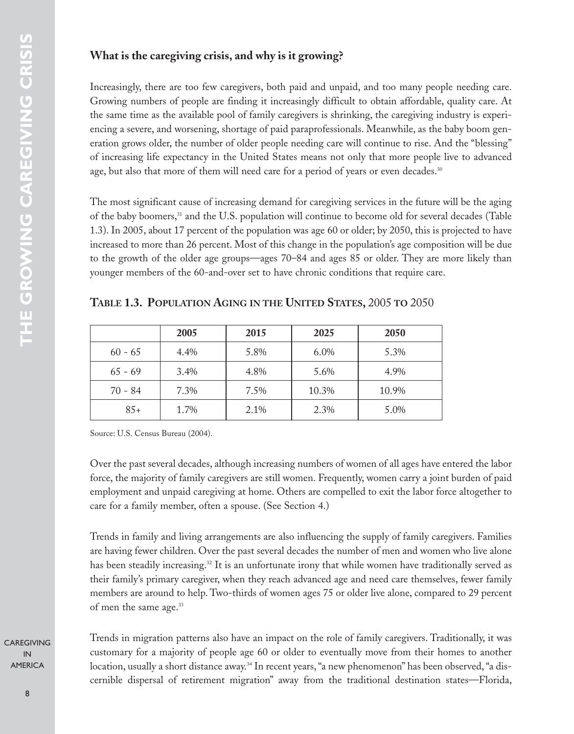### What is the caregiving crisis, and why is it growing?

Increasingly, there are too few caregivers, both paid and unpaid, and too many people needing care. Growing numbers of people are finding it increasingly difficult to obtain affordable, quality care. At the same time as the available pool of family caregivers is shrinking, the caregiving industry is experiencing a severe, and worsening, shortage of paid paraprofessionals. Meanwhile, as the baby boom generation grows older, the number of older people needing care will continue to rise. And the "blessing" of increasing life expectancy in the United States means not only that more people live to advanced age, but also that more of them will need care for a period of years or even decades.[30]

The most significant cause of increasing demand for caregiving services in the future will be the aging of the baby boomers,[31] and the U.S. population will continue to become old for several decades (Table 1.3). In 2005, about 17 percent of the population was age 60 or older; by 2050, this is projected to have increased to more than 26 percent. Most of this change in the population's age composition will be due to the growth of the older age groups—ages 70–84 and ages 85 or older. They are more likely than younger members of the 60-and-over set to have chronic conditions that require care.

**Table 1.3. Population Aging in the United States, 2005 to 2050**

| | 2005 | 2015 | 2025 | 2050 |
|---|---|---|---|---|
| 60 - 65 | 4.4% | 5.8% | 6.0% | 5.3% |
| 65 - 69 | 3.4% | 4.8% | 5.6% | 4.9% |
| 70 - 84 | 7.3% | 7.5% | 10.3% | 10.9% |
| 85+ | 1.7% | 2.1% | 2.3% | 5.0% |

Source: U.S. Census Bureau (2004).

Over the past several decades, although increasing numbers of women of all ages have entered the labor force, the majority of family caregivers are still women. Frequently, women carry a joint burden of paid employment and unpaid caregiving at home. Others are compelled to exit the labor force altogether to care for a family member, often a spouse. (See Section 4.)

Trends in family and living arrangements are also influencing the supply of family caregivers. Families are having fewer children. Over the past several decades the number of men and women who live alone has been steadily increasing.[32] It is an unfortunate irony that while women have traditionally served as their family's primary caregiver, when they reach advanced age and need care themselves, fewer family members are around to help. Two-thirds of women ages 75 or older live alone, compared to 29 percent of men the same age.[33]

Trends in migration patterns also have an impact on the role of family caregivers. Traditionally, it was customary for a majority of people age 60 or older to eventually move from their homes to another location, usually a short distance away.[34] In recent years, "a new phenomenon" has been observed, "a discernible dispersal of retirement migration" away from the traditional destination states—Florida,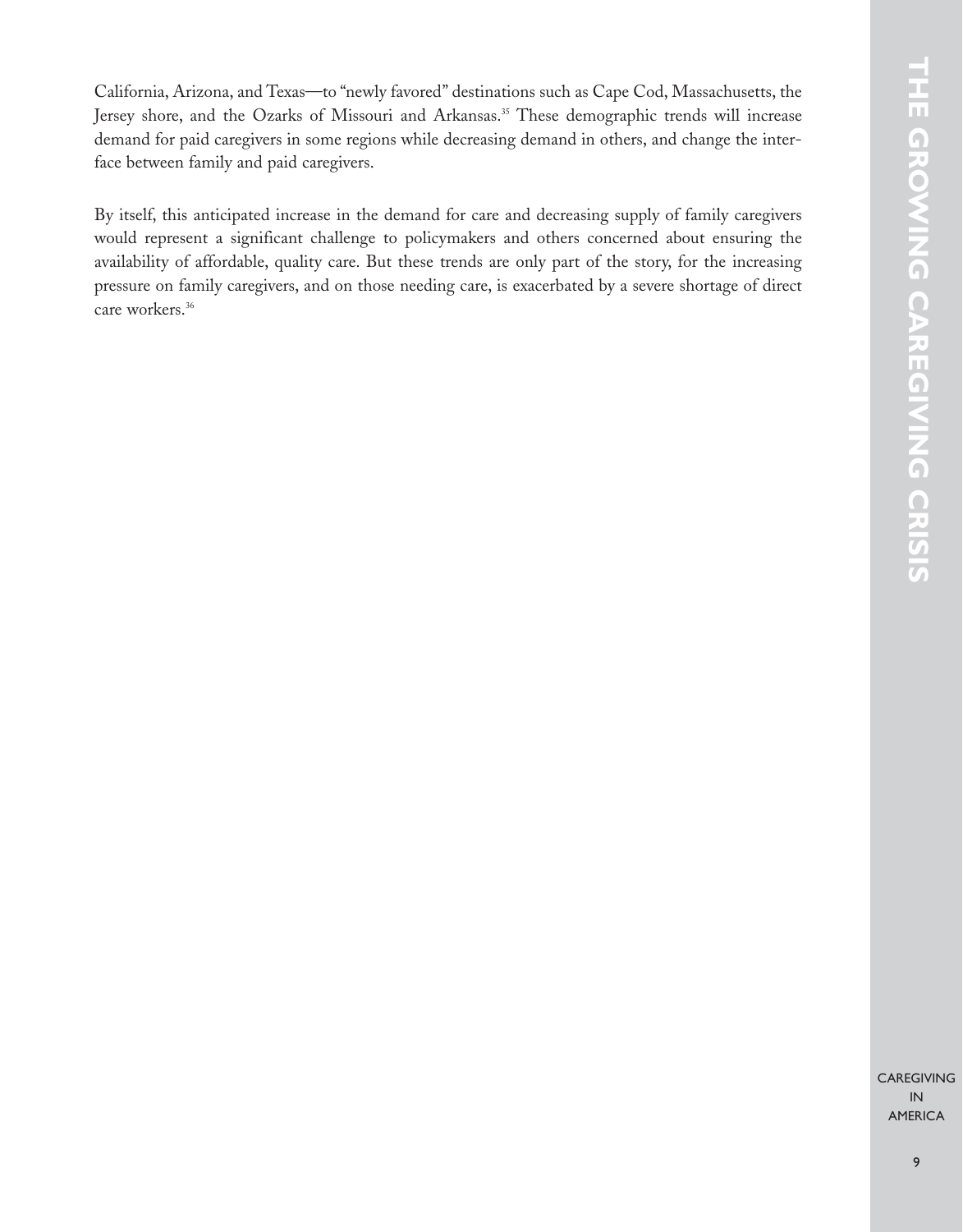California, Arizona, and Texas—to "newly favored" destinations such as Cape Cod, Massachusetts, the Jersey shore, and the Ozarks of Missouri and Arkansas.[35] These demographic trends will increase demand for paid caregivers in some regions while decreasing demand in others, and change the interface between family and paid caregivers.

By itself, this anticipated increase in the demand for care and decreasing supply of family caregivers would represent a significant challenge to policymakers and others concerned about ensuring the availability of affordable, quality care. But these trends are only part of the story, for the increasing pressure on family caregivers, and on those needing care, is exacerbated by a severe shortage of direct care workers.[36]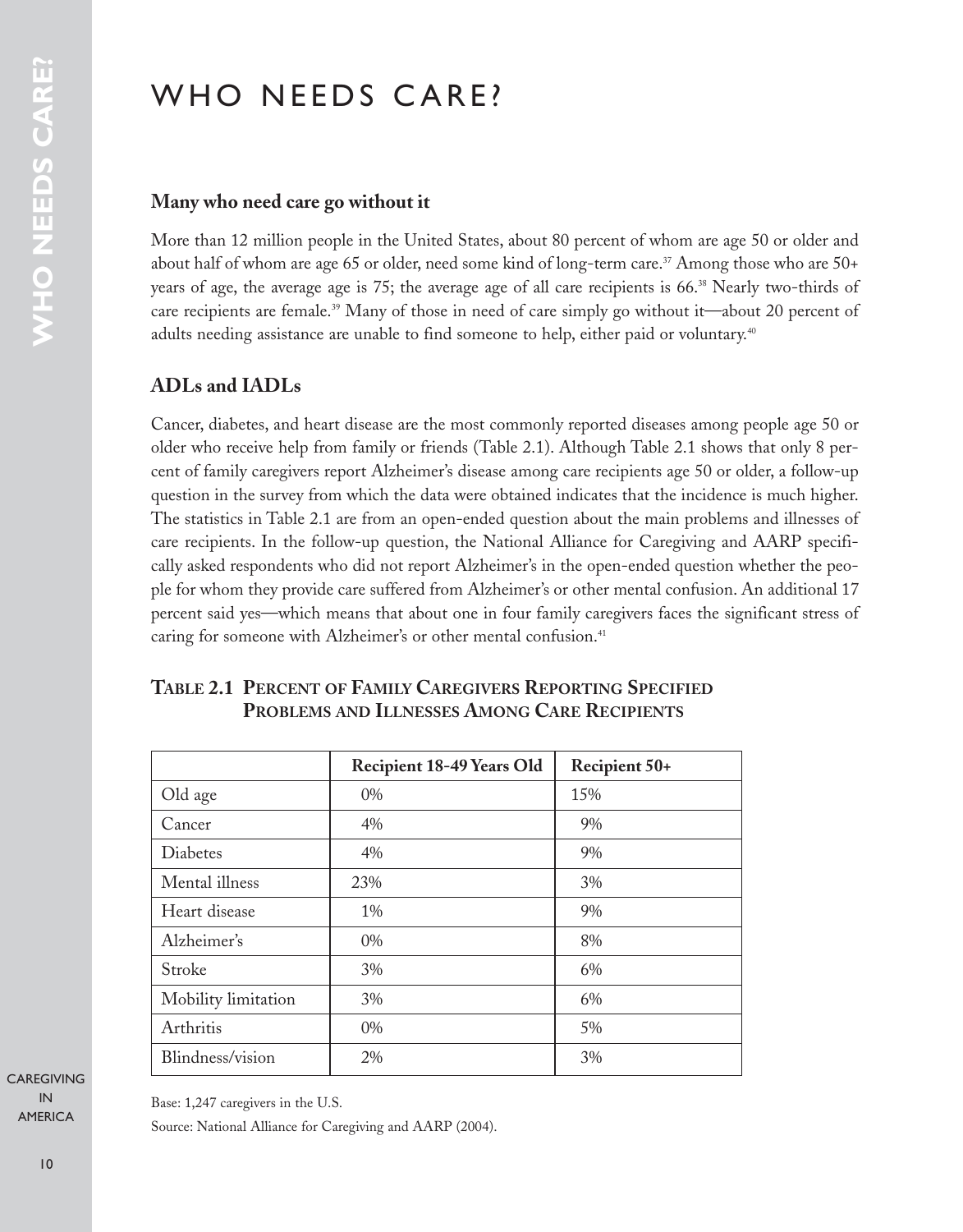# WHO NEEDS CARE?

## Many who need care go without it

More than 12 million people in the United States, about 80 percent of whom are age 50 or older and about half of whom are age 65 or older, need some kind of long-term care.[37] Among those who are 50+ years of age, the average age is 75; the average age of all care recipients is 66.[38] Nearly two-thirds of care recipients are female.[39] Many of those in need of care simply go without it—about 20 percent of adults needing assistance are unable to find someone to help, either paid or voluntary.[40]

## ADLs and IADLs

Cancer, diabetes, and heart disease are the most commonly reported diseases among people age 50 or older who receive help from family or friends (Table 2.1). Although Table 2.1 shows that only 8 percent of family caregivers report Alzheimer's disease among care recipients age 50 or older, a follow-up question in the survey from which the data were obtained indicates that the incidence is much higher. The statistics in Table 2.1 are from an open-ended question about the main problems and illnesses of care recipients. In the follow-up question, the National Alliance for Caregiving and AARP specifically asked respondents who did not report Alzheimer's in the open-ended question whether the people for whom they provide care suffered from Alzheimer's or other mental confusion. An additional 17 percent said yes—which means that about one in four family caregivers faces the significant stress of caring for someone with Alzheimer's or other mental confusion.[41]

### Table 2.1 Percent of Family Caregivers Reporting Specified Problems and Illnesses Among Care Recipients

| | Recipient 18-49 Years Old | Recipient 50+ |
|---|---|---|
| Old age | 0% | 15% |
| Cancer | 4% | 9% |
| Diabetes | 4% | 9% |
| Mental illness | 23% | 3% |
| Heart disease | 1% | 9% |
| Alzheimer's | 0% | 8% |
| Stroke | 3% | 6% |
| Mobility limitation | 3% | 6% |
| Arthritis | 0% | 5% |
| Blindness/vision | 2% | 3% |

Base: 1,247 caregivers in the U.S.

Source: National Alliance for Caregiving and AARP (2004).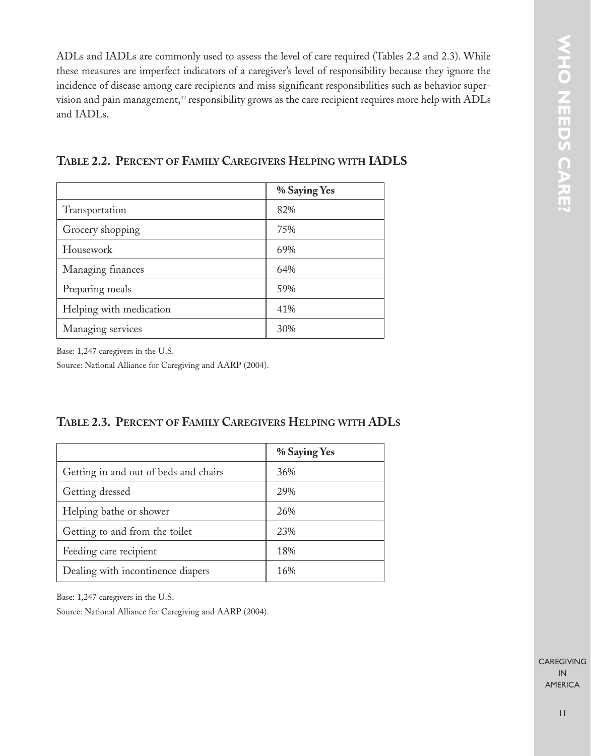ADLs and IADLs are commonly used to assess the level of care required (Tables 2.2 and 2.3). While these measures are imperfect indicators of a caregiver's level of responsibility because they ignore the incidence of disease among care recipients and miss significant responsibilities such as behavior supervision and pain management,[42] responsibility grows as the care recipient requires more help with ADLs and IADLs.

### Table 2.2. Percent of Family Caregivers Helping with IADLS

| | % Saying Yes |
|---|---|
| Transportation | 82% |
| Grocery shopping | 75% |
| Housework | 69% |
| Managing finances | 64% |
| Preparing meals | 59% |
| Helping with medication | 41% |
| Managing services | 30% |

Base: 1,247 caregivers in the U.S.

Source: National Alliance for Caregiving and AARP (2004).

### Table 2.3. Percent of Family Caregivers Helping with ADLs

| | % Saying Yes |
|---|---|
| Getting in and out of beds and chairs | 36% |
| Getting dressed | 29% |
| Helping bathe or shower | 26% |
| Getting to and from the toilet | 23% |
| Feeding care recipient | 18% |
| Dealing with incontinence diapers | 16% |

Base: 1,247 caregivers in the U.S.

Source: National Alliance for Caregiving and AARP (2004).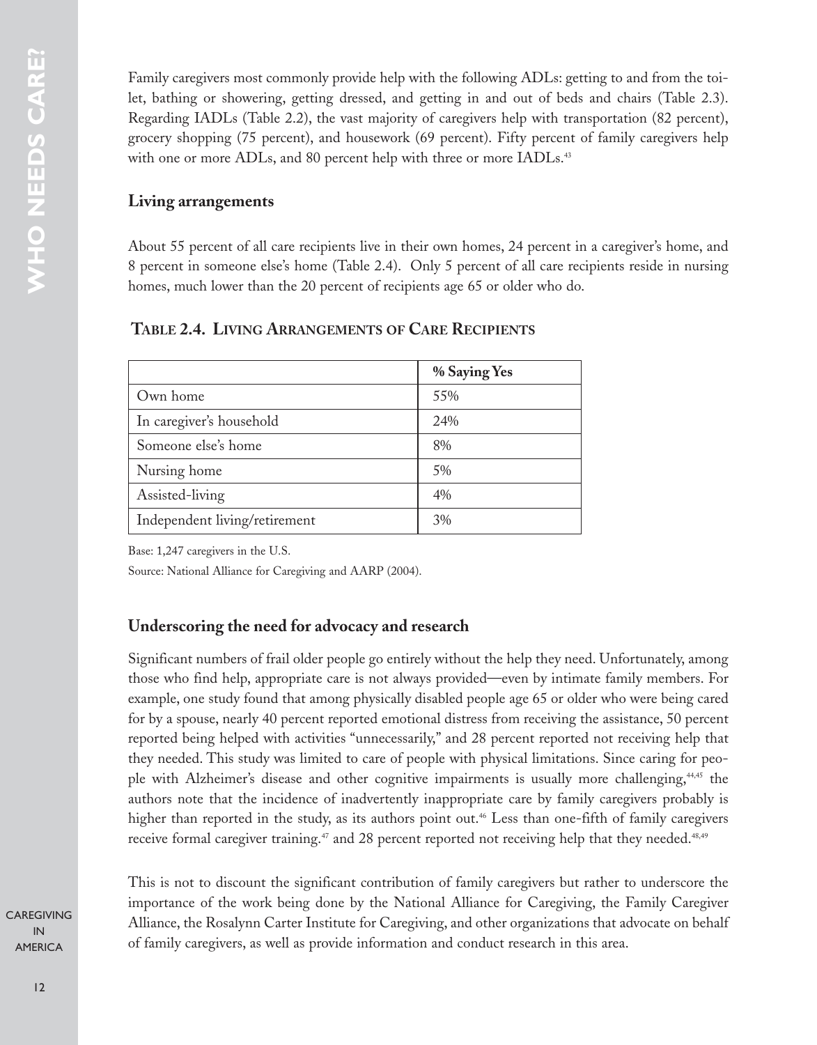Family caregivers most commonly provide help with the following ADLs: getting to and from the toilet, bathing or showering, getting dressed, and getting in and out of beds and chairs (Table 2.3). Regarding IADLs (Table 2.2), the vast majority of caregivers help with transportation (82 percent), grocery shopping (75 percent), and housework (69 percent). Fifty percent of family caregivers help with one or more ADLs, and 80 percent help with three or more IADLs.[43]

### Living arrangements

About 55 percent of all care recipients live in their own homes, 24 percent in a caregiver's home, and 8 percent in someone else's home (Table 2.4). Only 5 percent of all care recipients reside in nursing homes, much lower than the 20 percent of recipients age 65 or older who do.

**Table 2.4. Living Arrangements of Care Recipients**

| | % Saying Yes |
|---|---|
| Own home | 55% |
| In caregiver's household | 24% |
| Someone else's home | 8% |
| Nursing home | 5% |
| Assisted-living | 4% |
| Independent living/retirement | 3% |

Base: 1,247 caregivers in the U.S.

Source: National Alliance for Caregiving and AARP (2004).

### Underscoring the need for advocacy and research

Significant numbers of frail older people go entirely without the help they need. Unfortunately, among those who find help, appropriate care is not always provided—even by intimate family members. For example, one study found that among physically disabled people age 65 or older who were being cared for by a spouse, nearly 40 percent reported emotional distress from receiving the assistance, 50 percent reported being helped with activities "unnecessarily," and 28 percent reported not receiving help that they needed. This study was limited to care of people with physical limitations. Since caring for people with Alzheimer's disease and other cognitive impairments is usually more challenging,[44,45] the authors note that the incidence of inadvertently inappropriate care by family caregivers probably is higher than reported in the study, as its authors point out.[46] Less than one-fifth of family caregivers receive formal caregiver training.[47] and 28 percent reported not receiving help that they needed.[48,49]

This is not to discount the significant contribution of family caregivers but rather to underscore the importance of the work being done by the National Alliance for Caregiving, the Family Caregiver Alliance, the Rosalynn Carter Institute for Caregiving, and other organizations that advocate on behalf of family caregivers, as well as provide information and conduct research in this area.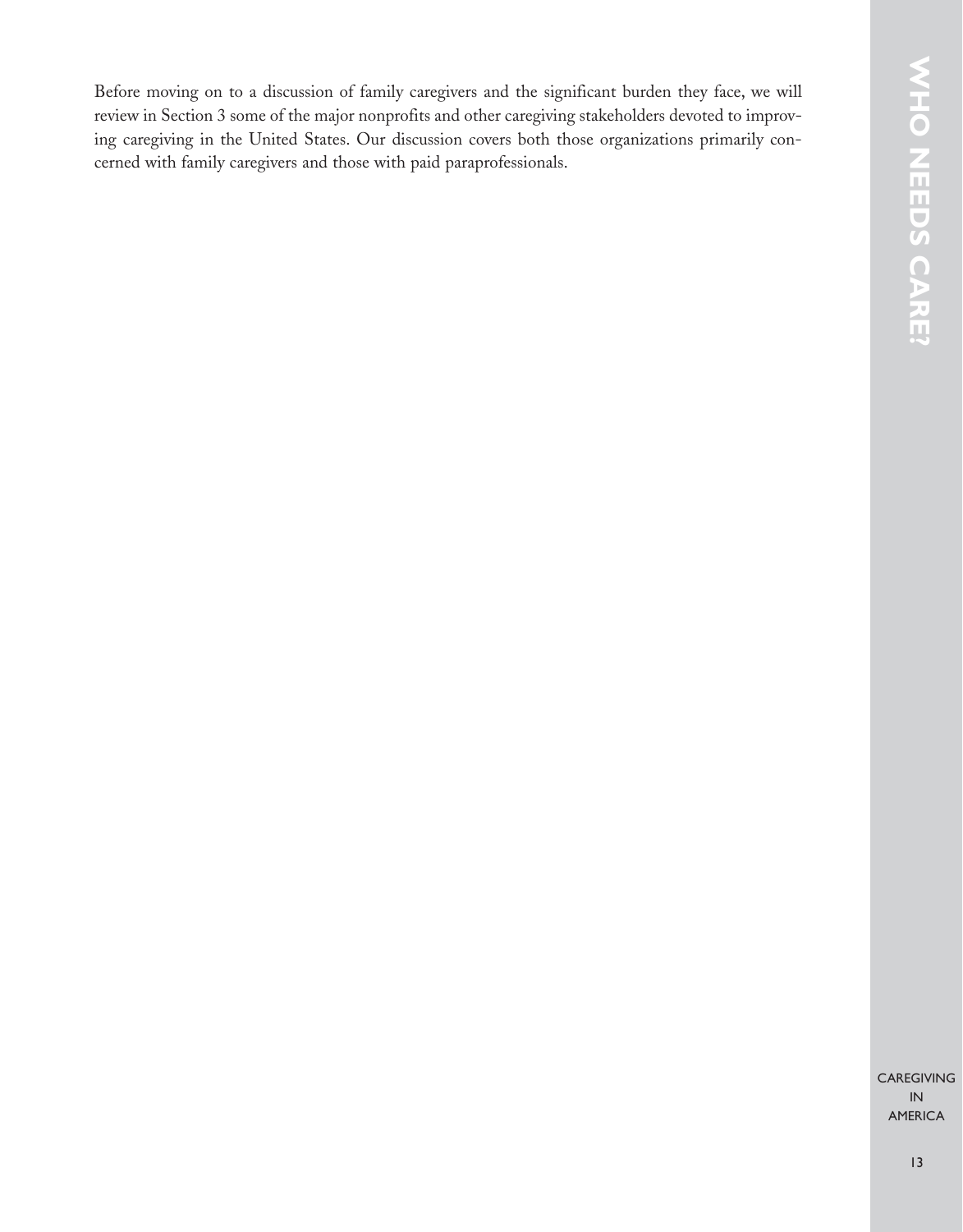Before moving on to a discussion of family caregivers and the significant burden they face, we will review in Section 3 some of the major nonprofits and other caregiving stakeholders devoted to improving caregiving in the United States. Our discussion covers both those organizations primarily concerned with family caregivers and those with paid paraprofessionals.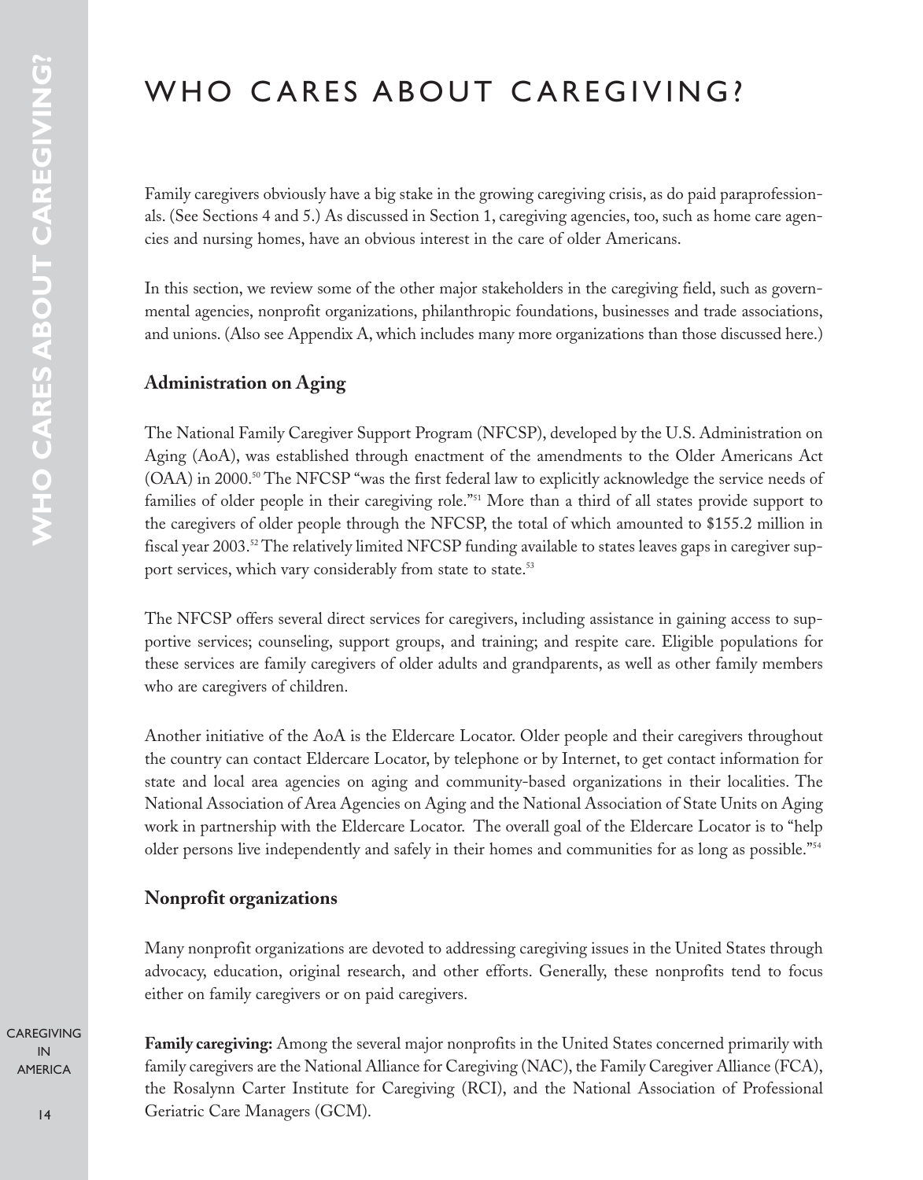# WHO CARES ABOUT CAREGIVING?

Family caregivers obviously have a big stake in the growing caregiving crisis, as do paid paraprofessionals. (See Sections 4 and 5.) As discussed in Section 1, caregiving agencies, too, such as home care agencies and nursing homes, have an obvious interest in the care of older Americans.

In this section, we review some of the other major stakeholders in the caregiving field, such as governmental agencies, nonprofit organizations, philanthropic foundations, businesses and trade associations, and unions. (Also see Appendix A, which includes many more organizations than those discussed here.)

## Administration on Aging

The National Family Caregiver Support Program (NFCSP), developed by the U.S. Administration on Aging (AoA), was established through enactment of the amendments to the Older Americans Act (OAA) in 2000.[50] The NFCSP "was the first federal law to explicitly acknowledge the service needs of families of older people in their caregiving role."[51] More than a third of all states provide support to the caregivers of older people through the NFCSP, the total of which amounted to $155.2 million in fiscal year 2003.[52] The relatively limited NFCSP funding available to states leaves gaps in caregiver support services, which vary considerably from state to state.[53]

The NFCSP offers several direct services for caregivers, including assistance in gaining access to supportive services; counseling, support groups, and training; and respite care. Eligible populations for these services are family caregivers of older adults and grandparents, as well as other family members who are caregivers of children.

Another initiative of the AoA is the Eldercare Locator. Older people and their caregivers throughout the country can contact Eldercare Locator, by telephone or by Internet, to get contact information for state and local area agencies on aging and community-based organizations in their localities. The National Association of Area Agencies on Aging and the National Association of State Units on Aging work in partnership with the Eldercare Locator. The overall goal of the Eldercare Locator is to "help older persons live independently and safely in their homes and communities for as long as possible."[54]

## Nonprofit organizations

Many nonprofit organizations are devoted to addressing caregiving issues in the United States through advocacy, education, original research, and other efforts. Generally, these nonprofits tend to focus either on family caregivers or on paid caregivers.

**Family caregiving:** Among the several major nonprofits in the United States concerned primarily with family caregivers are the National Alliance for Caregiving (NAC), the Family Caregiver Alliance (FCA), the Rosalynn Carter Institute for Caregiving (RCI), and the National Association of Professional Geriatric Care Managers (GCM).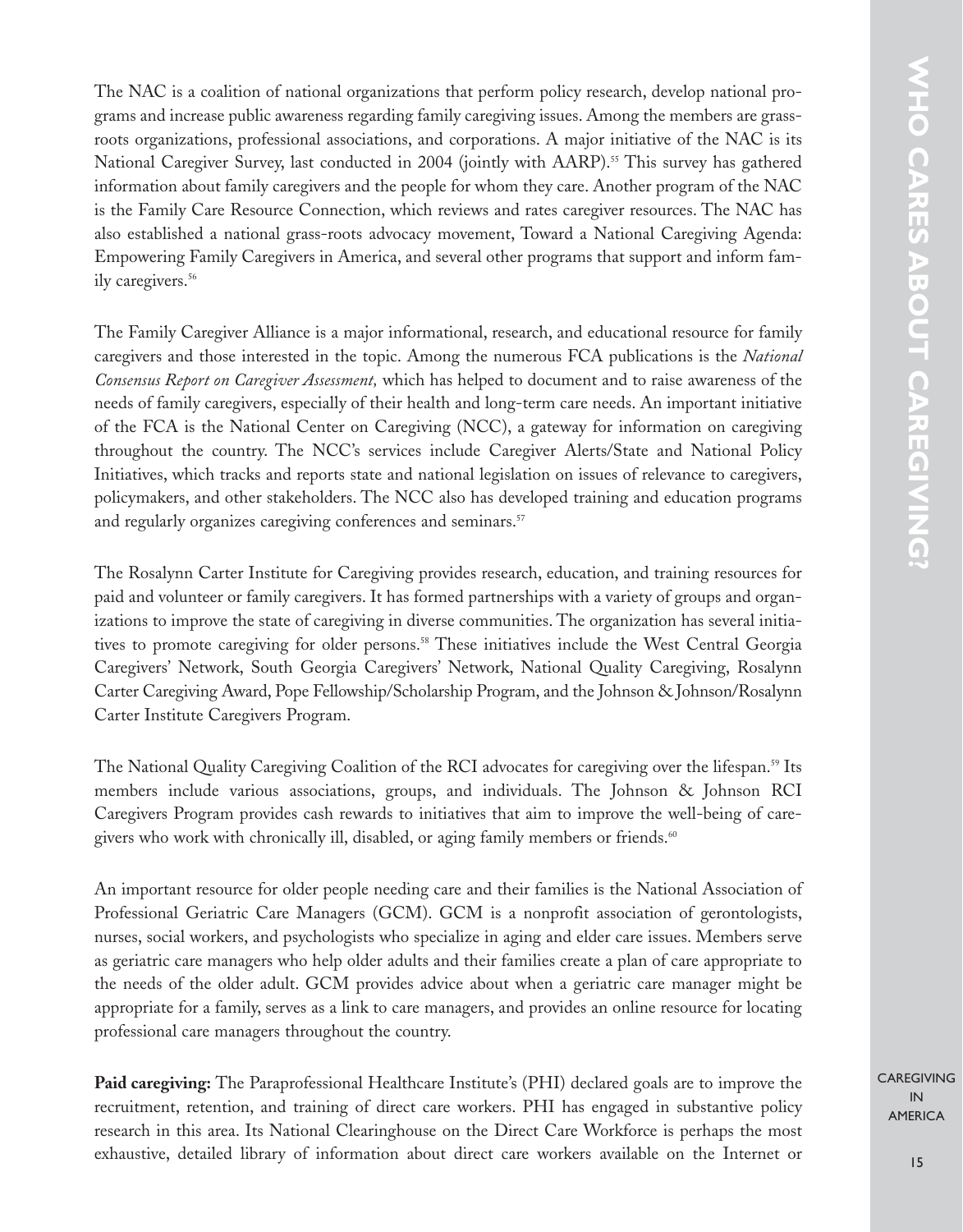The NAC is a coalition of national organizations that perform policy research, develop national programs and increase public awareness regarding family caregiving issues. Among the members are grassroots organizations, professional associations, and corporations. A major initiative of the NAC is its National Caregiver Survey, last conducted in 2004 (jointly with AARP).[55] This survey has gathered information about family caregivers and the people for whom they care. Another program of the NAC is the Family Care Resource Connection, which reviews and rates caregiver resources. The NAC has also established a national grass-roots advocacy movement, Toward a National Caregiving Agenda: Empowering Family Caregivers in America, and several other programs that support and inform family caregivers.[56]

The Family Caregiver Alliance is a major informational, research, and educational resource for family caregivers and those interested in the topic. Among the numerous FCA publications is the *National Consensus Report on Caregiver Assessment,* which has helped to document and to raise awareness of the needs of family caregivers, especially of their health and long-term care needs. An important initiative of the FCA is the National Center on Caregiving (NCC), a gateway for information on caregiving throughout the country. The NCC's services include Caregiver Alerts/State and National Policy Initiatives, which tracks and reports state and national legislation on issues of relevance to caregivers, policymakers, and other stakeholders. The NCC also has developed training and education programs and regularly organizes caregiving conferences and seminars.[57]

The Rosalynn Carter Institute for Caregiving provides research, education, and training resources for paid and volunteer or family caregivers. It has formed partnerships with a variety of groups and organizations to improve the state of caregiving in diverse communities. The organization has several initiatives to promote caregiving for older persons.[58] These initiatives include the West Central Georgia Caregivers' Network, South Georgia Caregivers' Network, National Quality Caregiving, Rosalynn Carter Caregiving Award, Pope Fellowship/Scholarship Program, and the Johnson & Johnson/Rosalynn Carter Institute Caregivers Program.

The National Quality Caregiving Coalition of the RCI advocates for caregiving over the lifespan.[59] Its members include various associations, groups, and individuals. The Johnson & Johnson RCI Caregivers Program provides cash rewards to initiatives that aim to improve the well-being of caregivers who work with chronically ill, disabled, or aging family members or friends.[60]

An important resource for older people needing care and their families is the National Association of Professional Geriatric Care Managers (GCM). GCM is a nonprofit association of gerontologists, nurses, social workers, and psychologists who specialize in aging and elder care issues. Members serve as geriatric care managers who help older adults and their families create a plan of care appropriate to the needs of the older adult. GCM provides advice about when a geriatric care manager might be appropriate for a family, serves as a link to care managers, and provides an online resource for locating professional care managers throughout the country.

**Paid caregiving:** The Paraprofessional Healthcare Institute's (PHI) declared goals are to improve the recruitment, retention, and training of direct care workers. PHI has engaged in substantive policy research in this area. Its National Clearinghouse on the Direct Care Workforce is perhaps the most exhaustive, detailed library of information about direct care workers available on the Internet or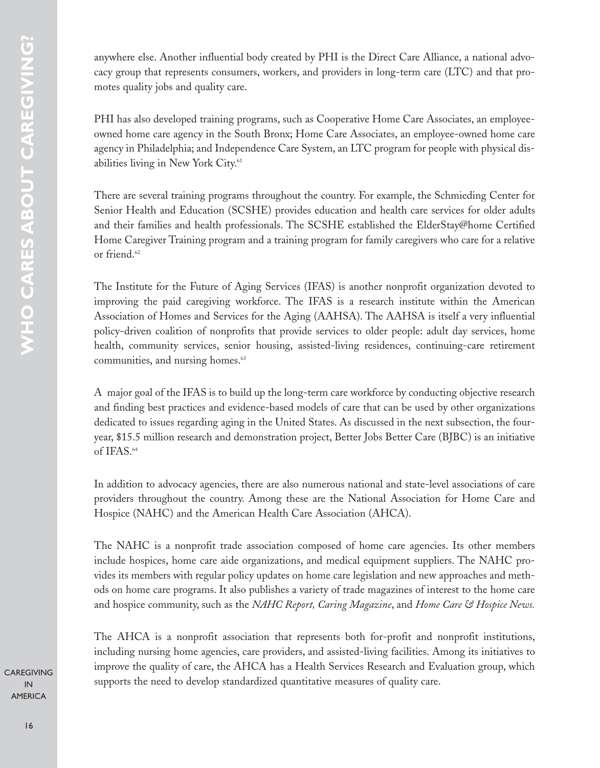anywhere else. Another influential body created by PHI is the Direct Care Alliance, a national advocacy group that represents consumers, workers, and providers in long-term care (LTC) and that promotes quality jobs and quality care.

PHI has also developed training programs, such as Cooperative Home Care Associates, an employee-owned home care agency in the South Bronx; Home Care Associates, an employee-owned home care agency in Philadelphia; and Independence Care System, an LTC program for people with physical disabilities living in New York City.[61]

There are several training programs throughout the country. For example, the Schmieding Center for Senior Health and Education (SCSHE) provides education and health care services for older adults and their families and health professionals. The SCSHE established the ElderStay@home Certified Home Caregiver Training program and a training program for family caregivers who care for a relative or friend.[62]

The Institute for the Future of Aging Services (IFAS) is another nonprofit organization devoted to improving the paid caregiving workforce. The IFAS is a research institute within the American Association of Homes and Services for the Aging (AAHSA). The AAHSA is itself a very influential policy-driven coalition of nonprofits that provide services to older people: adult day services, home health, community services, senior housing, assisted-living residences, continuing-care retirement communities, and nursing homes.[63]

A major goal of the IFAS is to build up the long-term care workforce by conducting objective research and finding best practices and evidence-based models of care that can be used by other organizations dedicated to issues regarding aging in the United States. As discussed in the next subsection, the four-year, $15.5 million research and demonstration project, Better Jobs Better Care (BJBC) is an initiative of IFAS.[64]

In addition to advocacy agencies, there are also numerous national and state-level associations of care providers throughout the country. Among these are the National Association for Home Care and Hospice (NAHC) and the American Health Care Association (AHCA).

The NAHC is a nonprofit trade association composed of home care agencies. Its other members include hospices, home care aide organizations, and medical equipment suppliers. The NAHC provides its members with regular policy updates on home care legislation and new approaches and methods on home care programs. It also publishes a variety of trade magazines of interest to the home care and hospice community, such as the *NAHC Report, Caring Magazine*, and *Home Care & Hospice News.*

The AHCA is a nonprofit association that represents both for-profit and nonprofit institutions, including nursing home agencies, care providers, and assisted-living facilities. Among its initiatives to improve the quality of care, the AHCA has a Health Services Research and Evaluation group, which supports the need to develop standardized quantitative measures of quality care.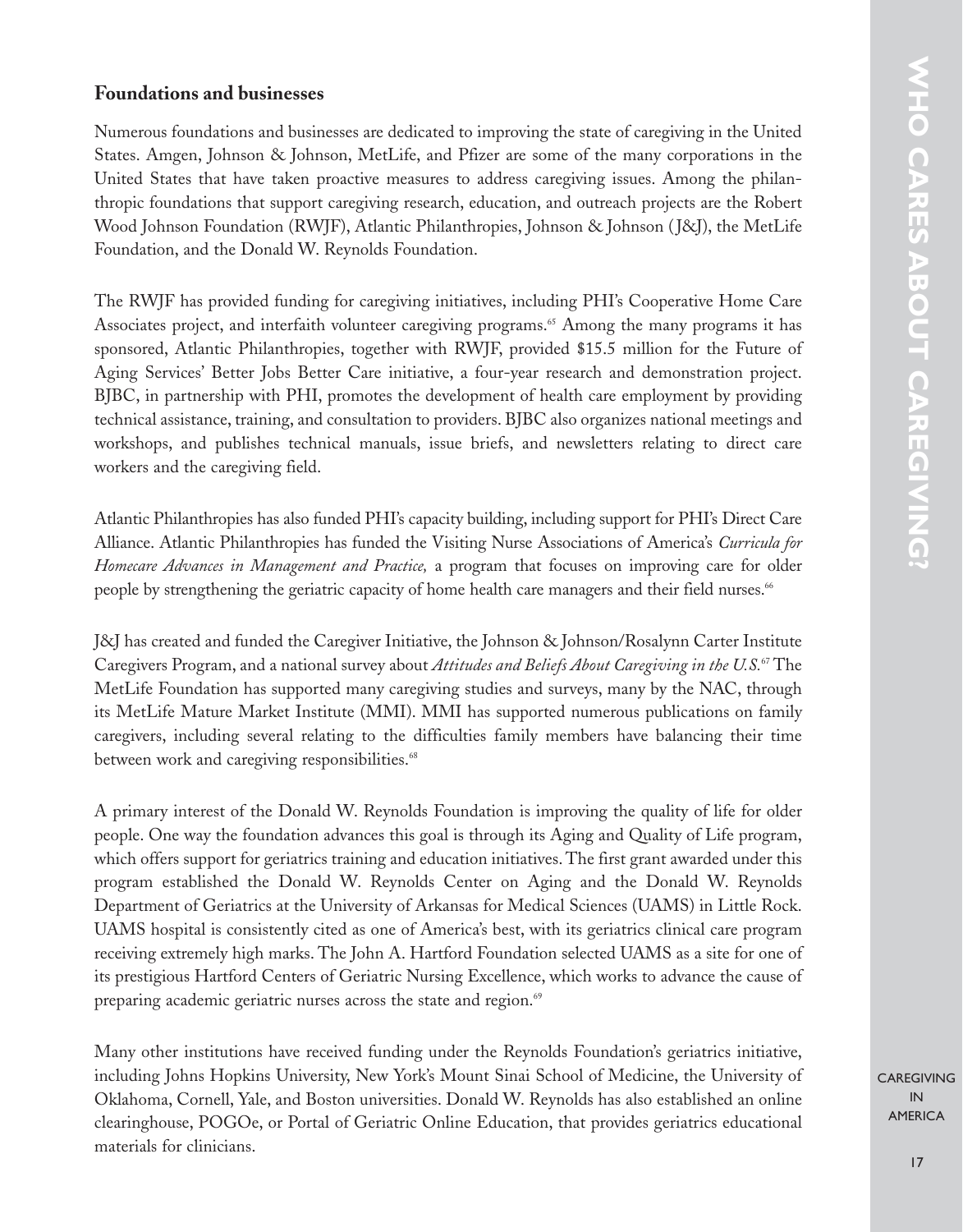## Foundations and businesses

Numerous foundations and businesses are dedicated to improving the state of caregiving in the United States. Amgen, Johnson & Johnson, MetLife, and Pfizer are some of the many corporations in the United States that have taken proactive measures to address caregiving issues. Among the philanthropic foundations that support caregiving research, education, and outreach projects are the Robert Wood Johnson Foundation (RWJF), Atlantic Philanthropies, Johnson & Johnson (J&J), the MetLife Foundation, and the Donald W. Reynolds Foundation.

The RWJF has provided funding for caregiving initiatives, including PHI's Cooperative Home Care Associates project, and interfaith volunteer caregiving programs.[65] Among the many programs it has sponsored, Atlantic Philanthropies, together with RWJF, provided $15.5 million for the Future of Aging Services' Better Jobs Better Care initiative, a four-year research and demonstration project. BJBC, in partnership with PHI, promotes the development of health care employment by providing technical assistance, training, and consultation to providers. BJBC also organizes national meetings and workshops, and publishes technical manuals, issue briefs, and newsletters relating to direct care workers and the caregiving field.

Atlantic Philanthropies has also funded PHI's capacity building, including support for PHI's Direct Care Alliance. Atlantic Philanthropies has funded the Visiting Nurse Associations of America's *Curricula for Homecare Advances in Management and Practice,* a program that focuses on improving care for older people by strengthening the geriatric capacity of home health care managers and their field nurses.[66]

J&J has created and funded the Caregiver Initiative, the Johnson & Johnson/Rosalynn Carter Institute Caregivers Program, and a national survey about *Attitudes and Beliefs About Caregiving in the U.S.*[67] The MetLife Foundation has supported many caregiving studies and surveys, many by the NAC, through its MetLife Mature Market Institute (MMI). MMI has supported numerous publications on family caregivers, including several relating to the difficulties family members have balancing their time between work and caregiving responsibilities.[68]

A primary interest of the Donald W. Reynolds Foundation is improving the quality of life for older people. One way the foundation advances this goal is through its Aging and Quality of Life program, which offers support for geriatrics training and education initiatives. The first grant awarded under this program established the Donald W. Reynolds Center on Aging and the Donald W. Reynolds Department of Geriatrics at the University of Arkansas for Medical Sciences (UAMS) in Little Rock. UAMS hospital is consistently cited as one of America's best, with its geriatrics clinical care program receiving extremely high marks. The John A. Hartford Foundation selected UAMS as a site for one of its prestigious Hartford Centers of Geriatric Nursing Excellence, which works to advance the cause of preparing academic geriatric nurses across the state and region.[69]

Many other institutions have received funding under the Reynolds Foundation's geriatrics initiative, including Johns Hopkins University, New York's Mount Sinai School of Medicine, the University of Oklahoma, Cornell, Yale, and Boston universities. Donald W. Reynolds has also established an online clearinghouse, POGOe, or Portal of Geriatric Online Education, that provides geriatrics educational materials for clinicians.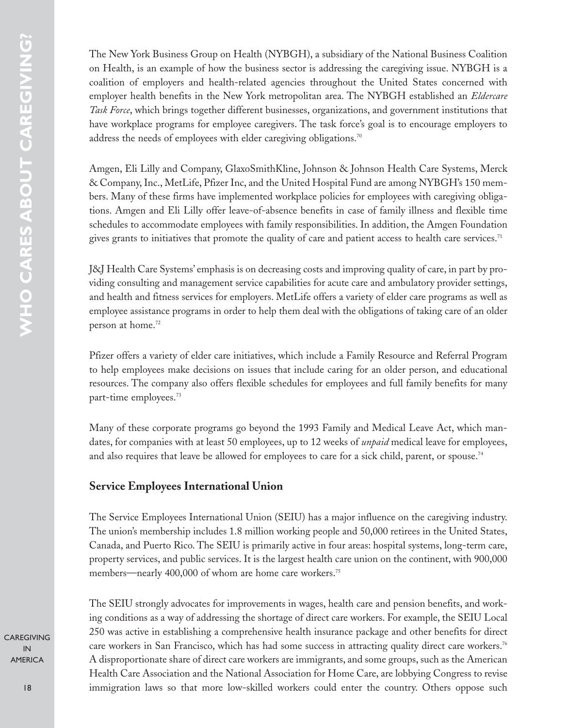The New York Business Group on Health (NYBGH), a subsidiary of the National Business Coalition on Health, is an example of how the business sector is addressing the caregiving issue. NYBGH is a coalition of employers and health-related agencies throughout the United States concerned with employer health benefits in the New York metropolitan area. The NYBGH established an *Eldercare Task Force*, which brings together different businesses, organizations, and government institutions that have workplace programs for employee caregivers. The task force's goal is to encourage employers to address the needs of employees with elder caregiving obligations.[70]

Amgen, Eli Lilly and Company, GlaxoSmithKline, Johnson & Johnson Health Care Systems, Merck & Company, Inc., MetLife, Pfizer Inc, and the United Hospital Fund are among NYBGH's 150 members. Many of these firms have implemented workplace policies for employees with caregiving obligations. Amgen and Eli Lilly offer leave-of-absence benefits in case of family illness and flexible time schedules to accommodate employees with family responsibilities. In addition, the Amgen Foundation gives grants to initiatives that promote the quality of care and patient access to health care services.[71]

J&J Health Care Systems' emphasis is on decreasing costs and improving quality of care, in part by providing consulting and management service capabilities for acute care and ambulatory provider settings, and health and fitness services for employers. MetLife offers a variety of elder care programs as well as employee assistance programs in order to help them deal with the obligations of taking care of an older person at home.[72]

Pfizer offers a variety of elder care initiatives, which include a Family Resource and Referral Program to help employees make decisions on issues that include caring for an older person, and educational resources. The company also offers flexible schedules for employees and full family benefits for many part-time employees.[73]

Many of these corporate programs go beyond the 1993 Family and Medical Leave Act, which mandates, for companies with at least 50 employees, up to 12 weeks of *unpaid* medical leave for employees, and also requires that leave be allowed for employees to care for a sick child, parent, or spouse.[74]

## Service Employees International Union

The Service Employees International Union (SEIU) has a major influence on the caregiving industry. The union's membership includes 1.8 million working people and 50,000 retirees in the United States, Canada, and Puerto Rico. The SEIU is primarily active in four areas: hospital systems, long-term care, property services, and public services. It is the largest health care union on the continent, with 900,000 members—nearly 400,000 of whom are home care workers.[75]

The SEIU strongly advocates for improvements in wages, health care and pension benefits, and working conditions as a way of addressing the shortage of direct care workers. For example, the SEIU Local 250 was active in establishing a comprehensive health insurance package and other benefits for direct care workers in San Francisco, which has had some success in attracting quality direct care workers.[76] A disproportionate share of direct care workers are immigrants, and some groups, such as the American Health Care Association and the National Association for Home Care, are lobbying Congress to revise immigration laws so that more low-skilled workers could enter the country. Others oppose such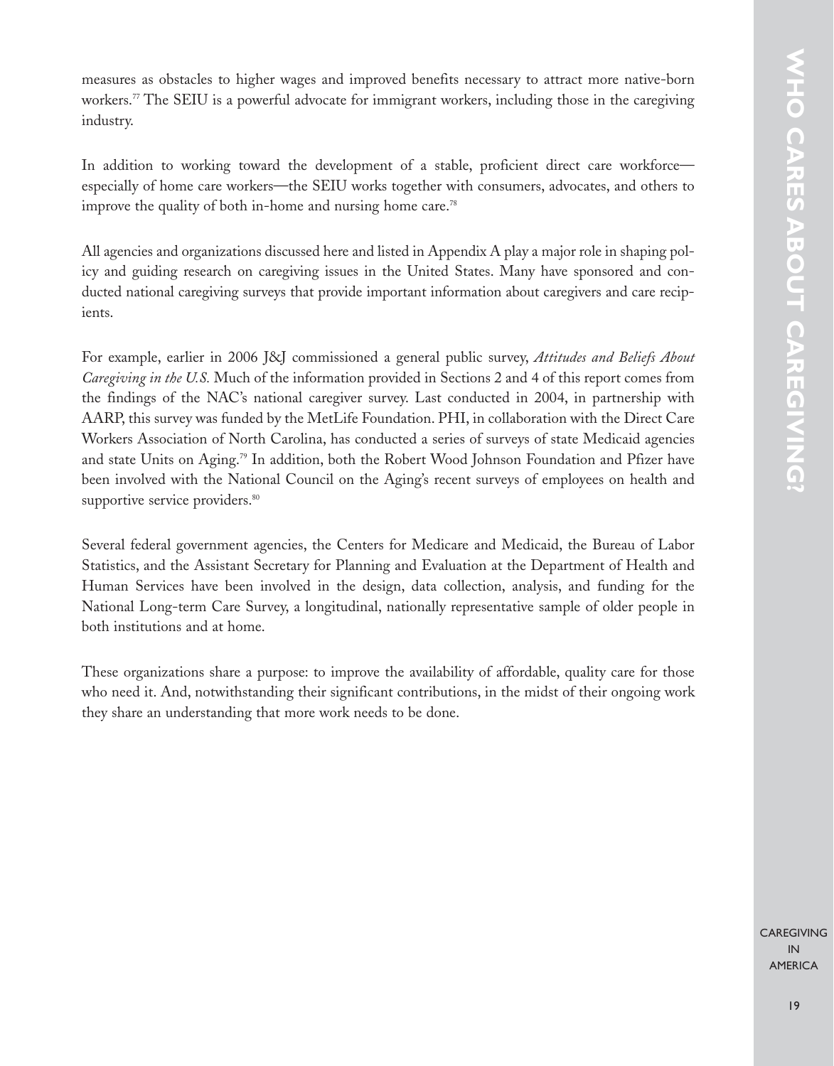measures as obstacles to higher wages and improved benefits necessary to attract more native-born workers.[77] The SEIU is a powerful advocate for immigrant workers, including those in the caregiving industry.

In addition to working toward the development of a stable, proficient direct care workforce—especially of home care workers—the SEIU works together with consumers, advocates, and others to improve the quality of both in-home and nursing home care.[78]

All agencies and organizations discussed here and listed in Appendix A play a major role in shaping policy and guiding research on caregiving issues in the United States. Many have sponsored and conducted national caregiving surveys that provide important information about caregivers and care recipients.

For example, earlier in 2006 J&J commissioned a general public survey, *Attitudes and Beliefs About Caregiving in the U.S.* Much of the information provided in Sections 2 and 4 of this report comes from the findings of the NAC's national caregiver survey. Last conducted in 2004, in partnership with AARP, this survey was funded by the MetLife Foundation. PHI, in collaboration with the Direct Care Workers Association of North Carolina, has conducted a series of surveys of state Medicaid agencies and state Units on Aging.[79] In addition, both the Robert Wood Johnson Foundation and Pfizer have been involved with the National Council on the Aging's recent surveys of employees on health and supportive service providers.[80]

Several federal government agencies, the Centers for Medicare and Medicaid, the Bureau of Labor Statistics, and the Assistant Secretary for Planning and Evaluation at the Department of Health and Human Services have been involved in the design, data collection, analysis, and funding for the National Long-term Care Survey, a longitudinal, nationally representative sample of older people in both institutions and at home.

These organizations share a purpose: to improve the availability of affordable, quality care for those who need it. And, notwithstanding their significant contributions, in the midst of their ongoing work they share an understanding that more work needs to be done.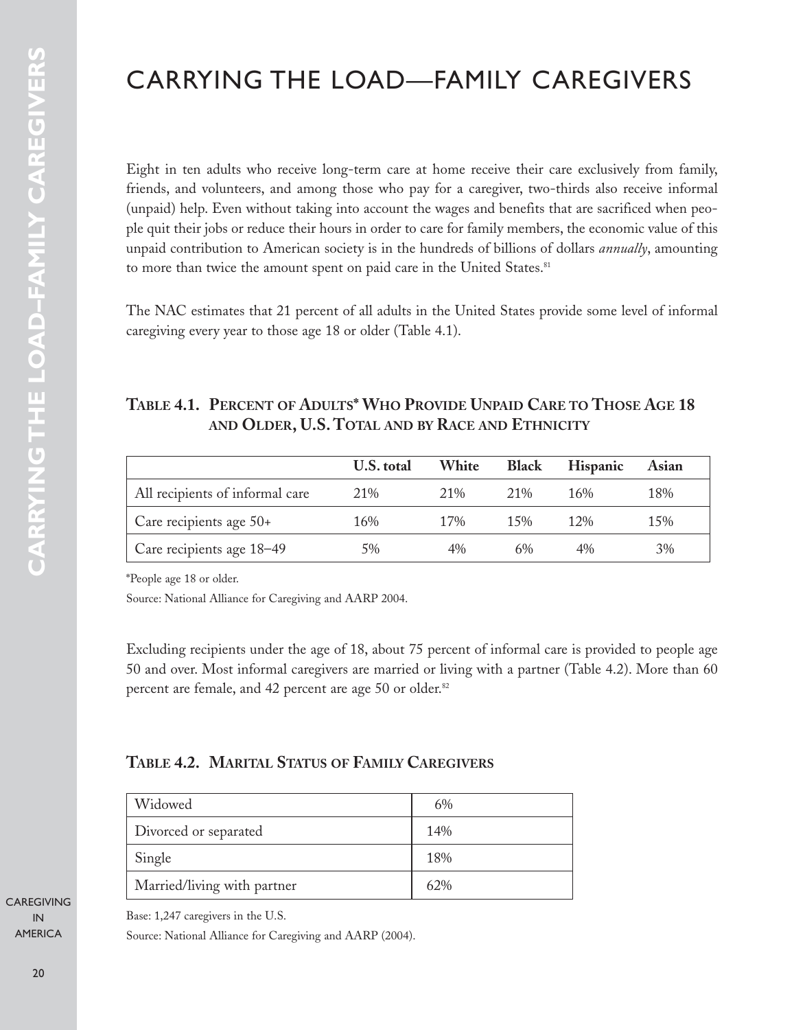# CARRYING THE LOAD—FAMILY CAREGIVERS

Eight in ten adults who receive long-term care at home receive their care exclusively from family, friends, and volunteers, and among those who pay for a caregiver, two-thirds also receive informal (unpaid) help. Even without taking into account the wages and benefits that are sacrificed when people quit their jobs or reduce their hours in order to care for family members, the economic value of this unpaid contribution to American society is in the hundreds of billions of dollars *annually*, amounting to more than twice the amount spent on paid care in the United States.[81]

The NAC estimates that 21 percent of all adults in the United States provide some level of informal caregiving every year to those age 18 or older (Table 4.1).

### Table 4.1. Percent of Adults* Who Provide Unpaid Care to Those Age 18 and Older, U.S. Total and by Race and Ethnicity

| | U.S. total | White | Black | Hispanic | Asian |
|---|---|---|---|---|---|
| All recipients of informal care | 21% | 21% | 21% | 16% | 18% |
| Care recipients age 50+ | 16% | 17% | 15% | 12% | 15% |
| Care recipients age 18–49 | 5% | 4% | 6% | 4% | 3% |

*People age 18 or older.

Source: National Alliance for Caregiving and AARP 2004.

Excluding recipients under the age of 18, about 75 percent of informal care is provided to people age 50 and over. Most informal caregivers are married or living with a partner (Table 4.2). More than 60 percent are female, and 42 percent are age 50 or older.[82]

### Table 4.2. Marital Status of Family Caregivers

| | |
|---|---|
| Widowed | 6% |
| Divorced or separated | 14% |
| Single | 18% |
| Married/living with partner | 62% |

Base: 1,247 caregivers in the U.S.

Source: National Alliance for Caregiving and AARP (2004).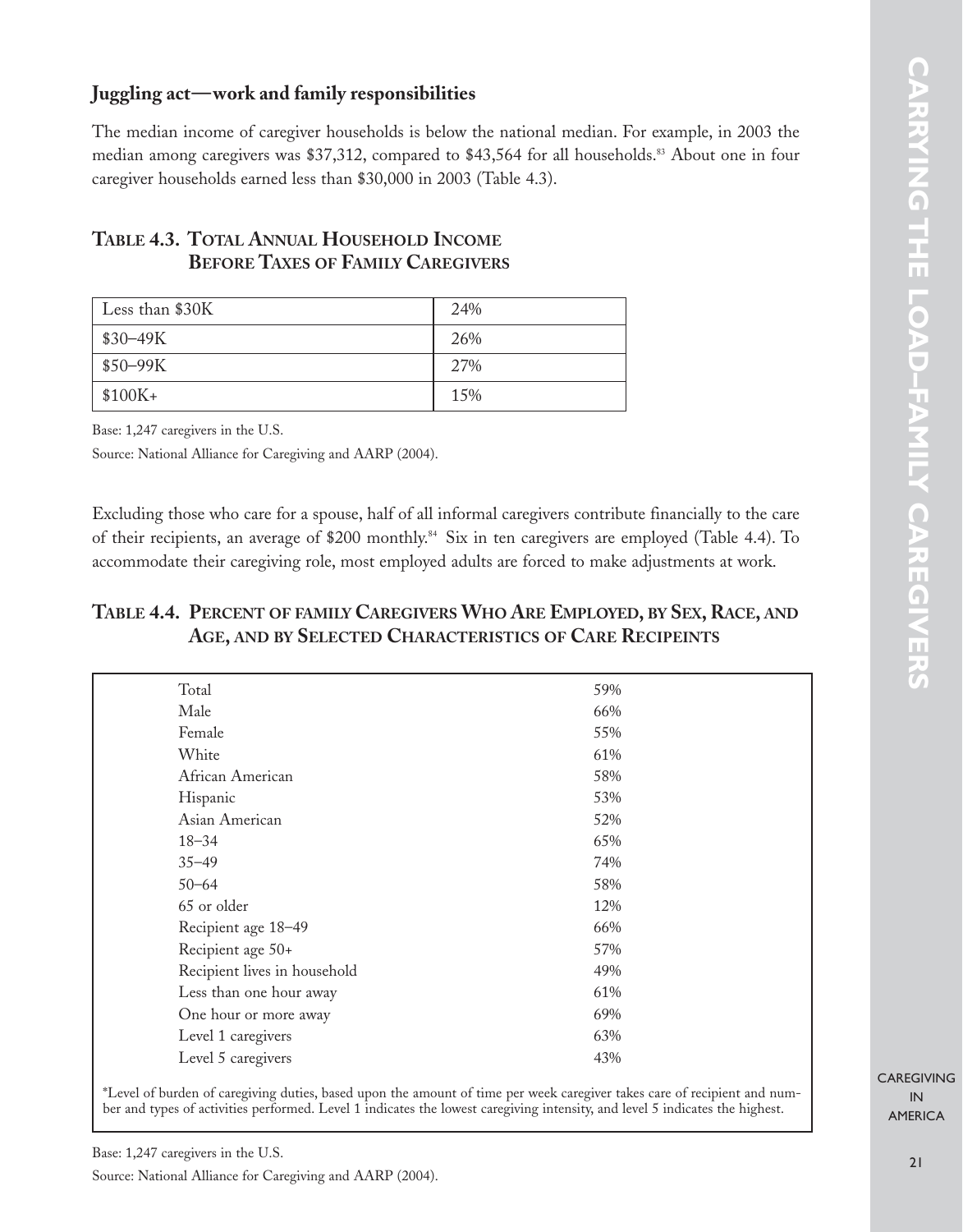## Juggling act—work and family responsibilities

The median income of caregiver households is below the national median. For example, in 2003 the median among caregivers was $37,312, compared to $43,564 for all households.[83] About one in four caregiver households earned less than $30,000 in 2003 (Table 4.3).

### Table 4.3. Total Annual Household Income Before Taxes of Family Caregivers

| | |
|---|---|
| Less than $30K | 24% |
| $30–49K | 26% |
| $50–99K | 27% |
| $100K+ | 15% |

Base: 1,247 caregivers in the U.S.

Source: National Alliance for Caregiving and AARP (2004).

Excluding those who care for a spouse, half of all informal caregivers contribute financially to the care of their recipients, an average of $200 monthly.[84] Six in ten caregivers are employed (Table 4.4). To accommodate their caregiving role, most employed adults are forced to make adjustments at work.

### Table 4.4. Percent of family Caregivers Who Are Employed, by Sex, Race, and Age, and by Selected Characteristics of Care Recipeints

| | |
|---|---|
| Total | 59% |
| Male | 66% |
| Female | 55% |
| White | 61% |
| African American | 58% |
| Hispanic | 53% |
| Asian American | 52% |
| 18–34 | 65% |
| 35–49 | 74% |
| 50–64 | 58% |
| 65 or older | 12% |
| Recipient age 18–49 | 66% |
| Recipient age 50+ | 57% |
| Recipient lives in household | 49% |
| Less than one hour away | 61% |
| One hour or more away | 69% |
| Level 1 caregivers | 63% |
| Level 5 caregivers | 43% |

*Level of burden of caregiving duties, based upon the amount of time per week caregiver takes care of recipient and number and types of activities performed. Level 1 indicates the lowest caregiving intensity, and level 5 indicates the highest.

Base: 1,247 caregivers in the U.S.

Source: National Alliance for Caregiving and AARP (2004).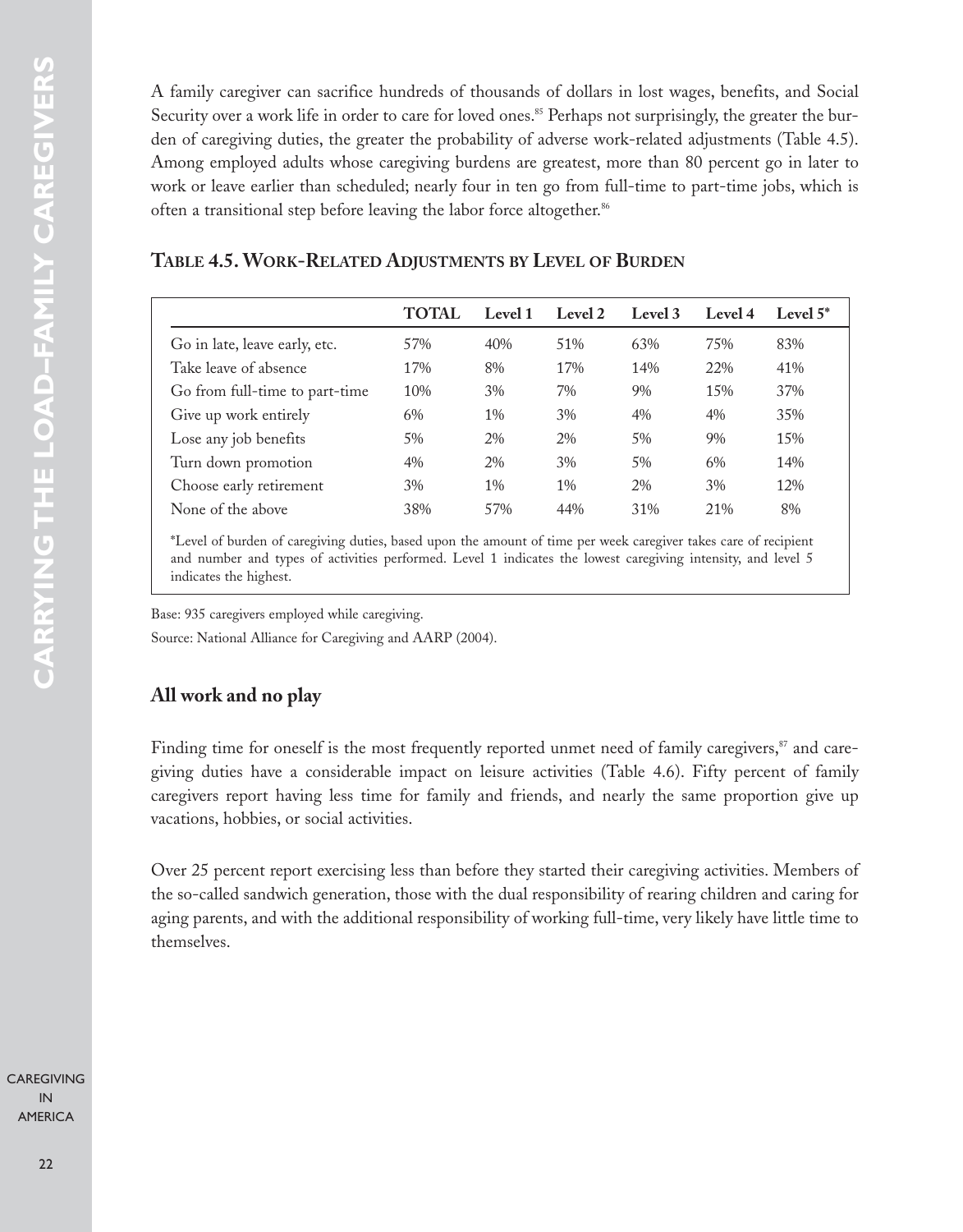A family caregiver can sacrifice hundreds of thousands of dollars in lost wages, benefits, and Social Security over a work life in order to care for loved ones.[85] Perhaps not surprisingly, the greater the burden of caregiving duties, the greater the probability of adverse work-related adjustments (Table 4.5). Among employed adults whose caregiving burdens are greatest, more than 80 percent go in later to work or leave earlier than scheduled; nearly four in ten go from full-time to part-time jobs, which is often a transitional step before leaving the labor force altogether.[86]

### Table 4.5. Work-Related Adjustments by Level of Burden

| | TOTAL | Level 1 | Level 2 | Level 3 | Level 4 | Level 5* |
|---|---|---|---|---|---|---|
| Go in late, leave early, etc. | 57% | 40% | 51% | 63% | 75% | 83% |
| Take leave of absence | 17% | 8% | 17% | 14% | 22% | 41% |
| Go from full-time to part-time | 10% | 3% | 7% | 9% | 15% | 37% |
| Give up work entirely | 6% | 1% | 3% | 4% | 4% | 35% |
| Lose any job benefits | 5% | 2% | 2% | 5% | 9% | 15% |
| Turn down promotion | 4% | 2% | 3% | 5% | 6% | 14% |
| Choose early retirement | 3% | 1% | 1% | 2% | 3% | 12% |
| None of the above | 38% | 57% | 44% | 31% | 21% | 8% |

*Level of burden of caregiving duties, based upon the amount of time per week caregiver takes care of recipient and number and types of activities performed. Level 1 indicates the lowest caregiving intensity, and level 5 indicates the highest.

Base: 935 caregivers employed while caregiving.

Source: National Alliance for Caregiving and AARP (2004).

## All work and no play

Finding time for oneself is the most frequently reported unmet need of family caregivers,[87] and caregiving duties have a considerable impact on leisure activities (Table 4.6). Fifty percent of family caregivers report having less time for family and friends, and nearly the same proportion give up vacations, hobbies, or social activities.

Over 25 percent report exercising less than before they started their caregiving activities. Members of the so-called sandwich generation, those with the dual responsibility of rearing children and caring for aging parents, and with the additional responsibility of working full-time, very likely have little time to themselves.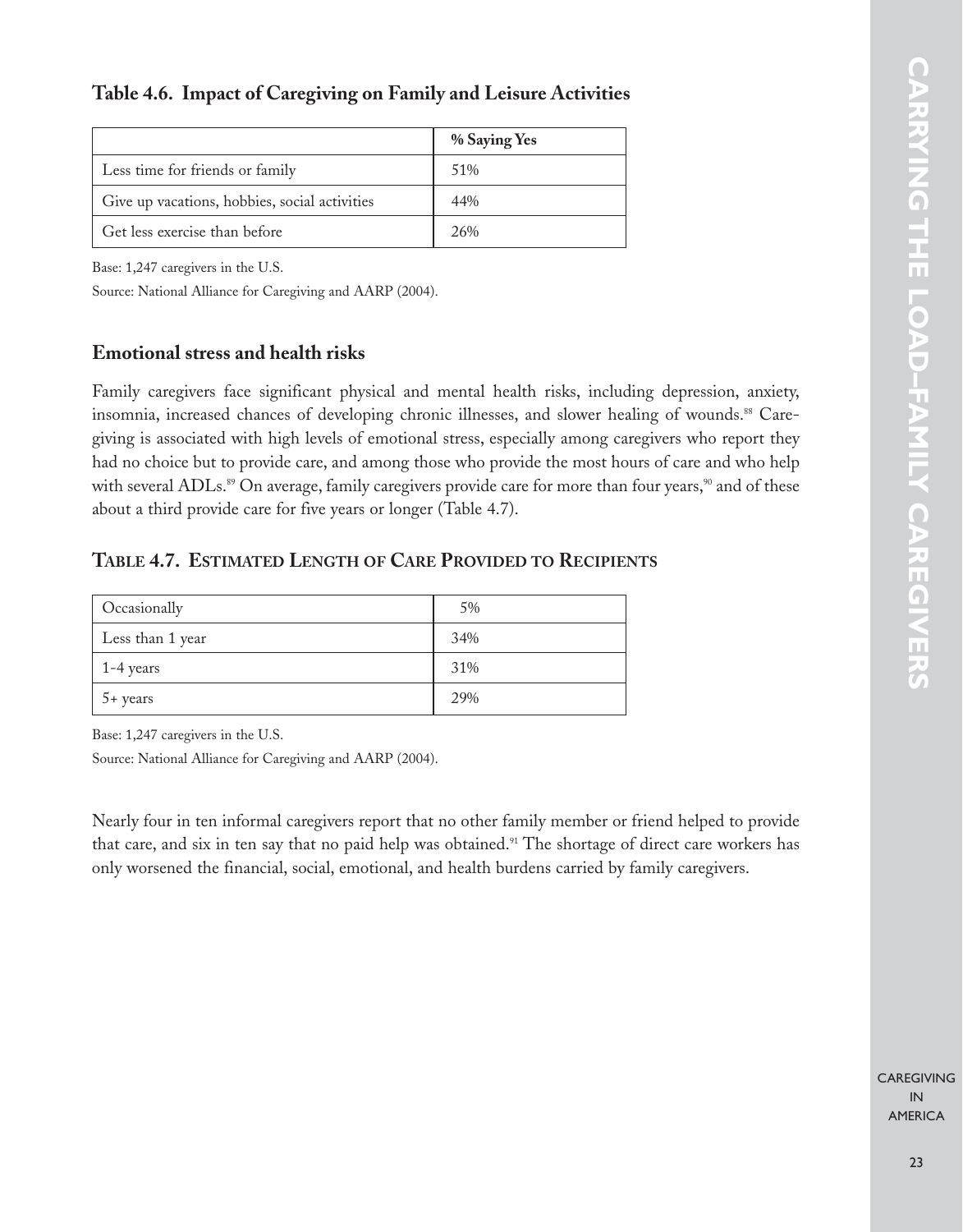### Table 4.6. Impact of Caregiving on Family and Leisure Activities

| | % Saying Yes |
|---|---|
| Less time for friends or family | 51% |
| Give up vacations, hobbies, social activities | 44% |
| Get less exercise than before | 26% |

Base: 1,247 caregivers in the U.S.

Source: National Alliance for Caregiving and AARP (2004).

## Emotional stress and health risks

Family caregivers face significant physical and mental health risks, including depression, anxiety, insomnia, increased chances of developing chronic illnesses, and slower healing of wounds.[88] Caregiving is associated with high levels of emotional stress, especially among caregivers who report they had no choice but to provide care, and among those who provide the most hours of care and who help with several ADLs.[89] On average, family caregivers provide care for more than four years,[90] and of these about a third provide care for five years or longer (Table 4.7).

### Table 4.7. Estimated Length of Care Provided to Recipients

| | |
|---|---|
| Occasionally | 5% |
| Less than 1 year | 34% |
| 1-4 years | 31% |
| 5+ years | 29% |

Base: 1,247 caregivers in the U.S.

Source: National Alliance for Caregiving and AARP (2004).

Nearly four in ten informal caregivers report that no other family member or friend helped to provide that care, and six in ten say that no paid help was obtained.[91] The shortage of direct care workers has only worsened the financial, social, emotional, and health burdens carried by family caregivers.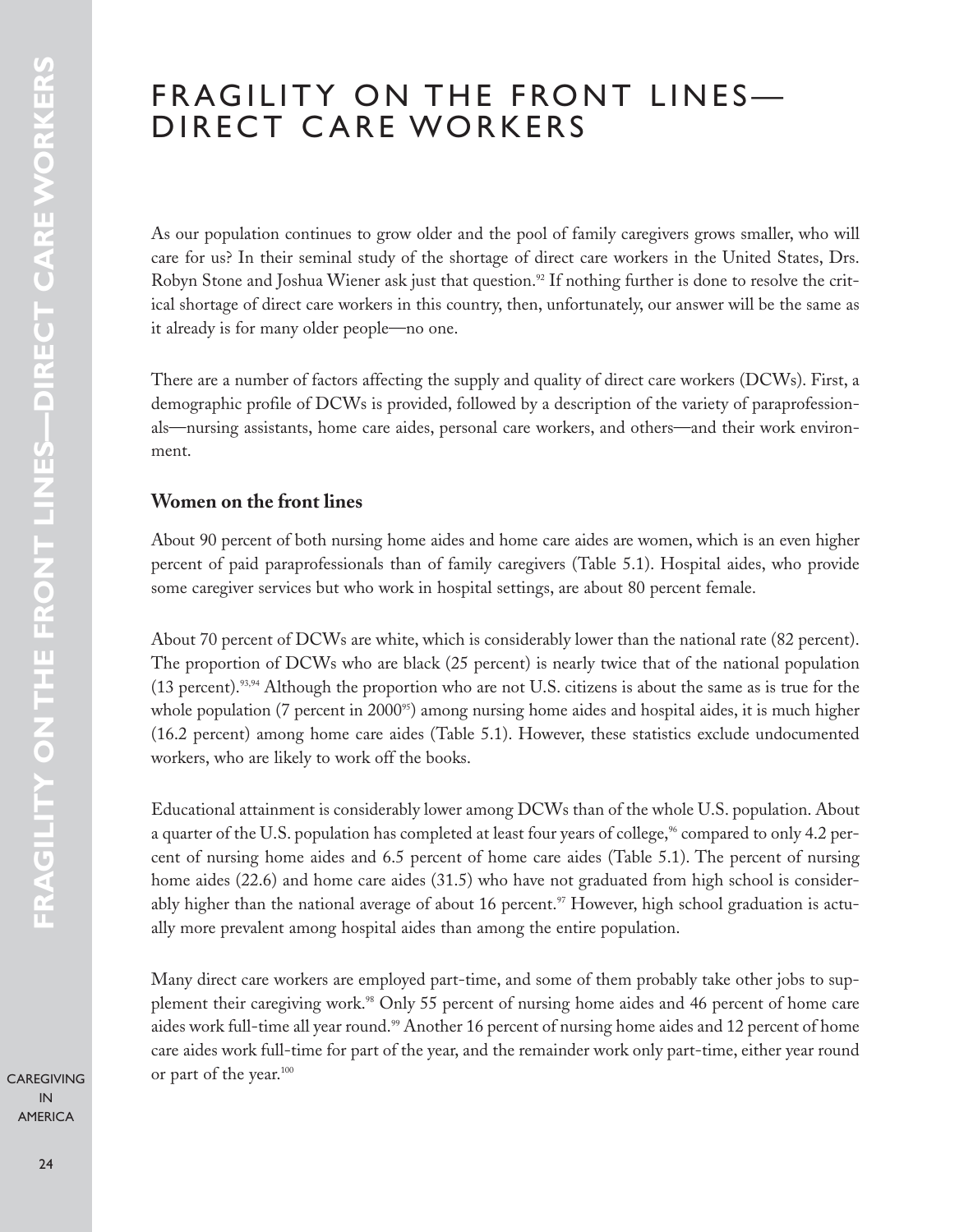# FRAGILITY ON THE FRONT LINES—DIRECT CARE WORKERS

As our population continues to grow older and the pool of family caregivers grows smaller, who will care for us? In their seminal study of the shortage of direct care workers in the United States, Drs. Robyn Stone and Joshua Wiener ask just that question.[92] If nothing further is done to resolve the critical shortage of direct care workers in this country, then, unfortunately, our answer will be the same as it already is for many older people—no one.

There are a number of factors affecting the supply and quality of direct care workers (DCWs). First, a demographic profile of DCWs is provided, followed by a description of the variety of paraprofessionals—nursing assistants, home care aides, personal care workers, and others—and their work environment.

### Women on the front lines

About 90 percent of both nursing home aides and home care aides are women, which is an even higher percent of paid paraprofessionals than of family caregivers (Table 5.1). Hospital aides, who provide some caregiver services but who work in hospital settings, are about 80 percent female.

About 70 percent of DCWs are white, which is considerably lower than the national rate (82 percent). The proportion of DCWs who are black (25 percent) is nearly twice that of the national population (13 percent).[93,94] Although the proportion who are not U.S. citizens is about the same as is true for the whole population (7 percent in 2000[95]) among nursing home aides and hospital aides, it is much higher (16.2 percent) among home care aides (Table 5.1). However, these statistics exclude undocumented workers, who are likely to work off the books.

Educational attainment is considerably lower among DCWs than of the whole U.S. population. About a quarter of the U.S. population has completed at least four years of college,[96] compared to only 4.2 percent of nursing home aides and 6.5 percent of home care aides (Table 5.1). The percent of nursing home aides (22.6) and home care aides (31.5) who have not graduated from high school is considerably higher than the national average of about 16 percent.[97] However, high school graduation is actually more prevalent among hospital aides than among the entire population.

Many direct care workers are employed part-time, and some of them probably take other jobs to supplement their caregiving work.[98] Only 55 percent of nursing home aides and 46 percent of home care aides work full-time all year round.[99] Another 16 percent of nursing home aides and 12 percent of home care aides work full-time for part of the year, and the remainder work only part-time, either year round or part of the year.[100]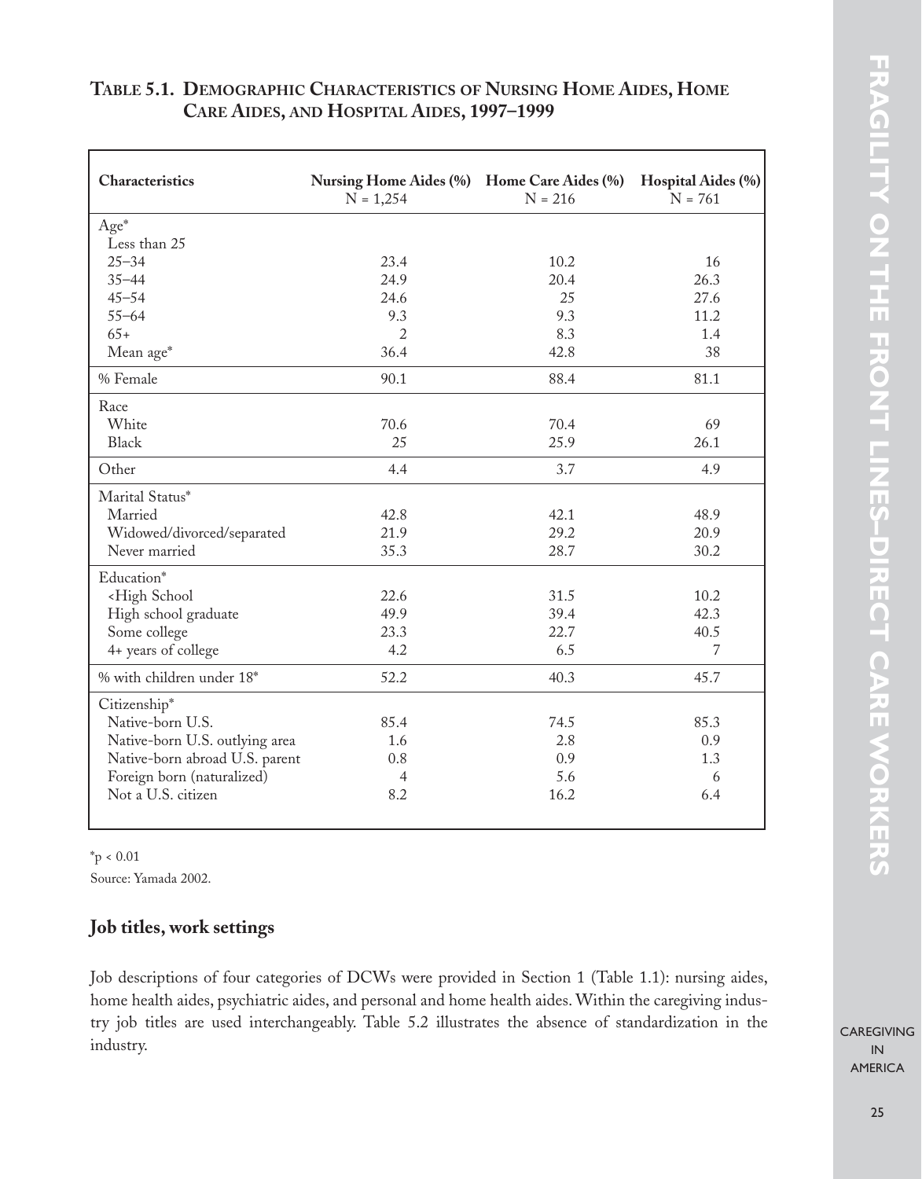**TABLE 5.1. DEMOGRAPHIC CHARACTERISTICS OF NURSING HOME AIDES, HOME CARE AIDES, AND HOSPITAL AIDES, 1997–1999**

| Characteristics | Nursing Home Aides (%) N = 1,254 | Home Care Aides (%) N = 216 | Hospital Aides (%) N = 761 |
|---|---|---|---|
| Age* | | | |
| Less than 25 | | | |
| 25–34 | 23.4 | 10.2 | 16 |
| 35–44 | 24.9 | 20.4 | 26.3 |
| 45–54 | 24.6 | 25 | 27.6 |
| 55–64 | 9.3 | 9.3 | 11.2 |
| 65+ | 2 | 8.3 | 1.4 |
| Mean age* | 36.4 | 42.8 | 38 |
| % Female | 90.1 | 88.4 | 81.1 |
| Race | | | |
| White | 70.6 | 70.4 | 69 |
| Black | 25 | 25.9 | 26.1 |
| Other | 4.4 | 3.7 | 4.9 |
| Marital Status* | | | |
| Married | 42.8 | 42.1 | 48.9 |
| Widowed/divorced/separated | 21.9 | 29.2 | 20.9 |
| Never married | 35.3 | 28.7 | 30.2 |
| Education* | | | |
| <High School | 22.6 | 31.5 | 10.2 |
| High school graduate | 49.9 | 39.4 | 42.3 |
| Some college | 23.3 | 22.7 | 40.5 |
| 4+ years of college | 4.2 | 6.5 | 7 |
| % with children under 18* | 52.2 | 40.3 | 45.7 |
| Citizenship* | | | |
| Native-born U.S. | 85.4 | 74.5 | 85.3 |
| Native-born U.S. outlying area | 1.6 | 2.8 | 0.9 |
| Native-born abroad U.S. parent | 0.8 | 0.9 | 1.3 |
| Foreign born (naturalized) | 4 | 5.6 | 6 |
| Not a U.S. citizen | 8.2 | 16.2 | 6.4 |

*$p < 0.01$

Source: Yamada 2002.

## Job titles, work settings

Job descriptions of four categories of DCWs were provided in Section 1 (Table 1.1): nursing aides, home health aides, psychiatric aides, and personal and home health aides. Within the caregiving industry job titles are used interchangeably. Table 5.2 illustrates the absence of standardization in the industry.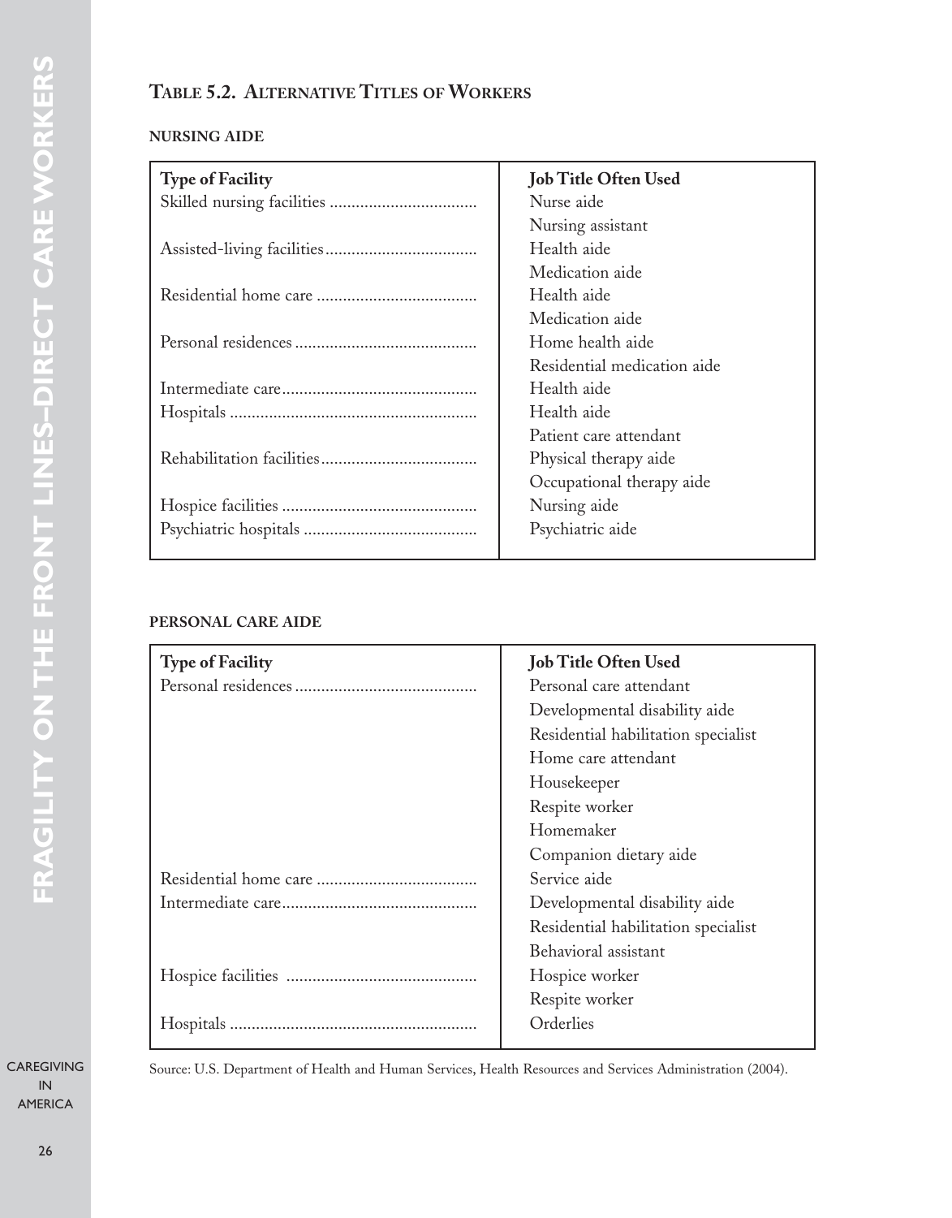## Table 5.2. Alternative Titles of Workers

### NURSING AIDE

| Type of Facility | Job Title Often Used |
|---|---|
| Skilled nursing facilities | Nurse aide |
| | Nursing assistant |
| Assisted-living facilities | Health aide |
| | Medication aide |
| Residential home care | Health aide |
| | Medication aide |
| Personal residences | Home health aide |
| | Residential medication aide |
| Intermediate care | Health aide |
| Hospitals | Health aide |
| | Patient care attendant |
| Rehabilitation facilities | Physical therapy aide |
| | Occupational therapy aide |
| Hospice facilities | Nursing aide |
| Psychiatric hospitals | Psychiatric aide |

### PERSONAL CARE AIDE

| Type of Facility | Job Title Often Used |
|---|---|
| Personal residences | Personal care attendant |
| | Developmental disability aide |
| | Residential habilitation specialist |
| | Home care attendant |
| | Housekeeper |
| | Respite worker |
| | Homemaker |
| | Companion dietary aide |
| Residential home care | Service aide |
| Intermediate care | Developmental disability aide |
| | Residential habilitation specialist |
| | Behavioral assistant |
| Hospice facilities | Hospice worker |
| | Respite worker |
| Hospitals | Orderlies |

Source: U.S. Department of Health and Human Services, Health Resources and Services Administration (2004).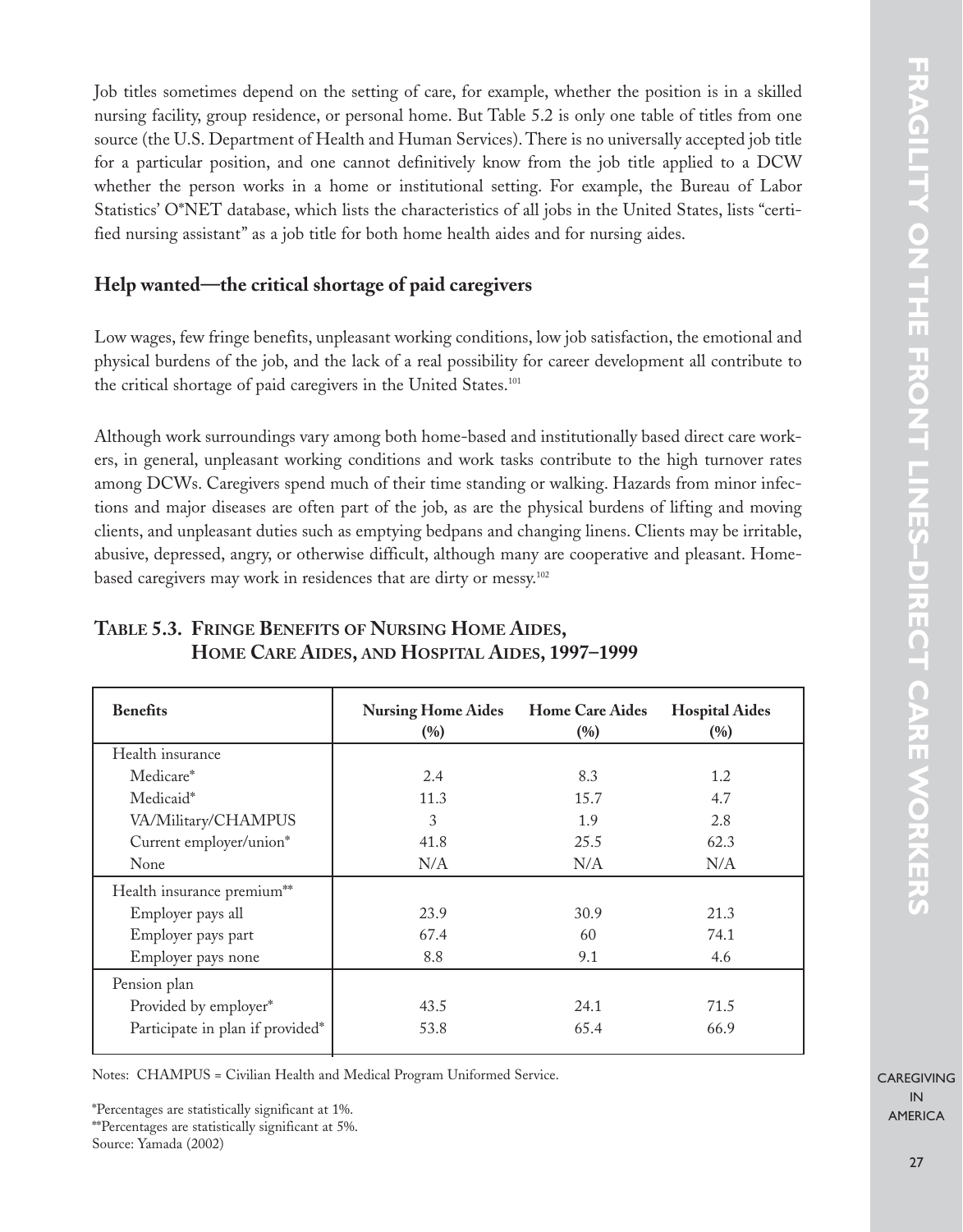Job titles sometimes depend on the setting of care, for example, whether the position is in a skilled nursing facility, group residence, or personal home. But Table 5.2 is only one table of titles from one source (the U.S. Department of Health and Human Services). There is no universally accepted job title for a particular position, and one cannot definitively know from the job title applied to a DCW whether the person works in a home or institutional setting. For example, the Bureau of Labor Statistics' O*NET database, which lists the characteristics of all jobs in the United States, lists "certified nursing assistant" as a job title for both home health aides and for nursing aides.

## Help wanted—the critical shortage of paid caregivers

Low wages, few fringe benefits, unpleasant working conditions, low job satisfaction, the emotional and physical burdens of the job, and the lack of a real possibility for career development all contribute to the critical shortage of paid caregivers in the United States.[101]

Although work surroundings vary among both home-based and institutionally based direct care workers, in general, unpleasant working conditions and work tasks contribute to the high turnover rates among DCWs. Caregivers spend much of their time standing or walking. Hazards from minor infections and major diseases are often part of the job, as are the physical burdens of lifting and moving clients, and unpleasant duties such as emptying bedpans and changing linens. Clients may be irritable, abusive, depressed, angry, or otherwise difficult, although many are cooperative and pleasant. Home-based caregivers may work in residences that are dirty or messy.[102]

### Table 5.3. Fringe Benefits of Nursing Home Aides, Home Care Aides, and Hospital Aides, 1997–1999

| Benefits | Nursing Home Aides (%) | Home Care Aides (%) | Hospital Aides (%) |
|---|---|---|---|
| Health insurance | | | |
| Medicare* | 2.4 | 8.3 | 1.2 |
| Medicaid* | 11.3 | 15.7 | 4.7 |
| VA/Military/CHAMPUS | 3 | 1.9 | 2.8 |
| Current employer/union* | 41.8 | 25.5 | 62.3 |
| None | N/A | N/A | N/A |
| Health insurance premium** | | | |
| Employer pays all | 23.9 | 30.9 | 21.3 |
| Employer pays part | 67.4 | 60 | 74.1 |
| Employer pays none | 8.8 | 9.1 | 4.6 |
| Pension plan | | | |
| Provided by employer* | 43.5 | 24.1 | 71.5 |
| Participate in plan if provided* | 53.8 | 65.4 | 66.9 |

Notes: CHAMPUS = Civilian Health and Medical Program Uniformed Service.

*Percentages are statistically significant at 1%.
**Percentages are statistically significant at 5%.
Source: Yamada (2002)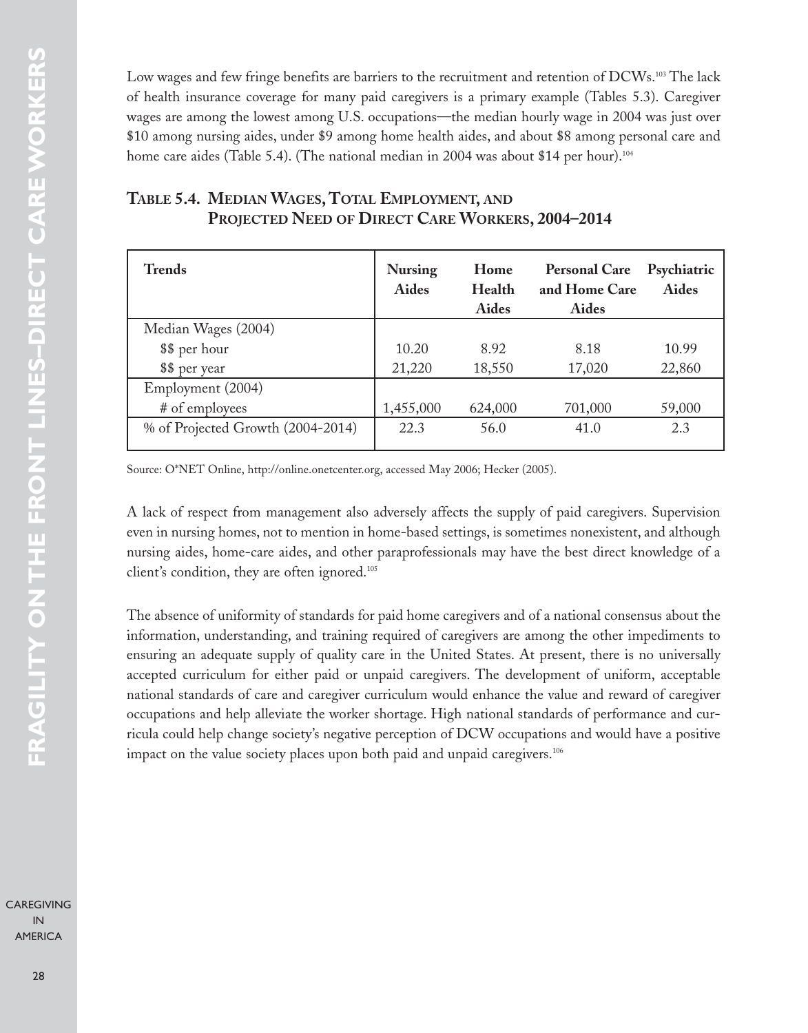Low wages and few fringe benefits are barriers to the recruitment and retention of DCWs.[103] The lack of health insurance coverage for many paid caregivers is a primary example (Tables 5.3). Caregiver wages are among the lowest among U.S. occupations—the median hourly wage in 2004 was just over $10 among nursing aides, under $9 among home health aides, and about $8 among personal care and home care aides (Table 5.4). (The national median in 2004 was about $14 per hour).[104]

### Table 5.4. Median Wages, Total Employment, and Projected Need of Direct Care Workers, 2004–2014

| Trends | Nursing Aides | Home Health Aides | Personal Care and Home Care Aides | Psychiatric Aides |
|---|---|---|---|---|
| Median Wages (2004) | | | | |
| $$ per hour | 10.20 | 8.92 | 8.18 | 10.99 |
| $$ per year | 21,220 | 18,550 | 17,020 | 22,860 |
| Employment (2004) | | | | |
| # of employees | 1,455,000 | 624,000 | 701,000 | 59,000 |
| % of Projected Growth (2004-2014) | 22.3 | 56.0 | 41.0 | 2.3 |

Source: O*NET Online, http://online.onetcenter.org, accessed May 2006; Hecker (2005).

A lack of respect from management also adversely affects the supply of paid caregivers. Supervision even in nursing homes, not to mention in home-based settings, is sometimes nonexistent, and although nursing aides, home-care aides, and other paraprofessionals may have the best direct knowledge of a client's condition, they are often ignored.[105]

The absence of uniformity of standards for paid home caregivers and of a national consensus about the information, understanding, and training required of caregivers are among the other impediments to ensuring an adequate supply of quality care in the United States. At present, there is no universally accepted curriculum for either paid or unpaid caregivers. The development of uniform, acceptable national standards of care and caregiver curriculum would enhance the value and reward of caregiver occupations and help alleviate the worker shortage. High national standards of performance and curricula could help change society's negative perception of DCW occupations and would have a positive impact on the value society places upon both paid and unpaid caregivers.[106]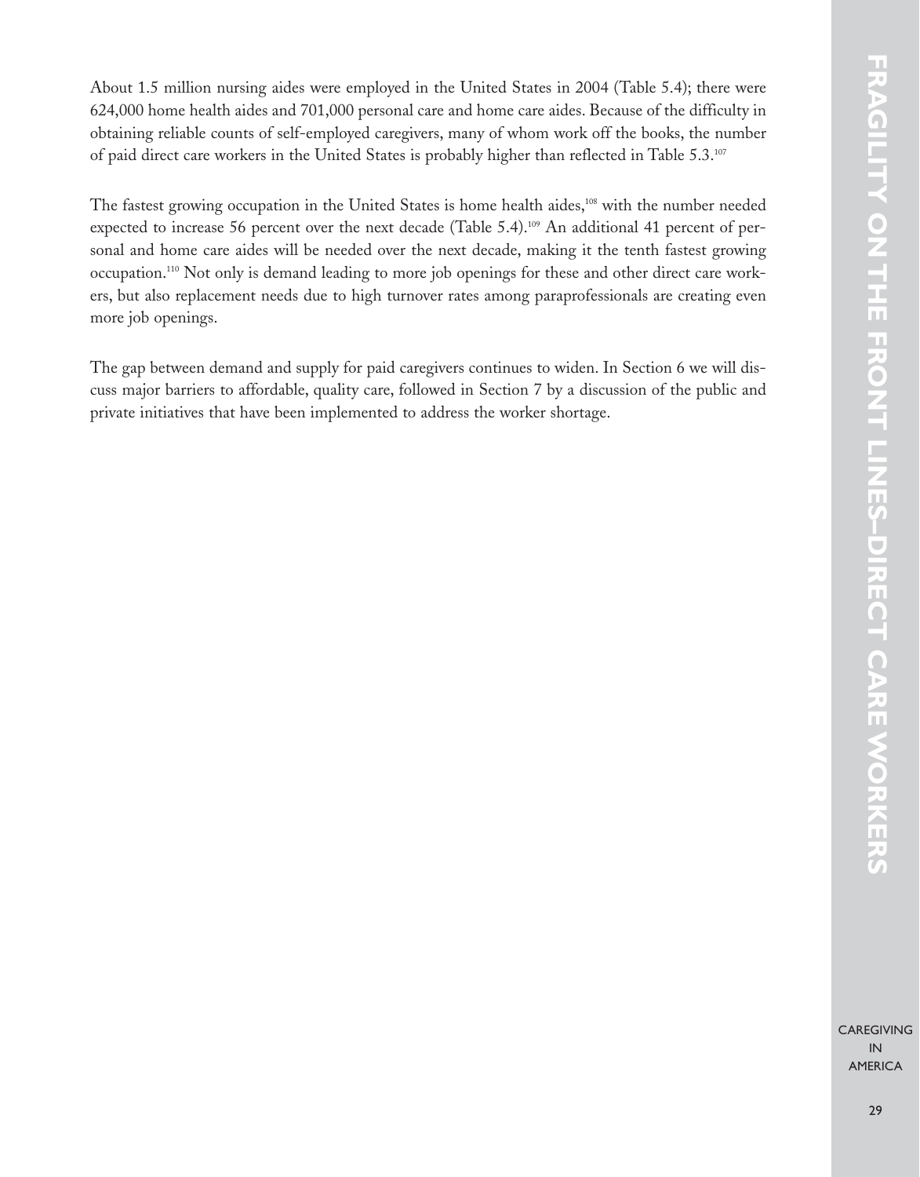About 1.5 million nursing aides were employed in the United States in 2004 (Table 5.4); there were 624,000 home health aides and 701,000 personal care and home care aides. Because of the difficulty in obtaining reliable counts of self-employed caregivers, many of whom work off the books, the number of paid direct care workers in the United States is probably higher than reflected in Table 5.3.[107]

The fastest growing occupation in the United States is home health aides,[108] with the number needed expected to increase 56 percent over the next decade (Table 5.4).[109] An additional 41 percent of personal and home care aides will be needed over the next decade, making it the tenth fastest growing occupation.[110] Not only is demand leading to more job openings for these and other direct care workers, but also replacement needs due to high turnover rates among paraprofessionals are creating even more job openings.

The gap between demand and supply for paid caregivers continues to widen. In Section 6 we will discuss major barriers to affordable, quality care, followed in Section 7 by a discussion of the public and private initiatives that have been implemented to address the worker shortage.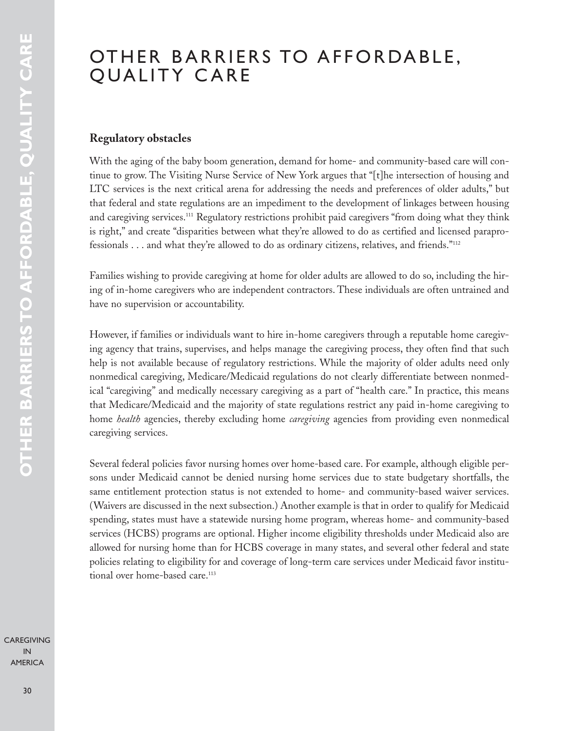# OTHER BARRIERS TO AFFORDABLE, QUALITY CARE

### Regulatory obstacles

With the aging of the baby boom generation, demand for home- and community-based care will continue to grow. The Visiting Nurse Service of New York argues that "[t]he intersection of housing and LTC services is the next critical arena for addressing the needs and preferences of older adults," but that federal and state regulations are an impediment to the development of linkages between housing and caregiving services.[111] Regulatory restrictions prohibit paid caregivers "from doing what they think is right," and create "disparities between what they're allowed to do as certified and licensed paraprofessionals . . . and what they're allowed to do as ordinary citizens, relatives, and friends."[112]

Families wishing to provide caregiving at home for older adults are allowed to do so, including the hiring of in-home caregivers who are independent contractors. These individuals are often untrained and have no supervision or accountability.

However, if families or individuals want to hire in-home caregivers through a reputable home caregiving agency that trains, supervises, and helps manage the caregiving process, they often find that such help is not available because of regulatory restrictions. While the majority of older adults need only nonmedical caregiving, Medicare/Medicaid regulations do not clearly differentiate between nonmedical "caregiving" and medically necessary caregiving as a part of "health care." In practice, this means that Medicare/Medicaid and the majority of state regulations restrict any paid in-home caregiving to home *health* agencies, thereby excluding home *caregiving* agencies from providing even nonmedical caregiving services.

Several federal policies favor nursing homes over home-based care. For example, although eligible persons under Medicaid cannot be denied nursing home services due to state budgetary shortfalls, the same entitlement protection status is not extended to home- and community-based waiver services. (Waivers are discussed in the next subsection.) Another example is that in order to qualify for Medicaid spending, states must have a statewide nursing home program, whereas home- and community-based services (HCBS) programs are optional. Higher income eligibility thresholds under Medicaid also are allowed for nursing home than for HCBS coverage in many states, and several other federal and state policies relating to eligibility for and coverage of long-term care services under Medicaid favor institutional over home-based care.[113]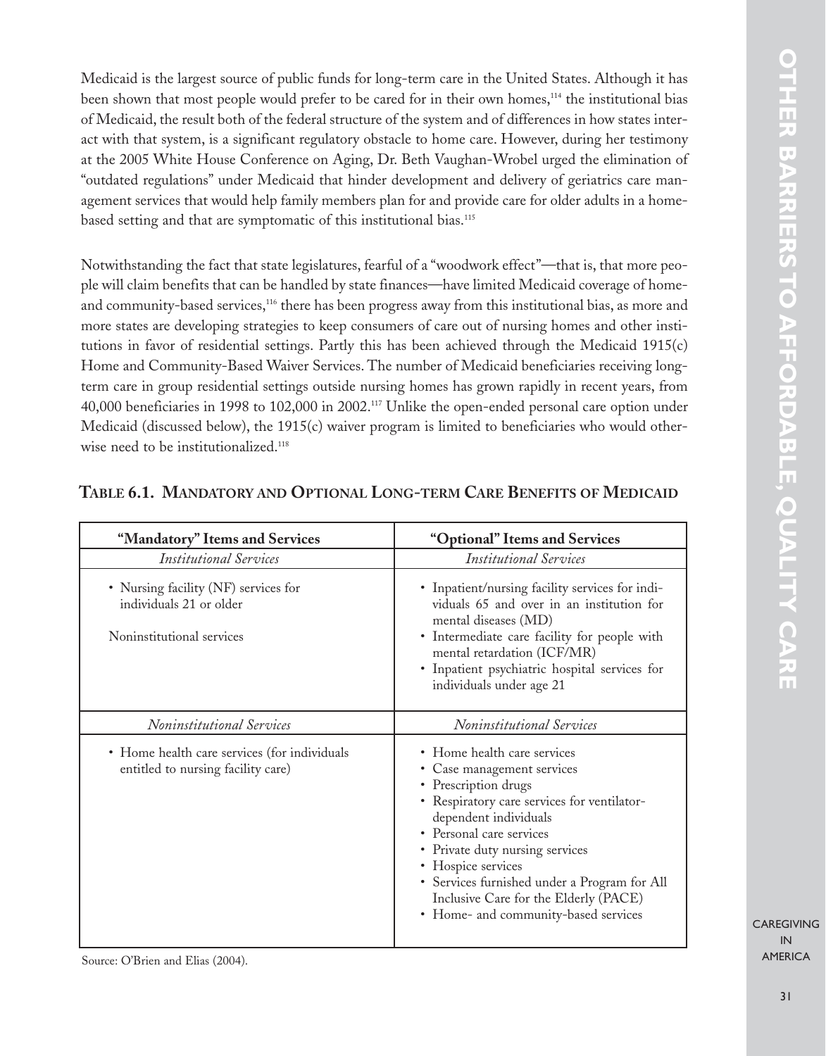Medicaid is the largest source of public funds for long-term care in the United States. Although it has been shown that most people would prefer to be cared for in their own homes,[114] the institutional bias of Medicaid, the result both of the federal structure of the system and of differences in how states interact with that system, is a significant regulatory obstacle to home care. However, during her testimony at the 2005 White House Conference on Aging, Dr. Beth Vaughan-Wrobel urged the elimination of "outdated regulations" under Medicaid that hinder development and delivery of geriatrics care management services that would help family members plan for and provide care for older adults in a home-based setting and that are symptomatic of this institutional bias.[115]

Notwithstanding the fact that state legislatures, fearful of a "woodwork effect"—that is, that more people will claim benefits that can be handled by state finances—have limited Medicaid coverage of home- and community-based services,[116] there has been progress away from this institutional bias, as more and more states are developing strategies to keep consumers of care out of nursing homes and other institutions in favor of residential settings. Partly this has been achieved through the Medicaid 1915(c) Home and Community-Based Waiver Services. The number of Medicaid beneficiaries receiving long-term care in group residential settings outside nursing homes has grown rapidly in recent years, from 40,000 beneficiaries in 1998 to 102,000 in 2002.[117] Unlike the open-ended personal care option under Medicaid (discussed below), the 1915(c) waiver program is limited to beneficiaries who would otherwise need to be institutionalized.[118]

## Table 6.1. Mandatory and Optional Long-term Care Benefits of Medicaid

| "Mandatory" Items and Services | "Optional" Items and Services |
|---|---|
| *Institutional Services* | *Institutional Services* |
| • Nursing facility (NF) services for individuals 21 or older<br><br>Noninstitutional services | • Inpatient/nursing facility services for individuals 65 and over in an institution for mental diseases (MD)<br>• Intermediate care facility for people with mental retardation (ICF/MR)<br>• Inpatient psychiatric hospital services for individuals under age 21 |
| *Noninstitutional Services* | *Noninstitutional Services* |
| • Home health care services (for individuals entitled to nursing facility care) | • Home health care services<br>• Case management services<br>• Prescription drugs<br>• Respiratory care services for ventilator-dependent individuals<br>• Personal care services<br>• Private duty nursing services<br>• Hospice services<br>• Services furnished under a Program for All Inclusive Care for the Elderly (PACE)<br>• Home- and community-based services |

Source: O'Brien and Elias (2004).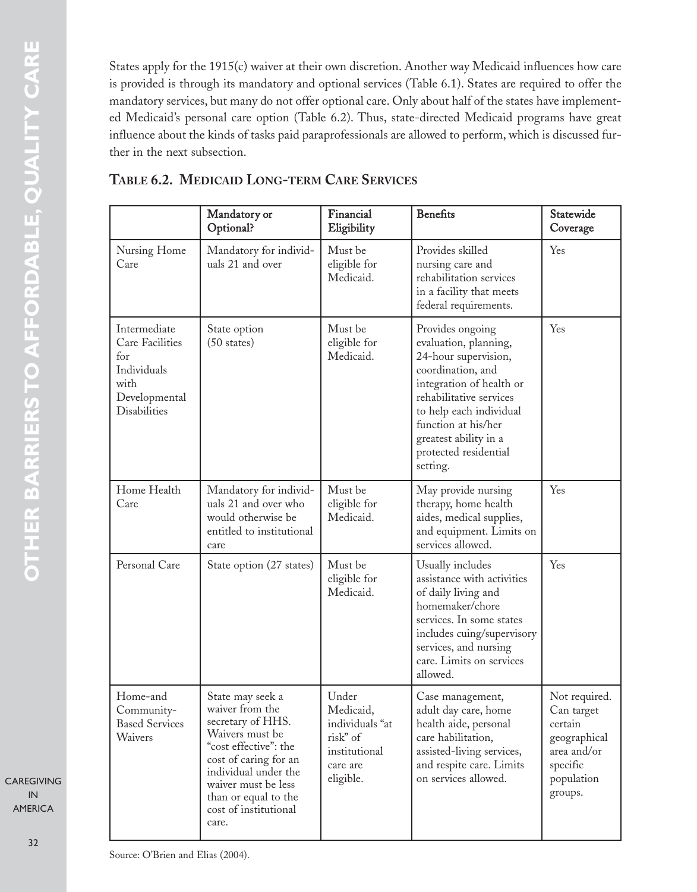States apply for the 1915(c) waiver at their own discretion. Another way Medicaid influences how care is provided is through its mandatory and optional services (Table 6.1). States are required to offer the mandatory services, but many do not offer optional care. Only about half of the states have implemented Medicaid's personal care option (Table 6.2). Thus, state-directed Medicaid programs have great influence about the kinds of tasks paid paraprofessionals are allowed to perform, which is discussed further in the next subsection.

## TABLE 6.2. MEDICAID LONG-TERM CARE SERVICES

| | Mandatory or Optional? | Financial Eligibility | Benefits | Statewide Coverage |
|---|---|---|---|---|
| Nursing Home Care | Mandatory for individuals 21 and over | Must be eligible for Medicaid. | Provides skilled nursing care and rehabilitation services in a facility that meets federal requirements. | Yes |
| Intermediate Care Facilities for Individuals with Developmental Disabilities | State option (50 states) | Must be eligible for Medicaid. | Provides ongoing evaluation, planning, 24-hour supervision, coordination, and integration of health or rehabilitative services to help each individual function at his/her greatest ability in a protected residential setting. | Yes |
| Home Health Care | Mandatory for individuals 21 and over who would otherwise be entitled to institutional care | Must be eligible for Medicaid. | May provide nursing therapy, home health aides, medical supplies, and equipment. Limits on services allowed. | Yes |
| Personal Care | State option (27 states) | Must be eligible for Medicaid. | Usually includes assistance with activities of daily living and homemaker/chore services. In some states includes cuing/supervisory services, and nursing care. Limits on services allowed. | Yes |
| Home-and Community-Based Services Waivers | State may seek a waiver from the secretary of HHS. Waivers must be "cost effective": the cost of caring for an individual under the waiver must be less than or equal to the cost of institutional care. | Under Medicaid, individuals "at risk" of institutional care are eligible. | Case management, adult day care, home health aide, personal care habilitation, assisted-living services, and respite care. Limits on services allowed. | Not required. Can target certain geographical area and/or specific population groups. |

Source: O'Brien and Elias (2004).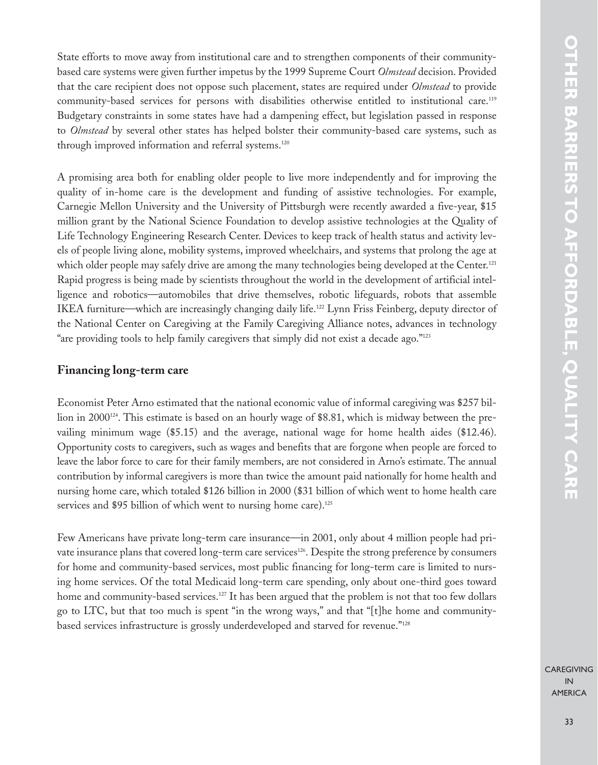State efforts to move away from institutional care and to strengthen components of their community-based care systems were given further impetus by the 1999 Supreme Court *Olmstead* decision. Provided that the care recipient does not oppose such placement, states are required under *Olmstead* to provide community-based services for persons with disabilities otherwise entitled to institutional care.[119] Budgetary constraints in some states have had a dampening effect, but legislation passed in response to *Olmstead* by several other states has helped bolster their community-based care systems, such as through improved information and referral systems.[120]

A promising area both for enabling older people to live more independently and for improving the quality of in-home care is the development and funding of assistive technologies. For example, Carnegie Mellon University and the University of Pittsburgh were recently awarded a five-year, $15 million grant by the National Science Foundation to develop assistive technologies at the Quality of Life Technology Engineering Research Center. Devices to keep track of health status and activity levels of people living alone, mobility systems, improved wheelchairs, and systems that prolong the age at which older people may safely drive are among the many technologies being developed at the Center.[121] Rapid progress is being made by scientists throughout the world in the development of artificial intelligence and robotics—automobiles that drive themselves, robotic lifeguards, robots that assemble IKEA furniture—which are increasingly changing daily life.[122] Lynn Friss Feinberg, deputy director of the National Center on Caregiving at the Family Caregiving Alliance notes, advances in technology "are providing tools to help family caregivers that simply did not exist a decade ago."[123]

## Financing long-term care

Economist Peter Arno estimated that the national economic value of informal caregiving was $257 billion in 2000[124]. This estimate is based on an hourly wage of $8.81, which is midway between the prevailing minimum wage ($5.15) and the average, national wage for home health aides ($12.46). Opportunity costs to caregivers, such as wages and benefits that are forgone when people are forced to leave the labor force to care for their family members, are not considered in Arno's estimate. The annual contribution by informal caregivers is more than twice the amount paid nationally for home health and nursing home care, which totaled $126 billion in 2000 ($31 billion of which went to home health care services and $95 billion of which went to nursing home care).[125]

Few Americans have private long-term care insurance—in 2001, only about 4 million people had private insurance plans that covered long-term care services[126]. Despite the strong preference by consumers for home and community-based services, most public financing for long-term care is limited to nursing home services. Of the total Medicaid long-term care spending, only about one-third goes toward home and community-based services.[127] It has been argued that the problem is not that too few dollars go to LTC, but that too much is spent "in the wrong ways," and that "[t]he home and community-based services infrastructure is grossly underdeveloped and starved for revenue."[128]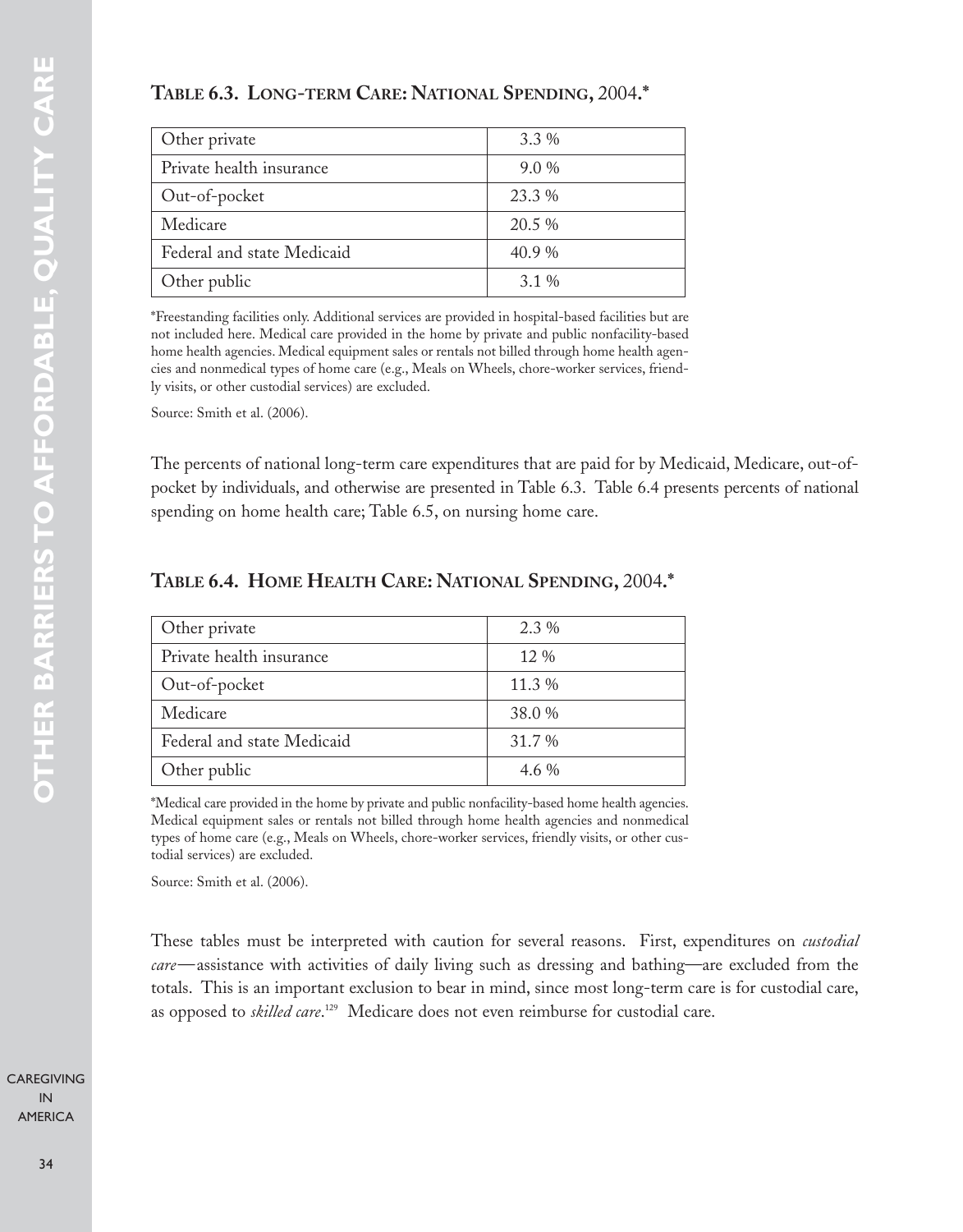### Table 6.3. Long-term Care: National Spending, 2004.*

| | |
|---|---|
| Other private | 3.3 % |
| Private health insurance | 9.0 % |
| Out-of-pocket | 23.3 % |
| Medicare | 20.5 % |
| Federal and state Medicaid | 40.9 % |
| Other public | 3.1 % |

*Freestanding facilities only. Additional services are provided in hospital-based facilities but are not included here. Medical care provided in the home by private and public nonfacility-based home health agencies. Medical equipment sales or rentals not billed through home health agencies and nonmedical types of home care (e.g., Meals on Wheels, chore-worker services, friendly visits, or other custodial services) are excluded.

Source: Smith et al. (2006).

The percents of national long-term care expenditures that are paid for by Medicaid, Medicare, out-of-pocket by individuals, and otherwise are presented in Table 6.3. Table 6.4 presents percents of national spending on home health care; Table 6.5, on nursing home care.

### Table 6.4. Home Health Care: National Spending, 2004.*

| | |
|---|---|
| Other private | 2.3 % |
| Private health insurance | 12 % |
| Out-of-pocket | 11.3 % |
| Medicare | 38.0 % |
| Federal and state Medicaid | 31.7 % |
| Other public | 4.6 % |

*Medical care provided in the home by private and public nonfacility-based home health agencies. Medical equipment sales or rentals not billed through home health agencies and nonmedical types of home care (e.g., Meals on Wheels, chore-worker services, friendly visits, or other custodial services) are excluded.

Source: Smith et al. (2006).

These tables must be interpreted with caution for several reasons. First, expenditures on *custodial care*—assistance with activities of daily living such as dressing and bathing—are excluded from the totals. This is an important exclusion to bear in mind, since most long-term care is for custodial care, as opposed to *skilled care*.[129] Medicare does not even reimburse for custodial care.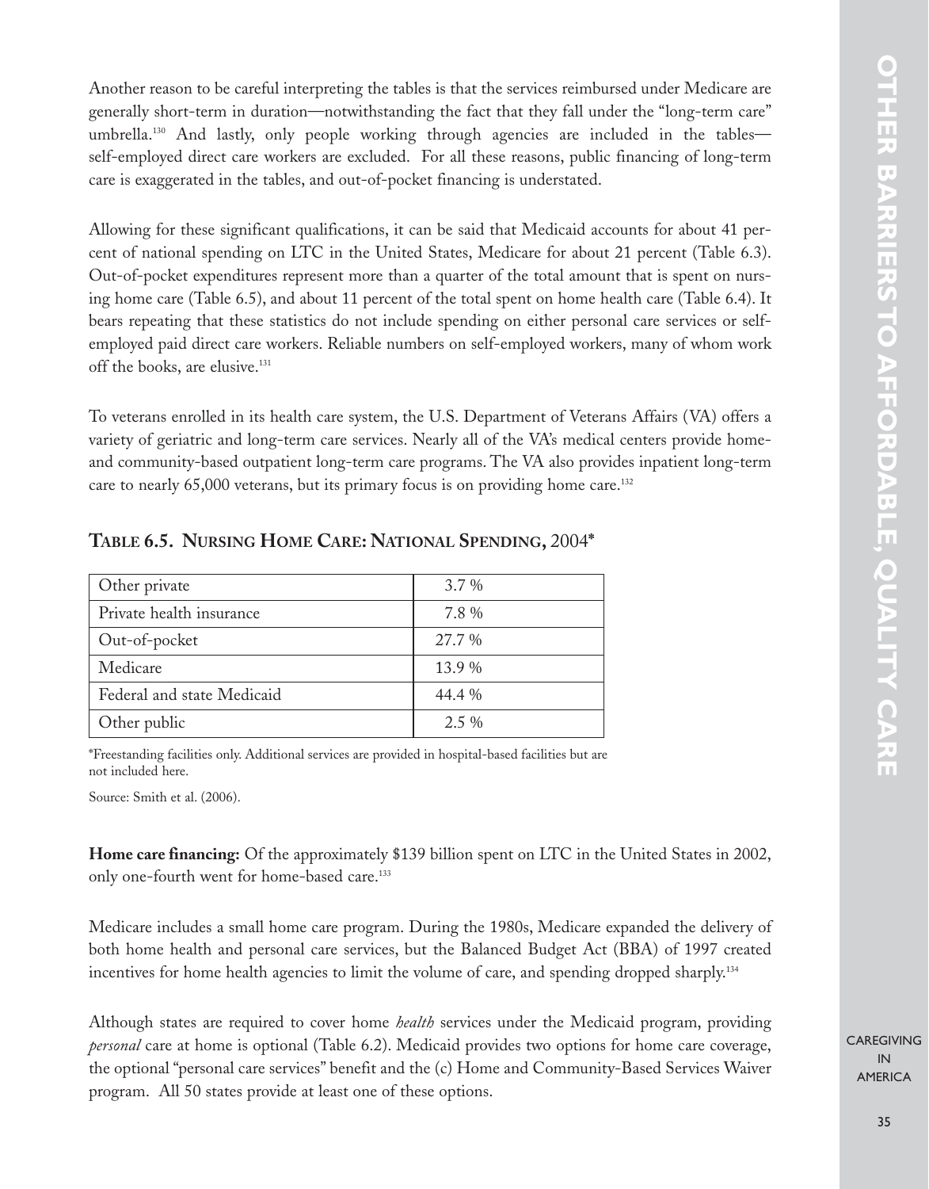Another reason to be careful interpreting the tables is that the services reimbursed under Medicare are generally short-term in duration—notwithstanding the fact that they fall under the "long-term care" umbrella.[130] And lastly, only people working through agencies are included in the tables—self-employed direct care workers are excluded. For all these reasons, public financing of long-term care is exaggerated in the tables, and out-of-pocket financing is understated.

Allowing for these significant qualifications, it can be said that Medicaid accounts for about 41 percent of national spending on LTC in the United States, Medicare for about 21 percent (Table 6.3). Out-of-pocket expenditures represent more than a quarter of the total amount that is spent on nursing home care (Table 6.5), and about 11 percent of the total spent on home health care (Table 6.4). It bears repeating that these statistics do not include spending on either personal care services or self-employed paid direct care workers. Reliable numbers on self-employed workers, many of whom work off the books, are elusive.[131]

To veterans enrolled in its health care system, the U.S. Department of Veterans Affairs (VA) offers a variety of geriatric and long-term care services. Nearly all of the VA's medical centers provide home- and community-based outpatient long-term care programs. The VA also provides inpatient long-term care to nearly 65,000 veterans, but its primary focus is on providing home care.[132]

### Table 6.5. Nursing Home Care: National Spending, 2004*

| | |
|---|---|
| Other private | 3.7 % |
| Private health insurance | 7.8 % |
| Out-of-pocket | 27.7 % |
| Medicare | 13.9 % |
| Federal and state Medicaid | 44.4 % |
| Other public | 2.5 % |

*Freestanding facilities only. Additional services are provided in hospital-based facilities but are not included here.

Source: Smith et al. (2006).

**Home care financing:** Of the approximately $139 billion spent on LTC in the United States in 2002, only one-fourth went for home-based care.[133]

Medicare includes a small home care program. During the 1980s, Medicare expanded the delivery of both home health and personal care services, but the Balanced Budget Act (BBA) of 1997 created incentives for home health agencies to limit the volume of care, and spending dropped sharply.[134]

Although states are required to cover home *health* services under the Medicaid program, providing *personal* care at home is optional (Table 6.2). Medicaid provides two options for home care coverage, the optional "personal care services" benefit and the (c) Home and Community-Based Services Waiver program. All 50 states provide at least one of these options.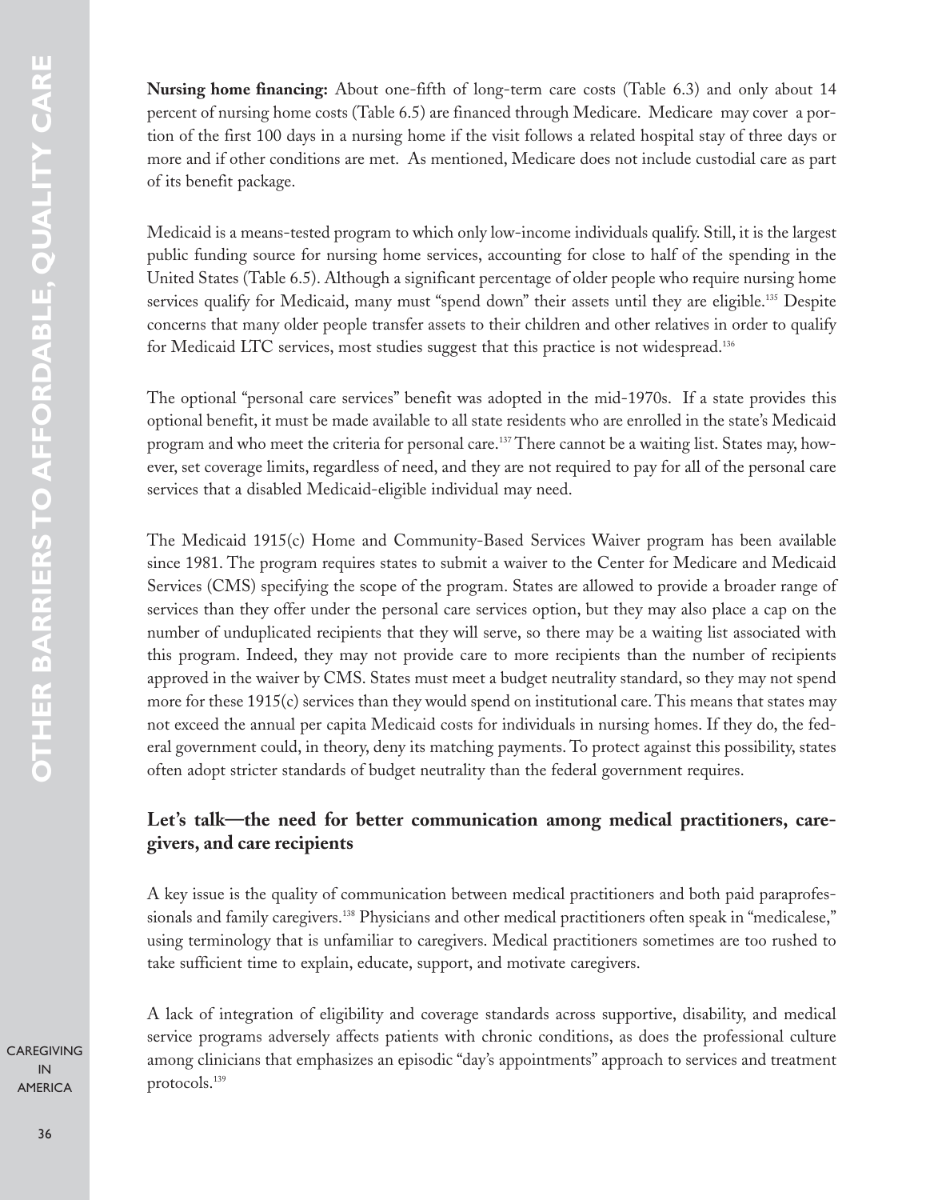**Nursing home financing:** About one-fifth of long-term care costs (Table 6.3) and only about 14 percent of nursing home costs (Table 6.5) are financed through Medicare. Medicare may cover a portion of the first 100 days in a nursing home if the visit follows a related hospital stay of three days or more and if other conditions are met. As mentioned, Medicare does not include custodial care as part of its benefit package.

Medicaid is a means-tested program to which only low-income individuals qualify. Still, it is the largest public funding source for nursing home services, accounting for close to half of the spending in the United States (Table 6.5). Although a significant percentage of older people who require nursing home services qualify for Medicaid, many must "spend down" their assets until they are eligible.[135] Despite concerns that many older people transfer assets to their children and other relatives in order to qualify for Medicaid LTC services, most studies suggest that this practice is not widespread.[136]

The optional "personal care services" benefit was adopted in the mid-1970s. If a state provides this optional benefit, it must be made available to all state residents who are enrolled in the state's Medicaid program and who meet the criteria for personal care.[137] There cannot be a waiting list. States may, however, set coverage limits, regardless of need, and they are not required to pay for all of the personal care services that a disabled Medicaid-eligible individual may need.

The Medicaid 1915(c) Home and Community-Based Services Waiver program has been available since 1981. The program requires states to submit a waiver to the Center for Medicare and Medicaid Services (CMS) specifying the scope of the program. States are allowed to provide a broader range of services than they offer under the personal care services option, but they may also place a cap on the number of unduplicated recipients that they will serve, so there may be a waiting list associated with this program. Indeed, they may not provide care to more recipients than the number of recipients approved in the waiver by CMS. States must meet a budget neutrality standard, so they may not spend more for these 1915(c) services than they would spend on institutional care. This means that states may not exceed the annual per capita Medicaid costs for individuals in nursing homes. If they do, the federal government could, in theory, deny its matching payments. To protect against this possibility, states often adopt stricter standards of budget neutrality than the federal government requires.

## Let's talk—the need for better communication among medical practitioners, caregivers, and care recipients

A key issue is the quality of communication between medical practitioners and both paid paraprofessionals and family caregivers.[138] Physicians and other medical practitioners often speak in "medicalese," using terminology that is unfamiliar to caregivers. Medical practitioners sometimes are too rushed to take sufficient time to explain, educate, support, and motivate caregivers.

A lack of integration of eligibility and coverage standards across supportive, disability, and medical service programs adversely affects patients with chronic conditions, as does the professional culture among clinicians that emphasizes an episodic "day's appointments" approach to services and treatment protocols.[139]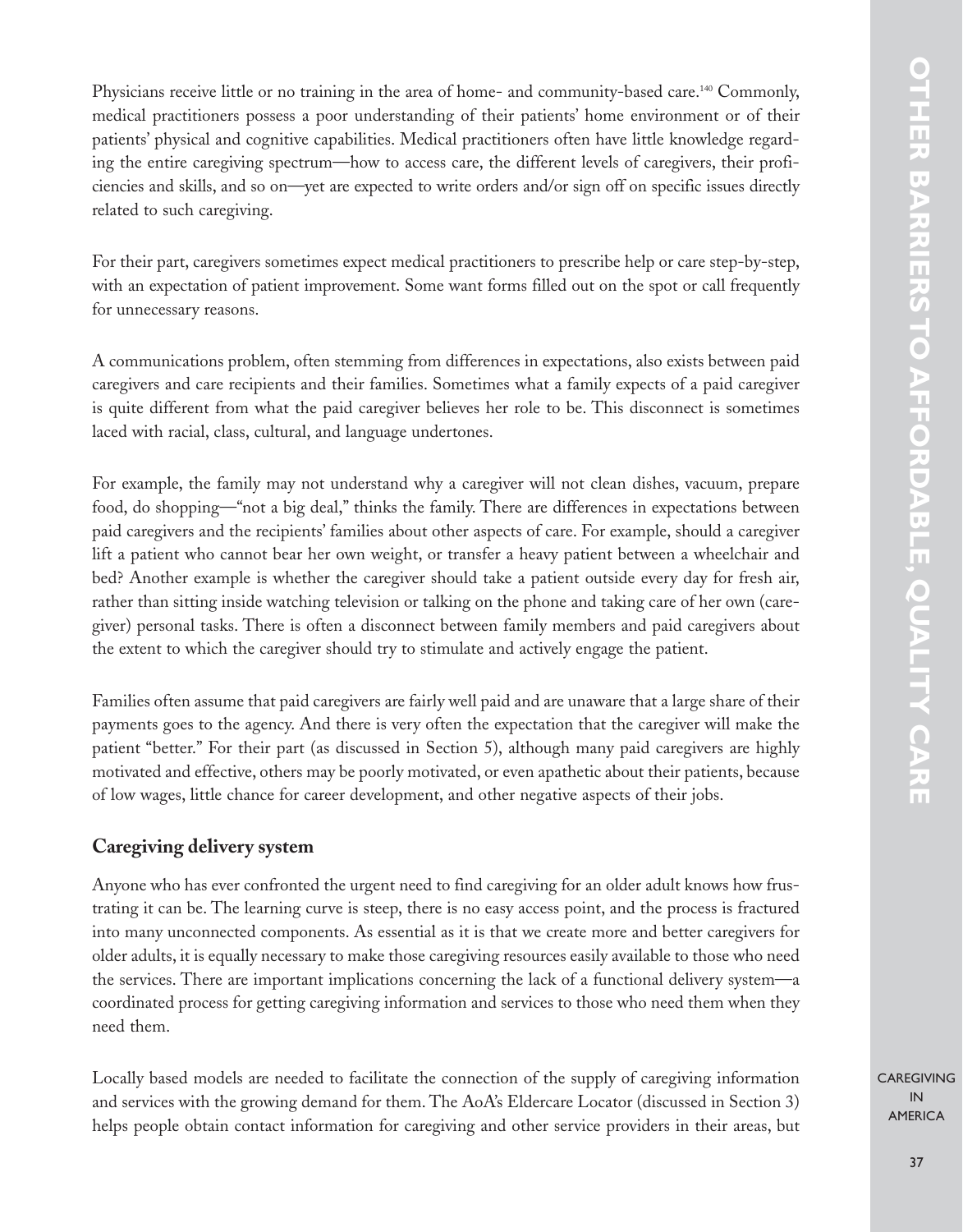Physicians receive little or no training in the area of home- and community-based care.[140] Commonly, medical practitioners possess a poor understanding of their patients' home environment or of their patients' physical and cognitive capabilities. Medical practitioners often have little knowledge regarding the entire caregiving spectrum—how to access care, the different levels of caregivers, their proficiencies and skills, and so on—yet are expected to write orders and/or sign off on specific issues directly related to such caregiving.

For their part, caregivers sometimes expect medical practitioners to prescribe help or care step-by-step, with an expectation of patient improvement. Some want forms filled out on the spot or call frequently for unnecessary reasons.

A communications problem, often stemming from differences in expectations, also exists between paid caregivers and care recipients and their families. Sometimes what a family expects of a paid caregiver is quite different from what the paid caregiver believes her role to be. This disconnect is sometimes laced with racial, class, cultural, and language undertones.

For example, the family may not understand why a caregiver will not clean dishes, vacuum, prepare food, do shopping—"not a big deal," thinks the family. There are differences in expectations between paid caregivers and the recipients' families about other aspects of care. For example, should a caregiver lift a patient who cannot bear her own weight, or transfer a heavy patient between a wheelchair and bed? Another example is whether the caregiver should take a patient outside every day for fresh air, rather than sitting inside watching television or talking on the phone and taking care of her own (caregiver) personal tasks. There is often a disconnect between family members and paid caregivers about the extent to which the caregiver should try to stimulate and actively engage the patient.

Families often assume that paid caregivers are fairly well paid and are unaware that a large share of their payments goes to the agency. And there is very often the expectation that the caregiver will make the patient "better." For their part (as discussed in Section 5), although many paid caregivers are highly motivated and effective, others may be poorly motivated, or even apathetic about their patients, because of low wages, little chance for career development, and other negative aspects of their jobs.

## Caregiving delivery system

Anyone who has ever confronted the urgent need to find caregiving for an older adult knows how frustrating it can be. The learning curve is steep, there is no easy access point, and the process is fractured into many unconnected components. As essential as it is that we create more and better caregivers for older adults, it is equally necessary to make those caregiving resources easily available to those who need the services. There are important implications concerning the lack of a functional delivery system—a coordinated process for getting caregiving information and services to those who need them when they need them.

Locally based models are needed to facilitate the connection of the supply of caregiving information and services with the growing demand for them. The AoA's Eldercare Locator (discussed in Section 3) helps people obtain contact information for caregiving and other service providers in their areas, but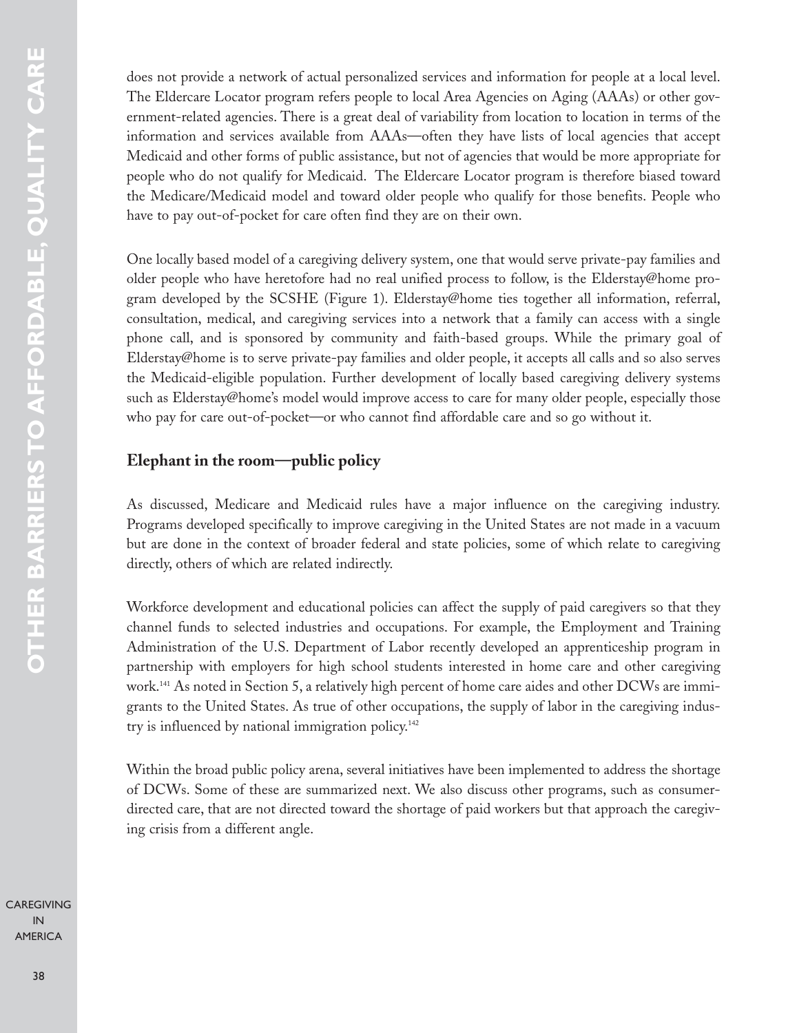does not provide a network of actual personalized services and information for people at a local level. The Eldercare Locator program refers people to local Area Agencies on Aging (AAAs) or other government-related agencies. There is a great deal of variability from location to location in terms of the information and services available from AAAs—often they have lists of local agencies that accept Medicaid and other forms of public assistance, but not of agencies that would be more appropriate for people who do not qualify for Medicaid. The Eldercare Locator program is therefore biased toward the Medicare/Medicaid model and toward older people who qualify for those benefits. People who have to pay out-of-pocket for care often find they are on their own.

One locally based model of a caregiving delivery system, one that would serve private-pay families and older people who have heretofore had no real unified process to follow, is the Elderstay@home program developed by the SCSHE (Figure 1). Elderstay@home ties together all information, referral, consultation, medical, and caregiving services into a network that a family can access with a single phone call, and is sponsored by community and faith-based groups. While the primary goal of Elderstay@home is to serve private-pay families and older people, it accepts all calls and so also serves the Medicaid-eligible population. Further development of locally based caregiving delivery systems such as Elderstay@home's model would improve access to care for many older people, especially those who pay for care out-of-pocket—or who cannot find affordable care and so go without it.

## Elephant in the room—public policy

As discussed, Medicare and Medicaid rules have a major influence on the caregiving industry. Programs developed specifically to improve caregiving in the United States are not made in a vacuum but are done in the context of broader federal and state policies, some of which relate to caregiving directly, others of which are related indirectly.

Workforce development and educational policies can affect the supply of paid caregivers so that they channel funds to selected industries and occupations. For example, the Employment and Training Administration of the U.S. Department of Labor recently developed an apprenticeship program in partnership with employers for high school students interested in home care and other caregiving work.[141] As noted in Section 5, a relatively high percent of home care aides and other DCWs are immigrants to the United States. As true of other occupations, the supply of labor in the caregiving industry is influenced by national immigration policy.[142]

Within the broad public policy arena, several initiatives have been implemented to address the shortage of DCWs. Some of these are summarized next. We also discuss other programs, such as consumer-directed care, that are not directed toward the shortage of paid workers but that approach the caregiving crisis from a different angle.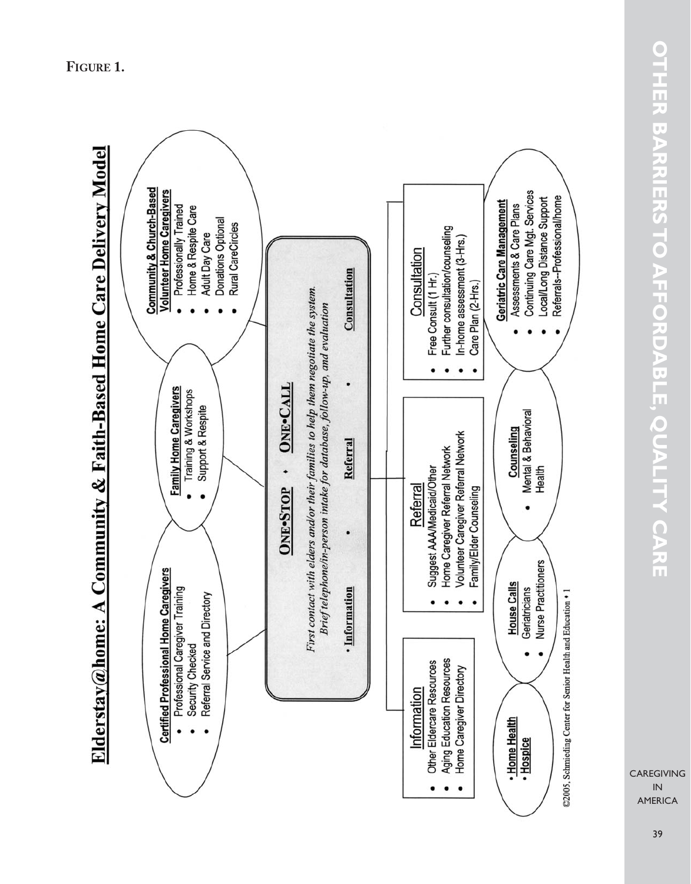**FIGURE 1.**

# Elderstay@home: A Community & Faith-Based Home Care Delivery Model

**Certified Professional Home Caregivers**
- Professional Caregiver Training
- Security Checked
- Referral Service and Directory

**Family Home Caregivers**
- Training & Workshops
- Support & Respite

**Community & Church-Based Volunteer Home Caregivers**
- Professionally Trained
- Home & Respite Care
- Adult Day Care
- Donations Optional
- Rural CareCircles

**ONE•STOP • ONE•CALL**

*First contact with elders and/or their families to help them negotiate the system. Brief telephone/in-person intake for database, follow-up, and evaluation*

• **Information** • **Referral** • **Consultation**

**Information**
- Other Eldercare Resources
- Aging Education Resources
- Home Caregiver Directory

**Referral**
- Suggest AAA/Medicaid/Other
- Home Caregiver Referral Network
- Volunteer Caregiver Referral Network
- Family/Elder Counseling

**Consultation**
- Free Consult (1 Hr.)
- Further consultation/counseling
- In-home assessment (3-Hrs.)
- Care Plan (2-Hrs.)

- **Home Health**
- **Hospice**

**House Calls**
- Geriatricians
- Nurse Practitioners

**Counseling**
- Mental & Behavioral Health

**Geriatric Care Management**
- Assessments & Care Plans
- Continuing Care Mgt. Services
- Local/Long Distance Support
- Referrals--Professional/home

©2005, Schmieding Center for Senior Health and Education • 1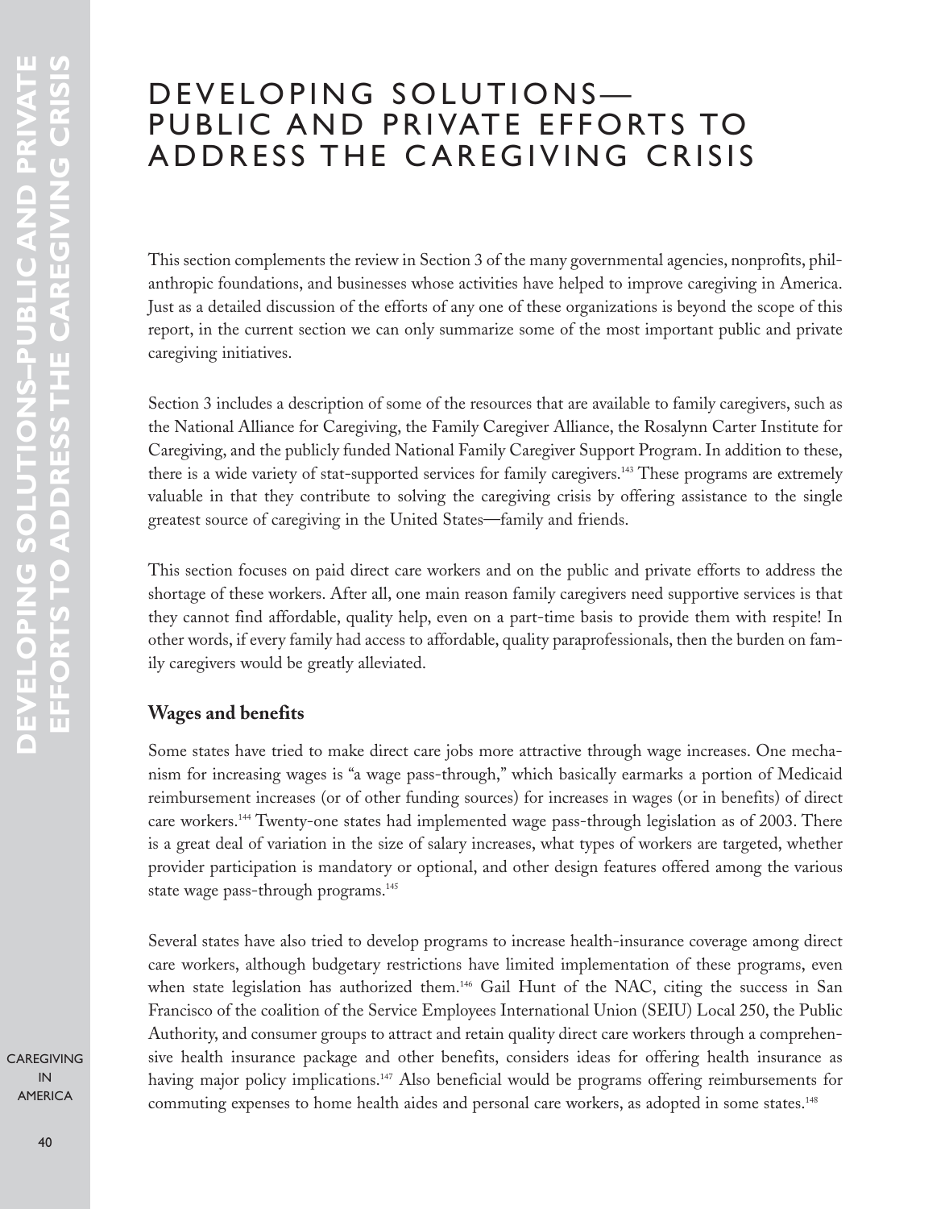# DEVELOPING SOLUTIONS— PUBLIC AND PRIVATE EFFORTS TO ADDRESS THE CAREGIVING CRISIS

This section complements the review in Section 3 of the many governmental agencies, nonprofits, philanthropic foundations, and businesses whose activities have helped to improve caregiving in America. Just as a detailed discussion of the efforts of any one of these organizations is beyond the scope of this report, in the current section we can only summarize some of the most important public and private caregiving initiatives.

Section 3 includes a description of some of the resources that are available to family caregivers, such as the National Alliance for Caregiving, the Family Caregiver Alliance, the Rosalynn Carter Institute for Caregiving, and the publicly funded National Family Caregiver Support Program. In addition to these, there is a wide variety of stat-supported services for family caregivers.[143] These programs are extremely valuable in that they contribute to solving the caregiving crisis by offering assistance to the single greatest source of caregiving in the United States—family and friends.

This section focuses on paid direct care workers and on the public and private efforts to address the shortage of these workers. After all, one main reason family caregivers need supportive services is that they cannot find affordable, quality help, even on a part-time basis to provide them with respite! In other words, if every family had access to affordable, quality paraprofessionals, then the burden on family caregivers would be greatly alleviated.

## Wages and benefits

Some states have tried to make direct care jobs more attractive through wage increases. One mechanism for increasing wages is "a wage pass-through," which basically earmarks a portion of Medicaid reimbursement increases (or of other funding sources) for increases in wages (or in benefits) of direct care workers.[144] Twenty-one states had implemented wage pass-through legislation as of 2003. There is a great deal of variation in the size of salary increases, what types of workers are targeted, whether provider participation is mandatory or optional, and other design features offered among the various state wage pass-through programs.[145]

Several states have also tried to develop programs to increase health-insurance coverage among direct care workers, although budgetary restrictions have limited implementation of these programs, even when state legislation has authorized them.[146] Gail Hunt of the NAC, citing the success in San Francisco of the coalition of the Service Employees International Union (SEIU) Local 250, the Public Authority, and consumer groups to attract and retain quality direct care workers through a comprehensive health insurance package and other benefits, considers ideas for offering health insurance as having major policy implications.[147] Also beneficial would be programs offering reimbursements for commuting expenses to home health aides and personal care workers, as adopted in some states.[148]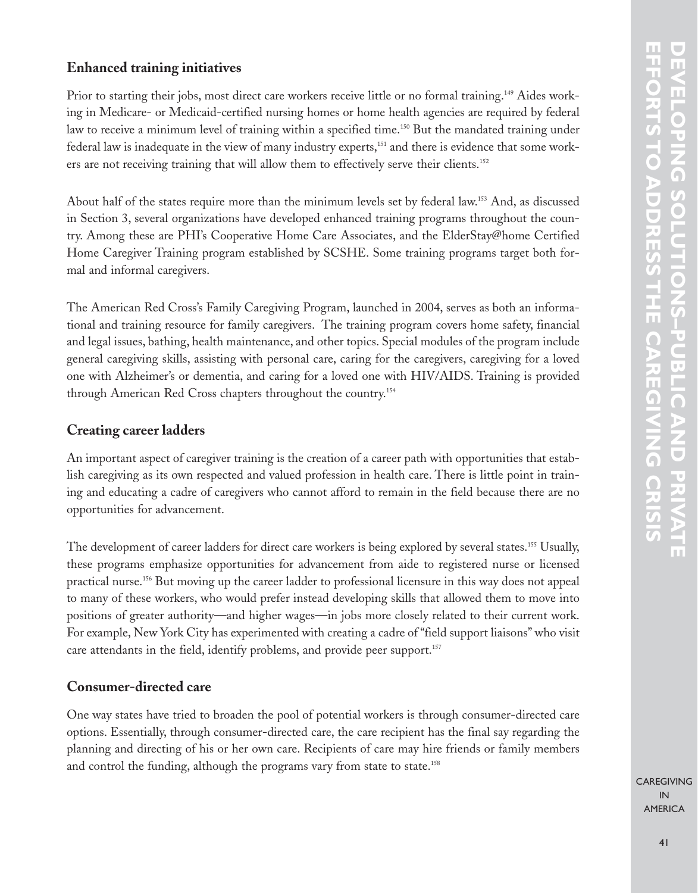## Enhanced training initiatives

Prior to starting their jobs, most direct care workers receive little or no formal training.[149] Aides working in Medicare- or Medicaid-certified nursing homes or home health agencies are required by federal law to receive a minimum level of training within a specified time.[150] But the mandated training under federal law is inadequate in the view of many industry experts,[151] and there is evidence that some workers are not receiving training that will allow them to effectively serve their clients.[152]

About half of the states require more than the minimum levels set by federal law.[153] And, as discussed in Section 3, several organizations have developed enhanced training programs throughout the country. Among these are PHI's Cooperative Home Care Associates, and the ElderStay@home Certified Home Caregiver Training program established by SCSHE. Some training programs target both formal and informal caregivers.

The American Red Cross's Family Caregiving Program, launched in 2004, serves as both an informational and training resource for family caregivers. The training program covers home safety, financial and legal issues, bathing, health maintenance, and other topics. Special modules of the program include general caregiving skills, assisting with personal care, caring for the caregivers, caregiving for a loved one with Alzheimer's or dementia, and caring for a loved one with HIV/AIDS. Training is provided through American Red Cross chapters throughout the country.[154]

## Creating career ladders

An important aspect of caregiver training is the creation of a career path with opportunities that establish caregiving as its own respected and valued profession in health care. There is little point in training and educating a cadre of caregivers who cannot afford to remain in the field because there are no opportunities for advancement.

The development of career ladders for direct care workers is being explored by several states.[155] Usually, these programs emphasize opportunities for advancement from aide to registered nurse or licensed practical nurse.[156] But moving up the career ladder to professional licensure in this way does not appeal to many of these workers, who would prefer instead developing skills that allowed them to move into positions of greater authority—and higher wages—in jobs more closely related to their current work. For example, New York City has experimented with creating a cadre of "field support liaisons" who visit care attendants in the field, identify problems, and provide peer support.[157]

## Consumer-directed care

One way states have tried to broaden the pool of potential workers is through consumer-directed care options. Essentially, through consumer-directed care, the care recipient has the final say regarding the planning and directing of his or her own care. Recipients of care may hire friends or family members and control the funding, although the programs vary from state to state.[158]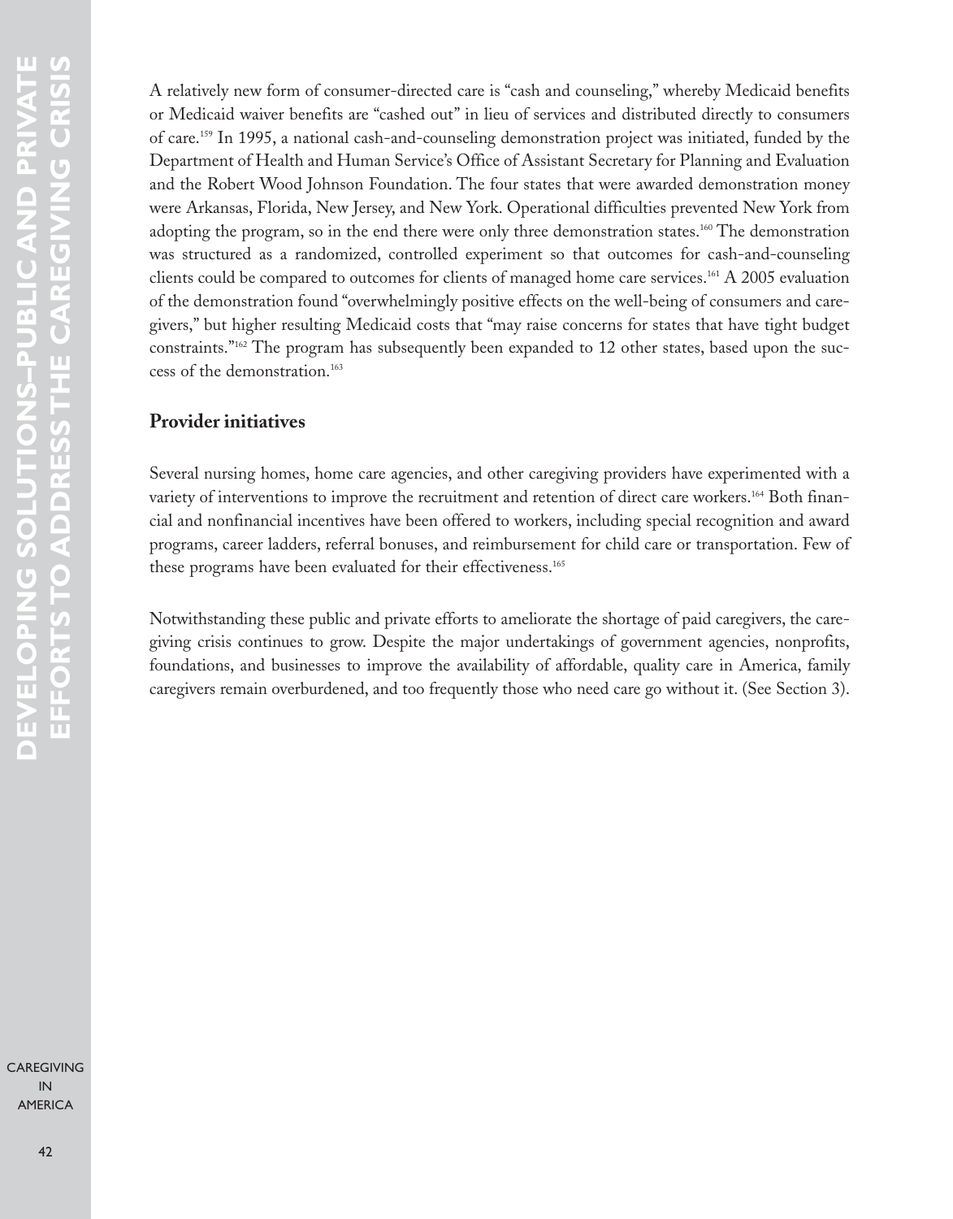A relatively new form of consumer-directed care is "cash and counseling," whereby Medicaid benefits or Medicaid waiver benefits are "cashed out" in lieu of services and distributed directly to consumers of care.[159] In 1995, a national cash-and-counseling demonstration project was initiated, funded by the Department of Health and Human Service's Office of Assistant Secretary for Planning and Evaluation and the Robert Wood Johnson Foundation. The four states that were awarded demonstration money were Arkansas, Florida, New Jersey, and New York. Operational difficulties prevented New York from adopting the program, so in the end there were only three demonstration states.[160] The demonstration was structured as a randomized, controlled experiment so that outcomes for cash-and-counseling clients could be compared to outcomes for clients of managed home care services.[161] A 2005 evaluation of the demonstration found "overwhelmingly positive effects on the well-being of consumers and caregivers," but higher resulting Medicaid costs that "may raise concerns for states that have tight budget constraints."[162] The program has subsequently been expanded to 12 other states, based upon the success of the demonstration.[163]

## Provider initiatives

Several nursing homes, home care agencies, and other caregiving providers have experimented with a variety of interventions to improve the recruitment and retention of direct care workers.[164] Both financial and nonfinancial incentives have been offered to workers, including special recognition and award programs, career ladders, referral bonuses, and reimbursement for child care or transportation. Few of these programs have been evaluated for their effectiveness.[165]

Notwithstanding these public and private efforts to ameliorate the shortage of paid caregivers, the caregiving crisis continues to grow. Despite the major undertakings of government agencies, nonprofits, foundations, and businesses to improve the availability of affordable, quality care in America, family caregivers remain overburdened, and too frequently those who need care go without it. (See Section 3).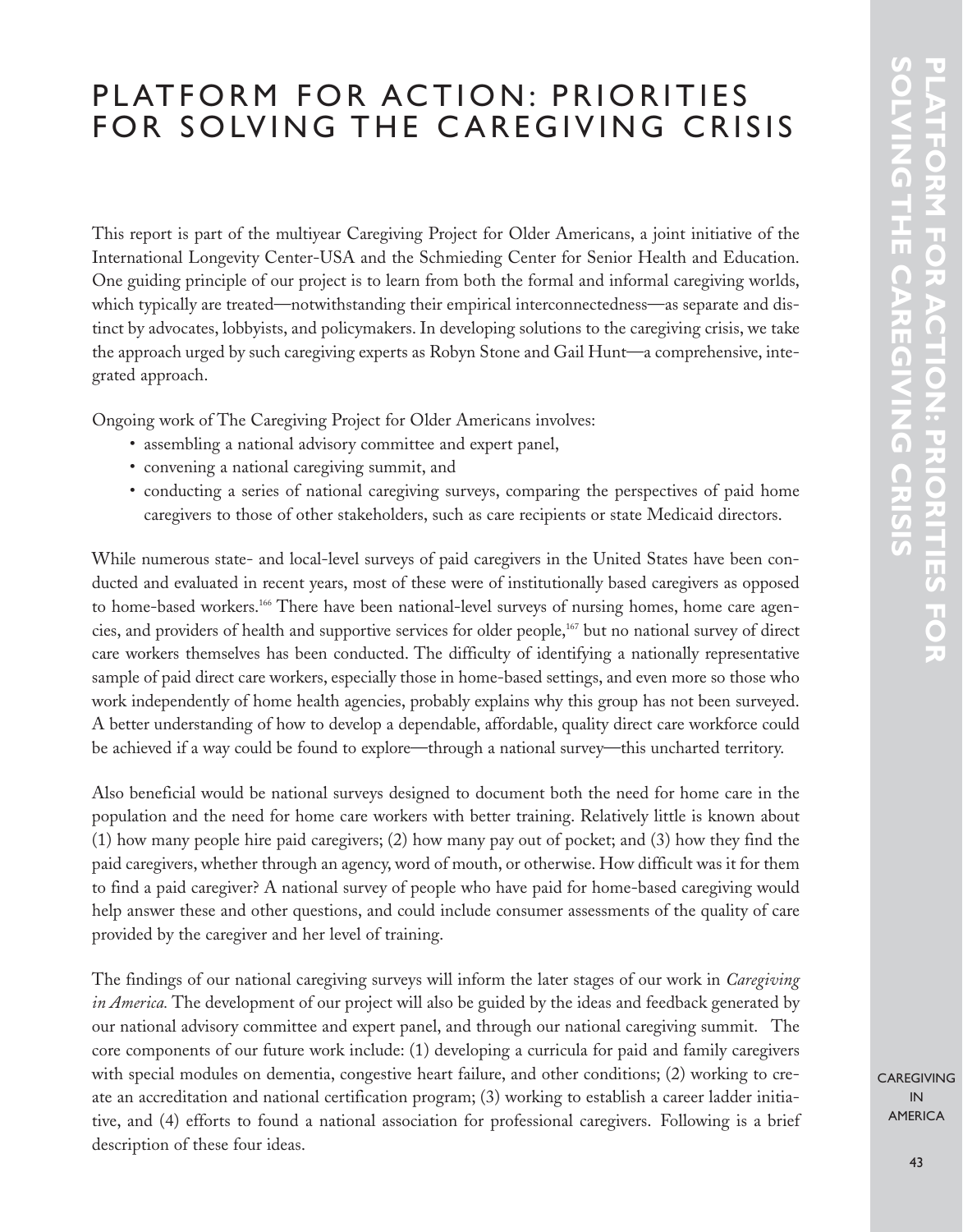# PLATFORM FOR ACTION: PRIORITIES FOR SOLVING THE CAREGIVING CRISIS

This report is part of the multiyear Caregiving Project for Older Americans, a joint initiative of the International Longevity Center-USA and the Schmieding Center for Senior Health and Education. One guiding principle of our project is to learn from both the formal and informal caregiving worlds, which typically are treated—notwithstanding their empirical interconnectedness—as separate and distinct by advocates, lobbyists, and policymakers. In developing solutions to the caregiving crisis, we take the approach urged by such caregiving experts as Robyn Stone and Gail Hunt—a comprehensive, integrated approach.

Ongoing work of The Caregiving Project for Older Americans involves:

- assembling a national advisory committee and expert panel,
- convening a national caregiving summit, and
- conducting a series of national caregiving surveys, comparing the perspectives of paid home caregivers to those of other stakeholders, such as care recipients or state Medicaid directors.

While numerous state- and local-level surveys of paid caregivers in the United States have been conducted and evaluated in recent years, most of these were of institutionally based caregivers as opposed to home-based workers.[166] There have been national-level surveys of nursing homes, home care agencies, and providers of health and supportive services for older people,[167] but no national survey of direct care workers themselves has been conducted. The difficulty of identifying a nationally representative sample of paid direct care workers, especially those in home-based settings, and even more so those who work independently of home health agencies, probably explains why this group has not been surveyed. A better understanding of how to develop a dependable, affordable, quality direct care workforce could be achieved if a way could be found to explore—through a national survey—this uncharted territory.

Also beneficial would be national surveys designed to document both the need for home care in the population and the need for home care workers with better training. Relatively little is known about (1) how many people hire paid caregivers; (2) how many pay out of pocket; and (3) how they find the paid caregivers, whether through an agency, word of mouth, or otherwise. How difficult was it for them to find a paid caregiver? A national survey of people who have paid for home-based caregiving would help answer these and other questions, and could include consumer assessments of the quality of care provided by the caregiver and her level of training.

The findings of our national caregiving surveys will inform the later stages of our work in *Caregiving in America.* The development of our project will also be guided by the ideas and feedback generated by our national advisory committee and expert panel, and through our national caregiving summit. The core components of our future work include: (1) developing a curricula for paid and family caregivers with special modules on dementia, congestive heart failure, and other conditions; (2) working to create an accreditation and national certification program; (3) working to establish a career ladder initiative, and (4) efforts to found a national association for professional caregivers. Following is a brief description of these four ideas.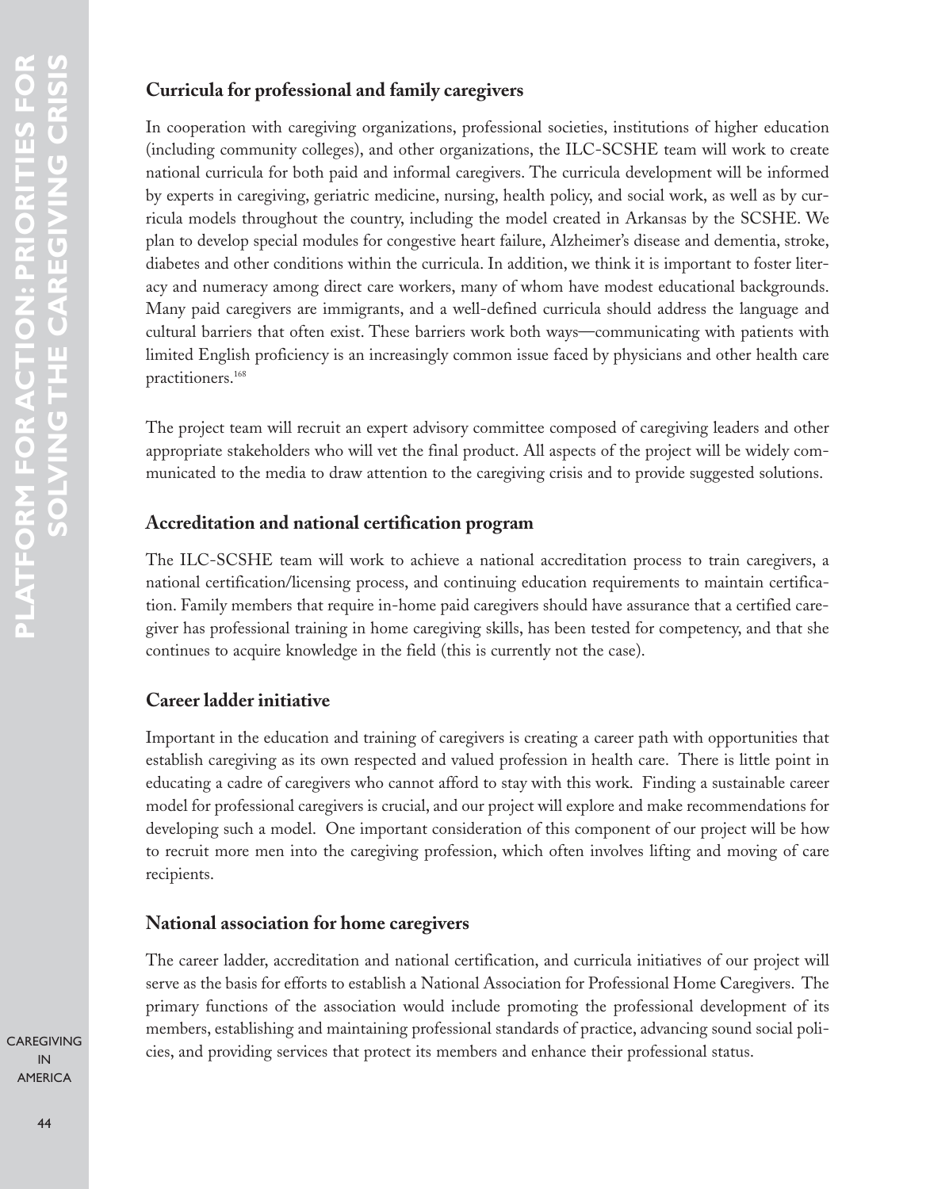## Curricula for professional and family caregivers

In cooperation with caregiving organizations, professional societies, institutions of higher education (including community colleges), and other organizations, the ILC-SCSHE team will work to create national curricula for both paid and informal caregivers. The curricula development will be informed by experts in caregiving, geriatric medicine, nursing, health policy, and social work, as well as by curricula models throughout the country, including the model created in Arkansas by the SCSHE. We plan to develop special modules for congestive heart failure, Alzheimer's disease and dementia, stroke, diabetes and other conditions within the curricula. In addition, we think it is important to foster literacy and numeracy among direct care workers, many of whom have modest educational backgrounds. Many paid caregivers are immigrants, and a well-defined curricula should address the language and cultural barriers that often exist. These barriers work both ways—communicating with patients with limited English proficiency is an increasingly common issue faced by physicians and other health care practitioners.[168]

The project team will recruit an expert advisory committee composed of caregiving leaders and other appropriate stakeholders who will vet the final product. All aspects of the project will be widely communicated to the media to draw attention to the caregiving crisis and to provide suggested solutions.

## Accreditation and national certification program

The ILC-SCSHE team will work to achieve a national accreditation process to train caregivers, a national certification/licensing process, and continuing education requirements to maintain certification. Family members that require in-home paid caregivers should have assurance that a certified caregiver has professional training in home caregiving skills, has been tested for competency, and that she continues to acquire knowledge in the field (this is currently not the case).

## Career ladder initiative

Important in the education and training of caregivers is creating a career path with opportunities that establish caregiving as its own respected and valued profession in health care. There is little point in educating a cadre of caregivers who cannot afford to stay with this work. Finding a sustainable career model for professional caregivers is crucial, and our project will explore and make recommendations for developing such a model. One important consideration of this component of our project will be how to recruit more men into the caregiving profession, which often involves lifting and moving of care recipients.

## National association for home caregivers

The career ladder, accreditation and national certification, and curricula initiatives of our project will serve as the basis for efforts to establish a National Association for Professional Home Caregivers. The primary functions of the association would include promoting the professional development of its members, establishing and maintaining professional standards of practice, advancing sound social policies, and providing services that protect its members and enhance their professional status.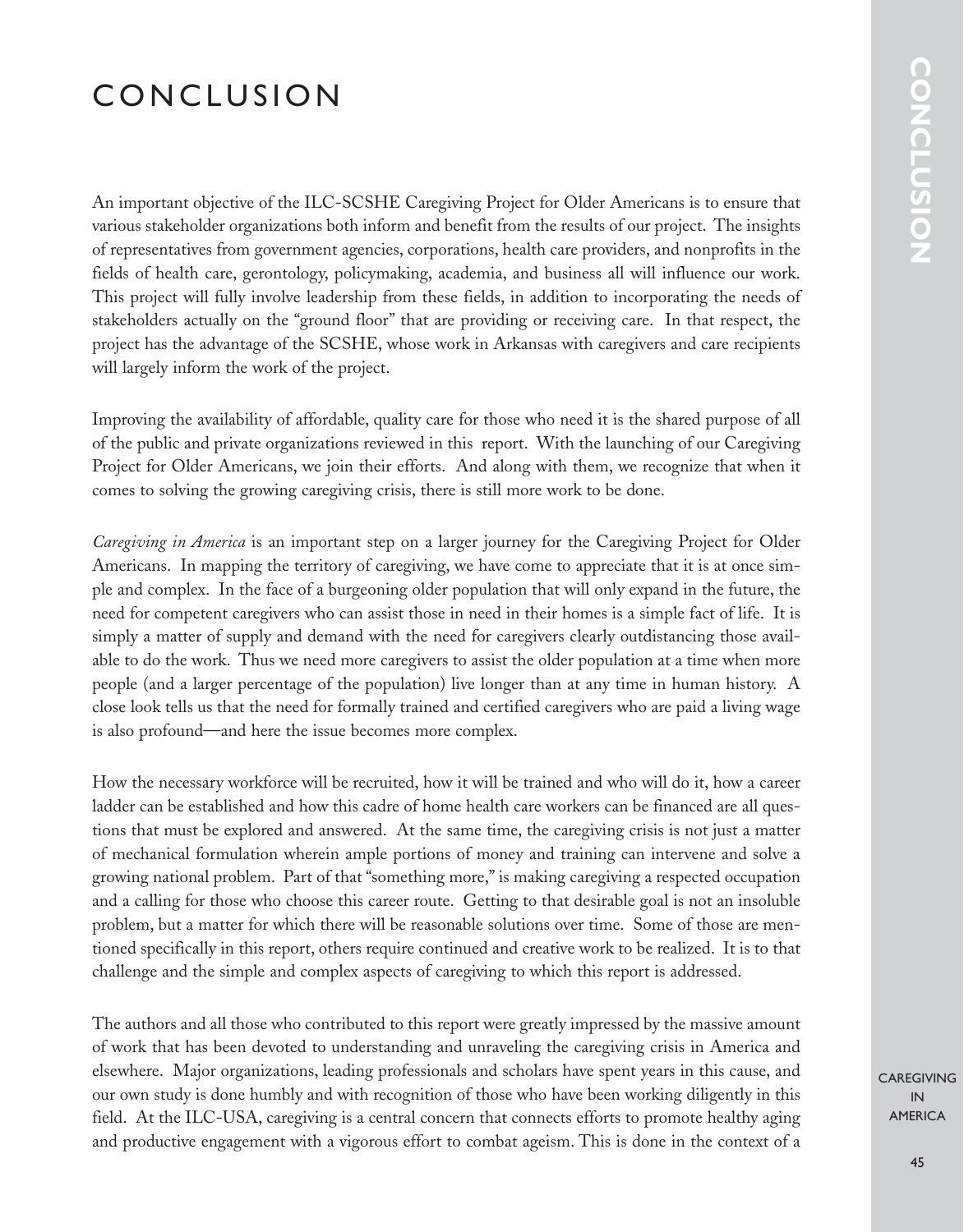# CONCLUSION

An important objective of the ILC-SCSHE Caregiving Project for Older Americans is to ensure that various stakeholder organizations both inform and benefit from the results of our project. The insights of representatives from government agencies, corporations, health care providers, and nonprofits in the fields of health care, gerontology, policymaking, academia, and business all will influence our work. This project will fully involve leadership from these fields, in addition to incorporating the needs of stakeholders actually on the "ground floor" that are providing or receiving care. In that respect, the project has the advantage of the SCSHE, whose work in Arkansas with caregivers and care recipients will largely inform the work of the project.

Improving the availability of affordable, quality care for those who need it is the shared purpose of all of the public and private organizations reviewed in this report. With the launching of our Caregiving Project for Older Americans, we join their efforts. And along with them, we recognize that when it comes to solving the growing caregiving crisis, there is still more work to be done.

*Caregiving in America* is an important step on a larger journey for the Caregiving Project for Older Americans. In mapping the territory of caregiving, we have come to appreciate that it is at once simple and complex. In the face of a burgeoning older population that will only expand in the future, the need for competent caregivers who can assist those in need in their homes is a simple fact of life. It is simply a matter of supply and demand with the need for caregivers clearly outdistancing those available to do the work. Thus we need more caregivers to assist the older population at a time when more people (and a larger percentage of the population) live longer than at any time in human history. A close look tells us that the need for formally trained and certified caregivers who are paid a living wage is also profound—and here the issue becomes more complex.

How the necessary workforce will be recruited, how it will be trained and who will do it, how a career ladder can be established and how this cadre of home health care workers can be financed are all questions that must be explored and answered. At the same time, the caregiving crisis is not just a matter of mechanical formulation wherein ample portions of money and training can intervene and solve a growing national problem. Part of that "something more," is making caregiving a respected occupation and a calling for those who choose this career route. Getting to that desirable goal is not an insoluble problem, but a matter for which there will be reasonable solutions over time. Some of those are mentioned specifically in this report, others require continued and creative work to be realized. It is to that challenge and the simple and complex aspects of caregiving to which this report is addressed.

The authors and all those who contributed to this report were greatly impressed by the massive amount of work that has been devoted to understanding and unraveling the caregiving crisis in America and elsewhere. Major organizations, leading professionals and scholars have spent years in this cause, and our own study is done humbly and with recognition of those who have been working diligently in this field. At the ILC-USA, caregiving is a central concern that connects efforts to promote healthy aging and productive engagement with a vigorous effort to combat ageism. This is done in the context of a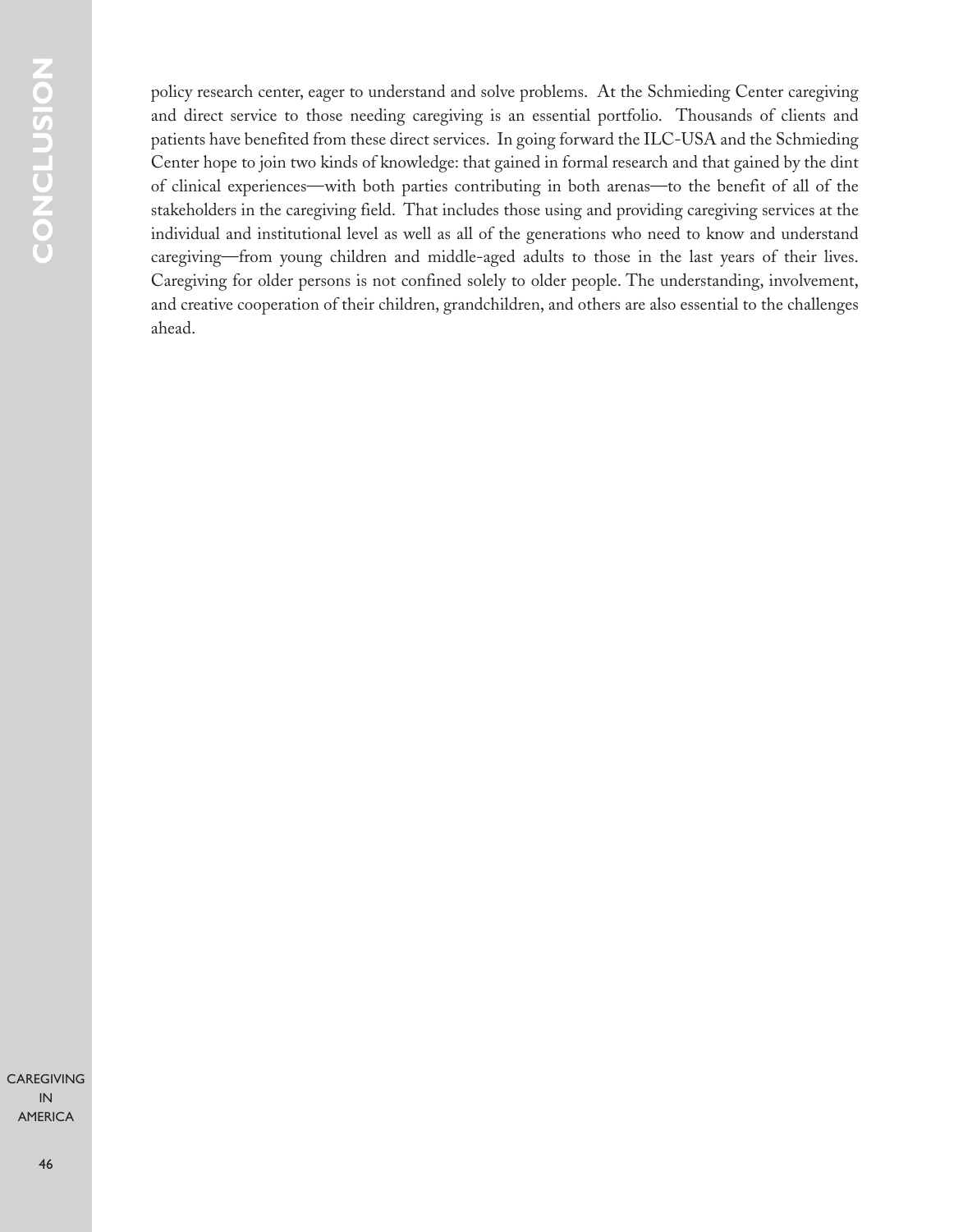policy research center, eager to understand and solve problems. At the Schmieding Center caregiving and direct service to those needing caregiving is an essential portfolio. Thousands of clients and patients have benefited from these direct services. In going forward the ILC-USA and the Schmieding Center hope to join two kinds of knowledge: that gained in formal research and that gained by the dint of clinical experiences—with both parties contributing in both arenas—to the benefit of all of the stakeholders in the caregiving field. That includes those using and providing caregiving services at the individual and institutional level as well as all of the generations who need to know and understand caregiving—from young children and middle-aged adults to those in the last years of their lives. Caregiving for older persons is not confined solely to older people. The understanding, involvement, and creative cooperation of their children, grandchildren, and others are also essential to the challenges ahead.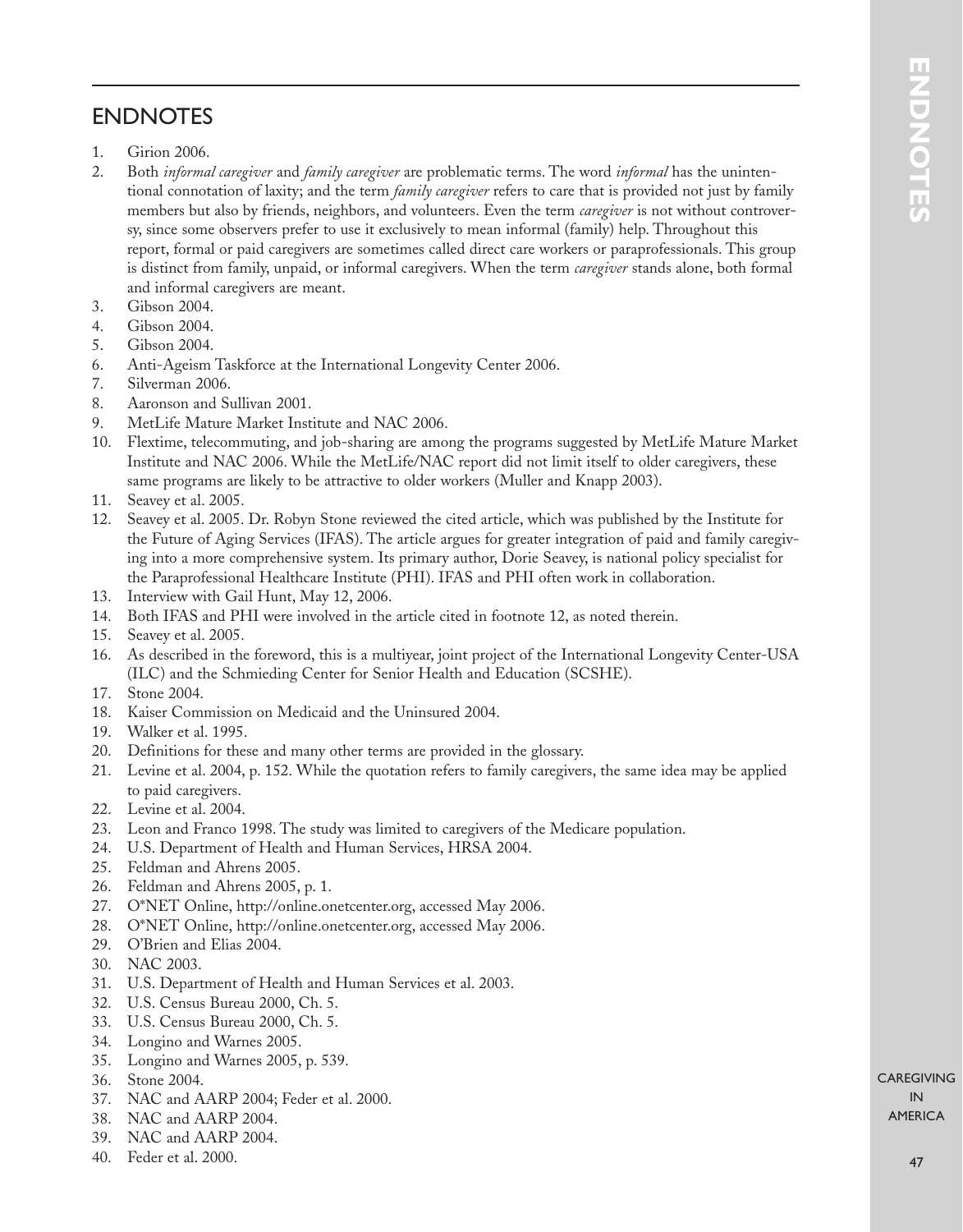## ENDNOTES

1. Girion 2006.
2. Both *informal caregiver* and *family caregiver* are problematic terms. The word *informal* has the unintentional connotation of laxity; and the term *family caregiver* refers to care that is provided not just by family members but also by friends, neighbors, and volunteers. Even the term *caregiver* is not without controversy, since some observers prefer to use it exclusively to mean informal (family) help. Throughout this report, formal or paid caregivers are sometimes called direct care workers or paraprofessionals. This group is distinct from family, unpaid, or informal caregivers. When the term *caregiver* stands alone, both formal and informal caregivers are meant.
3. Gibson 2004.
4. Gibson 2004.
5. Gibson 2004.
6. Anti-Ageism Taskforce at the International Longevity Center 2006.
7. Silverman 2006.
8. Aaronson and Sullivan 2001.
9. MetLife Mature Market Institute and NAC 2006.
10. Flextime, telecommuting, and job-sharing are among the programs suggested by MetLife Mature Market Institute and NAC 2006. While the MetLife/NAC report did not limit itself to older caregivers, these same programs are likely to be attractive to older workers (Muller and Knapp 2003).
11. Seavey et al. 2005.
12. Seavey et al. 2005. Dr. Robyn Stone reviewed the cited article, which was published by the Institute for the Future of Aging Services (IFAS). The article argues for greater integration of paid and family caregiving into a more comprehensive system. Its primary author, Dorie Seavey, is national policy specialist for the Paraprofessional Healthcare Institute (PHI). IFAS and PHI often work in collaboration.
13. Interview with Gail Hunt, May 12, 2006.
14. Both IFAS and PHI were involved in the article cited in footnote 12, as noted therein.
15. Seavey et al. 2005.
16. As described in the foreword, this is a multiyear, joint project of the International Longevity Center-USA (ILC) and the Schmieding Center for Senior Health and Education (SCSHE).
17. Stone 2004.
18. Kaiser Commission on Medicaid and the Uninsured 2004.
19. Walker et al. 1995.
20. Definitions for these and many other terms are provided in the glossary.
21. Levine et al. 2004, p. 152. While the quotation refers to family caregivers, the same idea may be applied to paid caregivers.
22. Levine et al. 2004.
23. Leon and Franco 1998. The study was limited to caregivers of the Medicare population.
24. U.S. Department of Health and Human Services, HRSA 2004.
25. Feldman and Ahrens 2005.
26. Feldman and Ahrens 2005, p. 1.
27. O*NET Online, http://online.onetcenter.org, accessed May 2006.
28. O*NET Online, http://online.onetcenter.org, accessed May 2006.
29. O'Brien and Elias 2004.
30. NAC 2003.
31. U.S. Department of Health and Human Services et al. 2003.
32. U.S. Census Bureau 2000, Ch. 5.
33. U.S. Census Bureau 2000, Ch. 5.
34. Longino and Warnes 2005.
35. Longino and Warnes 2005, p. 539.
36. Stone 2004.
37. NAC and AARP 2004; Feder et al. 2000.
38. NAC and AARP 2004.
39. NAC and AARP 2004.
40. Feder et al. 2000.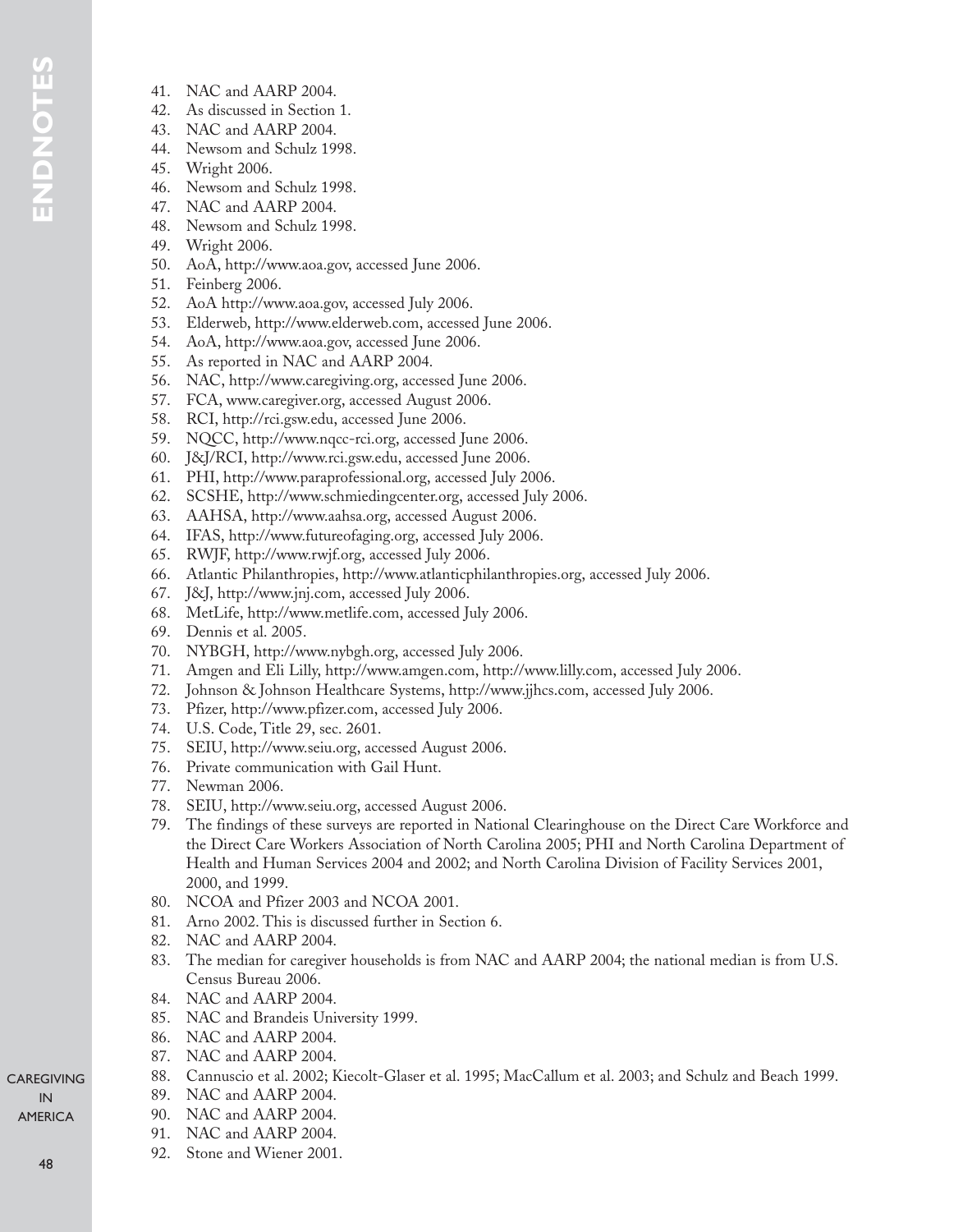41. NAC and AARP 2004.
42. As discussed in Section 1.
43. NAC and AARP 2004.
44. Newsom and Schulz 1998.
45. Wright 2006.
46. Newsom and Schulz 1998.
47. NAC and AARP 2004.
48. Newsom and Schulz 1998.
49. Wright 2006.
50. AoA, http://www.aoa.gov, accessed June 2006.
51. Feinberg 2006.
52. AoA http://www.aoa.gov, accessed July 2006.
53. Elderweb, http://www.elderweb.com, accessed June 2006.
54. AoA, http://www.aoa.gov, accessed June 2006.
55. As reported in NAC and AARP 2004.
56. NAC, http://www.caregiving.org, accessed June 2006.
57. FCA, www.caregiver.org, accessed August 2006.
58. RCI, http://rci.gsw.edu, accessed June 2006.
59. NQCC, http://www.nqcc-rci.org, accessed June 2006.
60. J&J/RCI, http://www.rci.gsw.edu, accessed June 2006.
61. PHI, http://www.paraprofessional.org, accessed July 2006.
62. SCSHE, http://www.schmiedingcenter.org, accessed July 2006.
63. AAHSA, http://www.aahsa.org, accessed August 2006.
64. IFAS, http://www.futureofaging.org, accessed July 2006.
65. RWJF, http://www.rwjf.org, accessed July 2006.
66. Atlantic Philanthropies, http://www.atlanticphilanthropies.org, accessed July 2006.
67. J&J, http://www.jnj.com, accessed July 2006.
68. MetLife, http://www.metlife.com, accessed July 2006.
69. Dennis et al. 2005.
70. NYBGH, http://www.nybgh.org, accessed July 2006.
71. Amgen and Eli Lilly, http://www.amgen.com, http://www.lilly.com, accessed July 2006.
72. Johnson & Johnson Healthcare Systems, http://www.jjhcs.com, accessed July 2006.
73. Pfizer, http://www.pfizer.com, accessed July 2006.
74. U.S. Code, Title 29, sec. 2601.
75. SEIU, http://www.seiu.org, accessed August 2006.
76. Private communication with Gail Hunt.
77. Newman 2006.
78. SEIU, http://www.seiu.org, accessed August 2006.
79. The findings of these surveys are reported in National Clearinghouse on the Direct Care Workforce and the Direct Care Workers Association of North Carolina 2005; PHI and North Carolina Department of Health and Human Services 2004 and 2002; and North Carolina Division of Facility Services 2001, 2000, and 1999.
80. NCOA and Pfizer 2003 and NCOA 2001.
81. Arno 2002. This is discussed further in Section 6.
82. NAC and AARP 2004.
83. The median for caregiver households is from NAC and AARP 2004; the national median is from U.S. Census Bureau 2006.
84. NAC and AARP 2004.
85. NAC and Brandeis University 1999.
86. NAC and AARP 2004.
87. NAC and AARP 2004.
88. Cannuscio et al. 2002; Kiecolt-Glaser et al. 1995; MacCallum et al. 2003; and Schulz and Beach 1999.
89. NAC and AARP 2004.
90. NAC and AARP 2004.
91. NAC and AARP 2004.
92. Stone and Wiener 2001.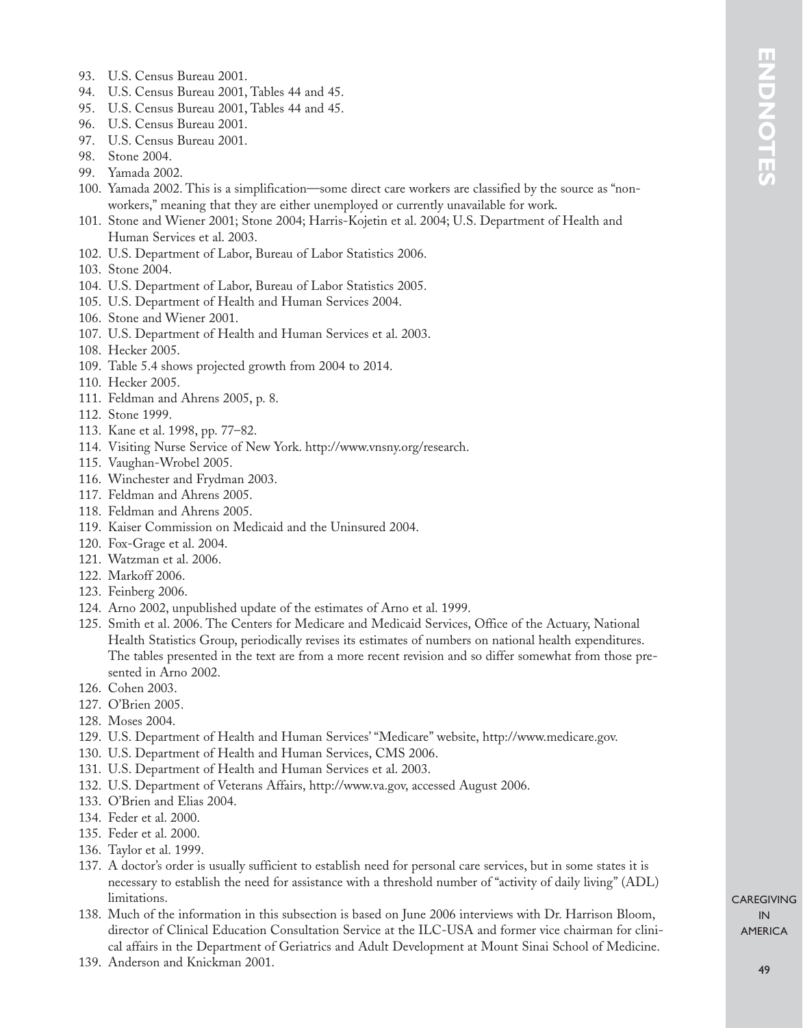93. U.S. Census Bureau 2001.
94. U.S. Census Bureau 2001, Tables 44 and 45.
95. U.S. Census Bureau 2001, Tables 44 and 45.
96. U.S. Census Bureau 2001.
97. U.S. Census Bureau 2001.
98. Stone 2004.
99. Yamada 2002.
100. Yamada 2002. This is a simplification—some direct care workers are classified by the source as "non-workers," meaning that they are either unemployed or currently unavailable for work.
101. Stone and Wiener 2001; Stone 2004; Harris-Kojetin et al. 2004; U.S. Department of Health and Human Services et al. 2003.
102. U.S. Department of Labor, Bureau of Labor Statistics 2006.
103. Stone 2004.
104. U.S. Department of Labor, Bureau of Labor Statistics 2005.
105. U.S. Department of Health and Human Services 2004.
106. Stone and Wiener 2001.
107. U.S. Department of Health and Human Services et al. 2003.
108. Hecker 2005.
109. Table 5.4 shows projected growth from 2004 to 2014.
110. Hecker 2005.
111. Feldman and Ahrens 2005, p. 8.
112. Stone 1999.
113. Kane et al. 1998, pp. 77–82.
114. Visiting Nurse Service of New York. http://www.vnsny.org/research.
115. Vaughan-Wrobel 2005.
116. Winchester and Frydman 2003.
117. Feldman and Ahrens 2005.
118. Feldman and Ahrens 2005.
119. Kaiser Commission on Medicaid and the Uninsured 2004.
120. Fox-Grage et al. 2004.
121. Watzman et al. 2006.
122. Markoff 2006.
123. Feinberg 2006.
124. Arno 2002, unpublished update of the estimates of Arno et al. 1999.
125. Smith et al. 2006. The Centers for Medicare and Medicaid Services, Office of the Actuary, National Health Statistics Group, periodically revises its estimates of numbers on national health expenditures. The tables presented in the text are from a more recent revision and so differ somewhat from those presented in Arno 2002.
126. Cohen 2003.
127. O'Brien 2005.
128. Moses 2004.
129. U.S. Department of Health and Human Services' "Medicare" website, http://www.medicare.gov.
130. U.S. Department of Health and Human Services, CMS 2006.
131. U.S. Department of Health and Human Services et al. 2003.
132. U.S. Department of Veterans Affairs, http://www.va.gov, accessed August 2006.
133. O'Brien and Elias 2004.
134. Feder et al. 2000.
135. Feder et al. 2000.
136. Taylor et al. 1999.
137. A doctor's order is usually sufficient to establish need for personal care services, but in some states it is necessary to establish the need for assistance with a threshold number of "activity of daily living" (ADL) limitations.
138. Much of the information in this subsection is based on June 2006 interviews with Dr. Harrison Bloom, director of Clinical Education Consultation Service at the ILC-USA and former vice chairman for clinical affairs in the Department of Geriatrics and Adult Development at Mount Sinai School of Medicine.
139. Anderson and Knickman 2001.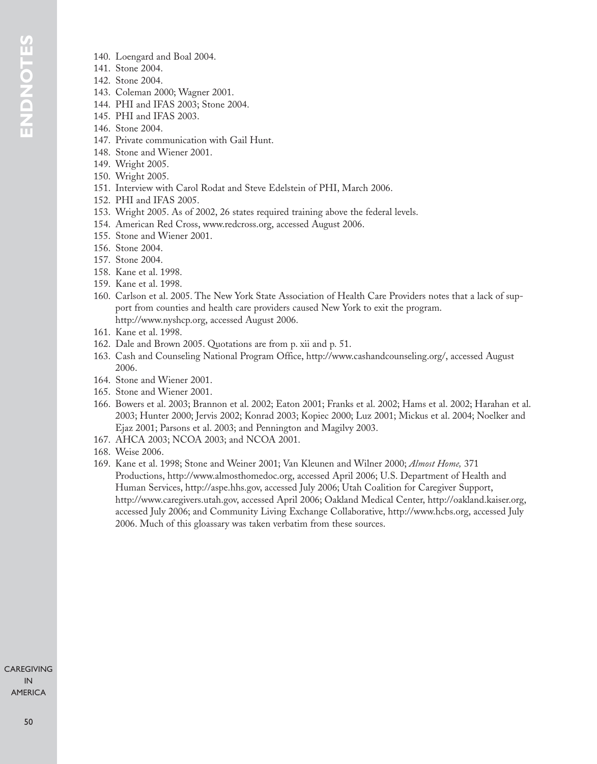140. Loengard and Boal 2004.
141. Stone 2004.
142. Stone 2004.
143. Coleman 2000; Wagner 2001.
144. PHI and IFAS 2003; Stone 2004.
145. PHI and IFAS 2003.
146. Stone 2004.
147. Private communication with Gail Hunt.
148. Stone and Wiener 2001.
149. Wright 2005.
150. Wright 2005.
151. Interview with Carol Rodat and Steve Edelstein of PHI, March 2006.
152. PHI and IFAS 2005.
153. Wright 2005. As of 2002, 26 states required training above the federal levels.
154. American Red Cross, www.redcross.org, accessed August 2006.
155. Stone and Wiener 2001.
156. Stone 2004.
157. Stone 2004.
158. Kane et al. 1998.
159. Kane et al. 1998.
160. Carlson et al. 2005. The New York State Association of Health Care Providers notes that a lack of support from counties and health care providers caused New York to exit the program. http://www.nyshcp.org, accessed August 2006.
161. Kane et al. 1998.
162. Dale and Brown 2005. Quotations are from p. xii and p. 51.
163. Cash and Counseling National Program Office, http://www.cashandcounseling.org/, accessed August 2006.
164. Stone and Wiener 2001.
165. Stone and Wiener 2001.
166. Bowers et al. 2003; Brannon et al. 2002; Eaton 2001; Franks et al. 2002; Hams et al. 2002; Harahan et al. 2003; Hunter 2000; Jervis 2002; Konrad 2003; Kopiec 2000; Luz 2001; Mickus et al. 2004; Noelker and Ejaz 2001; Parsons et al. 2003; and Pennington and Magilvy 2003.
167. AHCA 2003; NCOA 2003; and NCOA 2001.
168. Weise 2006.
169. Kane et al. 1998; Stone and Weiner 2001; Van Kleunen and Wilner 2000; *Almost Home,* 371 Productions, http://www.almosthomedoc.org, accessed April 2006; U.S. Department of Health and Human Services, http://aspe.hhs.gov, accessed July 2006; Utah Coalition for Caregiver Support, http://www.caregivers.utah.gov, accessed April 2006; Oakland Medical Center, http://oakland.kaiser.org, accessed July 2006; and Community Living Exchange Collaborative, http://www.hcbs.org, accessed July 2006. Much of this gloassary was taken verbatim from these sources.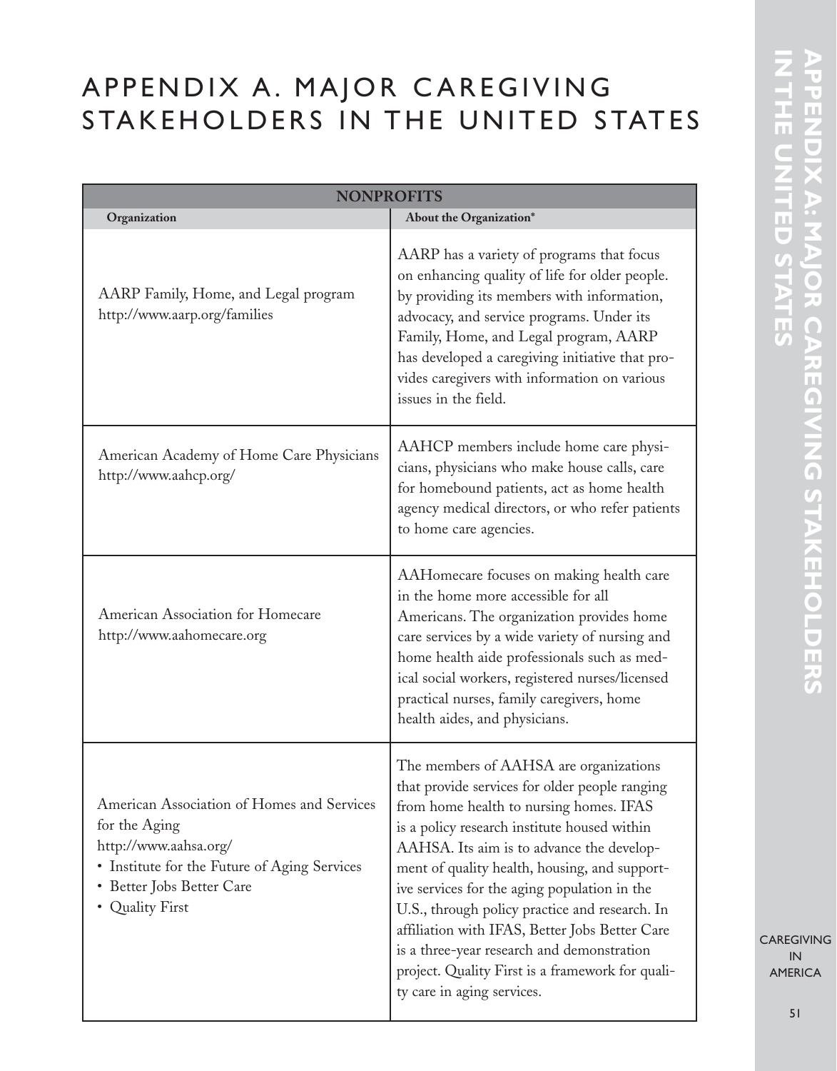# APPENDIX A. MAJOR CAREGIVING STAKEHOLDERS IN THE UNITED STATES

| NONPROFITS | |
|---|---|
| **Organization** | **About the Organization*** |
| AARP Family, Home, and Legal program<br>http://www.aarp.org/families | AARP has a variety of programs that focus on enhancing quality of life for older people. by providing its members with information, advocacy, and service programs. Under its Family, Home, and Legal program, AARP has developed a caregiving initiative that provides caregivers with information on various issues in the field. |
| American Academy of Home Care Physicians<br>http://www.aahcp.org/ | AAHCP members include home care physicians, physicians who make house calls, care for homebound patients, act as home health agency medical directors, or who refer patients to home care agencies. |
| American Association for Homecare<br>http://www.aahomecare.org | AAHomecare focuses on making health care in the home more accessible for all Americans. The organization provides home care services by a wide variety of nursing and home health aide professionals such as medical social workers, registered nurses/licensed practical nurses, family caregivers, home health aides, and physicians. |
| American Association of Homes and Services for the Aging<br>http://www.aahsa.org/<br>• Institute for the Future of Aging Services<br>• Better Jobs Better Care<br>• Quality First | The members of AAHSA are organizations that provide services for older people ranging from home health to nursing homes. IFAS is a policy research institute housed within AAHSA. Its aim is to advance the development of quality health, housing, and supportive services for the aging population in the U.S., through policy practice and research. In affiliation with IFAS, Better Jobs Better Care is a three-year research and demonstration project. Quality First is a framework for quality care in aging services. |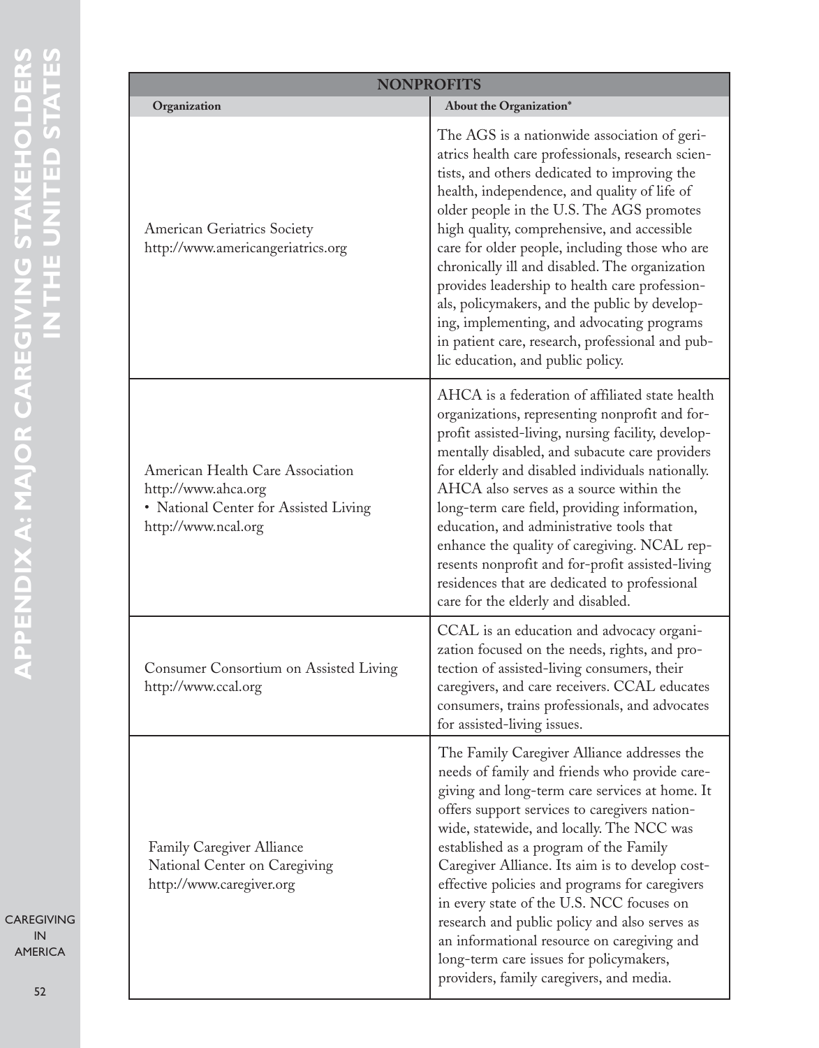| NONPROFITS | |
|---|---|
| **Organization** | **About the Organization*** |
| American Geriatrics Society<br>http://www.americangeriatrics.org | The AGS is a nationwide association of geriatrics health care professionals, research scientists, and others dedicated to improving the health, independence, and quality of life of older people in the U.S. The AGS promotes high quality, comprehensive, and accessible care for older people, including those who are chronically ill and disabled. The organization provides leadership to health care professionals, policymakers, and the public by developing, implementing, and advocating programs in patient care, research, professional and public education, and public policy. |
| American Health Care Association<br>http://www.ahca.org<br>• National Center for Assisted Living<br>http://www.ncal.org | AHCA is a federation of affiliated state health organizations, representing nonprofit and for-profit assisted-living, nursing facility, developmentally disabled, and subacute care providers for elderly and disabled individuals nationally. AHCA also serves as a source within the long-term care field, providing information, education, and administrative tools that enhance the quality of caregiving. NCAL represents nonprofit and for-profit assisted-living residences that are dedicated to professional care for the elderly and disabled. |
| Consumer Consortium on Assisted Living<br>http://www.ccal.org | CCAL is an education and advocacy organization focused on the needs, rights, and protection of assisted-living consumers, their caregivers, and care receivers. CCAL educates consumers, trains professionals, and advocates for assisted-living issues. |
| Family Caregiver Alliance<br>National Center on Caregiving<br>http://www.caregiver.org | The Family Caregiver Alliance addresses the needs of family and friends who provide caregiving and long-term care services at home. It offers support services to caregivers nationwide, statewide, and locally. The NCC was established as a program of the Family Caregiver Alliance. Its aim is to develop cost-effective policies and programs for caregivers in every state of the U.S. NCC focuses on research and public policy and also serves as an informational resource on caregiving and long-term care issues for policymakers, providers, family caregivers, and media. |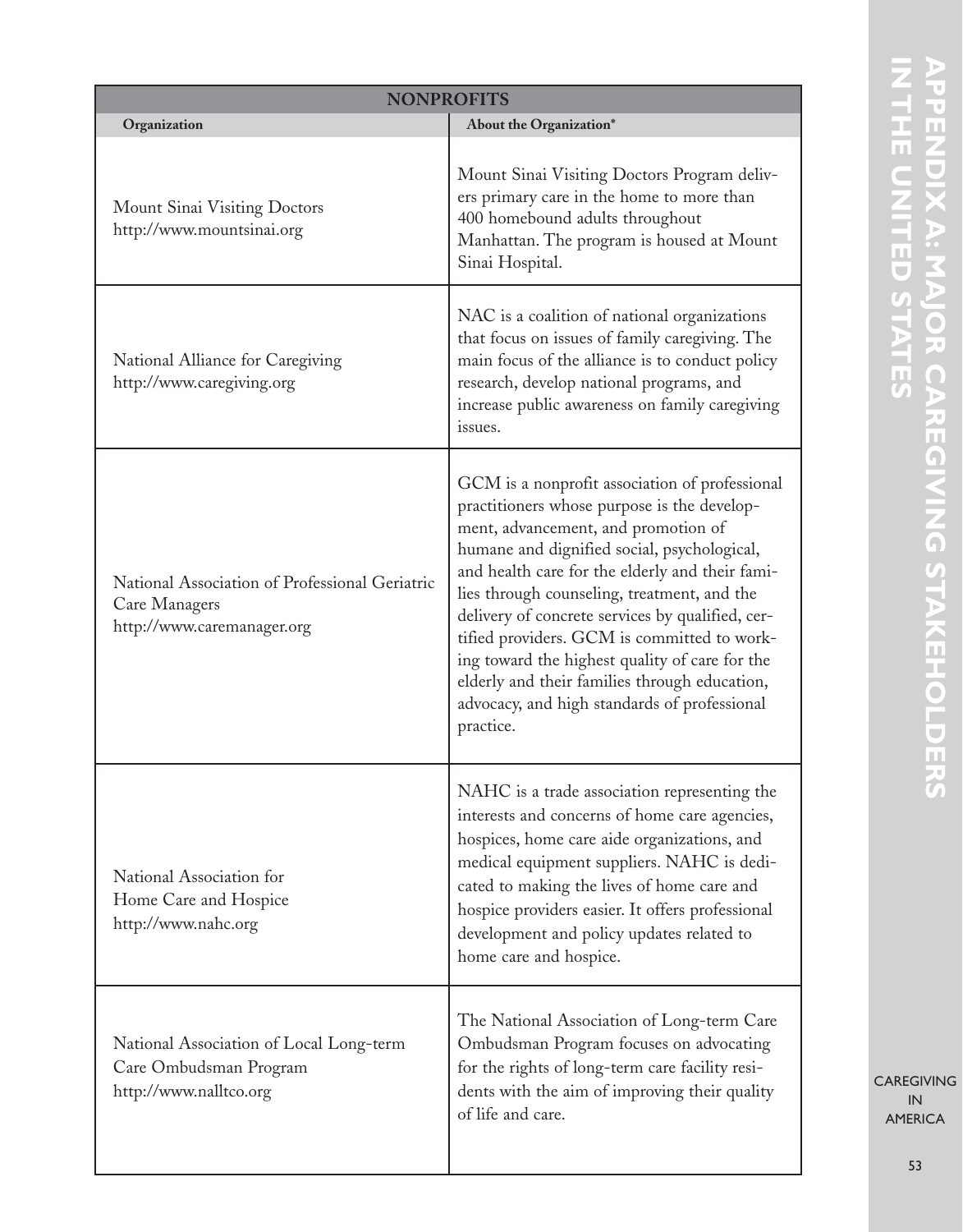| NONPROFITS | |
|---|---|
| **Organization** | **About the Organization*** |
| Mount Sinai Visiting Doctors http://www.mountsinai.org | Mount Sinai Visiting Doctors Program delivers primary care in the home to more than 400 homebound adults throughout Manhattan. The program is housed at Mount Sinai Hospital. |
| National Alliance for Caregiving http://www.caregiving.org | NAC is a coalition of national organizations that focus on issues of family caregiving. The main focus of the alliance is to conduct policy research, develop national programs, and increase public awareness on family caregiving issues. |
| National Association of Professional Geriatric Care Managers http://www.caremanager.org | GCM is a nonprofit association of professional practitioners whose purpose is the development, advancement, and promotion of humane and dignified social, psychological, and health care for the elderly and their families through counseling, treatment, and the delivery of concrete services by qualified, certified providers. GCM is committed to working toward the highest quality of care for the elderly and their families through education, advocacy, and high standards of professional practice. |
| National Association for Home Care and Hospice http://www.nahc.org | NAHC is a trade association representing the interests and concerns of home care agencies, hospices, home care aide organizations, and medical equipment suppliers. NAHC is dedicated to making the lives of home care and hospice providers easier. It offers professional development and policy updates related to home care and hospice. |
| National Association of Local Long-term Care Ombudsman Program http://www.nalltco.org | The National Association of Long-term Care Ombudsman Program focuses on advocating for the rights of long-term care facility residents with the aim of improving their quality of life and care. |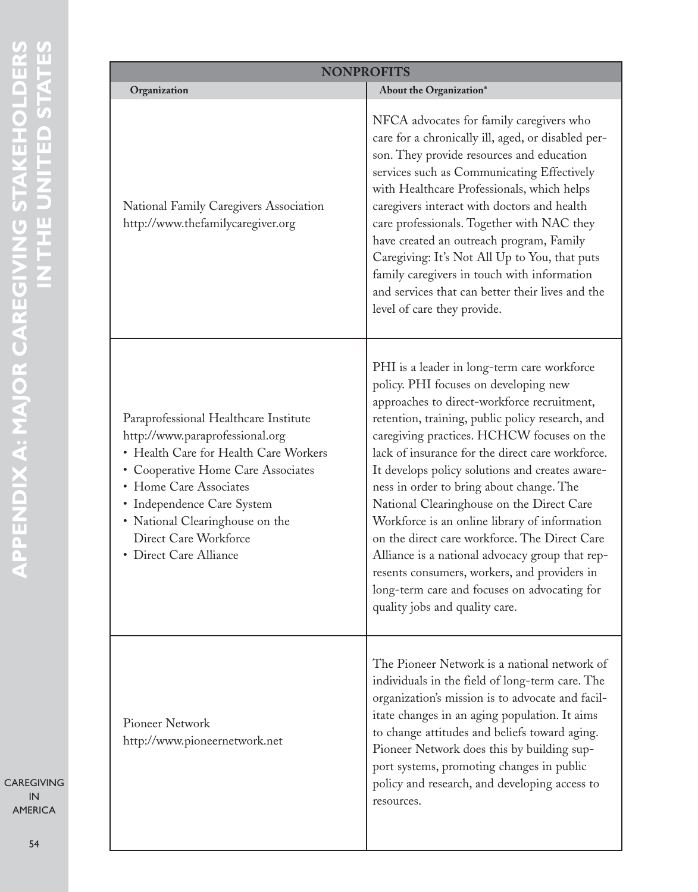| NONPROFITS | |
|---|---|
| **Organization** | **About the Organization*** |
| National Family Caregivers Association<br>http://www.thefamilycaregiver.org | NFCA advocates for family caregivers who care for a chronically ill, aged, or disabled person. They provide resources and education services such as Communicating Effectively with Healthcare Professionals, which helps caregivers interact with doctors and health care professionals. Together with NAC they have created an outreach program, Family Caregiving: It's Not All Up to You, that puts family caregivers in touch with information and services that can better their lives and the level of care they provide. |
| Paraprofessional Healthcare Institute<br>http://www.paraprofessional.org<br>• Health Care for Health Care Workers<br>• Cooperative Home Care Associates<br>• Home Care Associates<br>• Independence Care System<br>• National Clearinghouse on the Direct Care Workforce<br>• Direct Care Alliance | PHI is a leader in long-term care workforce policy. PHI focuses on developing new approaches to direct-workforce recruitment, retention, training, public policy research, and caregiving practices. HCHCW focuses on the lack of insurance for the direct care workforce. It develops policy solutions and creates awareness in order to bring about change. The National Clearinghouse on the Direct Care Workforce is an online library of information on the direct care workforce. The Direct Care Alliance is a national advocacy group that represents consumers, workers, and providers in long-term care and focuses on advocating for quality jobs and quality care. |
| Pioneer Network<br>http://www.pioneernetwork.net | The Pioneer Network is a national network of individuals in the field of long-term care. The organization's mission is to advocate and facilitate changes in an aging population. It aims to change attitudes and beliefs toward aging. Pioneer Network does this by building support systems, promoting changes in public policy and research, and developing access to resources. |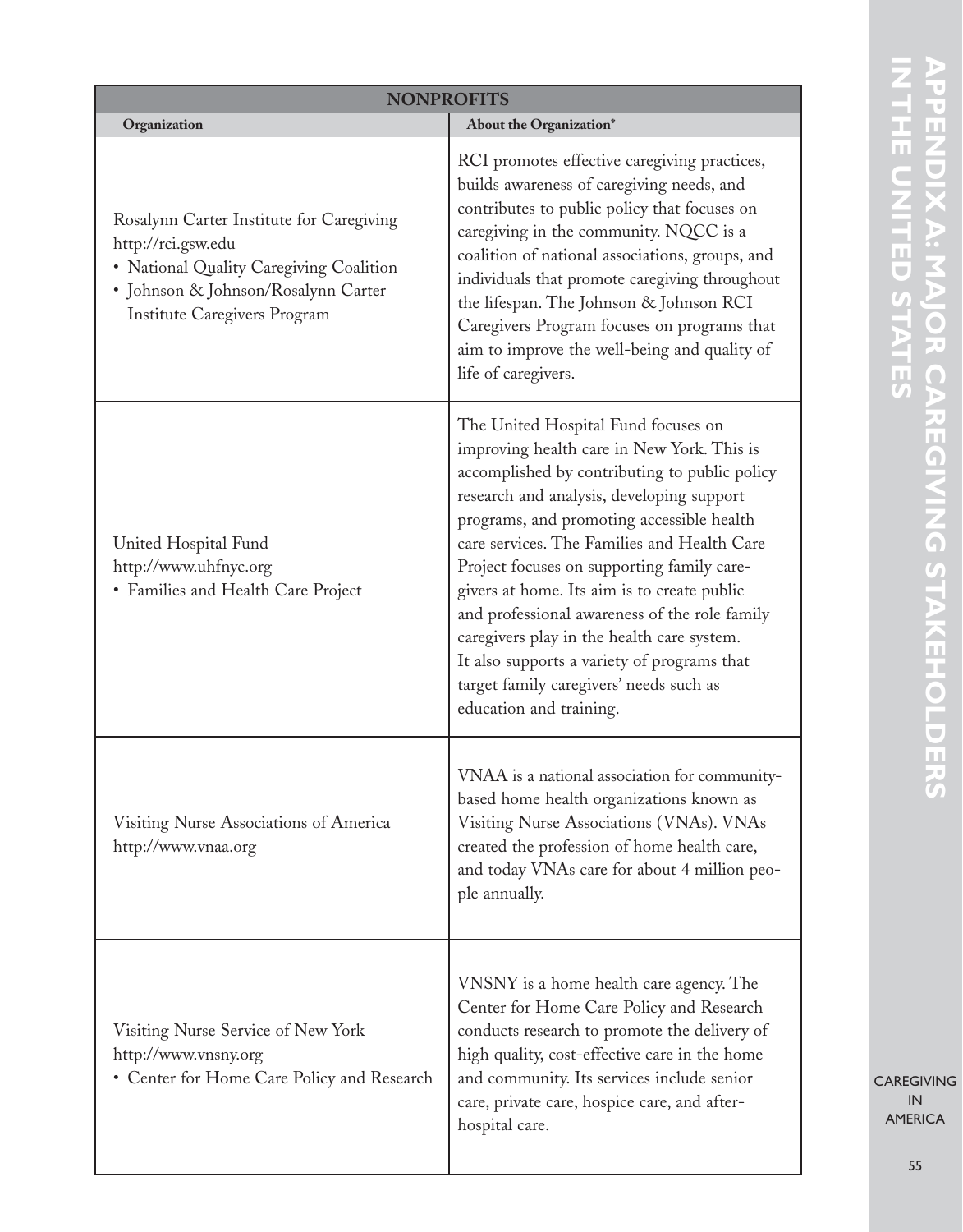| NONPROFITS | |
|---|---|
| **Organization** | **About the Organization*** |
| Rosalynn Carter Institute for Caregiving<br>http://rci.gsw.edu<br>• National Quality Caregiving Coalition<br>• Johnson & Johnson/Rosalynn Carter Institute Caregivers Program | RCI promotes effective caregiving practices, builds awareness of caregiving needs, and contributes to public policy that focuses on caregiving in the community. NQCC is a coalition of national associations, groups, and individuals that promote caregiving throughout the lifespan. The Johnson & Johnson RCI Caregivers Program focuses on programs that aim to improve the well-being and quality of life of caregivers. |
| United Hospital Fund<br>http://www.uhfnyc.org<br>• Families and Health Care Project | The United Hospital Fund focuses on improving health care in New York. This is accomplished by contributing to public policy research and analysis, developing support programs, and promoting accessible health care services. The Families and Health Care Project focuses on supporting family caregivers at home. Its aim is to create public and professional awareness of the role family caregivers play in the health care system. It also supports a variety of programs that target family caregivers' needs such as education and training. |
| Visiting Nurse Associations of America<br>http://www.vnaa.org | VNAA is a national association for community-based home health organizations known as Visiting Nurse Associations (VNAs). VNAs created the profession of home health care, and today VNAs care for about 4 million people annually. |
| Visiting Nurse Service of New York<br>http://www.vnsny.org<br>• Center for Home Care Policy and Research | VNSNY is a home health care agency. The Center for Home Care Policy and Research conducts research to promote the delivery of high quality, cost-effective care in the home and community. Its services include senior care, private care, hospice care, and after-hospital care. |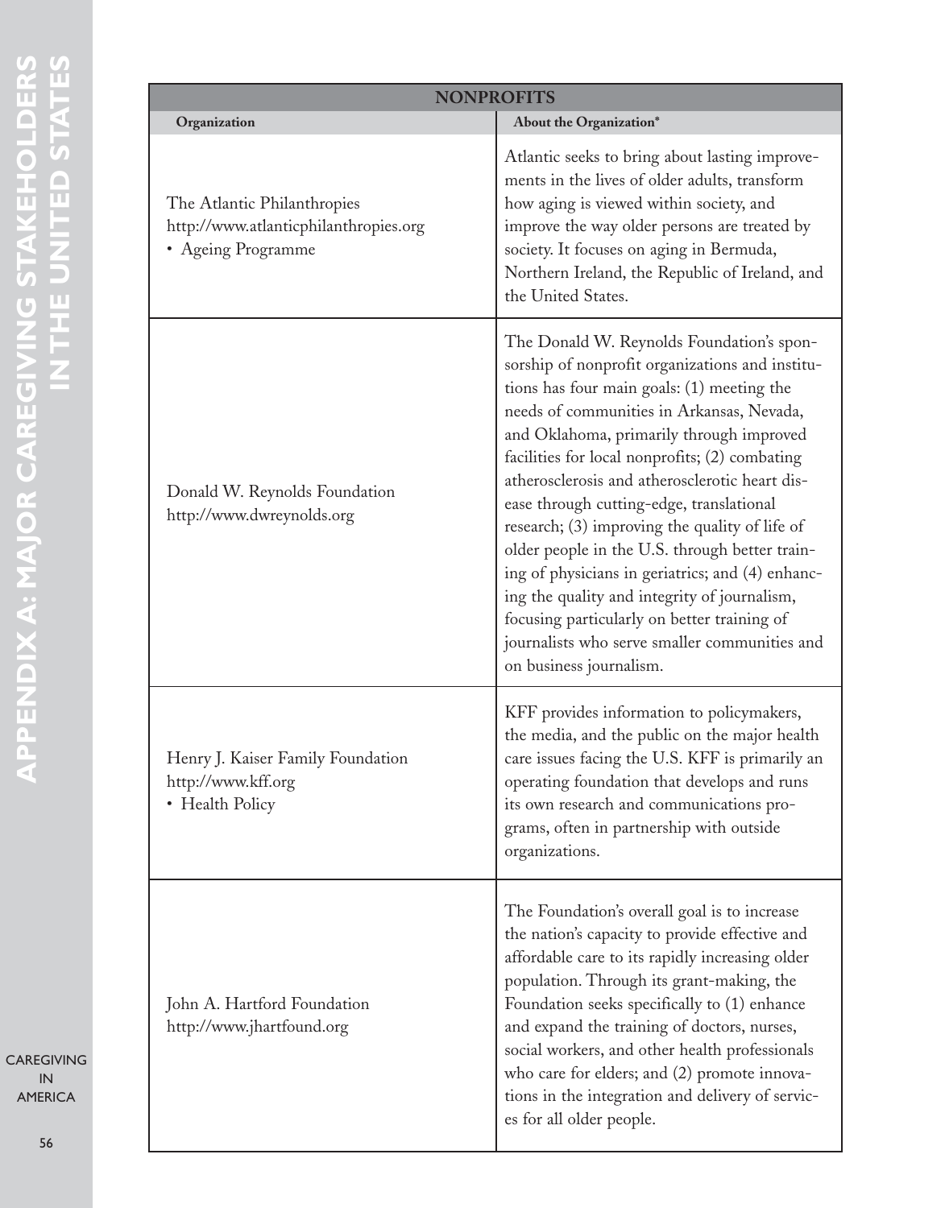| NONPROFITS | |
|---|---|
| **Organization** | **About the Organization*** |
| The Atlantic Philanthropies<br>http://www.atlanticphilanthropies.org<br>• Ageing Programme | Atlantic seeks to bring about lasting improvements in the lives of older adults, transform how aging is viewed within society, and improve the way older persons are treated by society. It focuses on aging in Bermuda, Northern Ireland, the Republic of Ireland, and the United States. |
| Donald W. Reynolds Foundation<br>http://www.dwreynolds.org | The Donald W. Reynolds Foundation's sponsorship of nonprofit organizations and institutions has four main goals: (1) meeting the needs of communities in Arkansas, Nevada, and Oklahoma, primarily through improved facilities for local nonprofits; (2) combating atherosclerosis and atherosclerotic heart disease through cutting-edge, translational research; (3) improving the quality of life of older people in the U.S. through better training of physicians in geriatrics; and (4) enhancing the quality and integrity of journalism, focusing particularly on better training of journalists who serve smaller communities and on business journalism. |
| Henry J. Kaiser Family Foundation<br>http://www.kff.org<br>• Health Policy | KFF provides information to policymakers, the media, and the public on the major health care issues facing the U.S. KFF is primarily an operating foundation that develops and runs its own research and communications programs, often in partnership with outside organizations. |
| John A. Hartford Foundation<br>http://www.jhartfound.org | The Foundation's overall goal is to increase the nation's capacity to provide effective and affordable care to its rapidly increasing older population. Through its grant-making, the Foundation seeks specifically to (1) enhance and expand the training of doctors, nurses, social workers, and other health professionals who care for elders; and (2) promote innovations in the integration and delivery of services for all older people. |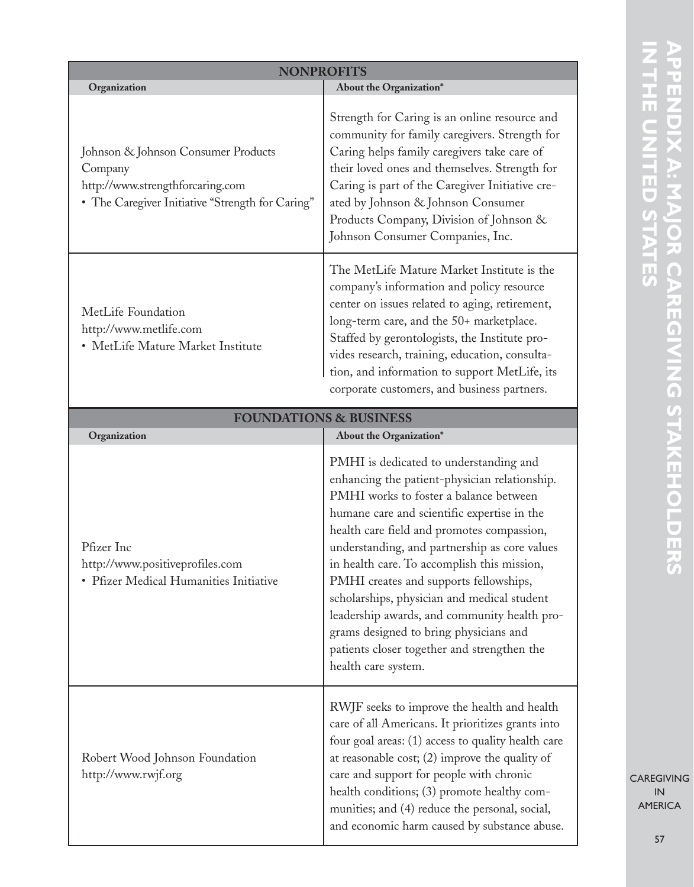| NONPROFITS | |
|---|---|
| **Organization** | **About the Organization*** |
| Johnson & Johnson Consumer Products Company<br>http://www.strengthforcaring.com<br>• The Caregiver Initiative "Strength for Caring" | Strength for Caring is an online resource and community for family caregivers. Strength for Caring helps family caregivers take care of their loved ones and themselves. Strength for Caring is part of the Caregiver Initiative created by Johnson & Johnson Consumer Products Company, Division of Johnson & Johnson Consumer Companies, Inc. |
| MetLife Foundation<br>http://www.metlife.com<br>• MetLife Mature Market Institute | The MetLife Mature Market Institute is the company's information and policy resource center on issues related to aging, retirement, long-term care, and the 50+ marketplace. Staffed by gerontologists, the Institute provides research, training, education, consultation, and information to support MetLife, its corporate customers, and business partners. |

| FOUNDATIONS & BUSINESS | |
|---|---|
| **Organization** | **About the Organization*** |
| Pfizer Inc<br>http://www.positiveprofiles.com<br>• Pfizer Medical Humanities Initiative | PMHI is dedicated to understanding and enhancing the patient-physician relationship. PMHI works to foster a balance between humane care and scientific expertise in the health care field and promotes compassion, understanding, and partnership as core values in health care. To accomplish this mission, PMHI creates and supports fellowships, scholarships, physician and medical student leadership awards, and community health programs designed to bring physicians and patients closer together and strengthen the health care system. |
| Robert Wood Johnson Foundation<br>http://www.rwjf.org | RWJF seeks to improve the health and health care of all Americans. It prioritizes grants into four goal areas: (1) access to quality health care at reasonable cost; (2) improve the quality of care and support for people with chronic health conditions; (3) promote healthy communities; and (4) reduce the personal, social, and economic harm caused by substance abuse. |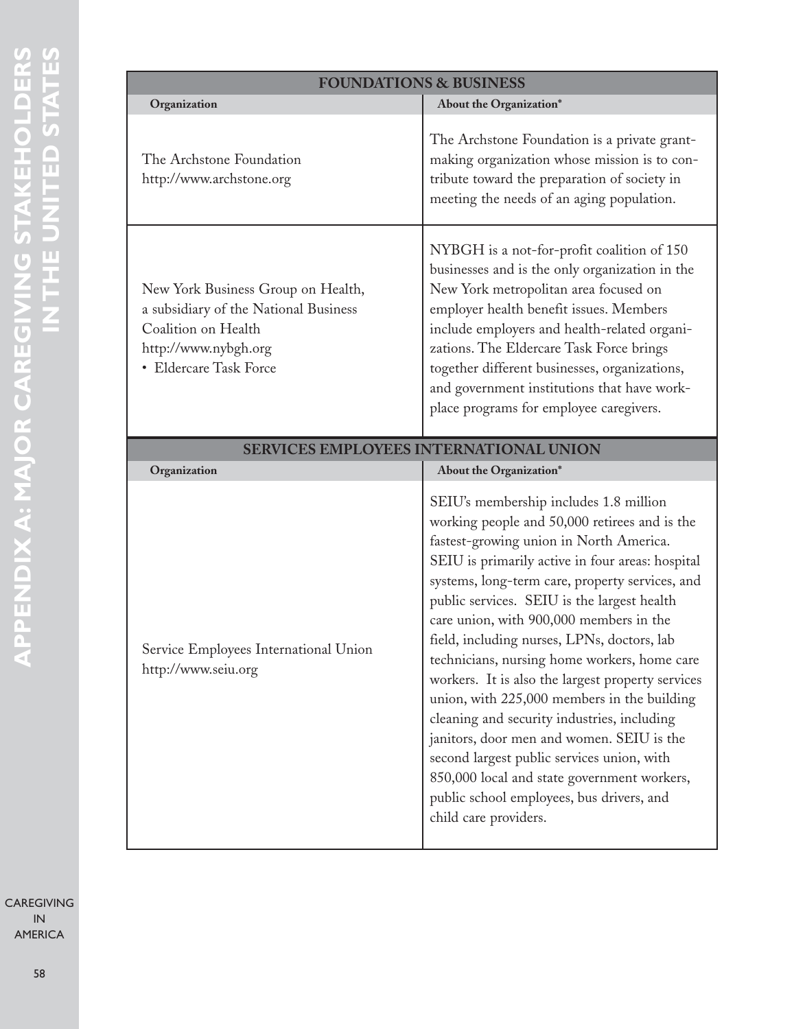| FOUNDATIONS & BUSINESS | |
|---|---|
| **Organization** | **About the Organization*** |
| The Archstone Foundation<br>http://www.archstone.org | The Archstone Foundation is a private grant-making organization whose mission is to contribute toward the preparation of society in meeting the needs of an aging population. |
| New York Business Group on Health, a subsidiary of the National Business Coalition on Health<br>http://www.nybgh.org<br>• Eldercare Task Force | NYBGH is a not-for-profit coalition of 150 businesses and is the only organization in the New York metropolitan area focused on employer health benefit issues. Members include employers and health-related organizations. The Eldercare Task Force brings together different businesses, organizations, and government institutions that have workplace programs for employee caregivers. |

| SERVICES EMPLOYEES INTERNATIONAL UNION | |
|---|---|
| **Organization** | **About the Organization*** |
| Service Employees International Union<br>http://www.seiu.org | SEIU's membership includes 1.8 million working people and 50,000 retirees and is the fastest-growing union in North America. SEIU is primarily active in four areas: hospital systems, long-term care, property services, and public services. SEIU is the largest health care union, with 900,000 members in the field, including nurses, LPNs, doctors, lab technicians, nursing home workers, home care workers. It is also the largest property services union, with 225,000 members in the building cleaning and security industries, including janitors, door men and women. SEIU is the second largest public services union, with 850,000 local and state government workers, public school employees, bus drivers, and child care providers. |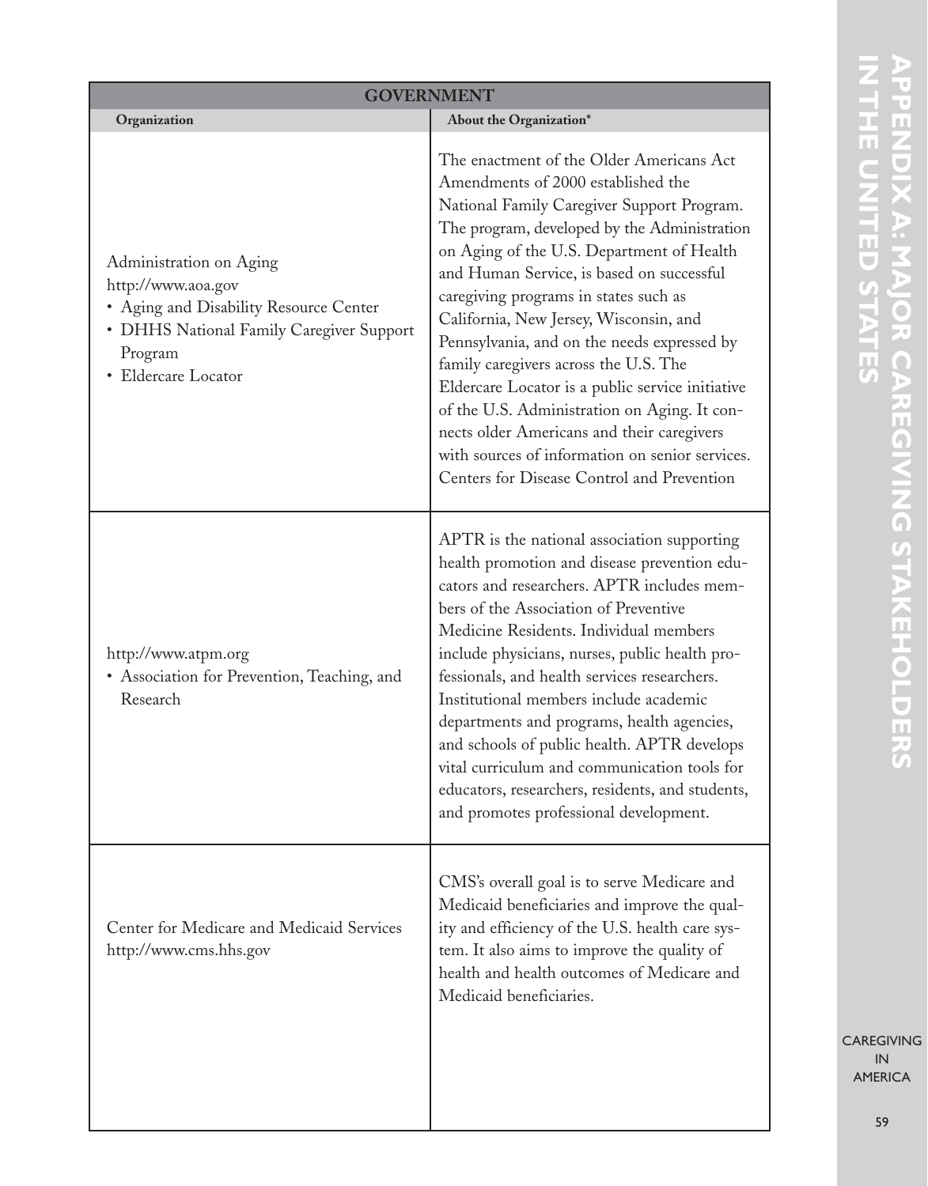| GOVERNMENT | |
|---|---|
| **Organization** | **About the Organization*** |
| Administration on Aging<br>http://www.aoa.gov<br>• Aging and Disability Resource Center<br>• DHHS National Family Caregiver Support Program<br>• Eldercare Locator | The enactment of the Older Americans Act Amendments of 2000 established the National Family Caregiver Support Program. The program, developed by the Administration on Aging of the U.S. Department of Health and Human Service, is based on successful caregiving programs in states such as California, New Jersey, Wisconsin, and Pennsylvania, and on the needs expressed by family caregivers across the U.S. The Eldercare Locator is a public service initiative of the U.S. Administration on Aging. It connects older Americans and their caregivers with sources of information on senior services. Centers for Disease Control and Prevention |
| http://www.atpm.org<br>• Association for Prevention, Teaching, and Research | APTR is the national association supporting health promotion and disease prevention educators and researchers. APTR includes members of the Association of Preventive Medicine Residents. Individual members include physicians, nurses, public health professionals, and health services researchers. Institutional members include academic departments and programs, health agencies, and schools of public health. APTR develops vital curriculum and communication tools for educators, researchers, residents, and students, and promotes professional development. |
| Center for Medicare and Medicaid Services<br>http://www.cms.hhs.gov | CMS's overall goal is to serve Medicare and Medicaid beneficiaries and improve the quality and efficiency of the U.S. health care system. It also aims to improve the quality of health and health outcomes of Medicare and Medicaid beneficiaries. |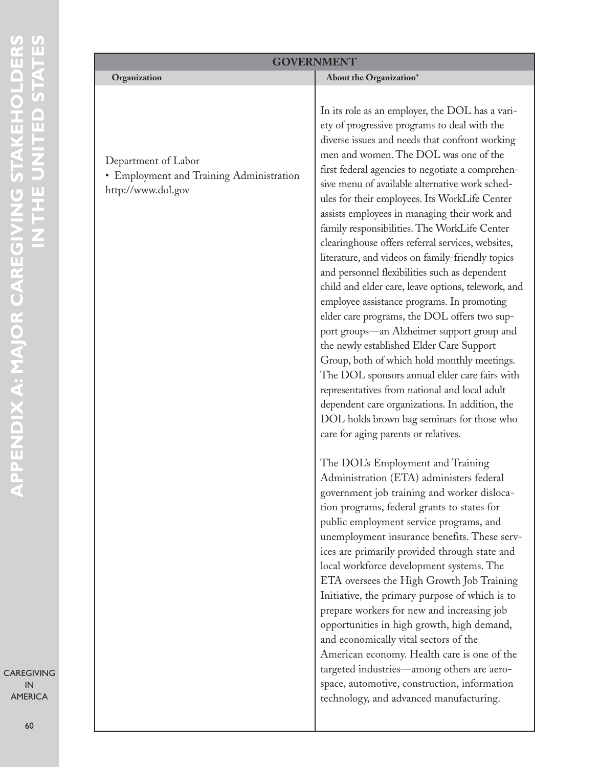| GOVERNMENT | |
|---|---|
| **Organization** | **About the Organization*** |
| Department of Labor<br>• Employment and Training Administration<br>http://www.dol.gov | In its role as an employer, the DOL has a variety of progressive programs to deal with the diverse issues and needs that confront working men and women. The DOL was one of the first federal agencies to negotiate a comprehensive menu of available alternative work schedules for their employees. Its WorkLife Center assists employees in managing their work and family responsibilities. The WorkLife Center clearinghouse offers referral services, websites, literature, and videos on family-friendly topics and personnel flexibilities such as dependent child and elder care, leave options, telework, and employee assistance programs. In promoting elder care programs, the DOL offers two support groups—an Alzheimer support group and the newly established Elder Care Support Group, both of which hold monthly meetings. The DOL sponsors annual elder care fairs with representatives from national and local adult dependent care organizations. In addition, the DOL holds brown bag seminars for those who care for aging parents or relatives.<br><br>The DOL's Employment and Training Administration (ETA) administers federal government job training and worker dislocation programs, federal grants to states for public employment service programs, and unemployment insurance benefits. These services are primarily provided through state and local workforce development systems. The ETA oversees the High Growth Job Training Initiative, the primary purpose of which is to prepare workers for new and increasing job opportunities in high growth, high demand, and economically vital sectors of the American economy. Health care is one of the targeted industries—among others are aerospace, automotive, construction, information technology, and advanced manufacturing. |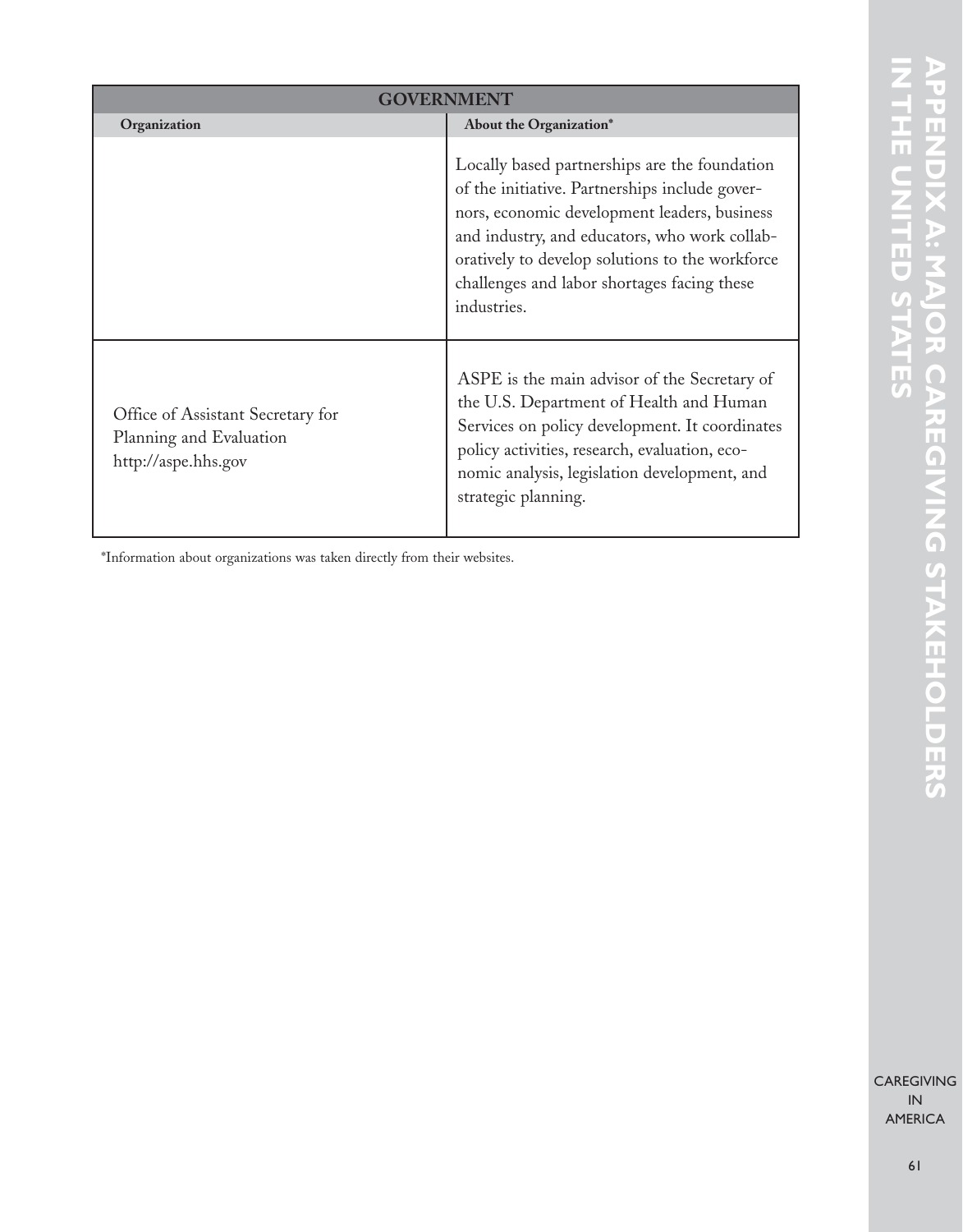| GOVERNMENT | |
|---|---|
| **Organization** | **About the Organization*** |
| | Locally based partnerships are the foundation of the initiative. Partnerships include governors, economic development leaders, business and industry, and educators, who work collaboratively to develop solutions to the workforce challenges and labor shortages facing these industries. |
| Office of Assistant Secretary for Planning and Evaluation http://aspe.hhs.gov | ASPE is the main advisor of the Secretary of the U.S. Department of Health and Human Services on policy development. It coordinates policy activities, research, evaluation, economic analysis, legislation development, and strategic planning. |

*Information about organizations was taken directly from their websites.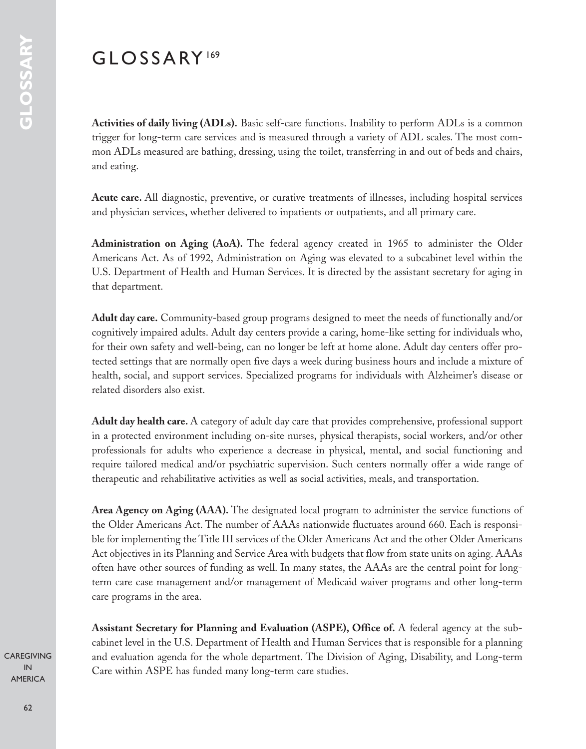# GLOSSARY[169]

**Activities of daily living (ADLs).** Basic self-care functions. Inability to perform ADLs is a common trigger for long-term care services and is measured through a variety of ADL scales. The most common ADLs measured are bathing, dressing, using the toilet, transferring in and out of beds and chairs, and eating.

**Acute care.** All diagnostic, preventive, or curative treatments of illnesses, including hospital services and physician services, whether delivered to inpatients or outpatients, and all primary care.

**Administration on Aging (AoA).** The federal agency created in 1965 to administer the Older Americans Act. As of 1992, Administration on Aging was elevated to a subcabinet level within the U.S. Department of Health and Human Services. It is directed by the assistant secretary for aging in that department.

**Adult day care.** Community-based group programs designed to meet the needs of functionally and/or cognitively impaired adults. Adult day centers provide a caring, home-like setting for individuals who, for their own safety and well-being, can no longer be left at home alone. Adult day centers offer protected settings that are normally open five days a week during business hours and include a mixture of health, social, and support services. Specialized programs for individuals with Alzheimer's disease or related disorders also exist.

**Adult day health care.** A category of adult day care that provides comprehensive, professional support in a protected environment including on-site nurses, physical therapists, social workers, and/or other professionals for adults who experience a decrease in physical, mental, and social functioning and require tailored medical and/or psychiatric supervision. Such centers normally offer a wide range of therapeutic and rehabilitative activities as well as social activities, meals, and transportation.

**Area Agency on Aging (AAA).** The designated local program to administer the service functions of the Older Americans Act. The number of AAAs nationwide fluctuates around 660. Each is responsible for implementing the Title III services of the Older Americans Act and the other Older Americans Act objectives in its Planning and Service Area with budgets that flow from state units on aging. AAAs often have other sources of funding as well. In many states, the AAAs are the central point for long-term care case management and/or management of Medicaid waiver programs and other long-term care programs in the area.

**Assistant Secretary for Planning and Evaluation (ASPE), Office of.** A federal agency at the subcabinet level in the U.S. Department of Health and Human Services that is responsible for a planning and evaluation agenda for the whole department. The Division of Aging, Disability, and Long-term Care within ASPE has funded many long-term care studies.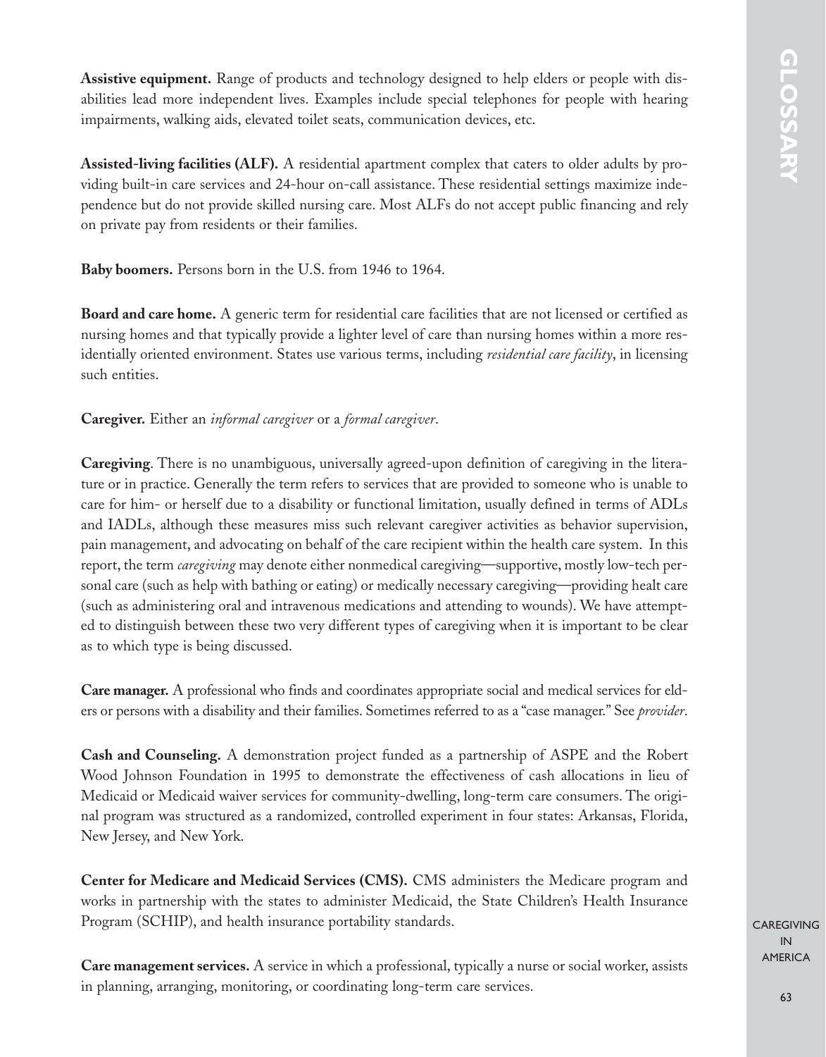**Assistive equipment.** Range of products and technology designed to help elders or people with disabilities lead more independent lives. Examples include special telephones for people with hearing impairments, walking aids, elevated toilet seats, communication devices, etc.

**Assisted-living facilities (ALF).** A residential apartment complex that caters to older adults by providing built-in care services and 24-hour on-call assistance. These residential settings maximize independence but do not provide skilled nursing care. Most ALFs do not accept public financing and rely on private pay from residents or their families.

**Baby boomers.** Persons born in the U.S. from 1946 to 1964.

**Board and care home.** A generic term for residential care facilities that are not licensed or certified as nursing homes and that typically provide a lighter level of care than nursing homes within a more residentially oriented environment. States use various terms, including *residential care facility*, in licensing such entities.

**Caregiver.** Either an *informal caregiver* or a *formal caregiver*.

**Caregiving**. There is no unambiguous, universally agreed-upon definition of caregiving in the literature or in practice. Generally the term refers to services that are provided to someone who is unable to care for him- or herself due to a disability or functional limitation, usually defined in terms of ADLs and IADLs, although these measures miss such relevant caregiver activities as behavior supervision, pain management, and advocating on behalf of the care recipient within the health care system. In this report, the term *caregiving* may denote either nonmedical caregiving—supportive, mostly low-tech personal care (such as help with bathing or eating) or medically necessary caregiving—providing healt care (such as administering oral and intravenous medications and attending to wounds). We have attempted to distinguish between these two very different types of caregiving when it is important to be clear as to which type is being discussed.

**Care manager.** A professional who finds and coordinates appropriate social and medical services for elders or persons with a disability and their families. Sometimes referred to as a "case manager." See *provider*.

**Cash and Counseling.** A demonstration project funded as a partnership of ASPE and the Robert Wood Johnson Foundation in 1995 to demonstrate the effectiveness of cash allocations in lieu of Medicaid or Medicaid waiver services for community-dwelling, long-term care consumers. The original program was structured as a randomized, controlled experiment in four states: Arkansas, Florida, New Jersey, and New York.

**Center for Medicare and Medicaid Services (CMS).** CMS administers the Medicare program and works in partnership with the states to administer Medicaid, the State Children's Health Insurance Program (SCHIP), and health insurance portability standards.

**Care management services.** A service in which a professional, typically a nurse or social worker, assists in planning, arranging, monitoring, or coordinating long-term care services.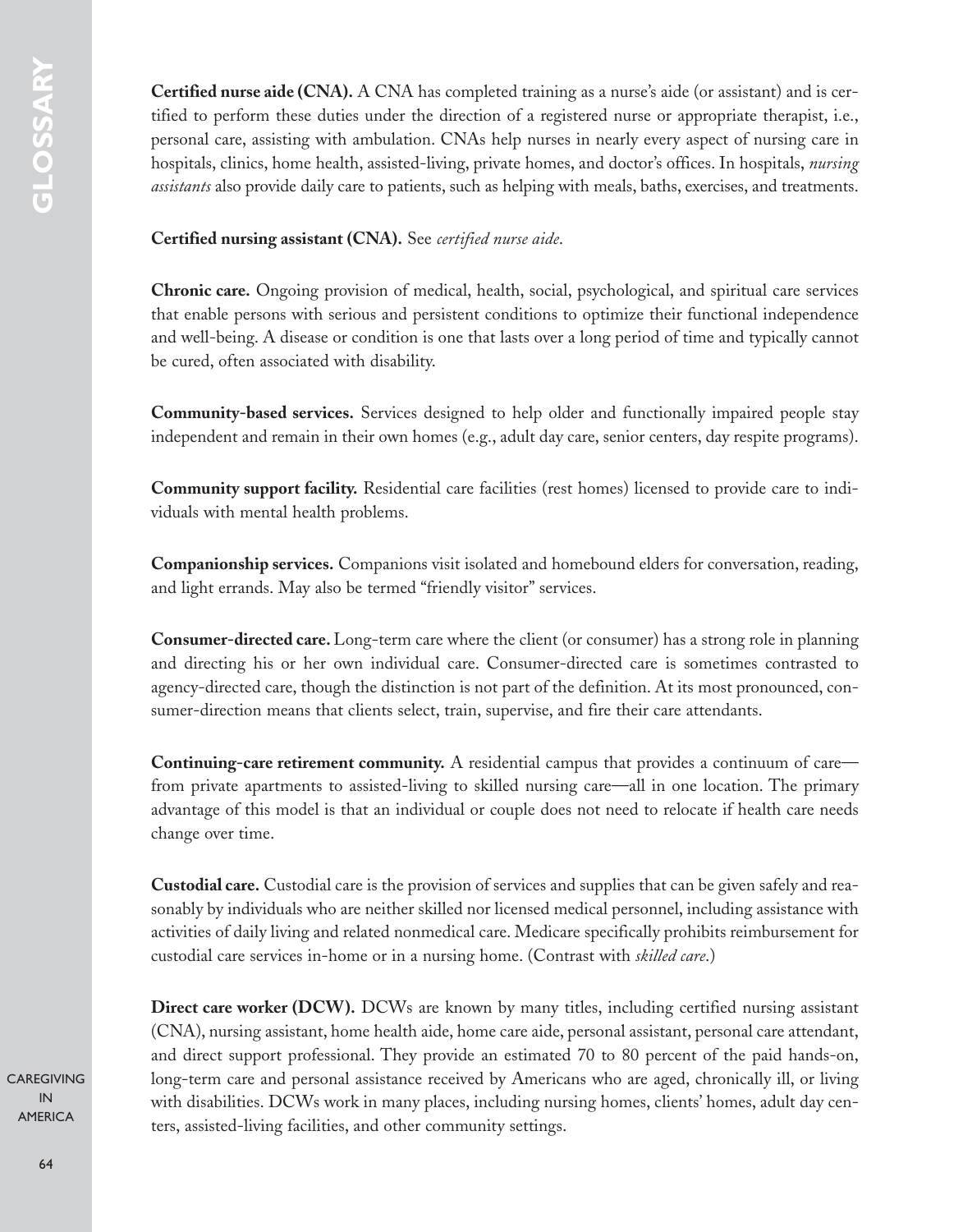**Certified nurse aide (CNA).** A CNA has completed training as a nurse's aide (or assistant) and is certified to perform these duties under the direction of a registered nurse or appropriate therapist, i.e., personal care, assisting with ambulation. CNAs help nurses in nearly every aspect of nursing care in hospitals, clinics, home health, assisted-living, private homes, and doctor's offices. In hospitals, *nursing assistants* also provide daily care to patients, such as helping with meals, baths, exercises, and treatments.

**Certified nursing assistant (CNA).** See *certified nurse aide*.

**Chronic care.** Ongoing provision of medical, health, social, psychological, and spiritual care services that enable persons with serious and persistent conditions to optimize their functional independence and well-being. A disease or condition is one that lasts over a long period of time and typically cannot be cured, often associated with disability.

**Community-based services.** Services designed to help older and functionally impaired people stay independent and remain in their own homes (e.g., adult day care, senior centers, day respite programs).

**Community support facility.** Residential care facilities (rest homes) licensed to provide care to individuals with mental health problems.

**Companionship services.** Companions visit isolated and homebound elders for conversation, reading, and light errands. May also be termed "friendly visitor" services.

**Consumer-directed care.** Long-term care where the client (or consumer) has a strong role in planning and directing his or her own individual care. Consumer-directed care is sometimes contrasted to agency-directed care, though the distinction is not part of the definition. At its most pronounced, consumer-direction means that clients select, train, supervise, and fire their care attendants.

**Continuing-care retirement community.** A residential campus that provides a continuum of care—from private apartments to assisted-living to skilled nursing care—all in one location. The primary advantage of this model is that an individual or couple does not need to relocate if health care needs change over time.

**Custodial care.** Custodial care is the provision of services and supplies that can be given safely and reasonably by individuals who are neither skilled nor licensed medical personnel, including assistance with activities of daily living and related nonmedical care. Medicare specifically prohibits reimbursement for custodial care services in-home or in a nursing home. (Contrast with *skilled care*.)

**Direct care worker (DCW).** DCWs are known by many titles, including certified nursing assistant (CNA), nursing assistant, home health aide, home care aide, personal assistant, personal care attendant, and direct support professional. They provide an estimated 70 to 80 percent of the paid hands-on, long-term care and personal assistance received by Americans who are aged, chronically ill, or living with disabilities. DCWs work in many places, including nursing homes, clients' homes, adult day centers, assisted-living facilities, and other community settings.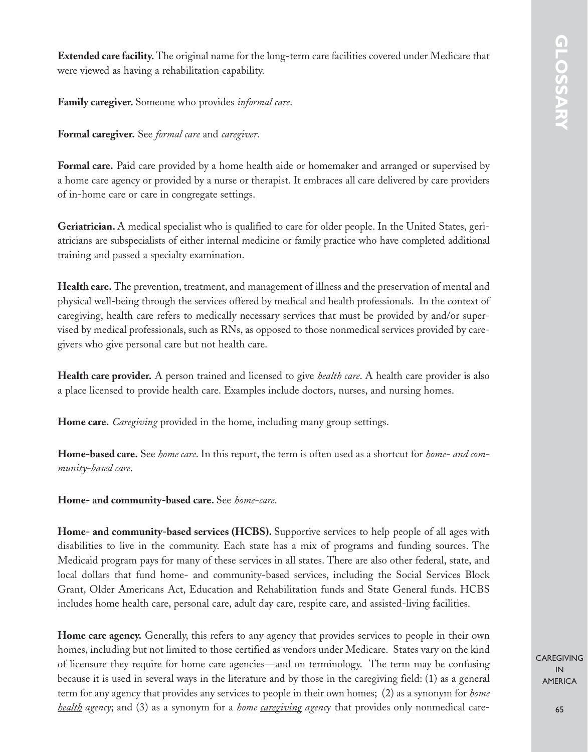**Extended care facility.** The original name for the long-term care facilities covered under Medicare that were viewed as having a rehabilitation capability.

**Family caregiver.** Someone who provides *informal care*.

**Formal caregiver.** See *formal care* and *caregiver*.

**Formal care.** Paid care provided by a home health aide or homemaker and arranged or supervised by a home care agency or provided by a nurse or therapist. It embraces all care delivered by care providers of in-home care or care in congregate settings.

**Geriatrician.** A medical specialist who is qualified to care for older people. In the United States, geriatricians are subspecialists of either internal medicine or family practice who have completed additional training and passed a specialty examination.

**Health care.** The prevention, treatment, and management of illness and the preservation of mental and physical well-being through the services offered by medical and health professionals. In the context of caregiving, health care refers to medically necessary services that must be provided by and/or supervised by medical professionals, such as RNs, as opposed to those nonmedical services provided by caregivers who give personal care but not health care.

**Health care provider.** A person trained and licensed to give *health care*. A health care provider is also a place licensed to provide health care. Examples include doctors, nurses, and nursing homes.

**Home care.** *Caregiving* provided in the home, including many group settings.

**Home-based care.** See *home care*. In this report, the term is often used as a shortcut for *home- and community-based care*.

**Home- and community-based care.** See *home-care*.

**Home- and community-based services (HCBS).** Supportive services to help people of all ages with disabilities to live in the community. Each state has a mix of programs and funding sources. The Medicaid program pays for many of these services in all states. There are also other federal, state, and local dollars that fund home- and community-based services, including the Social Services Block Grant, Older Americans Act, Education and Rehabilitation funds and State General funds. HCBS includes home health care, personal care, adult day care, respite care, and assisted-living facilities.

**Home care agency.** Generally, this refers to any agency that provides services to people in their own homes, including but not limited to those certified as vendors under Medicare. States vary on the kind of licensure they require for home care agencies—and on terminology. The term may be confusing because it is used in several ways in the literature and by those in the caregiving field: (1) as a general term for any agency that provides any services to people in their own homes; (2) as a synonym for *home <u>health</u> agency*; and (3) as a synonym for a *home <u>caregiving</u> agency* that provides only nonmedical care-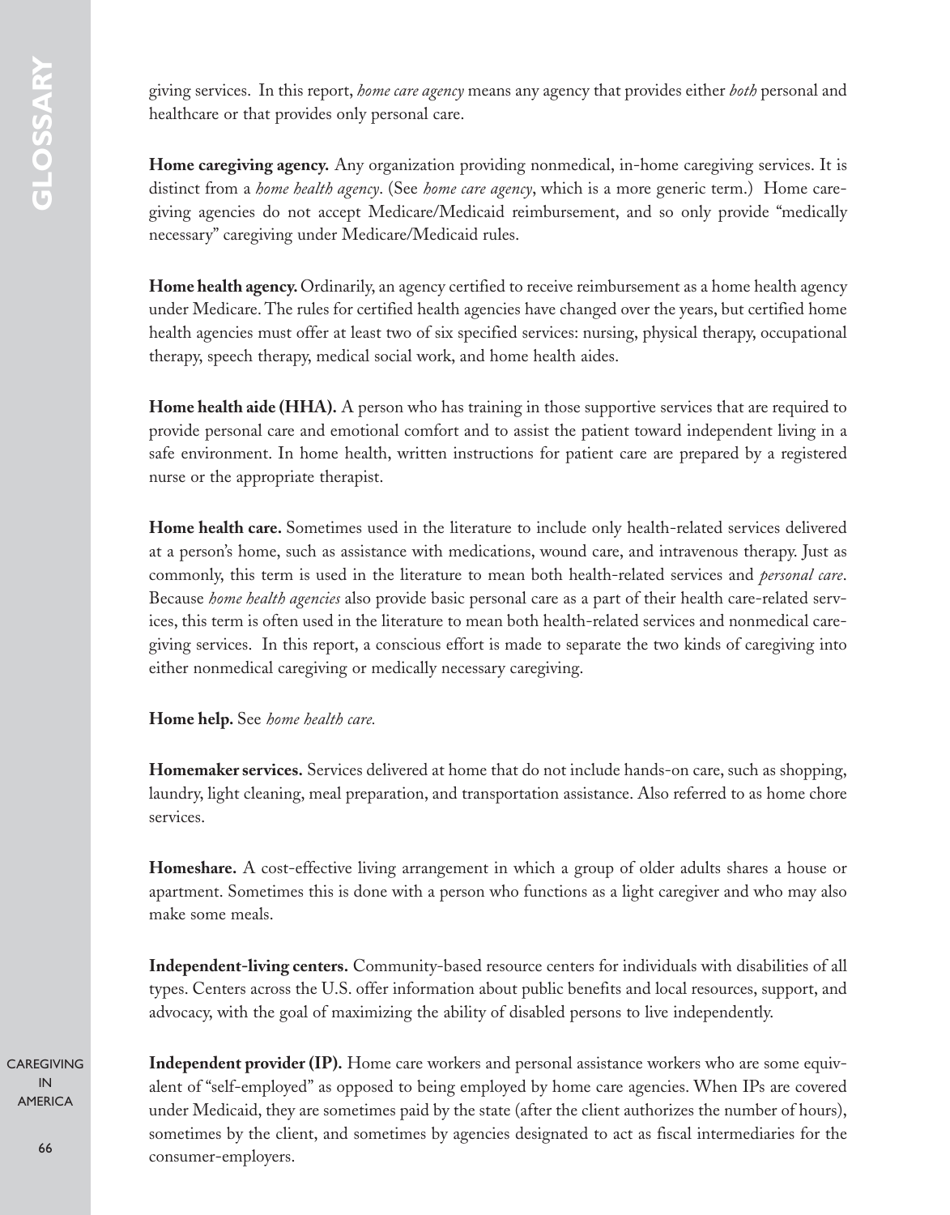giving services. In this report, *home care agency* means any agency that provides either *both* personal and healthcare or that provides only personal care.

**Home caregiving agency.** Any organization providing nonmedical, in-home caregiving services. It is distinct from a *home health agency*. (See *home care agency*, which is a more generic term.) Home caregiving agencies do not accept Medicare/Medicaid reimbursement, and so only provide "medically necessary" caregiving under Medicare/Medicaid rules.

**Home health agency.** Ordinarily, an agency certified to receive reimbursement as a home health agency under Medicare. The rules for certified health agencies have changed over the years, but certified home health agencies must offer at least two of six specified services: nursing, physical therapy, occupational therapy, speech therapy, medical social work, and home health aides.

**Home health aide (HHA).** A person who has training in those supportive services that are required to provide personal care and emotional comfort and to assist the patient toward independent living in a safe environment. In home health, written instructions for patient care are prepared by a registered nurse or the appropriate therapist.

**Home health care.** Sometimes used in the literature to include only health-related services delivered at a person's home, such as assistance with medications, wound care, and intravenous therapy. Just as commonly, this term is used in the literature to mean both health-related services and *personal care*. Because *home health agencies* also provide basic personal care as a part of their health care-related services, this term is often used in the literature to mean both health-related services and nonmedical caregiving services. In this report, a conscious effort is made to separate the two kinds of caregiving into either nonmedical caregiving or medically necessary caregiving.

**Home help.** See *home health care.*

**Homemaker services.** Services delivered at home that do not include hands-on care, such as shopping, laundry, light cleaning, meal preparation, and transportation assistance. Also referred to as home chore services.

**Homeshare.** A cost-effective living arrangement in which a group of older adults shares a house or apartment. Sometimes this is done with a person who functions as a light caregiver and who may also make some meals.

**Independent-living centers.** Community-based resource centers for individuals with disabilities of all types. Centers across the U.S. offer information about public benefits and local resources, support, and advocacy, with the goal of maximizing the ability of disabled persons to live independently.

**Independent provider (IP).** Home care workers and personal assistance workers who are some equivalent of "self-employed" as opposed to being employed by home care agencies. When IPs are covered under Medicaid, they are sometimes paid by the state (after the client authorizes the number of hours), sometimes by the client, and sometimes by agencies designated to act as fiscal intermediaries for the consumer-employers.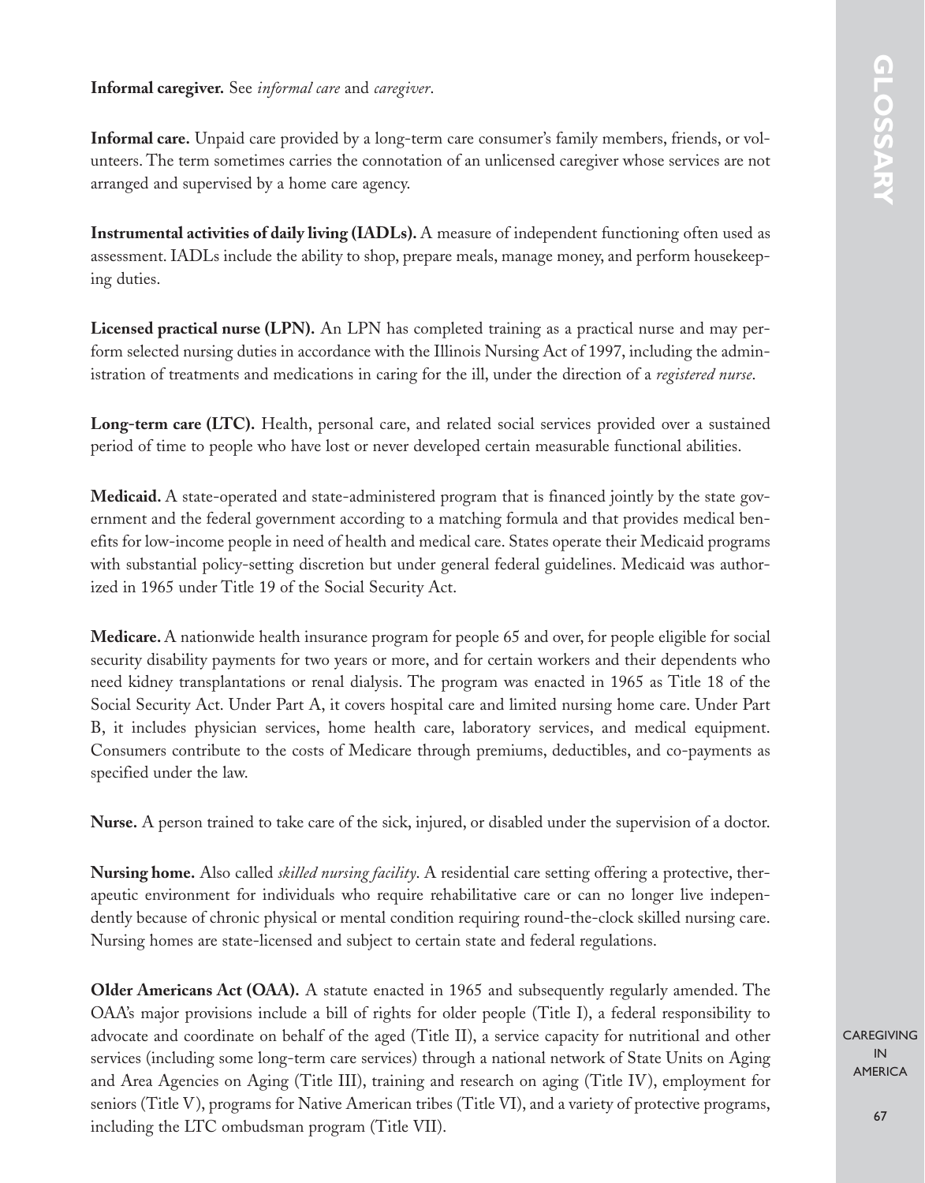**Informal caregiver.** See *informal care* and *caregiver*.

**Informal care.** Unpaid care provided by a long-term care consumer's family members, friends, or volunteers. The term sometimes carries the connotation of an unlicensed caregiver whose services are not arranged and supervised by a home care agency.

**Instrumental activities of daily living (IADLs).** A measure of independent functioning often used as assessment. IADLs include the ability to shop, prepare meals, manage money, and perform housekeeping duties.

**Licensed practical nurse (LPN).** An LPN has completed training as a practical nurse and may perform selected nursing duties in accordance with the Illinois Nursing Act of 1997, including the administration of treatments and medications in caring for the ill, under the direction of a *registered nurse*.

**Long-term care (LTC).** Health, personal care, and related social services provided over a sustained period of time to people who have lost or never developed certain measurable functional abilities.

**Medicaid.** A state-operated and state-administered program that is financed jointly by the state government and the federal government according to a matching formula and that provides medical benefits for low-income people in need of health and medical care. States operate their Medicaid programs with substantial policy-setting discretion but under general federal guidelines. Medicaid was authorized in 1965 under Title 19 of the Social Security Act.

**Medicare.** A nationwide health insurance program for people 65 and over, for people eligible for social security disability payments for two years or more, and for certain workers and their dependents who need kidney transplantations or renal dialysis. The program was enacted in 1965 as Title 18 of the Social Security Act. Under Part A, it covers hospital care and limited nursing home care. Under Part B, it includes physician services, home health care, laboratory services, and medical equipment. Consumers contribute to the costs of Medicare through premiums, deductibles, and co-payments as specified under the law.

**Nurse.** A person trained to take care of the sick, injured, or disabled under the supervision of a doctor.

**Nursing home.** Also called *skilled nursing facility*. A residential care setting offering a protective, therapeutic environment for individuals who require rehabilitative care or can no longer live independently because of chronic physical or mental condition requiring round-the-clock skilled nursing care. Nursing homes are state-licensed and subject to certain state and federal regulations.

**Older Americans Act (OAA).** A statute enacted in 1965 and subsequently regularly amended. The OAA's major provisions include a bill of rights for older people (Title I), a federal responsibility to advocate and coordinate on behalf of the aged (Title II), a service capacity for nutritional and other services (including some long-term care services) through a national network of State Units on Aging and Area Agencies on Aging (Title III), training and research on aging (Title IV), employment for seniors (Title V), programs for Native American tribes (Title VI), and a variety of protective programs, including the LTC ombudsman program (Title VII).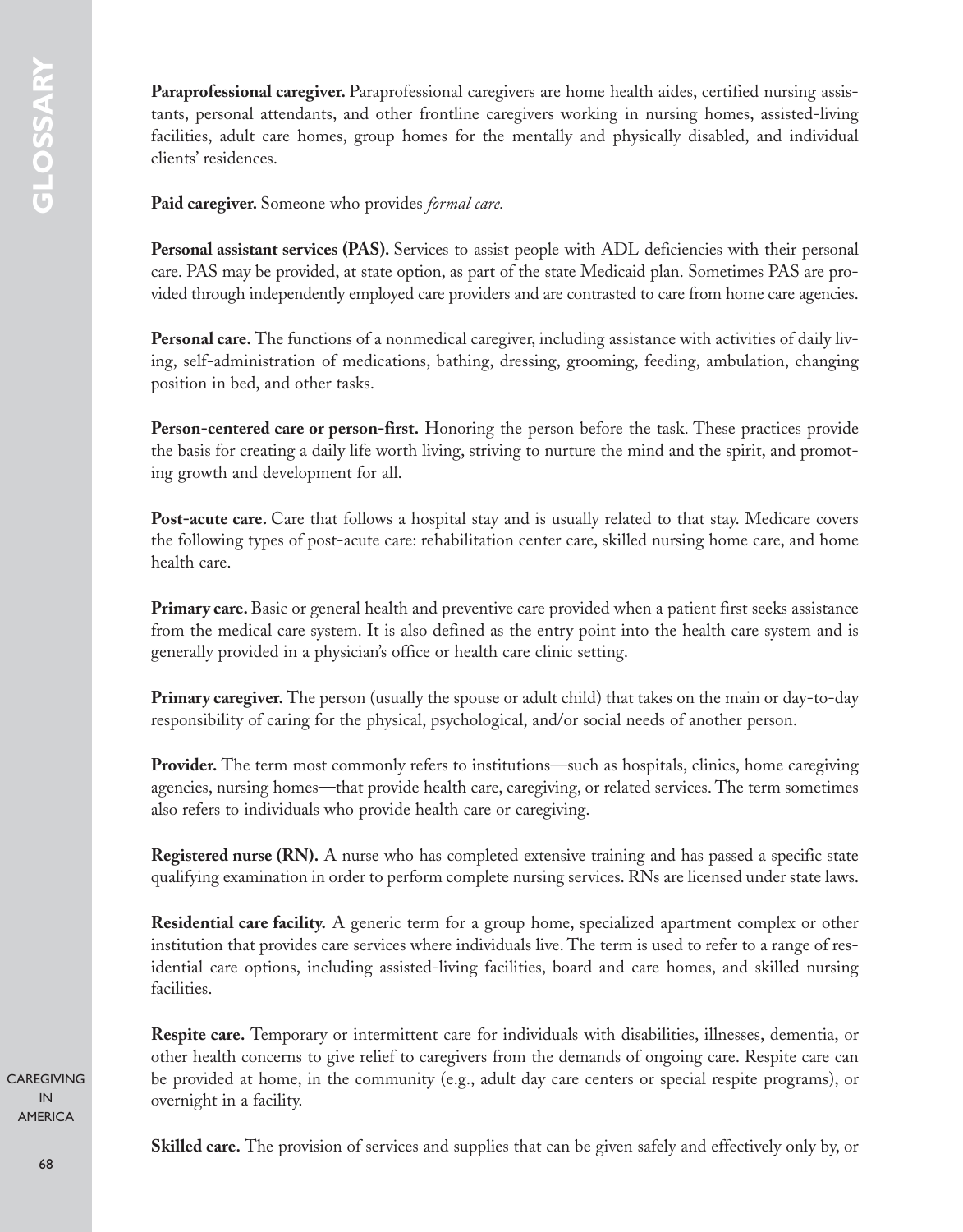**Paraprofessional caregiver.** Paraprofessional caregivers are home health aides, certified nursing assistants, personal attendants, and other frontline caregivers working in nursing homes, assisted-living facilities, adult care homes, group homes for the mentally and physically disabled, and individual clients' residences.

**Paid caregiver.** Someone who provides *formal care.*

**Personal assistant services (PAS).** Services to assist people with ADL deficiencies with their personal care. PAS may be provided, at state option, as part of the state Medicaid plan. Sometimes PAS are provided through independently employed care providers and are contrasted to care from home care agencies.

**Personal care.** The functions of a nonmedical caregiver, including assistance with activities of daily living, self-administration of medications, bathing, dressing, grooming, feeding, ambulation, changing position in bed, and other tasks.

**Person-centered care or person-first.** Honoring the person before the task. These practices provide the basis for creating a daily life worth living, striving to nurture the mind and the spirit, and promoting growth and development for all.

**Post-acute care.** Care that follows a hospital stay and is usually related to that stay. Medicare covers the following types of post-acute care: rehabilitation center care, skilled nursing home care, and home health care.

**Primary care.** Basic or general health and preventive care provided when a patient first seeks assistance from the medical care system. It is also defined as the entry point into the health care system and is generally provided in a physician's office or health care clinic setting.

**Primary caregiver.** The person (usually the spouse or adult child) that takes on the main or day-to-day responsibility of caring for the physical, psychological, and/or social needs of another person.

**Provider.** The term most commonly refers to institutions—such as hospitals, clinics, home caregiving agencies, nursing homes—that provide health care, caregiving, or related services. The term sometimes also refers to individuals who provide health care or caregiving.

**Registered nurse (RN).** A nurse who has completed extensive training and has passed a specific state qualifying examination in order to perform complete nursing services. RNs are licensed under state laws.

**Residential care facility.** A generic term for a group home, specialized apartment complex or other institution that provides care services where individuals live. The term is used to refer to a range of residential care options, including assisted-living facilities, board and care homes, and skilled nursing facilities.

**Respite care.** Temporary or intermittent care for individuals with disabilities, illnesses, dementia, or other health concerns to give relief to caregivers from the demands of ongoing care. Respite care can be provided at home, in the community (e.g., adult day care centers or special respite programs), or overnight in a facility.

**Skilled care.** The provision of services and supplies that can be given safely and effectively only by, or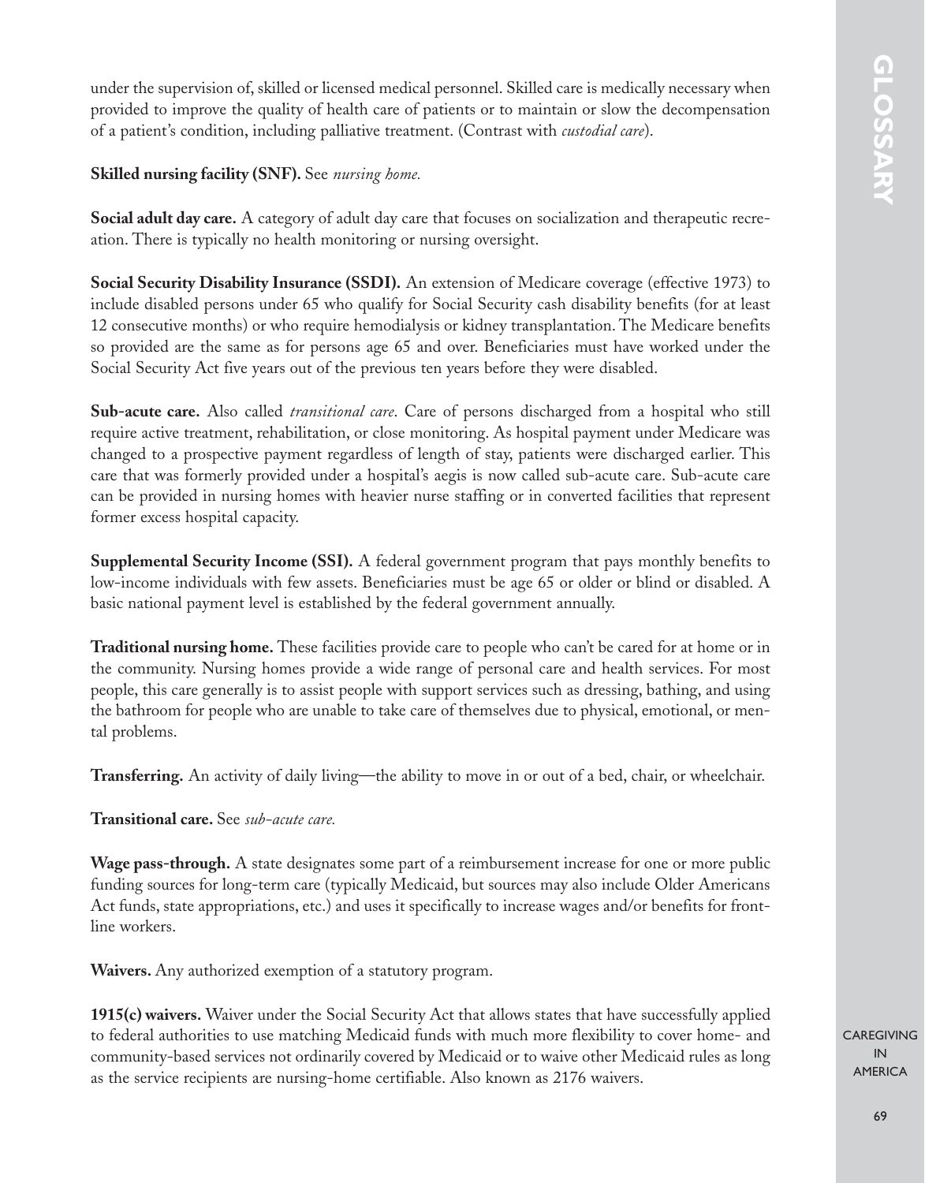under the supervision of, skilled or licensed medical personnel. Skilled care is medically necessary when provided to improve the quality of health care of patients or to maintain or slow the decompensation of a patient's condition, including palliative treatment. (Contrast with *custodial care*).

**Skilled nursing facility (SNF).** See *nursing home.*

**Social adult day care.** A category of adult day care that focuses on socialization and therapeutic recreation. There is typically no health monitoring or nursing oversight.

**Social Security Disability Insurance (SSDI).** An extension of Medicare coverage (effective 1973) to include disabled persons under 65 who qualify for Social Security cash disability benefits (for at least 12 consecutive months) or who require hemodialysis or kidney transplantation. The Medicare benefits so provided are the same as for persons age 65 and over. Beneficiaries must have worked under the Social Security Act five years out of the previous ten years before they were disabled.

**Sub-acute care.** Also called *transitional care*. Care of persons discharged from a hospital who still require active treatment, rehabilitation, or close monitoring. As hospital payment under Medicare was changed to a prospective payment regardless of length of stay, patients were discharged earlier. This care that was formerly provided under a hospital's aegis is now called sub-acute care. Sub-acute care can be provided in nursing homes with heavier nurse staffing or in converted facilities that represent former excess hospital capacity.

**Supplemental Security Income (SSI).** A federal government program that pays monthly benefits to low-income individuals with few assets. Beneficiaries must be age 65 or older or blind or disabled. A basic national payment level is established by the federal government annually.

**Traditional nursing home.** These facilities provide care to people who can't be cared for at home or in the community. Nursing homes provide a wide range of personal care and health services. For most people, this care generally is to assist people with support services such as dressing, bathing, and using the bathroom for people who are unable to take care of themselves due to physical, emotional, or mental problems.

**Transferring.** An activity of daily living—the ability to move in or out of a bed, chair, or wheelchair.

**Transitional care.** See *sub-acute care.*

**Wage pass-through.** A state designates some part of a reimbursement increase for one or more public funding sources for long-term care (typically Medicaid, but sources may also include Older Americans Act funds, state appropriations, etc.) and uses it specifically to increase wages and/or benefits for frontline workers.

**Waivers.** Any authorized exemption of a statutory program.

**1915(c) waivers.** Waiver under the Social Security Act that allows states that have successfully applied to federal authorities to use matching Medicaid funds with much more flexibility to cover home- and community-based services not ordinarily covered by Medicaid or to waive other Medicaid rules as long as the service recipients are nursing-home certifiable. Also known as 2176 waivers.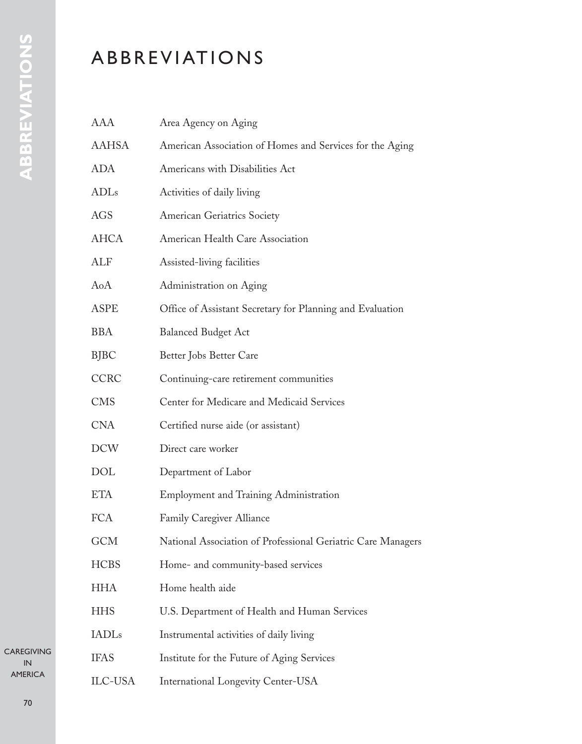# ABBREVIATIONS

| | |
|---|---|
| AAA | Area Agency on Aging |
| AAHSA | American Association of Homes and Services for the Aging |
| ADA | Americans with Disabilities Act |
| ADLs | Activities of daily living |
| AGS | American Geriatrics Society |
| AHCA | American Health Care Association |
| ALF | Assisted-living facilities |
| AoA | Administration on Aging |
| ASPE | Office of Assistant Secretary for Planning and Evaluation |
| BBA | Balanced Budget Act |
| BJBC | Better Jobs Better Care |
| CCRC | Continuing-care retirement communities |
| CMS | Center for Medicare and Medicaid Services |
| CNA | Certified nurse aide (or assistant) |
| DCW | Direct care worker |
| DOL | Department of Labor |
| ETA | Employment and Training Administration |
| FCA | Family Caregiver Alliance |
| GCM | National Association of Professional Geriatric Care Managers |
| HCBS | Home- and community-based services |
| HHA | Home health aide |
| HHS | U.S. Department of Health and Human Services |
| IADLs | Instrumental activities of daily living |
| IFAS | Institute for the Future of Aging Services |
| ILC-USA | International Longevity Center-USA |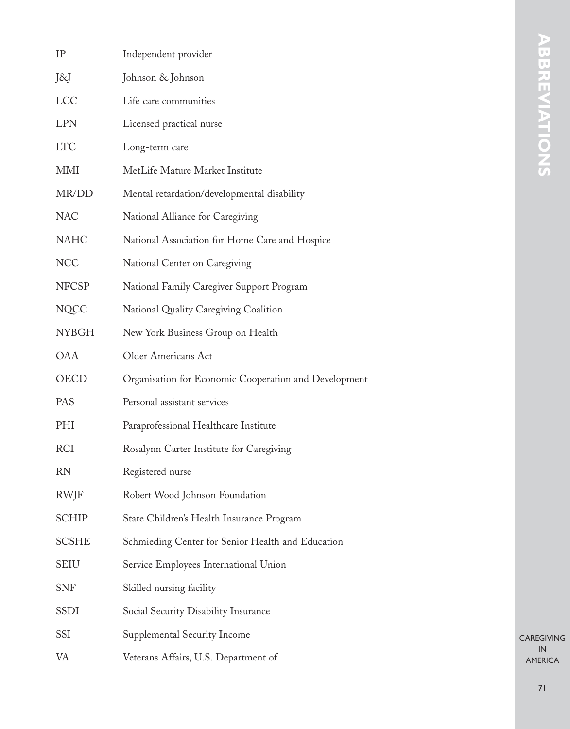| | |
|---|---|
| IP | Independent provider |
| J&J | Johnson & Johnson |
| LCC | Life care communities |
| LPN | Licensed practical nurse |
| LTC | Long-term care |
| MMI | MetLife Mature Market Institute |
| MR/DD | Mental retardation/developmental disability |
| NAC | National Alliance for Caregiving |
| NAHC | National Association for Home Care and Hospice |
| NCC | National Center on Caregiving |
| NFCSP | National Family Caregiver Support Program |
| NQCC | National Quality Caregiving Coalition |
| NYBGH | New York Business Group on Health |
| OAA | Older Americans Act |
| OECD | Organisation for Economic Cooperation and Development |
| PAS | Personal assistant services |
| PHI | Paraprofessional Healthcare Institute |
| RCI | Rosalynn Carter Institute for Caregiving |
| RN | Registered nurse |
| RWJF | Robert Wood Johnson Foundation |
| SCHIP | State Children's Health Insurance Program |
| SCSHE | Schmieding Center for Senior Health and Education |
| SEIU | Service Employees International Union |
| SNF | Skilled nursing facility |
| SSDI | Social Security Disability Insurance |
| SSI | Supplemental Security Income |
| VA | Veterans Affairs, U.S. Department of |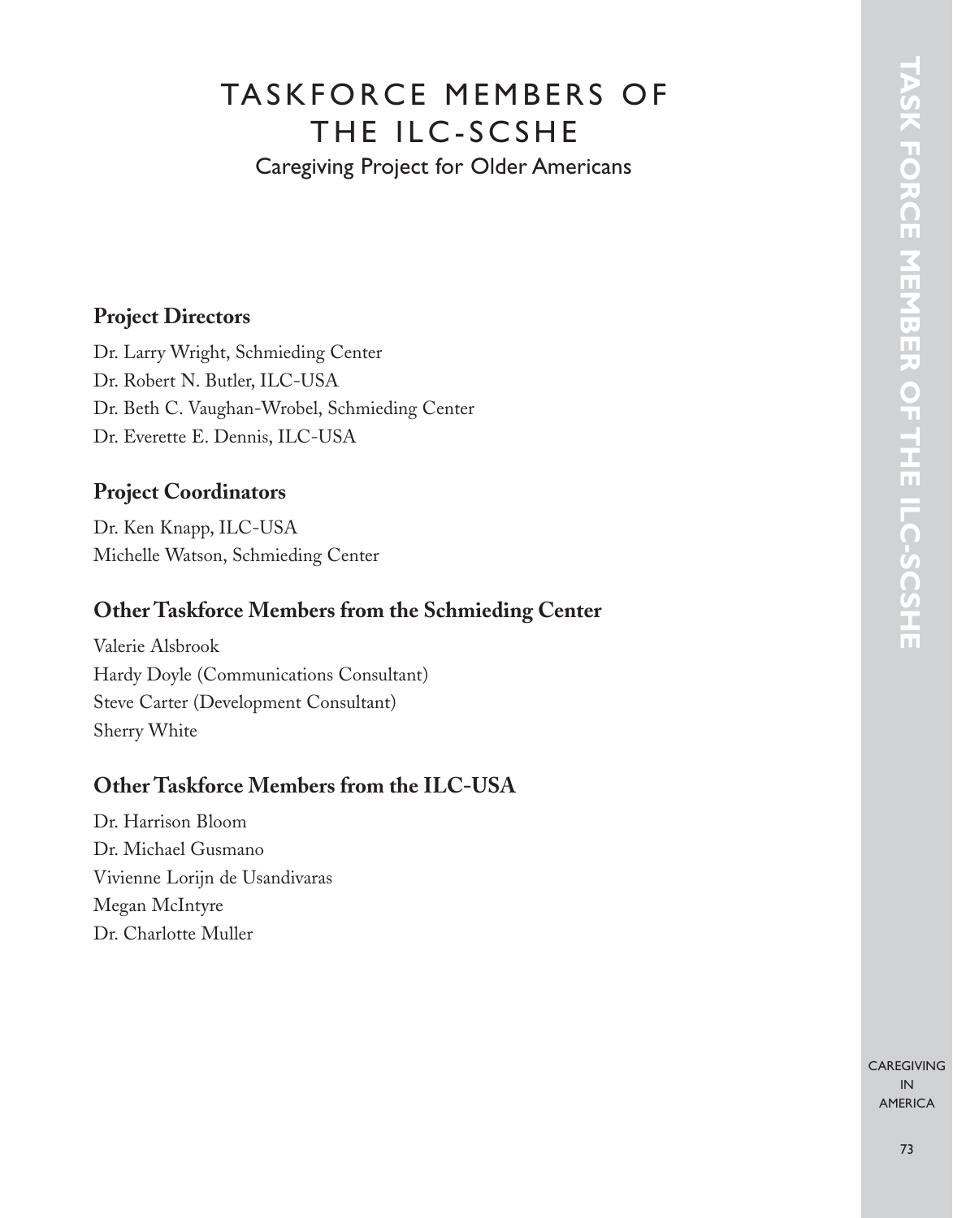# TASKFORCE MEMBERS OF THE ILC-SCSHE

Caregiving Project for Older Americans

## Project Directors

Dr. Larry Wright, Schmieding Center
Dr. Robert N. Butler, ILC-USA
Dr. Beth C. Vaughan-Wrobel, Schmieding Center
Dr. Everette E. Dennis, ILC-USA

## Project Coordinators

Dr. Ken Knapp, ILC-USA
Michelle Watson, Schmieding Center

## Other Taskforce Members from the Schmieding Center

Valerie Alsbrook
Hardy Doyle (Communications Consultant)
Steve Carter (Development Consultant)
Sherry White

## Other Taskforce Members from the ILC-USA

Dr. Harrison Bloom
Dr. Michael Gusmano
Vivienne Lorijn de Usandivaras
Megan McIntyre
Dr. Charlotte Muller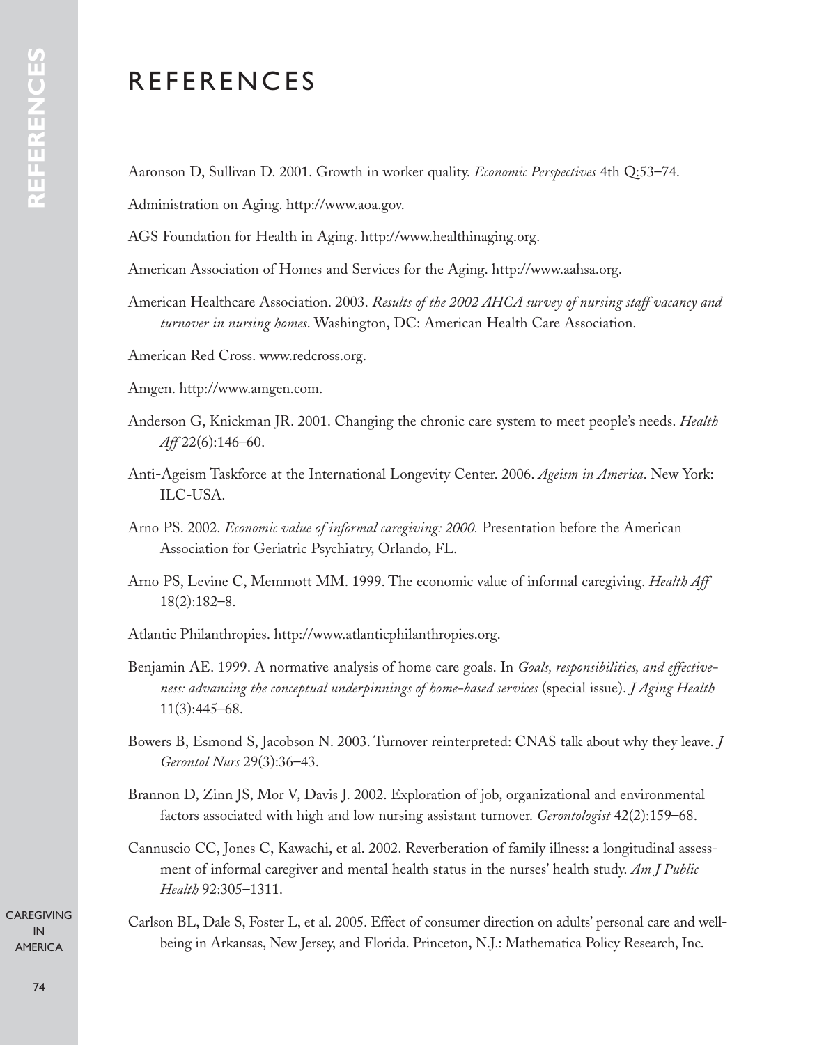# REFERENCES

Aaronson D, Sullivan D. 2001. Growth in worker quality. *Economic Perspectives* 4th Q:53–74.

Administration on Aging. http://www.aoa.gov.

AGS Foundation for Health in Aging. http://www.healthinaging.org.

American Association of Homes and Services for the Aging. http://www.aahsa.org.

American Healthcare Association. 2003. *Results of the 2002 AHCA survey of nursing staff vacancy and turnover in nursing homes*. Washington, DC: American Health Care Association.

American Red Cross. www.redcross.org.

Amgen. http://www.amgen.com.

Anderson G, Knickman JR. 2001. Changing the chronic care system to meet people's needs. *Health Aff* 22(6):146–60.

Anti-Ageism Taskforce at the International Longevity Center. 2006. *Ageism in America*. New York: ILC-USA.

Arno PS. 2002. *Economic value of informal caregiving: 2000.* Presentation before the American Association for Geriatric Psychiatry, Orlando, FL.

Arno PS, Levine C, Memmott MM. 1999. The economic value of informal caregiving. *Health Aff* 18(2):182–8.

Atlantic Philanthropies. http://www.atlanticphilanthropies.org.

Benjamin AE. 1999. A normative analysis of home care goals. In *Goals, responsibilities, and effectiveness: advancing the conceptual underpinnings of home-based services* (special issue). *J Aging Health* 11(3):445–68.

Bowers B, Esmond S, Jacobson N. 2003. Turnover reinterpreted: CNAS talk about why they leave. *J Gerontol Nurs* 29(3):36–43.

Brannon D, Zinn JS, Mor V, Davis J. 2002. Exploration of job, organizational and environmental factors associated with high and low nursing assistant turnover. *Gerontologist* 42(2):159–68.

Cannuscio CC, Jones C, Kawachi, et al. 2002. Reverberation of family illness: a longitudinal assessment of informal caregiver and mental health status in the nurses' health study. *Am J Public Health* 92:305–1311.

Carlson BL, Dale S, Foster L, et al. 2005. Effect of consumer direction on adults' personal care and well-being in Arkansas, New Jersey, and Florida. Princeton, N.J.: Mathematica Policy Research, Inc.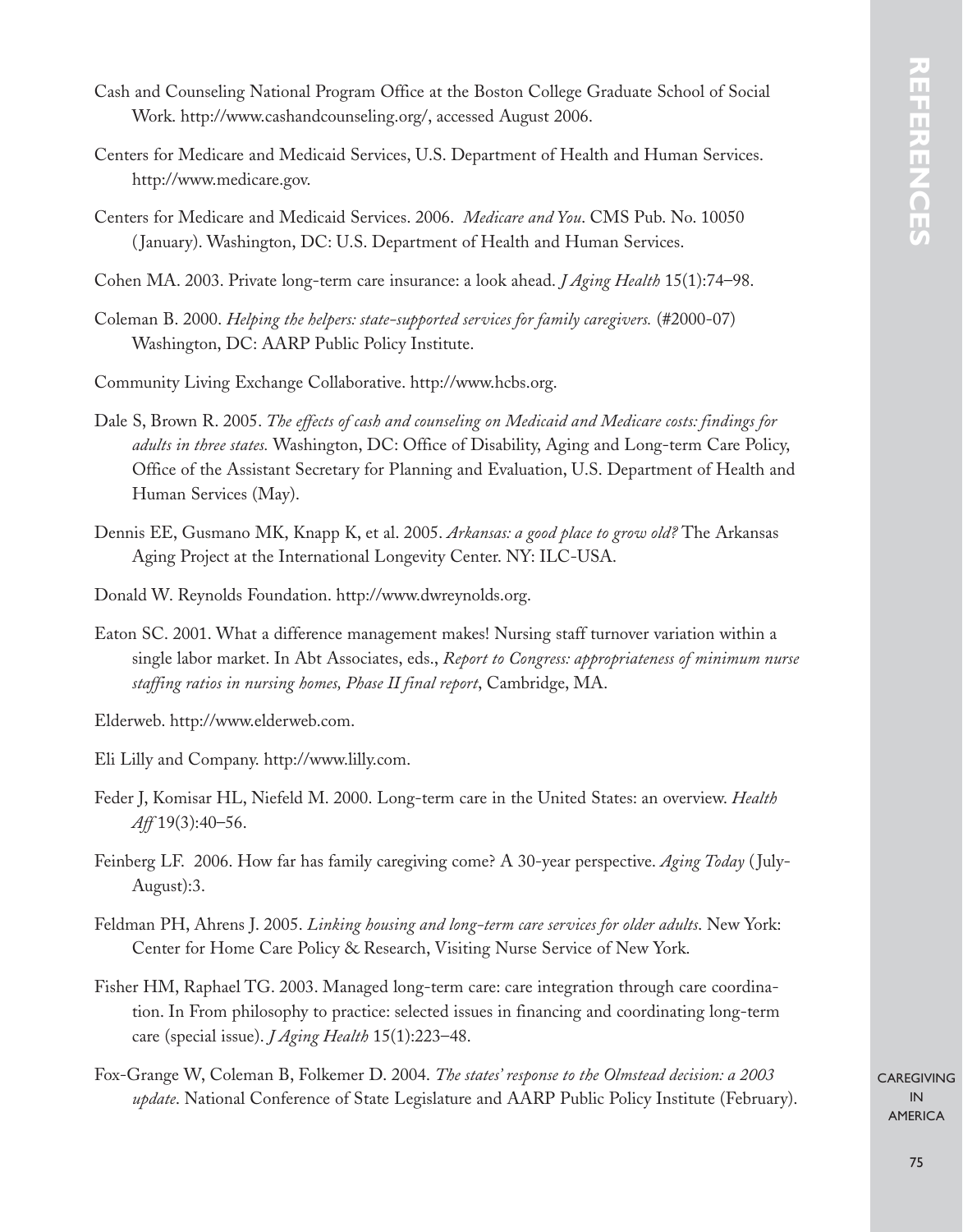Cash and Counseling National Program Office at the Boston College Graduate School of Social Work. http://www.cashandcounseling.org/, accessed August 2006.

Centers for Medicare and Medicaid Services, U.S. Department of Health and Human Services. http://www.medicare.gov.

Centers for Medicare and Medicaid Services. 2006. *Medicare and You*. CMS Pub. No. 10050 (January). Washington, DC: U.S. Department of Health and Human Services.

Cohen MA. 2003. Private long-term care insurance: a look ahead. *J Aging Health* 15(1):74–98.

Coleman B. 2000. *Helping the helpers: state-supported services for family caregivers.* (#2000-07) Washington, DC: AARP Public Policy Institute.

Community Living Exchange Collaborative. http://www.hcbs.org.

Dale S, Brown R. 2005. *The effects of cash and counseling on Medicaid and Medicare costs: findings for adults in three states.* Washington, DC: Office of Disability, Aging and Long-term Care Policy, Office of the Assistant Secretary for Planning and Evaluation, U.S. Department of Health and Human Services (May).

Dennis EE, Gusmano MK, Knapp K, et al. 2005. *Arkansas: a good place to grow old?* The Arkansas Aging Project at the International Longevity Center. NY: ILC-USA.

Donald W. Reynolds Foundation. http://www.dwreynolds.org.

Eaton SC. 2001. What a difference management makes! Nursing staff turnover variation within a single labor market. In Abt Associates, eds., *Report to Congress: appropriateness of minimum nurse staffing ratios in nursing homes, Phase II final report*, Cambridge, MA.

Elderweb. http://www.elderweb.com.

Eli Lilly and Company. http://www.lilly.com.

Feder J, Komisar HL, Niefeld M. 2000. Long-term care in the United States: an overview. *Health Aff* 19(3):40–56.

Feinberg LF. 2006. How far has family caregiving come? A 30-year perspective. *Aging Today* (July-August):3.

Feldman PH, Ahrens J. 2005. *Linking housing and long-term care services for older adults*. New York: Center for Home Care Policy & Research, Visiting Nurse Service of New York.

Fisher HM, Raphael TG. 2003. Managed long-term care: care integration through care coordination. In From philosophy to practice: selected issues in financing and coordinating long-term care (special issue). *J Aging Health* 15(1):223–48.

Fox-Grange W, Coleman B, Folkemer D. 2004. *The states' response to the Olmstead decision: a 2003 update*. National Conference of State Legislature and AARP Public Policy Institute (February).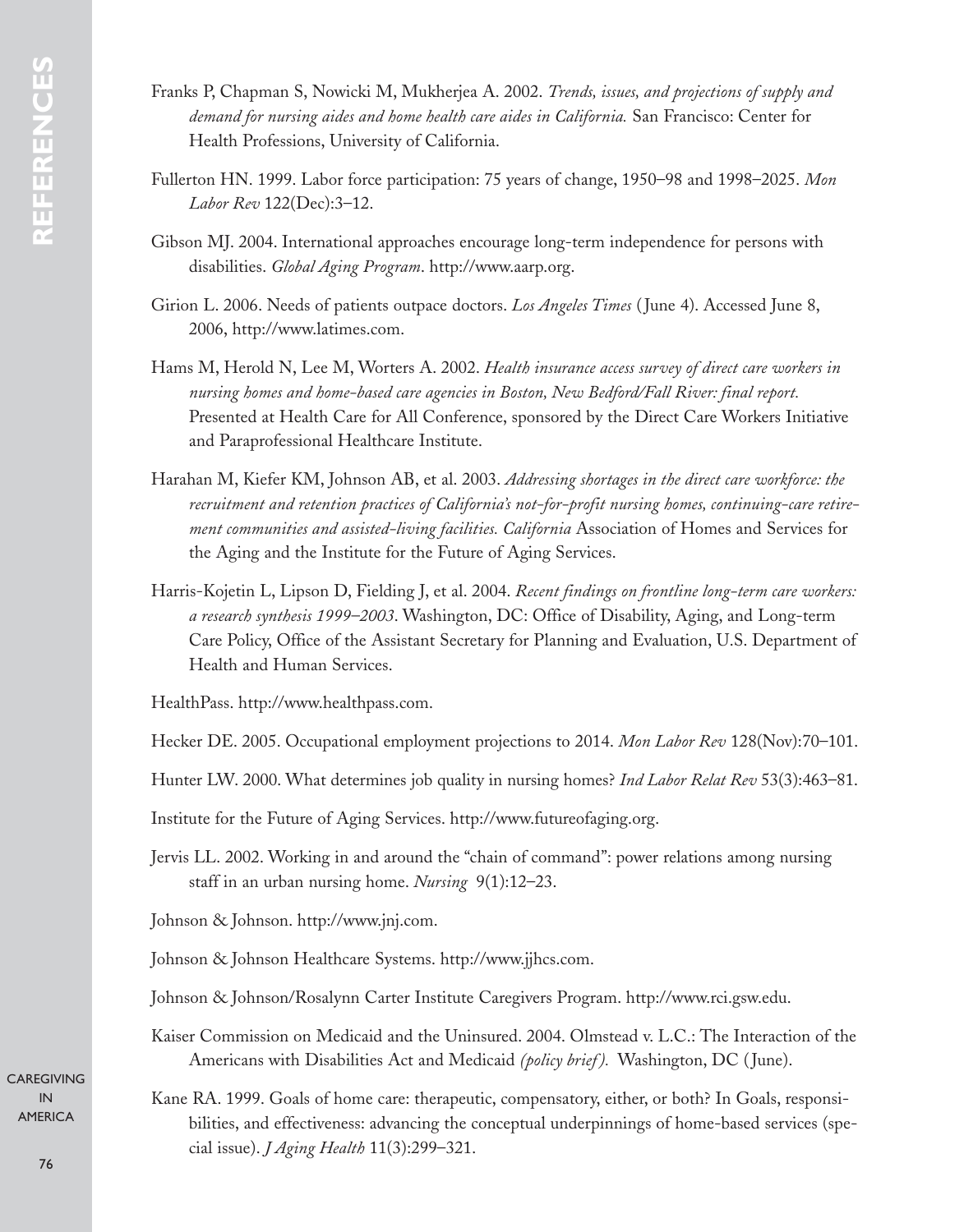Franks P, Chapman S, Nowicki M, Mukherjea A. 2002. *Trends, issues, and projections of supply and demand for nursing aides and home health care aides in California.* San Francisco: Center for Health Professions, University of California.

Fullerton HN. 1999. Labor force participation: 75 years of change, 1950–98 and 1998–2025. *Mon Labor Rev* 122(Dec):3–12.

Gibson MJ. 2004. International approaches encourage long-term independence for persons with disabilities. *Global Aging Program*. http://www.aarp.org.

Girion L. 2006. Needs of patients outpace doctors. *Los Angeles Times* (June 4). Accessed June 8, 2006, http://www.latimes.com.

Hams M, Herold N, Lee M, Worters A. 2002. *Health insurance access survey of direct care workers in nursing homes and home-based care agencies in Boston, New Bedford/Fall River: final report.* Presented at Health Care for All Conference, sponsored by the Direct Care Workers Initiative and Paraprofessional Healthcare Institute.

Harahan M, Kiefer KM, Johnson AB, et al. 2003. *Addressing shortages in the direct care workforce: the recruitment and retention practices of California's not-for-profit nursing homes, continuing-care retirement communities and assisted-living facilities. California* Association of Homes and Services for the Aging and the Institute for the Future of Aging Services.

Harris-Kojetin L, Lipson D, Fielding J, et al. 2004. *Recent findings on frontline long-term care workers: a research synthesis 1999–2003*. Washington, DC: Office of Disability, Aging, and Long-term Care Policy, Office of the Assistant Secretary for Planning and Evaluation, U.S. Department of Health and Human Services.

HealthPass. http://www.healthpass.com.

Hecker DE. 2005. Occupational employment projections to 2014. *Mon Labor Rev* 128(Nov):70–101.

Hunter LW. 2000. What determines job quality in nursing homes? *Ind Labor Relat Rev* 53(3):463–81.

Institute for the Future of Aging Services. http://www.futureofaging.org.

Jervis LL. 2002. Working in and around the "chain of command": power relations among nursing staff in an urban nursing home. *Nursing* 9(1):12–23.

Johnson & Johnson. http://www.jnj.com.

Johnson & Johnson Healthcare Systems. http://www.jjhcs.com.

Johnson & Johnson/Rosalynn Carter Institute Caregivers Program. http://www.rci.gsw.edu.

Kaiser Commission on Medicaid and the Uninsured. 2004. Olmstead v. L.C.: The Interaction of the Americans with Disabilities Act and Medicaid *(policy brief).* Washington, DC (June).

Kane RA. 1999. Goals of home care: therapeutic, compensatory, either, or both? In Goals, responsibilities, and effectiveness: advancing the conceptual underpinnings of home-based services (special issue). *J Aging Health* 11(3):299–321.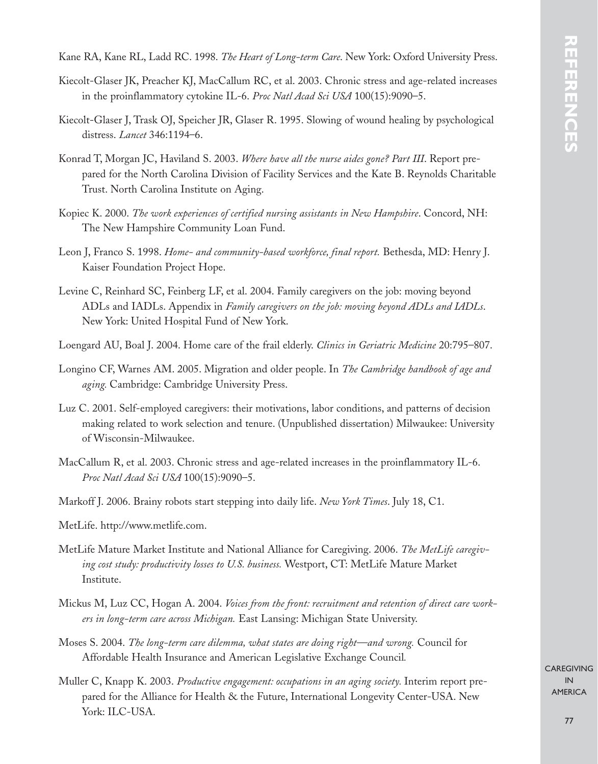Kane RA, Kane RL, Ladd RC. 1998. *The Heart of Long-term Care*. New York: Oxford University Press.

Kiecolt-Glaser JK, Preacher KJ, MacCallum RC, et al. 2003. Chronic stress and age-related increases in the proinflammatory cytokine IL-6. *Proc Natl Acad Sci USA* 100(15):9090–5.

Kiecolt-Glaser J, Trask OJ, Speicher JR, Glaser R. 1995. Slowing of wound healing by psychological distress. *Lancet* 346:1194–6.

Konrad T, Morgan JC, Haviland S. 2003. *Where have all the nurse aides gone? Part III*. Report prepared for the North Carolina Division of Facility Services and the Kate B. Reynolds Charitable Trust. North Carolina Institute on Aging.

Kopiec K. 2000. *The work experiences of certified nursing assistants in New Hampshire*. Concord, NH: The New Hampshire Community Loan Fund.

Leon J, Franco S. 1998. *Home- and community-based workforce, final report.* Bethesda, MD: Henry J. Kaiser Foundation Project Hope.

Levine C, Reinhard SC, Feinberg LF, et al. 2004. Family caregivers on the job: moving beyond ADLs and IADLs. Appendix in *Family caregivers on the job: moving beyond ADLs and IADLs*. New York: United Hospital Fund of New York.

Loengard AU, Boal J. 2004. Home care of the frail elderly. *Clinics in Geriatric Medicine* 20:795–807.

Longino CF, Warnes AM. 2005. Migration and older people. In *The Cambridge handbook of age and aging.* Cambridge: Cambridge University Press.

Luz C. 2001. Self-employed caregivers: their motivations, labor conditions, and patterns of decision making related to work selection and tenure. (Unpublished dissertation) Milwaukee: University of Wisconsin-Milwaukee.

MacCallum R, et al. 2003. Chronic stress and age-related increases in the proinflammatory IL-6. *Proc Natl Acad Sci USA* 100(15):9090–5.

Markoff J. 2006. Brainy robots start stepping into daily life. *New York Times*. July 18, C1.

MetLife. http://www.metlife.com.

MetLife Mature Market Institute and National Alliance for Caregiving. 2006. *The MetLife caregiving cost study: productivity losses to U.S. business.* Westport, CT: MetLife Mature Market Institute.

Mickus M, Luz CC, Hogan A. 2004. *Voices from the front: recruitment and retention of direct care workers in long-term care across Michigan.* East Lansing: Michigan State University.

Moses S. 2004. *The long-term care dilemma, what states are doing right—and wrong.* Council for Affordable Health Insurance and American Legislative Exchange Council.

Muller C, Knapp K. 2003. *Productive engagement: occupations in an aging society.* Interim report prepared for the Alliance for Health & the Future, International Longevity Center-USA. New York: ILC-USA.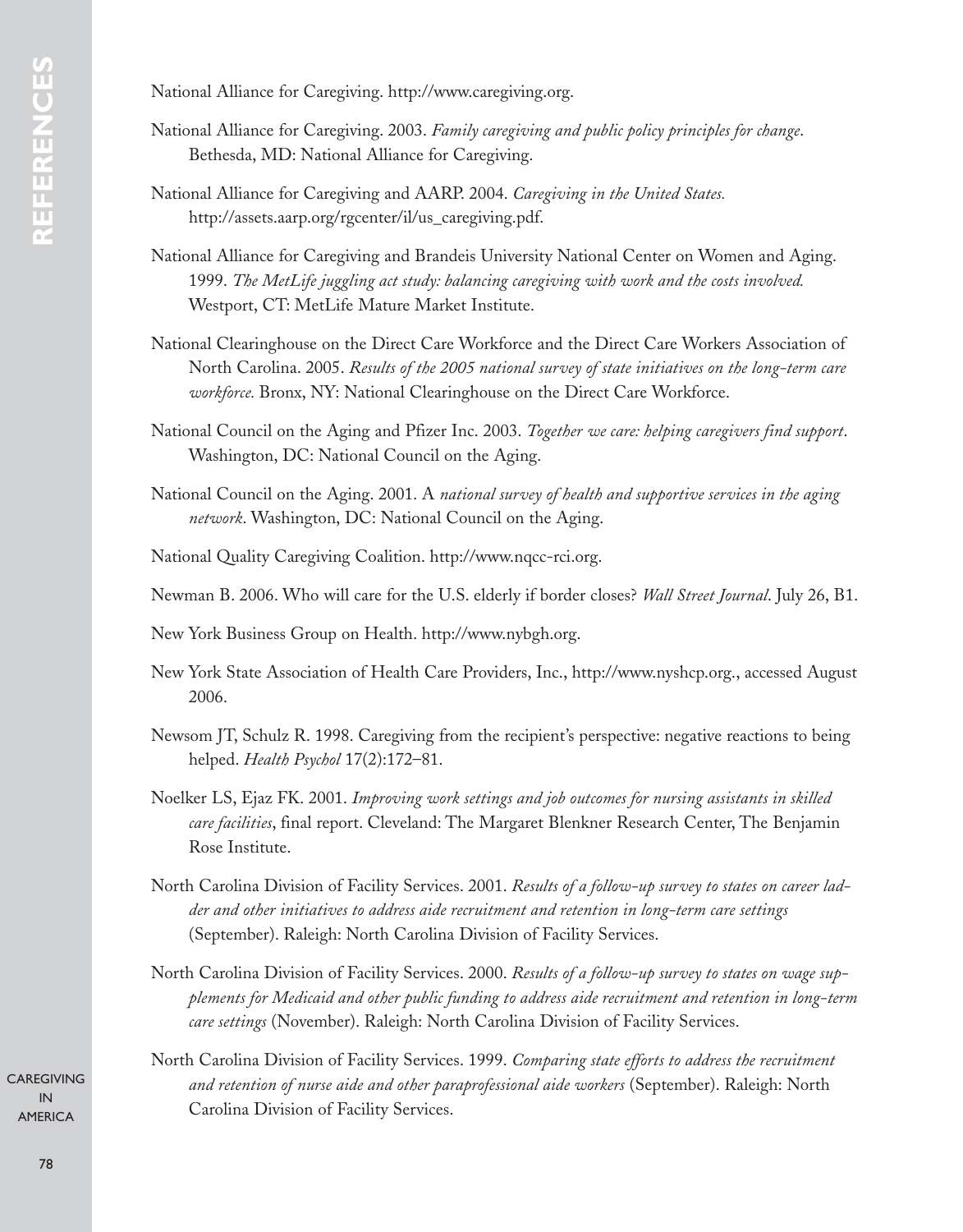National Alliance for Caregiving. http://www.caregiving.org.

National Alliance for Caregiving. 2003. *Family caregiving and public policy principles for change*. Bethesda, MD: National Alliance for Caregiving.

National Alliance for Caregiving and AARP. 2004. *Caregiving in the United States.* http://assets.aarp.org/rgcenter/il/us_caregiving.pdf.

National Alliance for Caregiving and Brandeis University National Center on Women and Aging. 1999. *The MetLife juggling act study: balancing caregiving with work and the costs involved.* Westport, CT: MetLife Mature Market Institute.

National Clearinghouse on the Direct Care Workforce and the Direct Care Workers Association of North Carolina. 2005. *Results of the 2005 national survey of state initiatives on the long-term care workforce.* Bronx, NY: National Clearinghouse on the Direct Care Workforce.

National Council on the Aging and Pfizer Inc. 2003. *Together we care: helping caregivers find support*. Washington, DC: National Council on the Aging.

National Council on the Aging. 2001. A *national survey of health and supportive services in the aging network*. Washington, DC: National Council on the Aging.

National Quality Caregiving Coalition. http://www.nqcc-rci.org.

Newman B. 2006. Who will care for the U.S. elderly if border closes? *Wall Street Journal*. July 26, B1.

New York Business Group on Health. http://www.nybgh.org.

New York State Association of Health Care Providers, Inc., http://www.nyshcp.org., accessed August 2006.

Newsom JT, Schulz R. 1998. Caregiving from the recipient's perspective: negative reactions to being helped. *Health Psychol* 17(2):172–81.

Noelker LS, Ejaz FK. 2001. *Improving work settings and job outcomes for nursing assistants in skilled care facilities*, final report. Cleveland: The Margaret Blenkner Research Center, The Benjamin Rose Institute.

North Carolina Division of Facility Services. 2001. *Results of a follow-up survey to states on career ladder and other initiatives to address aide recruitment and retention in long-term care settings* (September). Raleigh: North Carolina Division of Facility Services.

North Carolina Division of Facility Services. 2000. *Results of a follow-up survey to states on wage supplements for Medicaid and other public funding to address aide recruitment and retention in long-term care settings* (November). Raleigh: North Carolina Division of Facility Services.

North Carolina Division of Facility Services. 1999. *Comparing state efforts to address the recruitment and retention of nurse aide and other paraprofessional aide workers* (September). Raleigh: North Carolina Division of Facility Services.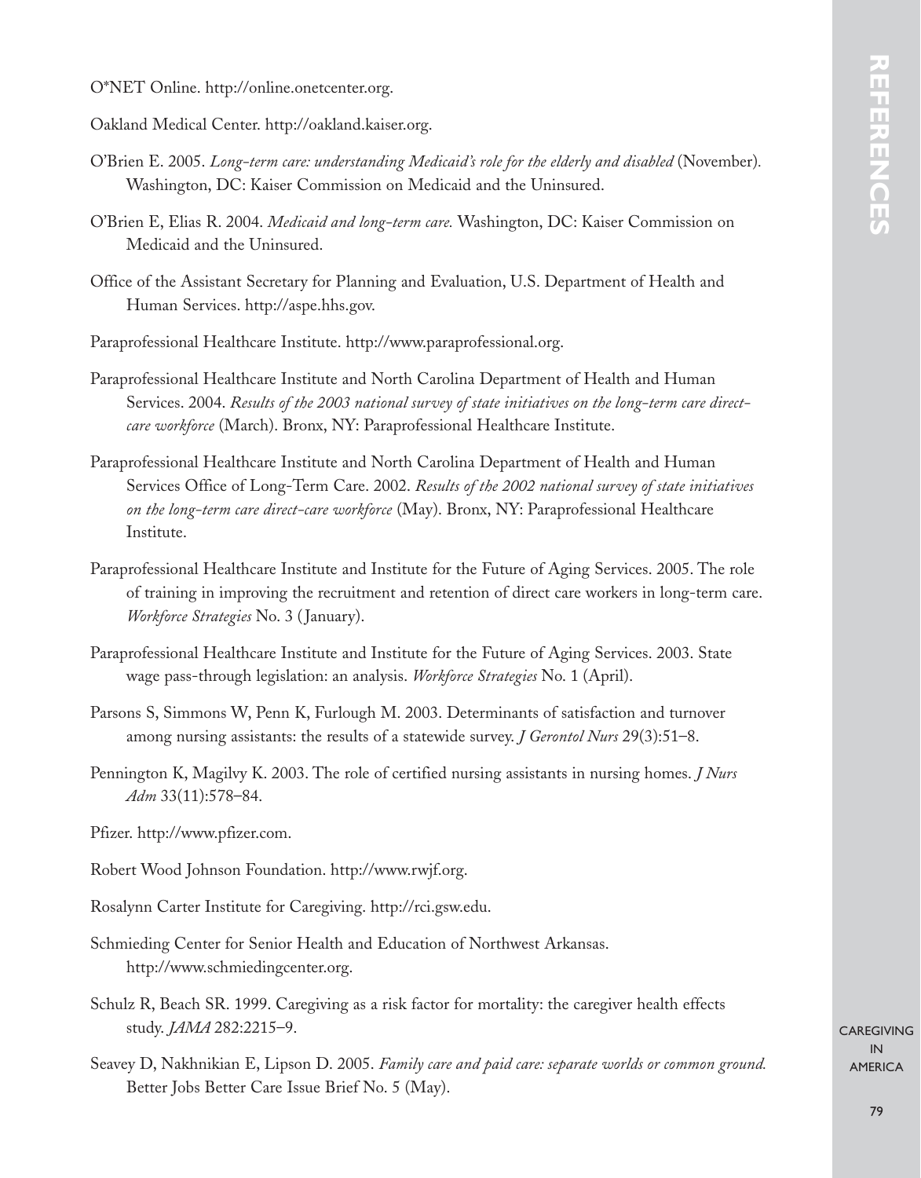O*NET Online. http://online.onetcenter.org.

Oakland Medical Center. http://oakland.kaiser.org.

O'Brien E. 2005. *Long-term care: understanding Medicaid's role for the elderly and disabled* (November). Washington, DC: Kaiser Commission on Medicaid and the Uninsured.

O'Brien E, Elias R. 2004. *Medicaid and long-term care.* Washington, DC: Kaiser Commission on Medicaid and the Uninsured.

Office of the Assistant Secretary for Planning and Evaluation, U.S. Department of Health and Human Services. http://aspe.hhs.gov.

Paraprofessional Healthcare Institute. http://www.paraprofessional.org.

Paraprofessional Healthcare Institute and North Carolina Department of Health and Human Services. 2004. *Results of the 2003 national survey of state initiatives on the long-term care direct-care workforce* (March). Bronx, NY: Paraprofessional Healthcare Institute.

Paraprofessional Healthcare Institute and North Carolina Department of Health and Human Services Office of Long-Term Care. 2002. *Results of the 2002 national survey of state initiatives on the long-term care direct-care workforce* (May). Bronx, NY: Paraprofessional Healthcare Institute.

Paraprofessional Healthcare Institute and Institute for the Future of Aging Services. 2005. The role of training in improving the recruitment and retention of direct care workers in long-term care. *Workforce Strategies* No. 3 (January).

Paraprofessional Healthcare Institute and Institute for the Future of Aging Services. 2003. State wage pass-through legislation: an analysis. *Workforce Strategies* No. 1 (April).

Parsons S, Simmons W, Penn K, Furlough M. 2003. Determinants of satisfaction and turnover among nursing assistants: the results of a statewide survey. *J Gerontol Nurs* 29(3):51–8.

Pennington K, Magilvy K. 2003. The role of certified nursing assistants in nursing homes. *J Nurs Adm* 33(11):578–84.

Pfizer. http://www.pfizer.com.

Robert Wood Johnson Foundation. http://www.rwjf.org.

Rosalynn Carter Institute for Caregiving. http://rci.gsw.edu.

Schmieding Center for Senior Health and Education of Northwest Arkansas. http://www.schmiedingcenter.org.

Schulz R, Beach SR. 1999. Caregiving as a risk factor for mortality: the caregiver health effects study. *JAMA* 282:2215–9.

Seavey D, Nakhnikian E, Lipson D. 2005. *Family care and paid care: separate worlds or common ground.* Better Jobs Better Care Issue Brief No. 5 (May).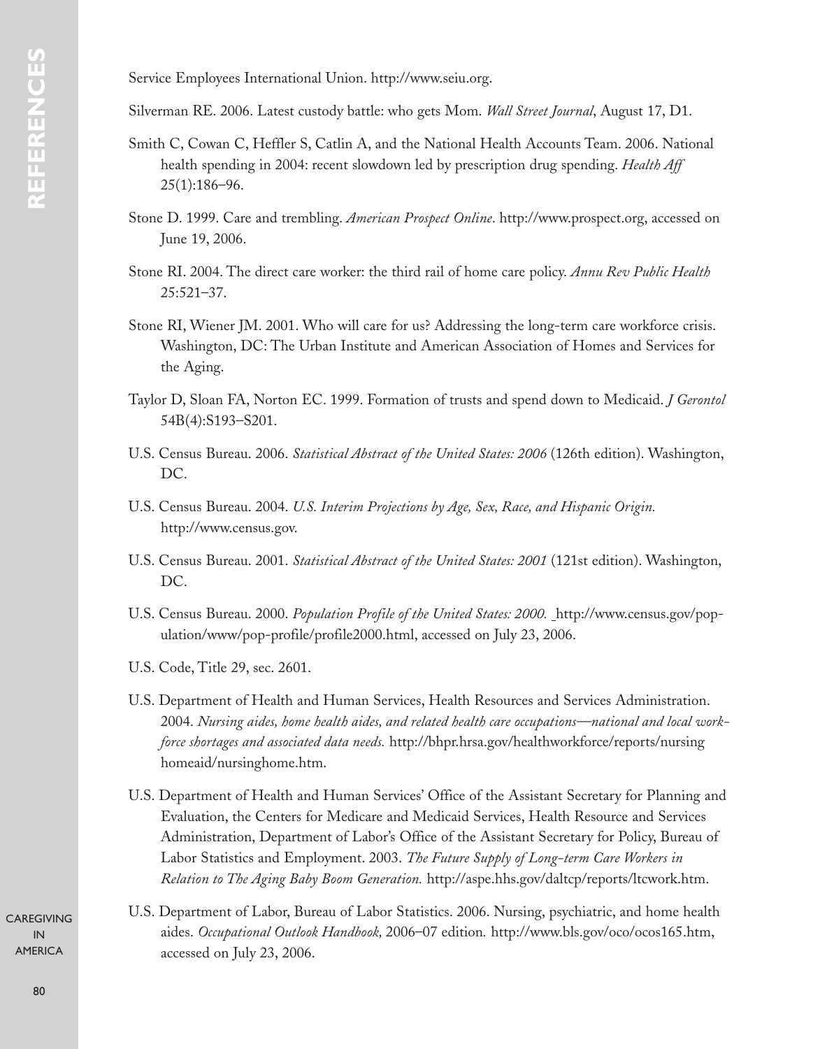Service Employees International Union. http://www.seiu.org.

Silverman RE. 2006. Latest custody battle: who gets Mom. *Wall Street Journal*, August 17, D1.

Smith C, Cowan C, Heffler S, Catlin A, and the National Health Accounts Team. 2006. National health spending in 2004: recent slowdown led by prescription drug spending. *Health Aff* 25(1):186–96.

Stone D. 1999. Care and trembling. *American Prospect Online*. http://www.prospect.org, accessed on June 19, 2006.

Stone RI. 2004. The direct care worker: the third rail of home care policy. *Annu Rev Public Health* 25:521–37.

Stone RI, Wiener JM. 2001. Who will care for us? Addressing the long-term care workforce crisis. Washington, DC: The Urban Institute and American Association of Homes and Services for the Aging.

Taylor D, Sloan FA, Norton EC. 1999. Formation of trusts and spend down to Medicaid. *J Gerontol* 54B(4):S193–S201.

U.S. Census Bureau. 2006. *Statistical Abstract of the United States: 2006* (126th edition). Washington, DC.

U.S. Census Bureau. 2004. *U.S. Interim Projections by Age, Sex, Race, and Hispanic Origin.* http://www.census.gov.

U.S. Census Bureau. 2001. *Statistical Abstract of the United States: 2001* (121st edition). Washington, DC.

U.S. Census Bureau. 2000. *Population Profile of the United States: 2000.* http://www.census.gov/population/www/pop-profile/profile2000.html, accessed on July 23, 2006.

U.S. Code, Title 29, sec. 2601.

U.S. Department of Health and Human Services, Health Resources and Services Administration. 2004. *Nursing aides, home health aides, and related health care occupations—national and local workforce shortages and associated data needs.* http://bhpr.hrsa.gov/healthworkforce/reports/nursinghomeaid/nursinghome.htm.

U.S. Department of Health and Human Services' Office of the Assistant Secretary for Planning and Evaluation, the Centers for Medicare and Medicaid Services, Health Resource and Services Administration, Department of Labor's Office of the Assistant Secretary for Policy, Bureau of Labor Statistics and Employment. 2003. *The Future Supply of Long-term Care Workers in Relation to The Aging Baby Boom Generation.* http://aspe.hhs.gov/daltcp/reports/ltcwork.htm.

U.S. Department of Labor, Bureau of Labor Statistics. 2006. Nursing, psychiatric, and home health aides. *Occupational Outlook Handbook,* 2006–07 edition. http://www.bls.gov/oco/ocos165.htm, accessed on July 23, 2006.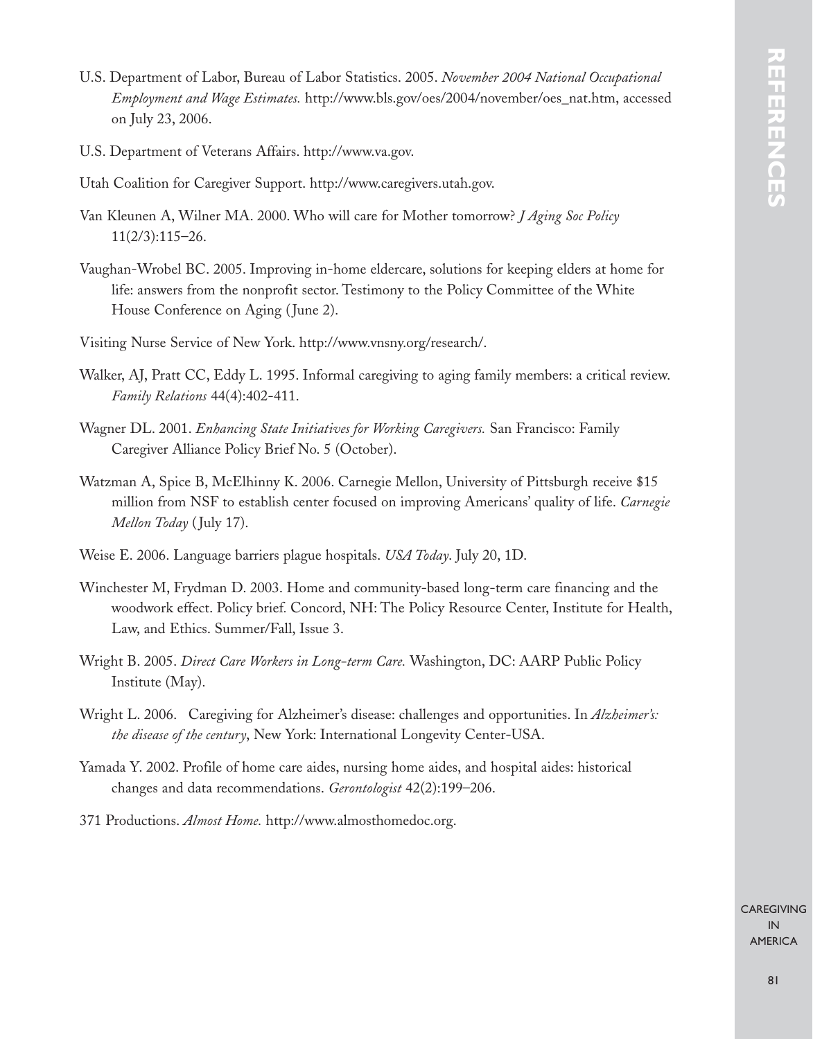U.S. Department of Labor, Bureau of Labor Statistics. 2005. *November 2004 National Occupational Employment and Wage Estimates.* http://www.bls.gov/oes/2004/november/oes_nat.htm, accessed on July 23, 2006.

U.S. Department of Veterans Affairs. http://www.va.gov.

Utah Coalition for Caregiver Support. http://www.caregivers.utah.gov.

Van Kleunen A, Wilner MA. 2000. Who will care for Mother tomorrow? *J Aging Soc Policy* 11(2/3):115–26.

Vaughan-Wrobel BC. 2005. Improving in-home eldercare, solutions for keeping elders at home for life: answers from the nonprofit sector. Testimony to the Policy Committee of the White House Conference on Aging (June 2).

Visiting Nurse Service of New York. http://www.vnsny.org/research/.

Walker, AJ, Pratt CC, Eddy L. 1995. Informal caregiving to aging family members: a critical review. *Family Relations* 44(4):402-411.

Wagner DL. 2001. *Enhancing State Initiatives for Working Caregivers.* San Francisco: Family Caregiver Alliance Policy Brief No. 5 (October).

Watzman A, Spice B, McElhinny K. 2006. Carnegie Mellon, University of Pittsburgh receive $15 million from NSF to establish center focused on improving Americans' quality of life. *Carnegie Mellon Today* (July 17).

Weise E. 2006. Language barriers plague hospitals. *USA Today*. July 20, 1D.

Winchester M, Frydman D. 2003. Home and community-based long-term care financing and the woodwork effect. Policy brief. Concord, NH: The Policy Resource Center, Institute for Health, Law, and Ethics. Summer/Fall, Issue 3.

Wright B. 2005. *Direct Care Workers in Long-term Care.* Washington, DC: AARP Public Policy Institute (May).

Wright L. 2006. Caregiving for Alzheimer's disease: challenges and opportunities. In *Alzheimer's: the disease of the century*, New York: International Longevity Center-USA.

Yamada Y. 2002. Profile of home care aides, nursing home aides, and hospital aides: historical changes and data recommendations. *Gerontologist* 42(2):199–206.

371 Productions. *Almost Home.* http://www.almosthomedoc.org.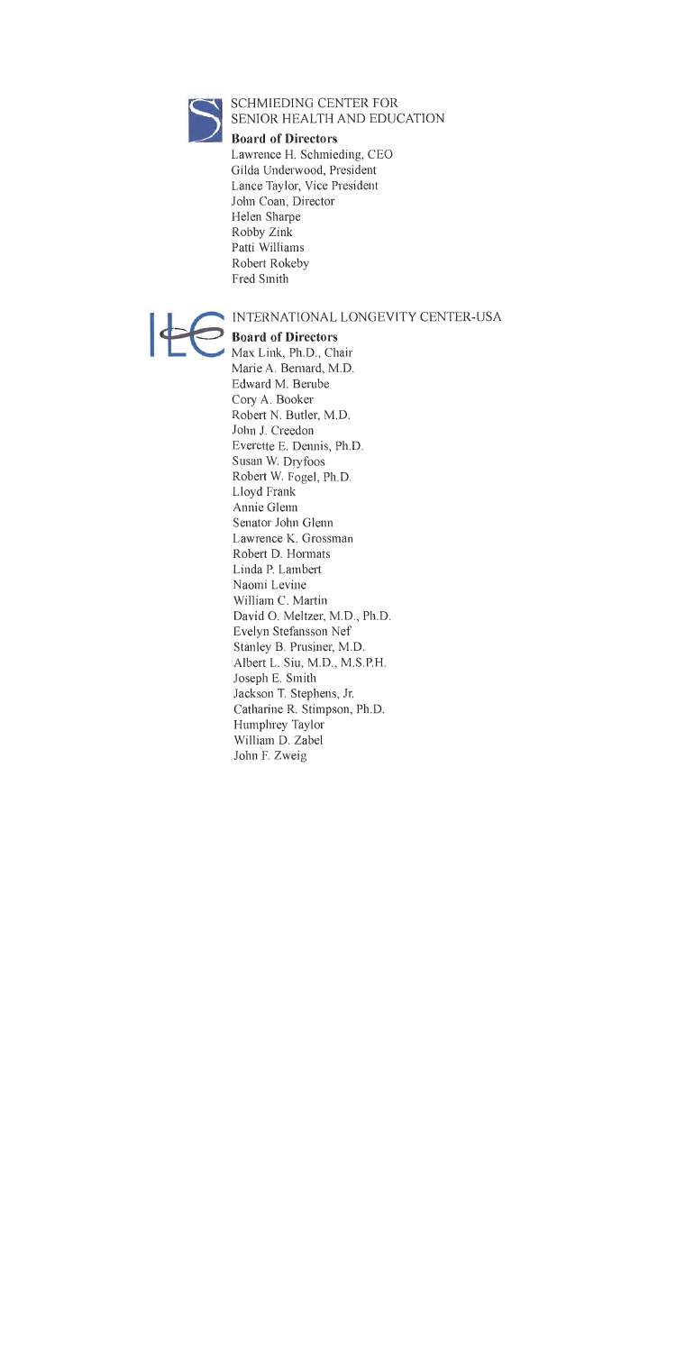## SCHMIEDING CENTER FOR SENIOR HEALTH AND EDUCATION

**Board of Directors**

Lawrence H. Schmieding, CEO
Gilda Underwood, President
Lance Taylor, Vice President
John Coan, Director
Helen Sharpe
Robby Zink
Patti Williams
Robert Rokeby
Fred Smith

## INTERNATIONAL LONGEVITY CENTER-USA

**Board of Directors**

Max Link, Ph.D., Chair
Marie A. Bernard, M.D.
Edward M. Berube
Cory A. Booker
Robert N. Butler, M.D.
John J. Creedon
Everette E. Dennis, Ph.D.
Susan W. Dryfoos
Robert W. Fogel, Ph.D.
Lloyd Frank
Annie Glenn
Senator John Glenn
Lawrence K. Grossman
Robert D. Hormats
Linda P. Lambert
Naomi Levine
William C. Martin
David O. Meltzer, M.D., Ph.D.
Evelyn Stefansson Nef
Stanley B. Prusiner, M.D.
Albert L. Siu, M.D., M.S.P.H.
Joseph E. Smith
Jackson T. Stephens, Jr.
Catharine R. Stimpson, Ph.D.
Humphrey Taylor
William D. Zabel
John F. Zweig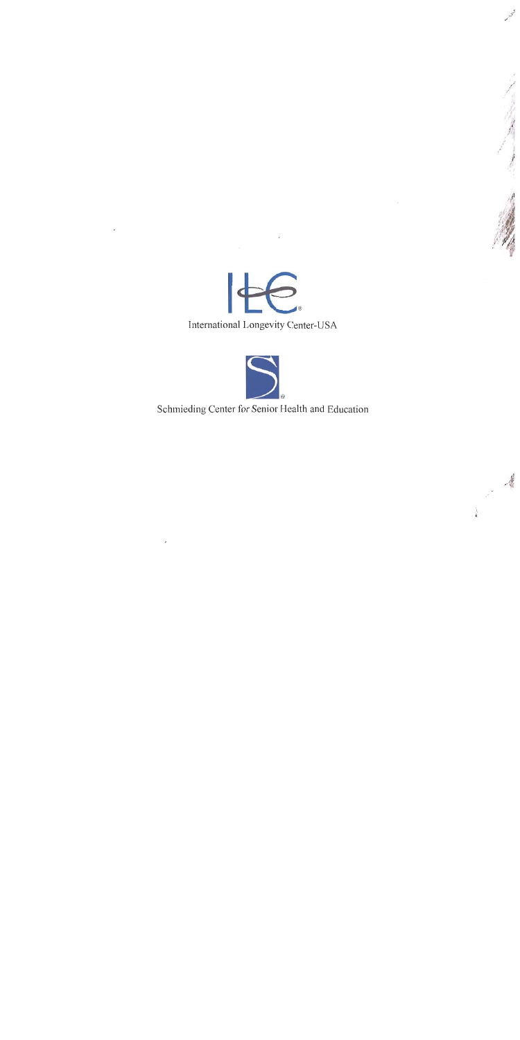International Longevity Center-USA

Schmieding Center for Senior Health and Education